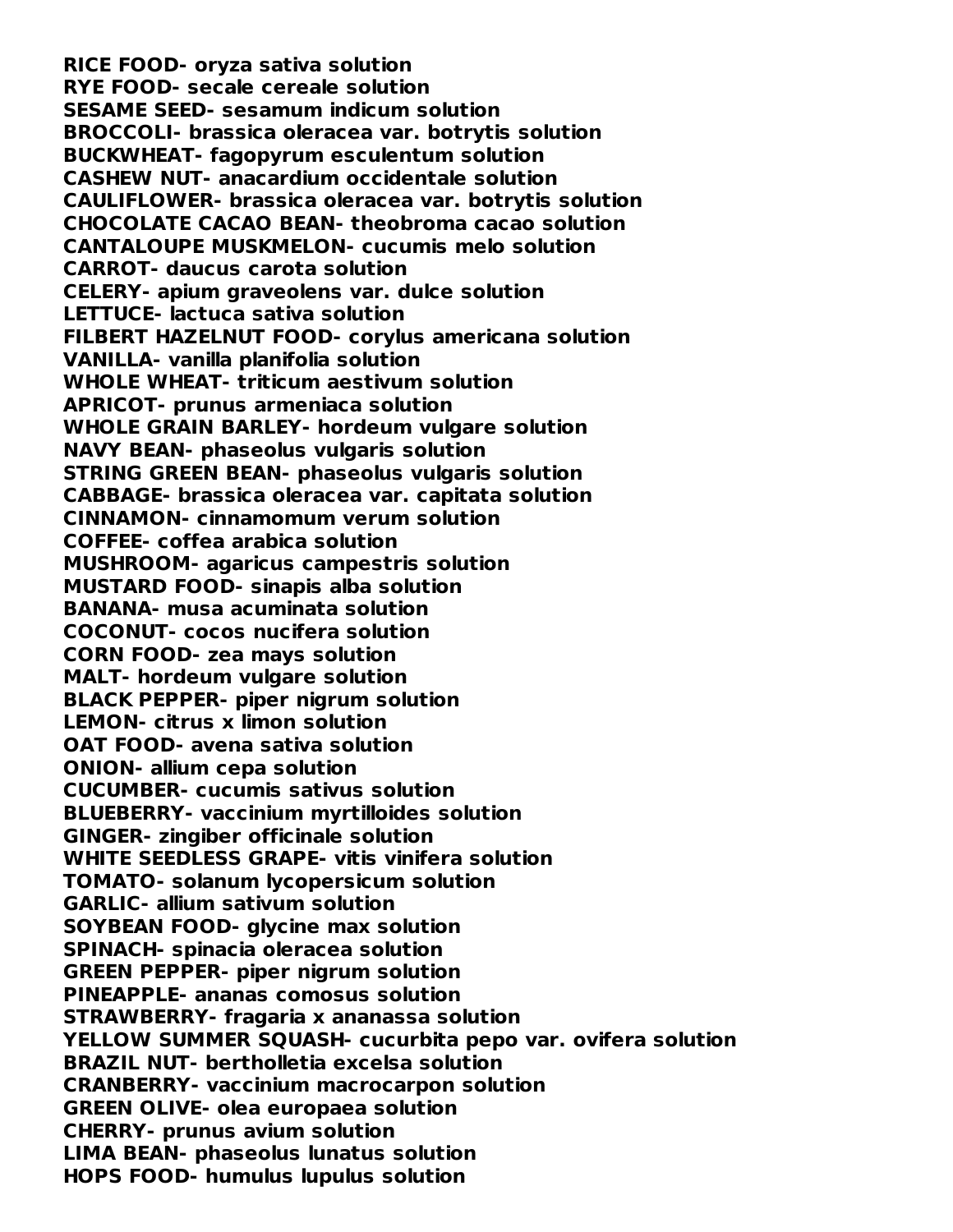**RICE FOOD- oryza sativa solution**
**RYE FOOD- secale cereale solution**
**SESAME SEED- sesamum indicum solution**
**BROCCOLI- brassica oleracea var. botrytis solution**
**BUCKWHEAT- fagopyrum esculentum solution**
**CASHEW NUT- anacardium occidentale solution**
**CAULIFLOWER- brassica oleracea var. botrytis solution**
**CHOCOLATE CACAO BEAN- theobroma cacao solution**
**CANTALOUPE MUSKMELON- cucumis melo solution**
**CARROT- daucus carota solution**
**CELERY- apium graveolens var. dulce solution**
**LETTUCE- lactuca sativa solution**
**FILBERT HAZELNUT FOOD- corylus americana solution**
**VANILLA- vanilla planifolia solution**
**WHOLE WHEAT- triticum aestivum solution**
**APRICOT- prunus armeniaca solution**
**WHOLE GRAIN BARLEY- hordeum vulgare solution**
**NAVY BEAN- phaseolus vulgaris solution**
**STRING GREEN BEAN- phaseolus vulgaris solution**
**CABBAGE- brassica oleracea var. capitata solution**
**CINNAMON- cinnamomum verum solution**
**COFFEE- coffea arabica solution**
**MUSHROOM- agaricus campestris solution**
**MUSTARD FOOD- sinapis alba solution**
**BANANA- musa acuminata solution**
**COCONUT- cocos nucifera solution**
**CORN FOOD- zea mays solution**
**MALT- hordeum vulgare solution**
**BLACK PEPPER- piper nigrum solution**
**LEMON- citrus x limon solution**
**OAT FOOD- avena sativa solution**
**ONION- allium cepa solution**
**CUCUMBER- cucumis sativus solution**
**BLUEBERRY- vaccinium myrtilloides solution**
**GINGER- zingiber officinale solution**
**WHITE SEEDLESS GRAPE- vitis vinifera solution**
**TOMATO- solanum lycopersicum solution**
**GARLIC- allium sativum solution**
**SOYBEAN FOOD- glycine max solution**
**SPINACH- spinacia oleracea solution**
**GREEN PEPPER- piper nigrum solution**
**PINEAPPLE- ananas comosus solution**
**STRAWBERRY- fragaria x ananassa solution**
**YELLOW SUMMER SQUASH- cucurbita pepo var. ovifera solution**
**BRAZIL NUT- bertholletia excelsa solution**
**CRANBERRY- vaccinium macrocarpon solution**
**GREEN OLIVE- olea europaea solution**
**CHERRY- prunus avium solution**
**LIMA BEAN- phaseolus lunatus solution**
**HOPS FOOD- humulus lupulus solution**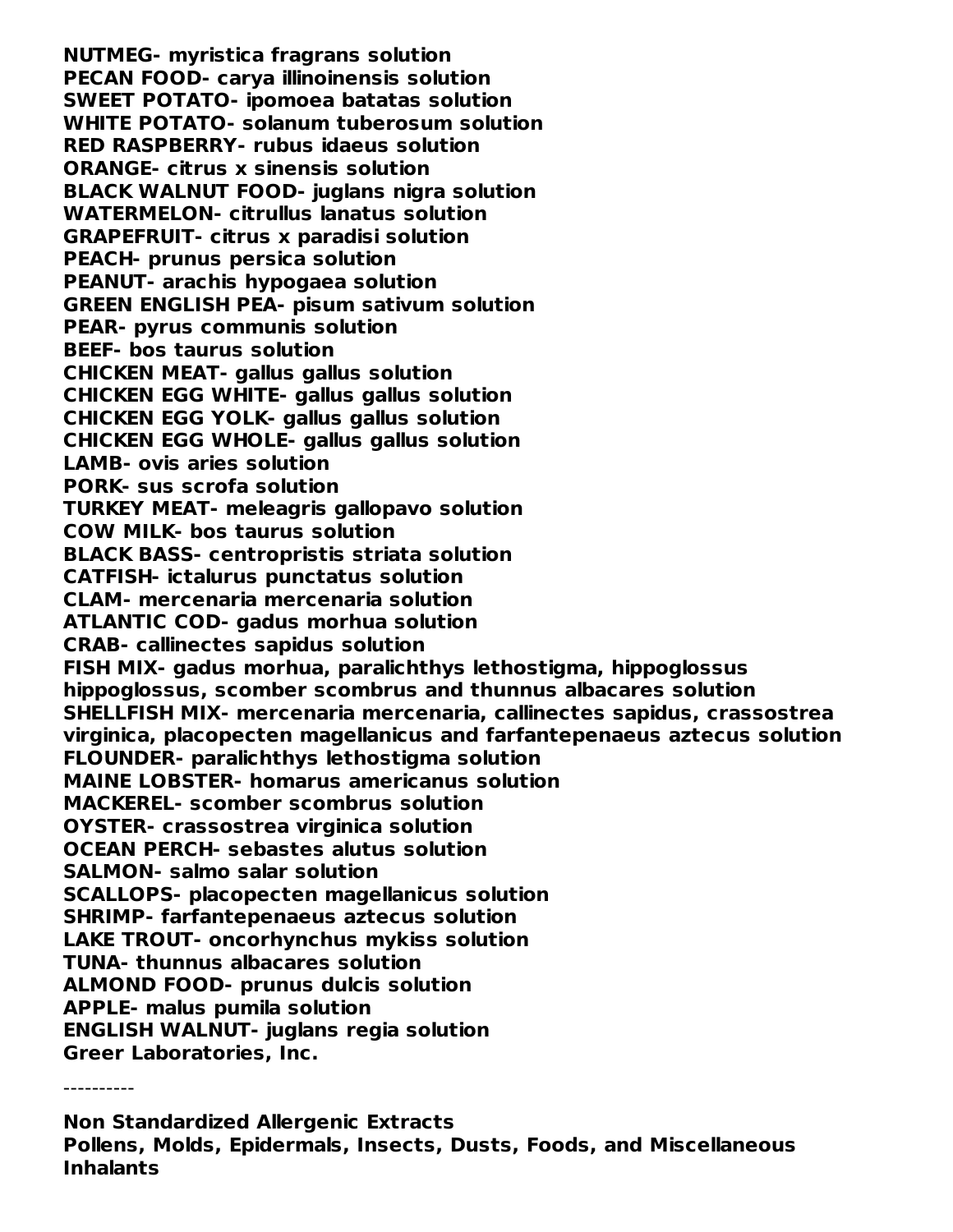**NUTMEG- myristica fragrans solution**
**PECAN FOOD- carya illinoinensis solution**
**SWEET POTATO- ipomoea batatas solution**
**WHITE POTATO- solanum tuberosum solution**
**RED RASPBERRY- rubus idaeus solution**
**ORANGE- citrus x sinensis solution**
**BLACK WALNUT FOOD- juglans nigra solution**
**WATERMELON- citrullus lanatus solution**
**GRAPEFRUIT- citrus x paradisi solution**
**PEACH- prunus persica solution**
**PEANUT- arachis hypogaea solution**
**GREEN ENGLISH PEA- pisum sativum solution**
**PEAR- pyrus communis solution**
**BEEF- bos taurus solution**
**CHICKEN MEAT- gallus gallus solution**
**CHICKEN EGG WHITE- gallus gallus solution**
**CHICKEN EGG YOLK- gallus gallus solution**
**CHICKEN EGG WHOLE- gallus gallus solution**
**LAMB- ovis aries solution**
**PORK- sus scrofa solution**
**TURKEY MEAT- meleagris gallopavo solution**
**COW MILK- bos taurus solution**
**BLACK BASS- centropristis striata solution**
**CATFISH- ictalurus punctatus solution**
**CLAM- mercenaria mercenaria solution**
**ATLANTIC COD- gadus morhua solution**
**CRAB- callinectes sapidus solution**
**FISH MIX- gadus morhua, paralichthys lethostigma, hippoglossus hippoglossus, scomber scombrus and thunnus albacares solution**
**SHELLFISH MIX- mercenaria mercenaria, callinectes sapidus, crassostrea virginica, placopecten magellanicus and farfantepenaeus aztecus solution**
**FLOUNDER- paralichthys lethostigma solution**
**MAINE LOBSTER- homarus americanus solution**
**MACKEREL- scomber scombrus solution**
**OYSTER- crassostrea virginica solution**
**OCEAN PERCH- sebastes alutus solution**
**SALMON- salmo salar solution**
**SCALLOPS- placopecten magellanicus solution**
**SHRIMP- farfantepenaeus aztecus solution**
**LAKE TROUT- oncorhynchus mykiss solution**
**TUNA- thunnus albacares solution**
**ALMOND FOOD- prunus dulcis solution**
**APPLE- malus pumila solution**
**ENGLISH WALNUT- juglans regia solution**
**Greer Laboratories, Inc.**

----------

**Non Standardized Allergenic Extracts**
**Pollens, Molds, Epidermals, Insects, Dusts, Foods, and Miscellaneous Inhalants**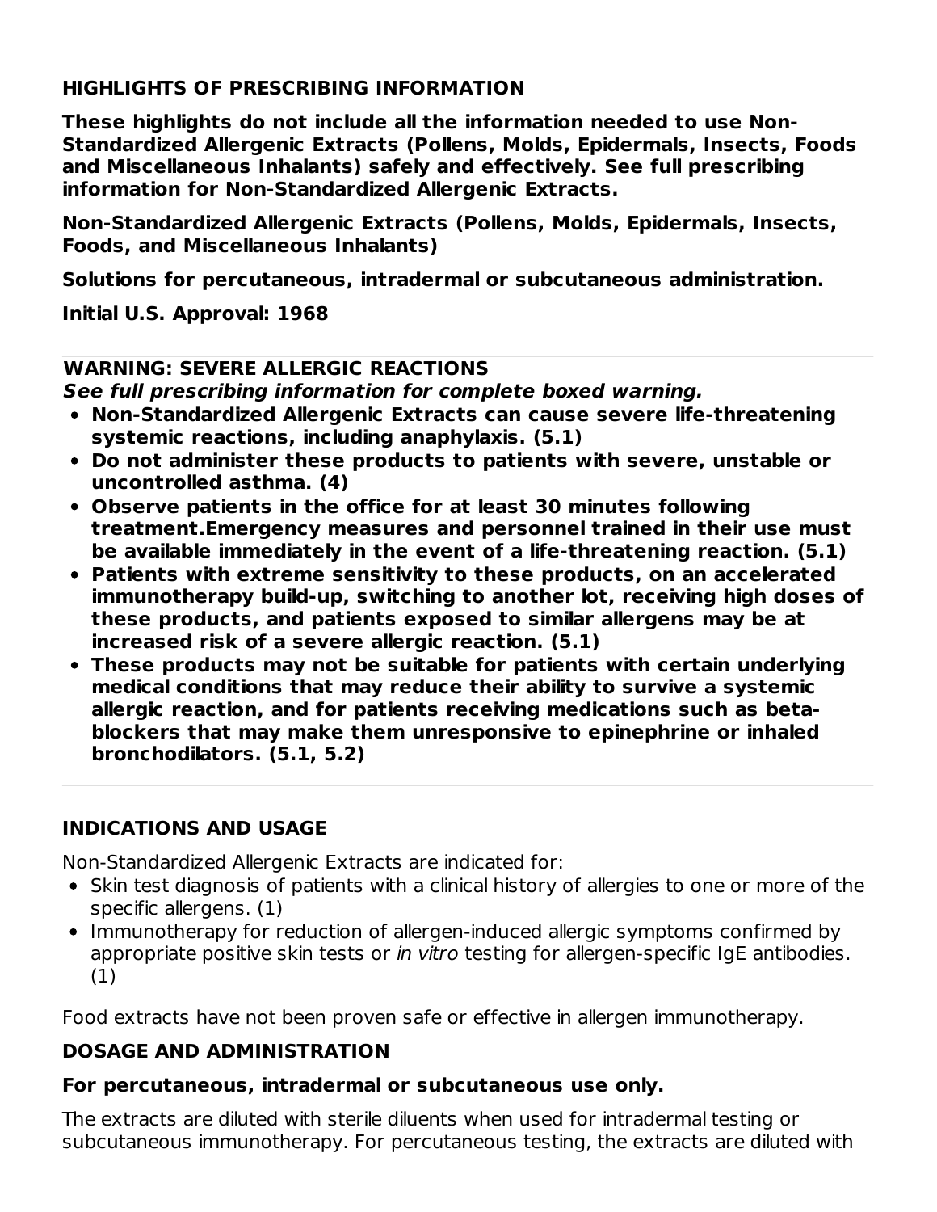## HIGHLIGHTS OF PRESCRIBING INFORMATION

**These highlights do not include all the information needed to use Non-Standardized Allergenic Extracts (Pollens, Molds, Epidermals, Insects, Foods and Miscellaneous Inhalants) safely and effectively. See full prescribing information for Non-Standardized Allergenic Extracts.**

**Non-Standardized Allergenic Extracts (Pollens, Molds, Epidermals, Insects, Foods, and Miscellaneous Inhalants)**

**Solutions for percutaneous, intradermal or subcutaneous administration.**

**Initial U.S. Approval: 1968**

---

### WARNING: SEVERE ALLERGIC REACTIONS

***See full prescribing information for complete boxed warning.***

- **Non-Standardized Allergenic Extracts can cause severe life-threatening systemic reactions, including anaphylaxis. (5.1)**
- **Do not administer these products to patients with severe, unstable or uncontrolled asthma. (4)**
- **Observe patients in the office for at least 30 minutes following treatment.Emergency measures and personnel trained in their use must be available immediately in the event of a life-threatening reaction. (5.1)**
- **Patients with extreme sensitivity to these products, on an accelerated immunotherapy build-up, switching to another lot, receiving high doses of these products, and patients exposed to similar allergens may be at increased risk of a severe allergic reaction. (5.1)**
- **These products may not be suitable for patients with certain underlying medical conditions that may reduce their ability to survive a systemic allergic reaction, and for patients receiving medications such as beta-blockers that may make them unresponsive to epinephrine or inhaled bronchodilators. (5.1, 5.2)**

---

### INDICATIONS AND USAGE

Non-Standardized Allergenic Extracts are indicated for:

- Skin test diagnosis of patients with a clinical history of allergies to one or more of the specific allergens. (1)
- Immunotherapy for reduction of allergen-induced allergic symptoms confirmed by appropriate positive skin tests or *in vitro* testing for allergen-specific IgE antibodies. (1)

Food extracts have not been proven safe or effective in allergen immunotherapy.

### DOSAGE AND ADMINISTRATION

#### For percutaneous, intradermal or subcutaneous use only.

The extracts are diluted with sterile diluents when used for intradermal testing or subcutaneous immunotherapy. For percutaneous testing, the extracts are diluted with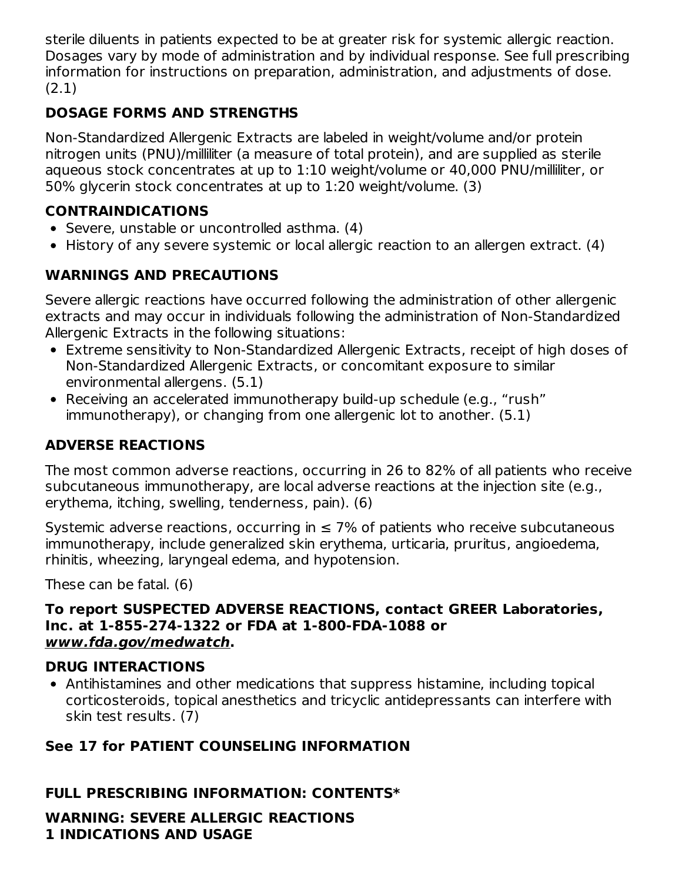sterile diluents in patients expected to be at greater risk for systemic allergic reaction. Dosages vary by mode of administration and by individual response. See full prescribing information for instructions on preparation, administration, and adjustments of dose. (2.1)

## DOSAGE FORMS AND STRENGTHS

Non-Standardized Allergenic Extracts are labeled in weight/volume and/or protein nitrogen units (PNU)/milliliter (a measure of total protein), and are supplied as sterile aqueous stock concentrates at up to 1:10 weight/volume or 40,000 PNU/milliliter, or 50% glycerin stock concentrates at up to 1:20 weight/volume. (3)

## CONTRAINDICATIONS

- Severe, unstable or uncontrolled asthma. (4)
- History of any severe systemic or local allergic reaction to an allergen extract. (4)

## WARNINGS AND PRECAUTIONS

Severe allergic reactions have occurred following the administration of other allergenic extracts and may occur in individuals following the administration of Non-Standardized Allergenic Extracts in the following situations:

- Extreme sensitivity to Non-Standardized Allergenic Extracts, receipt of high doses of Non-Standardized Allergenic Extracts, or concomitant exposure to similar environmental allergens. (5.1)
- Receiving an accelerated immunotherapy build-up schedule (e.g., “rush” immunotherapy), or changing from one allergenic lot to another. (5.1)

## ADVERSE REACTIONS

The most common adverse reactions, occurring in 26 to 82% of all patients who receive subcutaneous immunotherapy, are local adverse reactions at the injection site (e.g., erythema, itching, swelling, tenderness, pain). (6)

Systemic adverse reactions, occurring in ≤ 7% of patients who receive subcutaneous immunotherapy, include generalized skin erythema, urticaria, pruritus, angioedema, rhinitis, wheezing, laryngeal edema, and hypotension.

These can be fatal. (6)

**To report SUSPECTED ADVERSE REACTIONS, contact GREER Laboratories, Inc. at 1-855-274-1322 or FDA at 1-800-FDA-1088 or *www.fda.gov/medwatch*.**

## DRUG INTERACTIONS

- Antihistamines and other medications that suppress histamine, including topical corticosteroids, topical anesthetics and tricyclic antidepressants can interfere with skin test results. (7)

**See 17 for PATIENT COUNSELING INFORMATION**

## FULL PRESCRIBING INFORMATION: CONTENTS*

**WARNING: SEVERE ALLERGIC REACTIONS**
**1 INDICATIONS AND USAGE**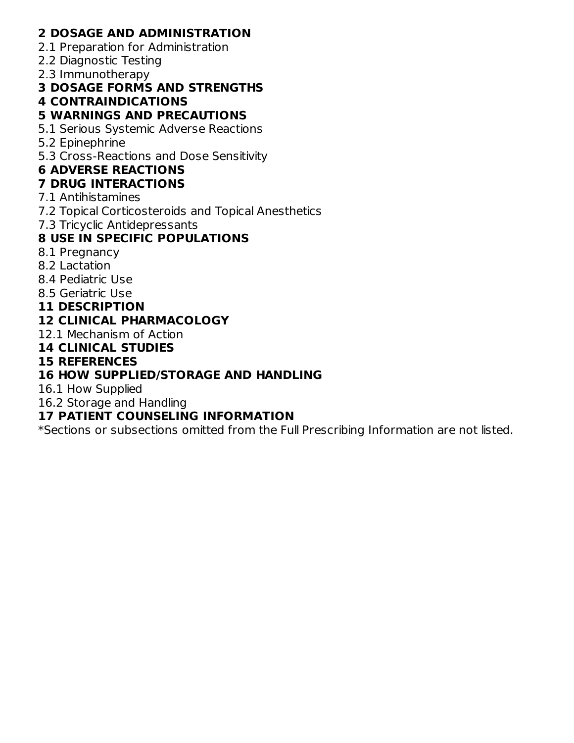**2 DOSAGE AND ADMINISTRATION**

2.1 Preparation for Administration

2.2 Diagnostic Testing

2.3 Immunotherapy

**3 DOSAGE FORMS AND STRENGTHS**

**4 CONTRAINDICATIONS**

**5 WARNINGS AND PRECAUTIONS**

5.1 Serious Systemic Adverse Reactions

5.2 Epinephrine

5.3 Cross-Reactions and Dose Sensitivity

**6 ADVERSE REACTIONS**

**7 DRUG INTERACTIONS**

7.1 Antihistamines

7.2 Topical Corticosteroids and Topical Anesthetics

7.3 Tricyclic Antidepressants

**8 USE IN SPECIFIC POPULATIONS**

8.1 Pregnancy

8.2 Lactation

8.4 Pediatric Use

8.5 Geriatric Use

**11 DESCRIPTION**

**12 CLINICAL PHARMACOLOGY**

12.1 Mechanism of Action

**14 CLINICAL STUDIES**

**15 REFERENCES**

**16 HOW SUPPLIED/STORAGE AND HANDLING**

16.1 How Supplied

16.2 Storage and Handling

**17 PATIENT COUNSELING INFORMATION**

*Sections or subsections omitted from the Full Prescribing Information are not listed.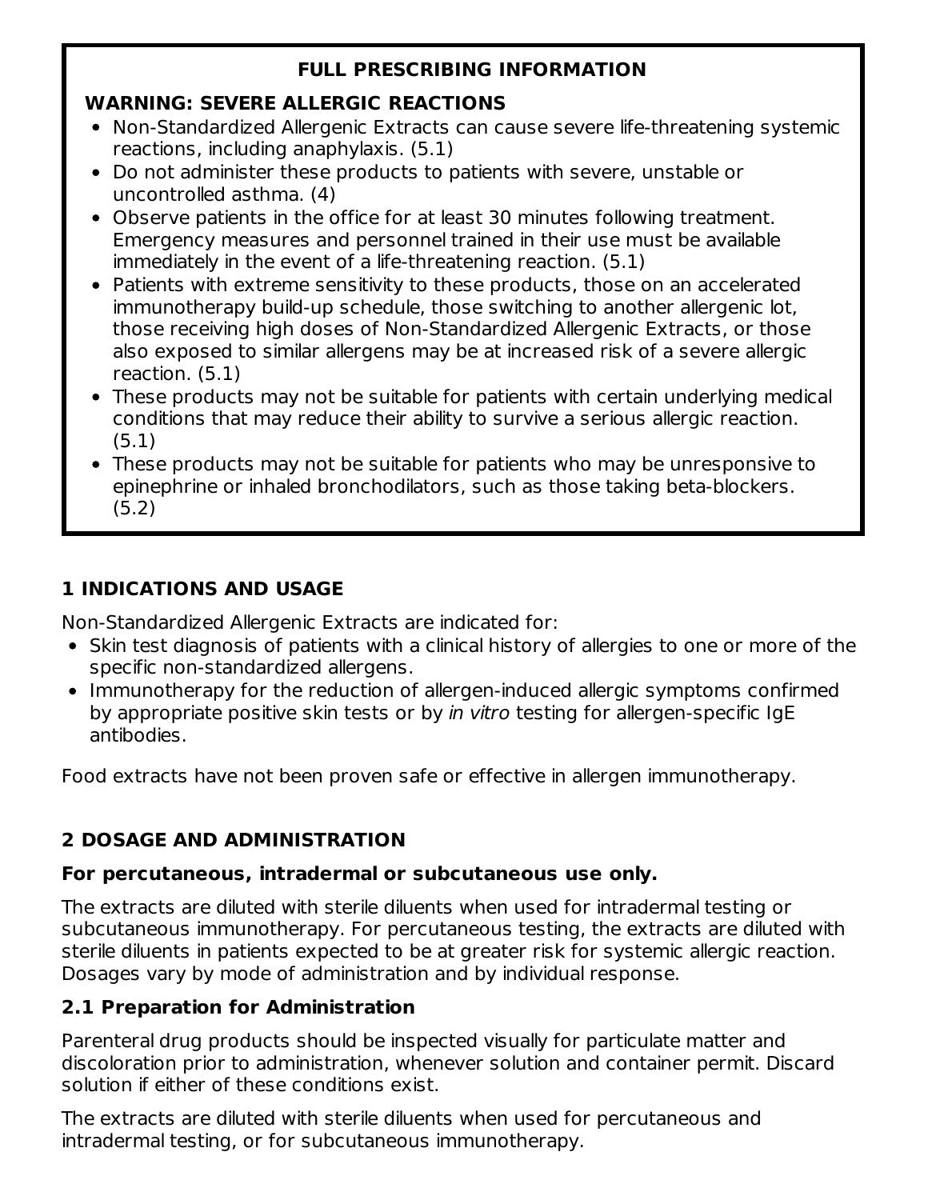**FULL PRESCRIBING INFORMATION**

**WARNING: SEVERE ALLERGIC REACTIONS**

- Non-Standardized Allergenic Extracts can cause severe life-threatening systemic reactions, including anaphylaxis. (5.1)
- Do not administer these products to patients with severe, unstable or uncontrolled asthma. (4)
- Observe patients in the office for at least 30 minutes following treatment. Emergency measures and personnel trained in their use must be available immediately in the event of a life-threatening reaction. (5.1)
- Patients with extreme sensitivity to these products, those on an accelerated immunotherapy build-up schedule, those switching to another allergenic lot, those receiving high doses of Non-Standardized Allergenic Extracts, or those also exposed to similar allergens may be at increased risk of a severe allergic reaction. (5.1)
- These products may not be suitable for patients with certain underlying medical conditions that may reduce their ability to survive a serious allergic reaction. (5.1)
- These products may not be suitable for patients who may be unresponsive to epinephrine or inhaled bronchodilators, such as those taking beta-blockers. (5.2)

## 1 INDICATIONS AND USAGE

Non-Standardized Allergenic Extracts are indicated for:

- Skin test diagnosis of patients with a clinical history of allergies to one or more of the specific non-standardized allergens.
- Immunotherapy for the reduction of allergen-induced allergic symptoms confirmed by appropriate positive skin tests or by *in vitro* testing for allergen-specific IgE antibodies.

Food extracts have not been proven safe or effective in allergen immunotherapy.

## 2 DOSAGE AND ADMINISTRATION

**For percutaneous, intradermal or subcutaneous use only.**

The extracts are diluted with sterile diluents when used for intradermal testing or subcutaneous immunotherapy. For percutaneous testing, the extracts are diluted with sterile diluents in patients expected to be at greater risk for systemic allergic reaction. Dosages vary by mode of administration and by individual response.

### 2.1 Preparation for Administration

Parenteral drug products should be inspected visually for particulate matter and discoloration prior to administration, whenever solution and container permit. Discard solution if either of these conditions exist.

The extracts are diluted with sterile diluents when used for percutaneous and intradermal testing, or for subcutaneous immunotherapy.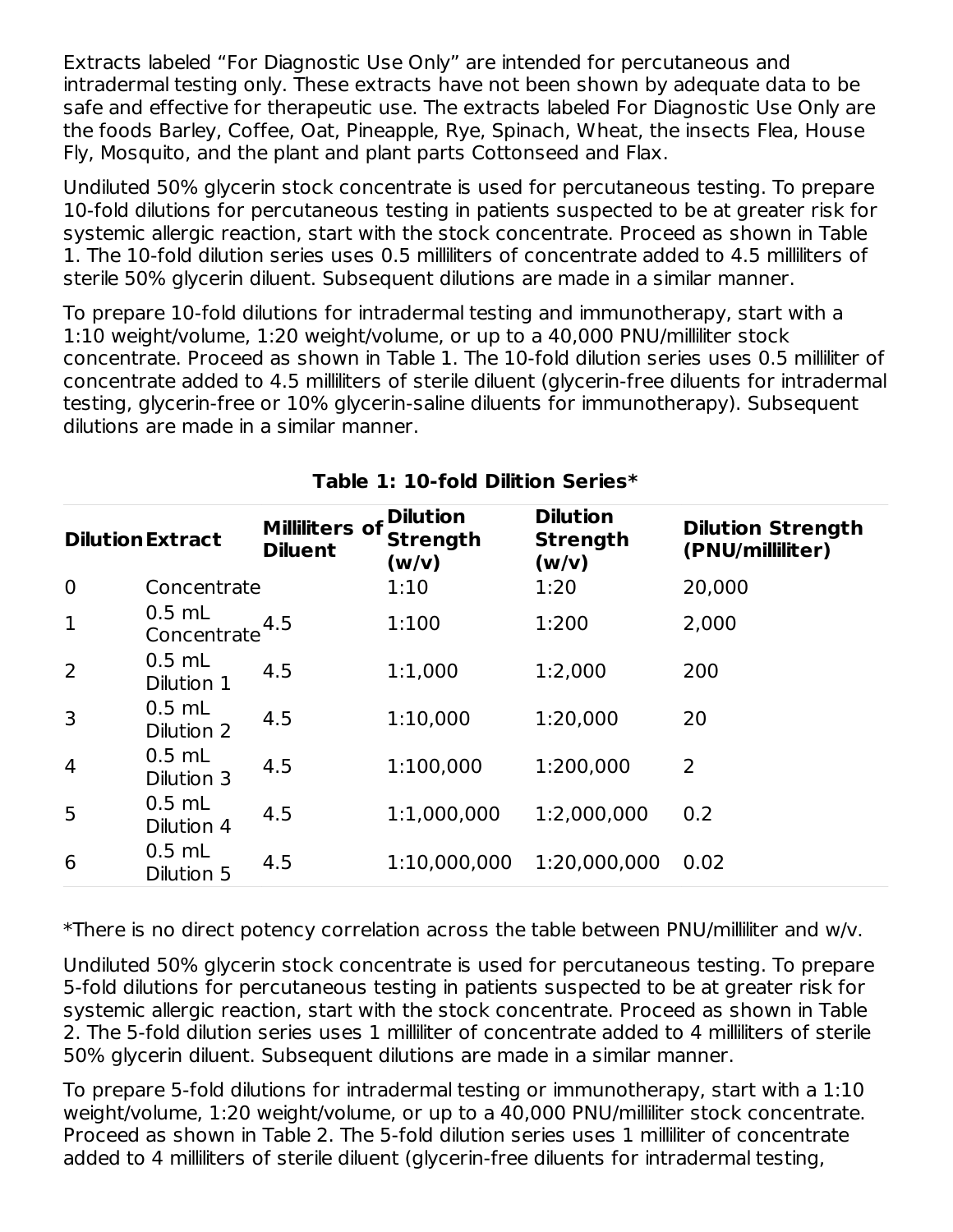Extracts labeled "For Diagnostic Use Only" are intended for percutaneous and intradermal testing only. These extracts have not been shown by adequate data to be safe and effective for therapeutic use. The extracts labeled For Diagnostic Use Only are the foods Barley, Coffee, Oat, Pineapple, Rye, Spinach, Wheat, the insects Flea, House Fly, Mosquito, and the plant and plant parts Cottonseed and Flax.

Undiluted 50% glycerin stock concentrate is used for percutaneous testing. To prepare 10-fold dilutions for percutaneous testing in patients suspected to be at greater risk for systemic allergic reaction, start with the stock concentrate. Proceed as shown in Table 1. The 10-fold dilution series uses 0.5 milliliters of concentrate added to 4.5 milliliters of sterile 50% glycerin diluent. Subsequent dilutions are made in a similar manner.

To prepare 10-fold dilutions for intradermal testing and immunotherapy, start with a 1:10 weight/volume, 1:20 weight/volume, or up to a 40,000 PNU/milliliter stock concentrate. Proceed as shown in Table 1. The 10-fold dilution series uses 0.5 milliliter of concentrate added to 4.5 milliliters of sterile diluent (glycerin-free diluents for intradermal testing, glycerin-free or 10% glycerin-saline diluents for immunotherapy). Subsequent dilutions are made in a similar manner.

**Table 1: 10-fold Dilition Series***

| Dilution | Extract | Milliliters of Diluent | Dilution Strength (w/v) | Dilution Strength (w/v) | Dilution Strength (PNU/milliliter) |
|---|---|---|---|---|---|
| 0 | Concentrate | | 1:10 | 1:20 | 20,000 |
| 1 | 0.5 mL Concentrate | 4.5 | 1:100 | 1:200 | 2,000 |
| 2 | 0.5 mL Dilution 1 | 4.5 | 1:1,000 | 1:2,000 | 200 |
| 3 | 0.5 mL Dilution 2 | 4.5 | 1:10,000 | 1:20,000 | 20 |
| 4 | 0.5 mL Dilution 3 | 4.5 | 1:100,000 | 1:200,000 | 2 |
| 5 | 0.5 mL Dilution 4 | 4.5 | 1:1,000,000 | 1:2,000,000 | 0.2 |
| 6 | 0.5 mL Dilution 5 | 4.5 | 1:10,000,000 | 1:20,000,000 | 0.02 |

*There is no direct potency correlation across the table between PNU/milliliter and w/v.

Undiluted 50% glycerin stock concentrate is used for percutaneous testing. To prepare 5-fold dilutions for percutaneous testing in patients suspected to be at greater risk for systemic allergic reaction, start with the stock concentrate. Proceed as shown in Table 2. The 5-fold dilution series uses 1 milliliter of concentrate added to 4 milliliters of sterile 50% glycerin diluent. Subsequent dilutions are made in a similar manner.

To prepare 5-fold dilutions for intradermal testing or immunotherapy, start with a 1:10 weight/volume, 1:20 weight/volume, or up to a 40,000 PNU/milliliter stock concentrate. Proceed as shown in Table 2. The 5-fold dilution series uses 1 milliliter of concentrate added to 4 milliliters of sterile diluent (glycerin-free diluents for intradermal testing,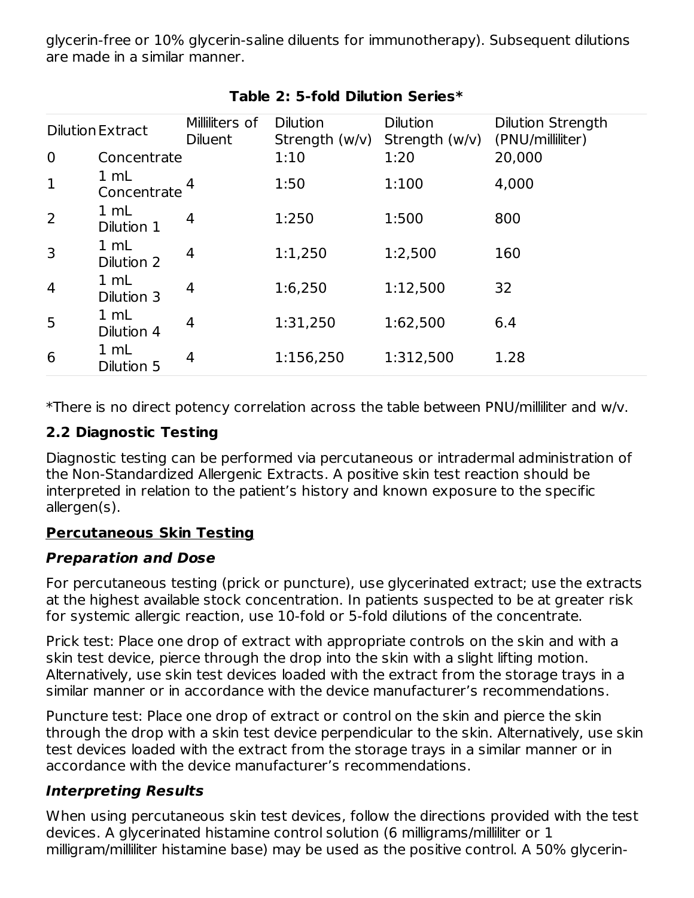glycerin-free or 10% glycerin-saline diluents for immunotherapy). Subsequent dilutions are made in a similar manner.

**Table 2: 5-fold Dilution Series***

| Dilution | Extract | Milliliters of Diluent | Dilution Strength (w/v) | Dilution Strength (w/v) | Dilution Strength (PNU/milliliter) |
|---|---|---|---|---|---|
| 0 | Concentrate | | 1:10 | 1:20 | 20,000 |
| 1 | 1 mL Concentrate | 4 | 1:50 | 1:100 | 4,000 |
| 2 | 1 mL Dilution 1 | 4 | 1:250 | 1:500 | 800 |
| 3 | 1 mL Dilution 2 | 4 | 1:1,250 | 1:2,500 | 160 |
| 4 | 1 mL Dilution 3 | 4 | 1:6,250 | 1:12,500 | 32 |
| 5 | 1 mL Dilution 4 | 4 | 1:31,250 | 1:62,500 | 6.4 |
| 6 | 1 mL Dilution 5 | 4 | 1:156,250 | 1:312,500 | 1.28 |

*There is no direct potency correlation across the table between PNU/milliliter and w/v.

## 2.2 Diagnostic Testing

Diagnostic testing can be performed via percutaneous or intradermal administration of the Non-Standardized Allergenic Extracts. A positive skin test reaction should be interpreted in relation to the patient's history and known exposure to the specific allergen(s).

**Percutaneous Skin Testing**

***Preparation and Dose***

For percutaneous testing (prick or puncture), use glycerinated extract; use the extracts at the highest available stock concentration. In patients suspected to be at greater risk for systemic allergic reaction, use 10-fold or 5-fold dilutions of the concentrate.

Prick test: Place one drop of extract with appropriate controls on the skin and with a skin test device, pierce through the drop into the skin with a slight lifting motion. Alternatively, use skin test devices loaded with the extract from the storage trays in a similar manner or in accordance with the device manufacturer's recommendations.

Puncture test: Place one drop of extract or control on the skin and pierce the skin through the drop with a skin test device perpendicular to the skin. Alternatively, use skin test devices loaded with the extract from the storage trays in a similar manner or in accordance with the device manufacturer's recommendations.

***Interpreting Results***

When using percutaneous skin test devices, follow the directions provided with the test devices. A glycerinated histamine control solution (6 milligrams/milliliter or 1 milligram/milliliter histamine base) may be used as the positive control. A 50% glycerin-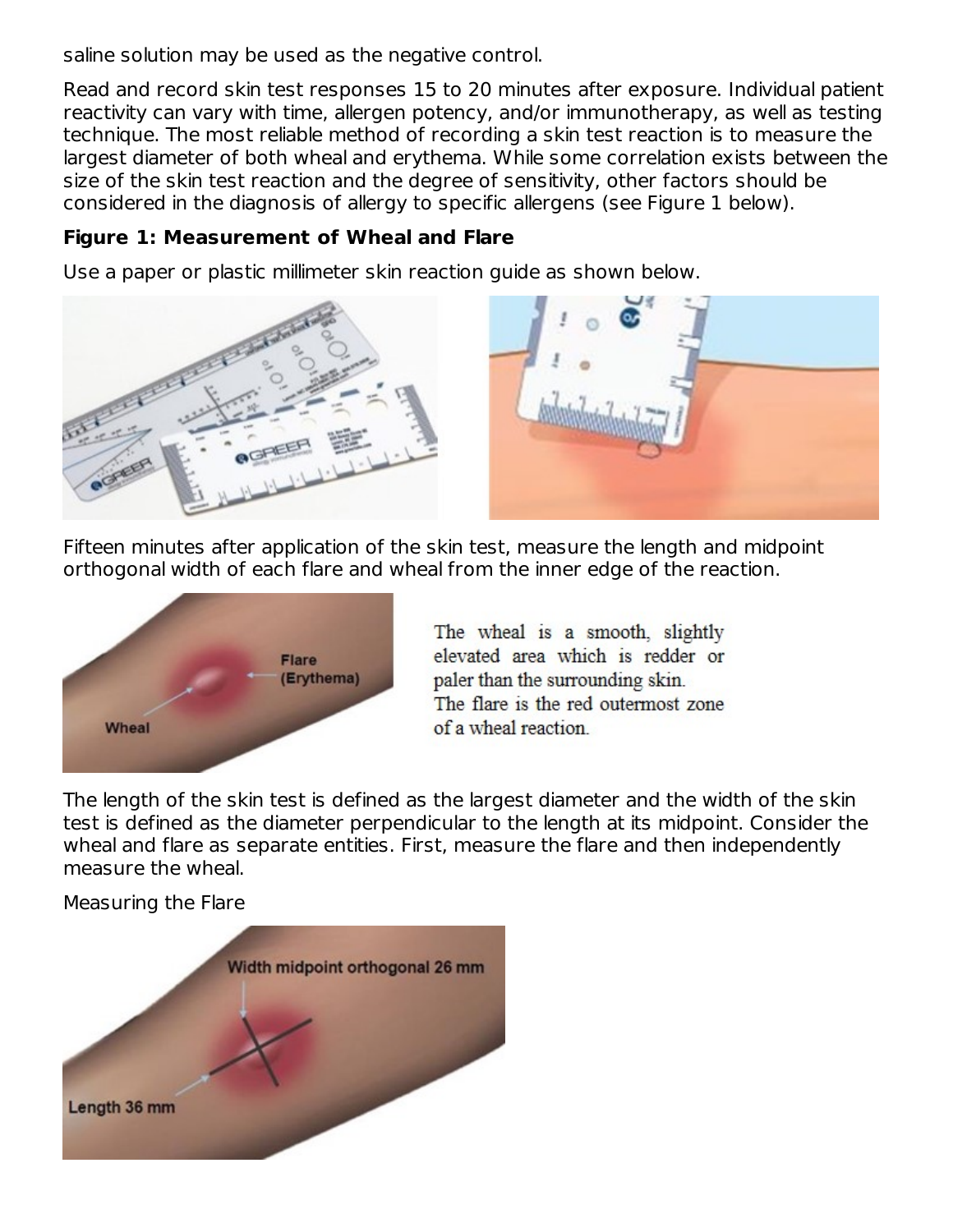saline solution may be used as the negative control.

Read and record skin test responses 15 to 20 minutes after exposure. Individual patient reactivity can vary with time, allergen potency, and/or immunotherapy, as well as testing technique. The most reliable method of recording a skin test reaction is to measure the largest diameter of both wheal and erythema. While some correlation exists between the size of the skin test reaction and the degree of sensitivity, other factors should be considered in the diagnosis of allergy to specific allergens (see Figure 1 below).

**Figure 1: Measurement of Wheal and Flare**

Use a paper or plastic millimeter skin reaction guide as shown below.

Fifteen minutes after application of the skin test, measure the length and midpoint orthogonal width of each flare and wheal from the inner edge of the reaction.

The wheal is a smooth, slightly elevated area which is redder or paler than the surrounding skin. The flare is the red outermost zone of a wheal reaction.

The length of the skin test is defined as the largest diameter and the width of the skin test is defined as the diameter perpendicular to the length at its midpoint. Consider the wheal and flare as separate entities. First, measure the flare and then independently measure the wheal.

Measuring the Flare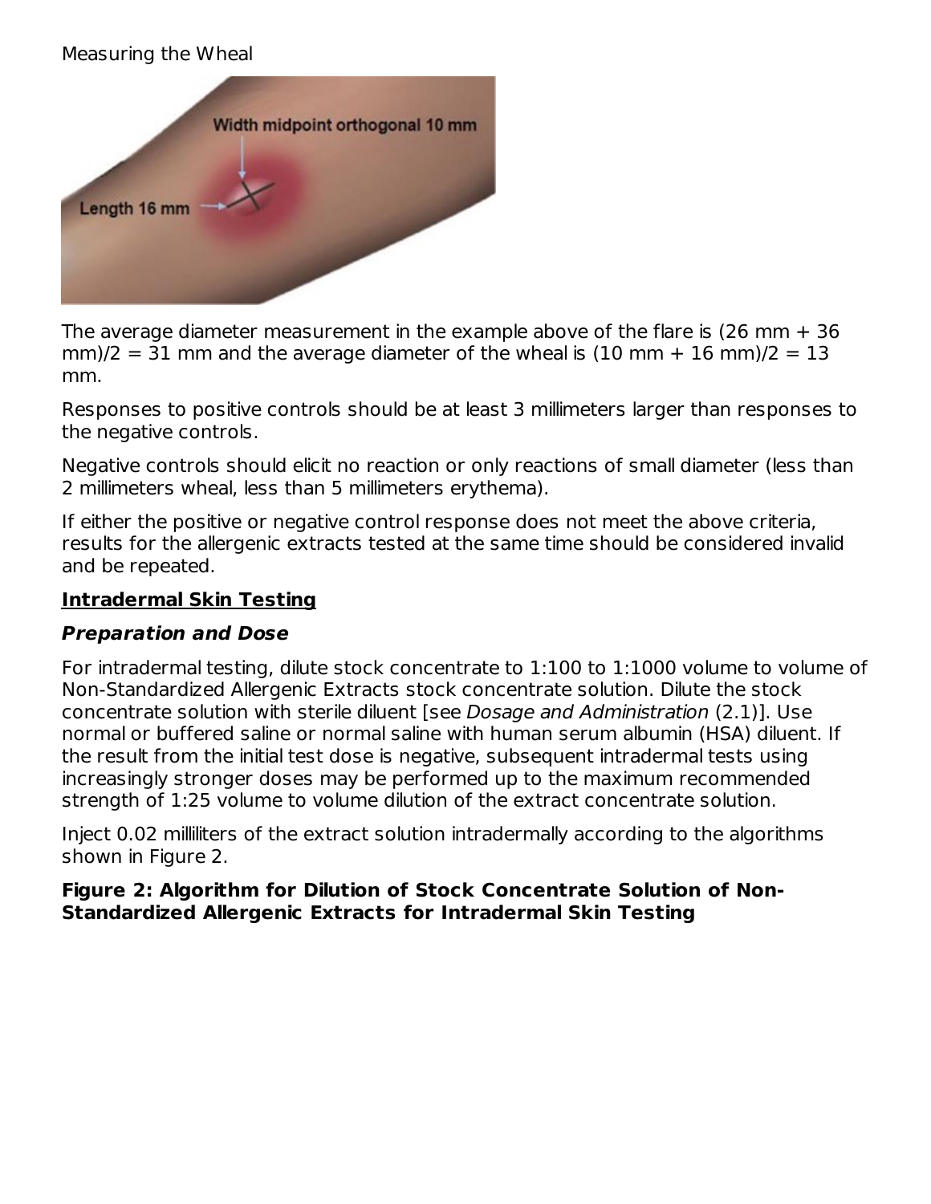Measuring the Wheal

The average diameter measurement in the example above of the flare is (26 mm + 36 mm)/2 = 31 mm and the average diameter of the wheal is (10 mm + 16 mm)/2 = 13 mm.

Responses to positive controls should be at least 3 millimeters larger than responses to the negative controls.

Negative controls should elicit no reaction or only reactions of small diameter (less than 2 millimeters wheal, less than 5 millimeters erythema).

If either the positive or negative control response does not meet the above criteria, results for the allergenic extracts tested at the same time should be considered invalid and be repeated.

**Intradermal Skin Testing**

***Preparation and Dose***

For intradermal testing, dilute stock concentrate to 1:100 to 1:1000 volume to volume of Non-Standardized Allergenic Extracts stock concentrate solution. Dilute the stock concentrate solution with sterile diluent [see *Dosage and Administration* (2.1)]. Use normal or buffered saline or normal saline with human serum albumin (HSA) diluent. If the result from the initial test dose is negative, subsequent intradermal tests using increasingly stronger doses may be performed up to the maximum recommended strength of 1:25 volume to volume dilution of the extract concentrate solution.

Inject 0.02 milliliters of the extract solution intradermally according to the algorithms shown in Figure 2.

**Figure 2: Algorithm for Dilution of Stock Concentrate Solution of Non-Standardized Allergenic Extracts for Intradermal Skin Testing**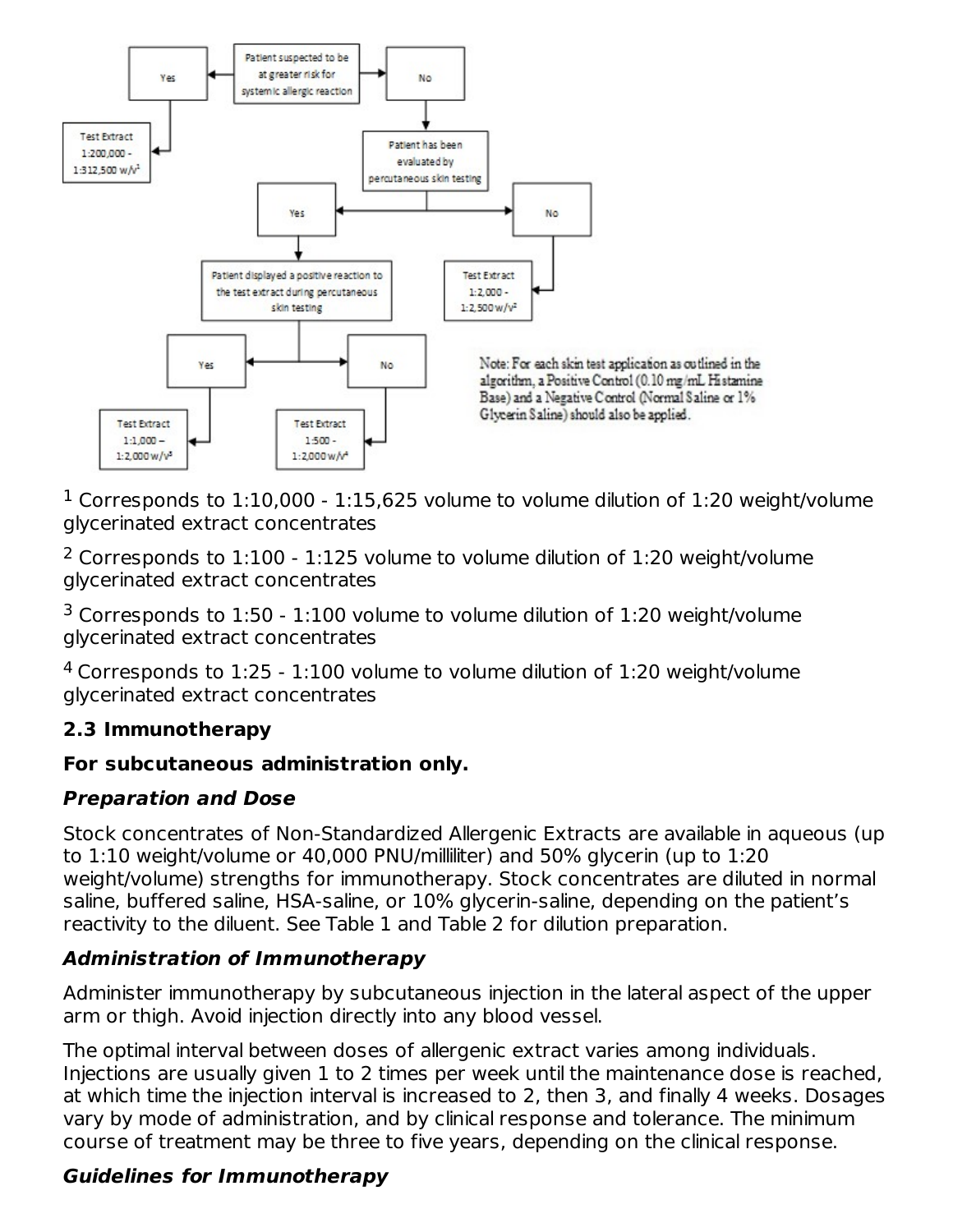Patient suspected to be at greater risk for systemic allergic reaction

- Yes → Test Extract 1:200,000 - 1:312,500 w/v[1]
- No → Patient has been evaluated by percutaneous skin testing
  - No → Test Extract 1:2,000 - 1:2,500 w/v[2]
  - Yes → Patient displayed a positive reaction to the test extract during percutaneous skin testing
    - Yes → Test Extract 1:1,000 – 1:2,000 w/v[3]
    - No → Test Extract 1:500 - 1:2,000 w/v[4]

Note: For each skin test application as outlined in the algorithm, a Positive Control (0.10 mg/mL Histamine Base) and a Negative Control (Normal Saline or 1% Glycerin Saline) should also be applied.

[1] Corresponds to 1:10,000 - 1:15,625 volume to volume dilution of 1:20 weight/volume glycerinated extract concentrates

[2] Corresponds to 1:100 - 1:125 volume to volume dilution of 1:20 weight/volume glycerinated extract concentrates

[3] Corresponds to 1:50 - 1:100 volume to volume dilution of 1:20 weight/volume glycerinated extract concentrates

[4] Corresponds to 1:25 - 1:100 volume to volume dilution of 1:20 weight/volume glycerinated extract concentrates

### 2.3 Immunotherapy

**For subcutaneous administration only.**

***Preparation and Dose***

Stock concentrates of Non-Standardized Allergenic Extracts are available in aqueous (up to 1:10 weight/volume or 40,000 PNU/milliliter) and 50% glycerin (up to 1:20 weight/volume) strengths for immunotherapy. Stock concentrates are diluted in normal saline, buffered saline, HSA-saline, or 10% glycerin-saline, depending on the patient's reactivity to the diluent. See Table 1 and Table 2 for dilution preparation.

***Administration of Immunotherapy***

Administer immunotherapy by subcutaneous injection in the lateral aspect of the upper arm or thigh. Avoid injection directly into any blood vessel.

The optimal interval between doses of allergenic extract varies among individuals. Injections are usually given 1 to 2 times per week until the maintenance dose is reached, at which time the injection interval is increased to 2, then 3, and finally 4 weeks. Dosages vary by mode of administration, and by clinical response and tolerance. The minimum course of treatment may be three to five years, depending on the clinical response.

***Guidelines for Immunotherapy***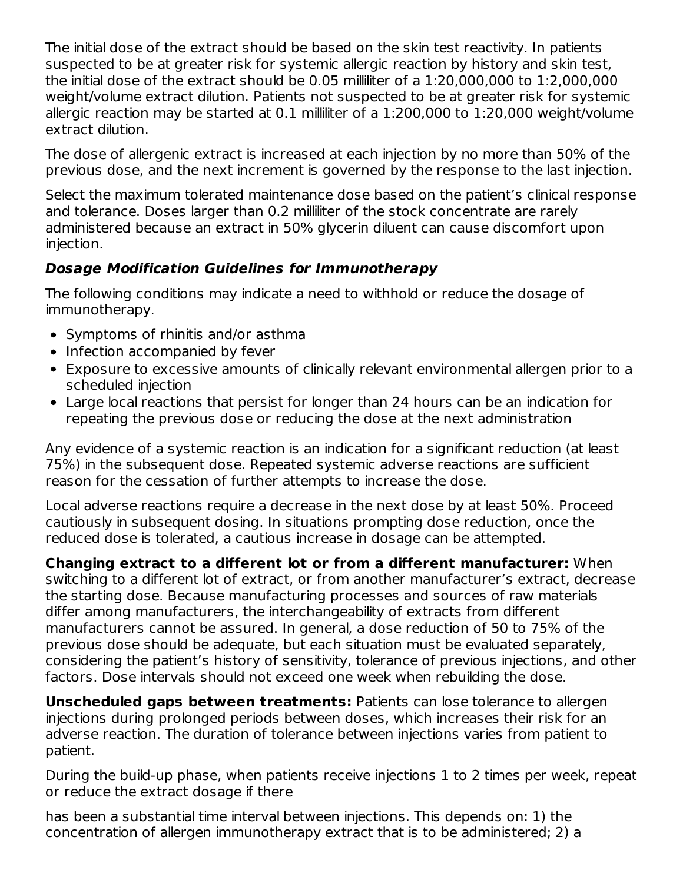The initial dose of the extract should be based on the skin test reactivity. In patients suspected to be at greater risk for systemic allergic reaction by history and skin test, the initial dose of the extract should be 0.05 milliliter of a 1:20,000,000 to 1:2,000,000 weight/volume extract dilution. Patients not suspected to be at greater risk for systemic allergic reaction may be started at 0.1 milliliter of a 1:200,000 to 1:20,000 weight/volume extract dilution.

The dose of allergenic extract is increased at each injection by no more than 50% of the previous dose, and the next increment is governed by the response to the last injection.

Select the maximum tolerated maintenance dose based on the patient's clinical response and tolerance. Doses larger than 0.2 milliliter of the stock concentrate are rarely administered because an extract in 50% glycerin diluent can cause discomfort upon injection.

### *Dosage Modification Guidelines for Immunotherapy*

The following conditions may indicate a need to withhold or reduce the dosage of immunotherapy.

- Symptoms of rhinitis and/or asthma
- Infection accompanied by fever
- Exposure to excessive amounts of clinically relevant environmental allergen prior to a scheduled injection
- Large local reactions that persist for longer than 24 hours can be an indication for repeating the previous dose or reducing the dose at the next administration

Any evidence of a systemic reaction is an indication for a significant reduction (at least 75%) in the subsequent dose. Repeated systemic adverse reactions are sufficient reason for the cessation of further attempts to increase the dose.

Local adverse reactions require a decrease in the next dose by at least 50%. Proceed cautiously in subsequent dosing. In situations prompting dose reduction, once the reduced dose is tolerated, a cautious increase in dosage can be attempted.

**Changing extract to a different lot or from a different manufacturer:** When switching to a different lot of extract, or from another manufacturer's extract, decrease the starting dose. Because manufacturing processes and sources of raw materials differ among manufacturers, the interchangeability of extracts from different manufacturers cannot be assured. In general, a dose reduction of 50 to 75% of the previous dose should be adequate, but each situation must be evaluated separately, considering the patient's history of sensitivity, tolerance of previous injections, and other factors. Dose intervals should not exceed one week when rebuilding the dose.

**Unscheduled gaps between treatments:** Patients can lose tolerance to allergen injections during prolonged periods between doses, which increases their risk for an adverse reaction. The duration of tolerance between injections varies from patient to patient.

During the build-up phase, when patients receive injections 1 to 2 times per week, repeat or reduce the extract dosage if there has been a substantial time interval between injections. This depends on: 1) the concentration of allergen immunotherapy extract that is to be administered; 2) a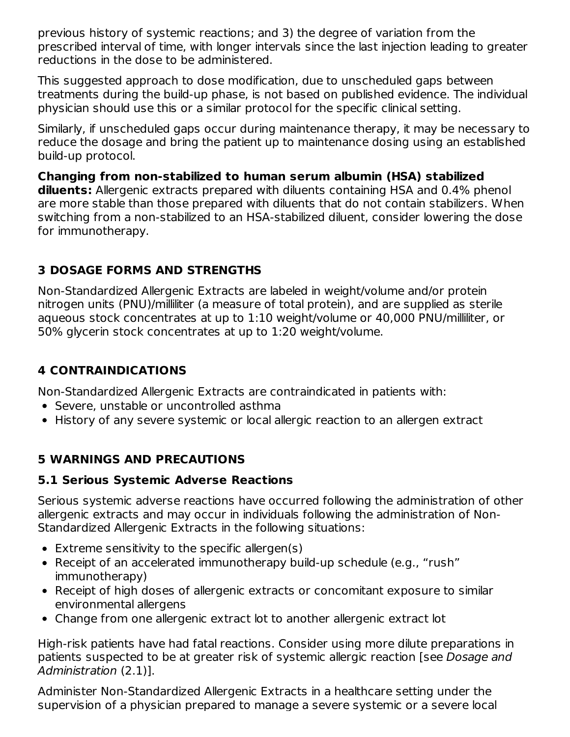previous history of systemic reactions; and 3) the degree of variation from the prescribed interval of time, with longer intervals since the last injection leading to greater reductions in the dose to be administered.

This suggested approach to dose modification, due to unscheduled gaps between treatments during the build-up phase, is not based on published evidence. The individual physician should use this or a similar protocol for the specific clinical setting.

Similarly, if unscheduled gaps occur during maintenance therapy, it may be necessary to reduce the dosage and bring the patient up to maintenance dosing using an established build-up protocol.

**Changing from non-stabilized to human serum albumin (HSA) stabilized diluents:** Allergenic extracts prepared with diluents containing HSA and 0.4% phenol are more stable than those prepared with diluents that do not contain stabilizers. When switching from a non-stabilized to an HSA-stabilized diluent, consider lowering the dose for immunotherapy.

## 3 DOSAGE FORMS AND STRENGTHS

Non-Standardized Allergenic Extracts are labeled in weight/volume and/or protein nitrogen units (PNU)/milliliter (a measure of total protein), and are supplied as sterile aqueous stock concentrates at up to 1:10 weight/volume or 40,000 PNU/milliliter, or 50% glycerin stock concentrates at up to 1:20 weight/volume.

## 4 CONTRAINDICATIONS

Non-Standardized Allergenic Extracts are contraindicated in patients with:

- Severe, unstable or uncontrolled asthma
- History of any severe systemic or local allergic reaction to an allergen extract

## 5 WARNINGS AND PRECAUTIONS

### 5.1 Serious Systemic Adverse Reactions

Serious systemic adverse reactions have occurred following the administration of other allergenic extracts and may occur in individuals following the administration of Non-Standardized Allergenic Extracts in the following situations:

- Extreme sensitivity to the specific allergen(s)
- Receipt of an accelerated immunotherapy build-up schedule (e.g., "rush" immunotherapy)
- Receipt of high doses of allergenic extracts or concomitant exposure to similar environmental allergens
- Change from one allergenic extract lot to another allergenic extract lot

High-risk patients have had fatal reactions. Consider using more dilute preparations in patients suspected to be at greater risk of systemic allergic reaction [see *Dosage and Administration* (2.1)].

Administer Non-Standardized Allergenic Extracts in a healthcare setting under the supervision of a physician prepared to manage a severe systemic or a severe local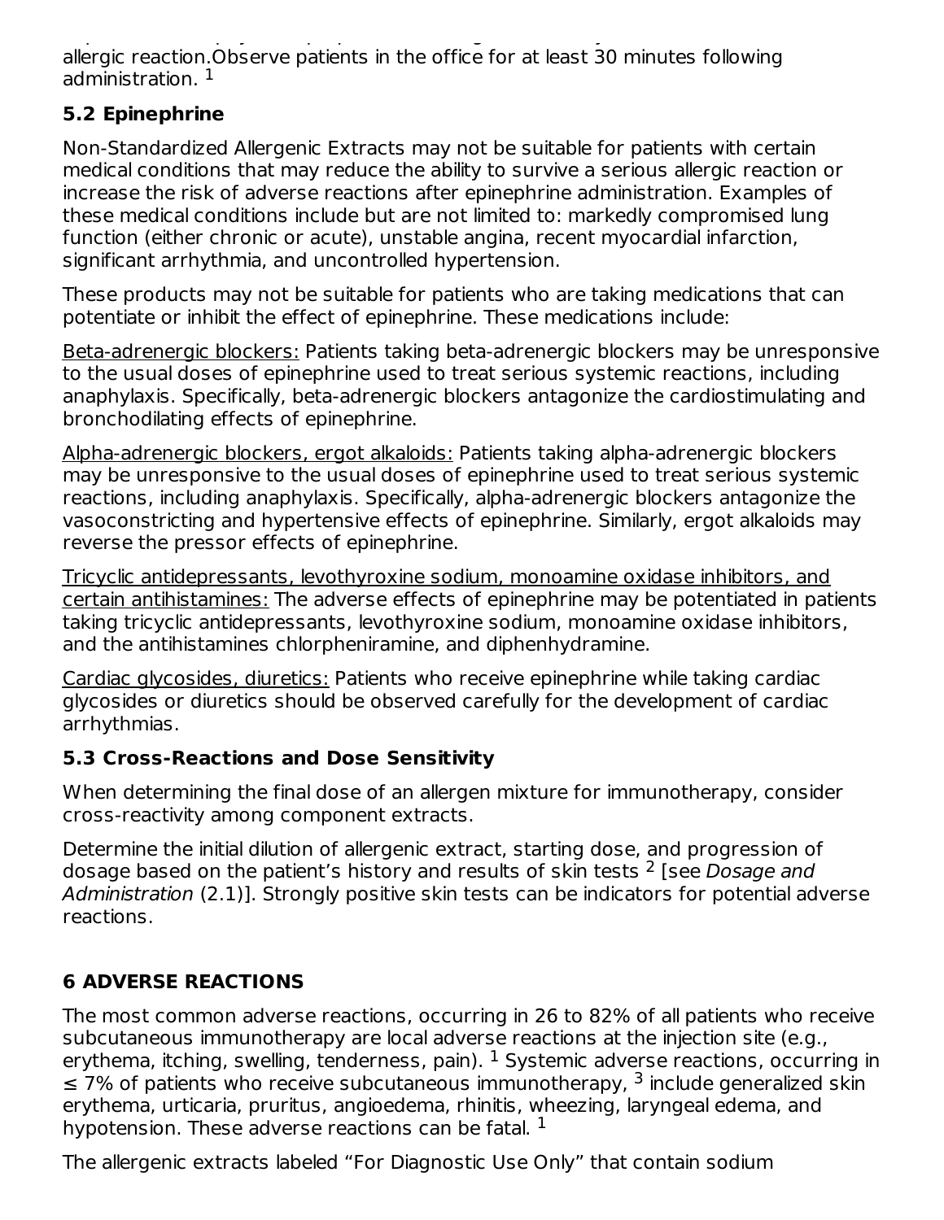allergic reaction.Observe patients in the office for at least 30 minutes following administration. [1]

### 5.2 Epinephrine

Non-Standardized Allergenic Extracts may not be suitable for patients with certain medical conditions that may reduce the ability to survive a serious allergic reaction or increase the risk of adverse reactions after epinephrine administration. Examples of these medical conditions include but are not limited to: markedly compromised lung function (either chronic or acute), unstable angina, recent myocardial infarction, significant arrhythmia, and uncontrolled hypertension.

These products may not be suitable for patients who are taking medications that can potentiate or inhibit the effect of epinephrine. These medications include:

Beta-adrenergic blockers: Patients taking beta-adrenergic blockers may be unresponsive to the usual doses of epinephrine used to treat serious systemic reactions, including anaphylaxis. Specifically, beta-adrenergic blockers antagonize the cardiostimulating and bronchodilating effects of epinephrine.

Alpha-adrenergic blockers, ergot alkaloids: Patients taking alpha-adrenergic blockers may be unresponsive to the usual doses of epinephrine used to treat serious systemic reactions, including anaphylaxis. Specifically, alpha-adrenergic blockers antagonize the vasoconstricting and hypertensive effects of epinephrine. Similarly, ergot alkaloids may reverse the pressor effects of epinephrine.

Tricyclic antidepressants, levothyroxine sodium, monoamine oxidase inhibitors, and certain antihistamines: The adverse effects of epinephrine may be potentiated in patients taking tricyclic antidepressants, levothyroxine sodium, monoamine oxidase inhibitors, and the antihistamines chlorpheniramine, and diphenhydramine.

Cardiac glycosides, diuretics: Patients who receive epinephrine while taking cardiac glycosides or diuretics should be observed carefully for the development of cardiac arrhythmias.

### 5.3 Cross-Reactions and Dose Sensitivity

When determining the final dose of an allergen mixture for immunotherapy, consider cross-reactivity among component extracts.

Determine the initial dilution of allergenic extract, starting dose, and progression of dosage based on the patient's history and results of skin tests [2] [see *Dosage and Administration* (2.1)]. Strongly positive skin tests can be indicators for potential adverse reactions.

## 6 ADVERSE REACTIONS

The most common adverse reactions, occurring in 26 to 82% of all patients who receive subcutaneous immunotherapy are local adverse reactions at the injection site (e.g., erythema, itching, swelling, tenderness, pain). [1] Systemic adverse reactions, occurring in ≤ 7% of patients who receive subcutaneous immunotherapy, [3] include generalized skin erythema, urticaria, pruritus, angioedema, rhinitis, wheezing, laryngeal edema, and hypotension. These adverse reactions can be fatal. [1]

The allergenic extracts labeled "For Diagnostic Use Only" that contain sodium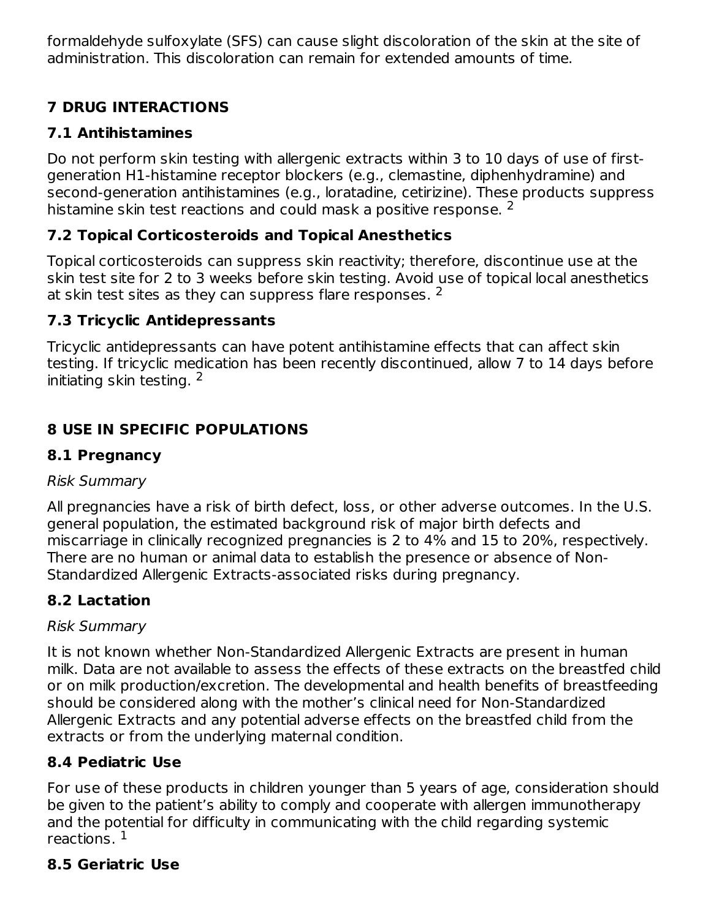formaldehyde sulfoxylate (SFS) can cause slight discoloration of the skin at the site of administration. This discoloration can remain for extended amounts of time.

## 7 DRUG INTERACTIONS

### 7.1 Antihistamines

Do not perform skin testing with allergenic extracts within 3 to 10 days of use of first-generation H1-histamine receptor blockers (e.g., clemastine, diphenhydramine) and second-generation antihistamines (e.g., loratadine, cetirizine). These products suppress histamine skin test reactions and could mask a positive response. [2]

### 7.2 Topical Corticosteroids and Topical Anesthetics

Topical corticosteroids can suppress skin reactivity; therefore, discontinue use at the skin test site for 2 to 3 weeks before skin testing. Avoid use of topical local anesthetics at skin test sites as they can suppress flare responses. [2]

### 7.3 Tricyclic Antidepressants

Tricyclic antidepressants can have potent antihistamine effects that can affect skin testing. If tricyclic medication has been recently discontinued, allow 7 to 14 days before initiating skin testing. [2]

## 8 USE IN SPECIFIC POPULATIONS

### 8.1 Pregnancy

*Risk Summary*

All pregnancies have a risk of birth defect, loss, or other adverse outcomes. In the U.S. general population, the estimated background risk of major birth defects and miscarriage in clinically recognized pregnancies is 2 to 4% and 15 to 20%, respectively. There are no human or animal data to establish the presence or absence of Non-Standardized Allergenic Extracts-associated risks during pregnancy.

### 8.2 Lactation

*Risk Summary*

It is not known whether Non-Standardized Allergenic Extracts are present in human milk. Data are not available to assess the effects of these extracts on the breastfed child or on milk production/excretion. The developmental and health benefits of breastfeeding should be considered along with the mother's clinical need for Non-Standardized Allergenic Extracts and any potential adverse effects on the breastfed child from the extracts or from the underlying maternal condition.

### 8.4 Pediatric Use

For use of these products in children younger than 5 years of age, consideration should be given to the patient's ability to comply and cooperate with allergen immunotherapy and the potential for difficulty in communicating with the child regarding systemic reactions. [1]

### 8.5 Geriatric Use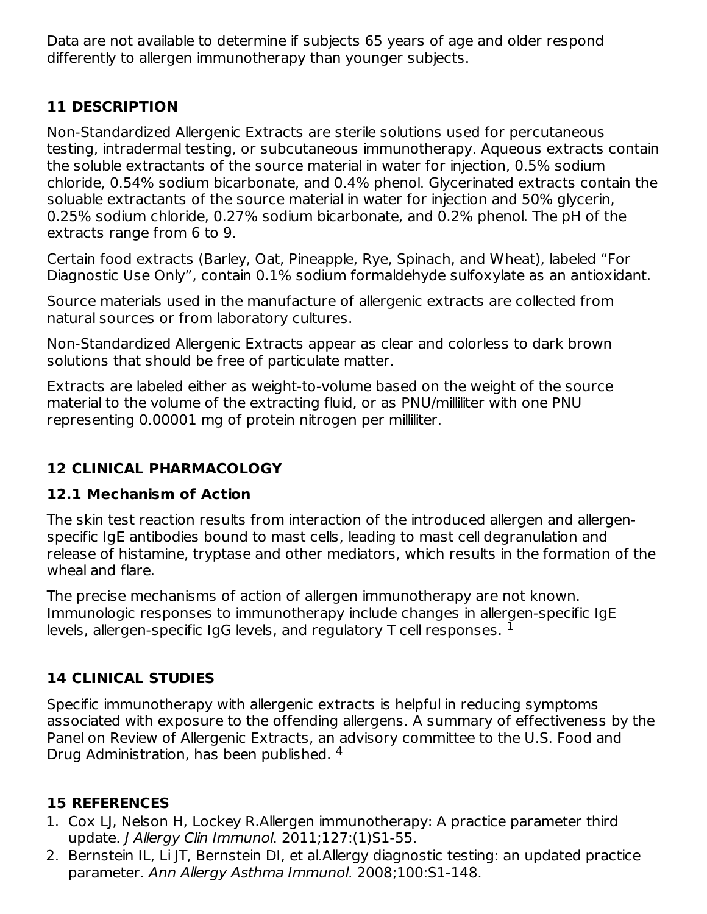Data are not available to determine if subjects 65 years of age and older respond differently to allergen immunotherapy than younger subjects.

## 11 DESCRIPTION

Non-Standardized Allergenic Extracts are sterile solutions used for percutaneous testing, intradermal testing, or subcutaneous immunotherapy. Aqueous extracts contain the soluble extractants of the source material in water for injection, 0.5% sodium chloride, 0.54% sodium bicarbonate, and 0.4% phenol. Glycerinated extracts contain the soluable extractants of the source material in water for injection and 50% glycerin, 0.25% sodium chloride, 0.27% sodium bicarbonate, and 0.2% phenol. The pH of the extracts range from 6 to 9.

Certain food extracts (Barley, Oat, Pineapple, Rye, Spinach, and Wheat), labeled "For Diagnostic Use Only", contain 0.1% sodium formaldehyde sulfoxylate as an antioxidant.

Source materials used in the manufacture of allergenic extracts are collected from natural sources or from laboratory cultures.

Non-Standardized Allergenic Extracts appear as clear and colorless to dark brown solutions that should be free of particulate matter.

Extracts are labeled either as weight-to-volume based on the weight of the source material to the volume of the extracting fluid, or as PNU/milliliter with one PNU representing 0.00001 mg of protein nitrogen per milliliter.

## 12 CLINICAL PHARMACOLOGY

### 12.1 Mechanism of Action

The skin test reaction results from interaction of the introduced allergen and allergen-specific IgE antibodies bound to mast cells, leading to mast cell degranulation and release of histamine, tryptase and other mediators, which results in the formation of the wheal and flare.

The precise mechanisms of action of allergen immunotherapy are not known. Immunologic responses to immunotherapy include changes in allergen-specific IgE levels, allergen-specific IgG levels, and regulatory T cell responses. [1]

## 14 CLINICAL STUDIES

Specific immunotherapy with allergenic extracts is helpful in reducing symptoms associated with exposure to the offending allergens. A summary of effectiveness by the Panel on Review of Allergenic Extracts, an advisory committee to the U.S. Food and Drug Administration, has been published. [4]

## 15 REFERENCES

1. Cox LJ, Nelson H, Lockey R.Allergen immunotherapy: A practice parameter third update. *J Allergy Clin Immunol*. 2011;127:(1)S1-55.
2. Bernstein IL, Li JT, Bernstein DI, et al.Allergy diagnostic testing: an updated practice parameter. *Ann Allergy Asthma Immunol*. 2008;100:S1-148.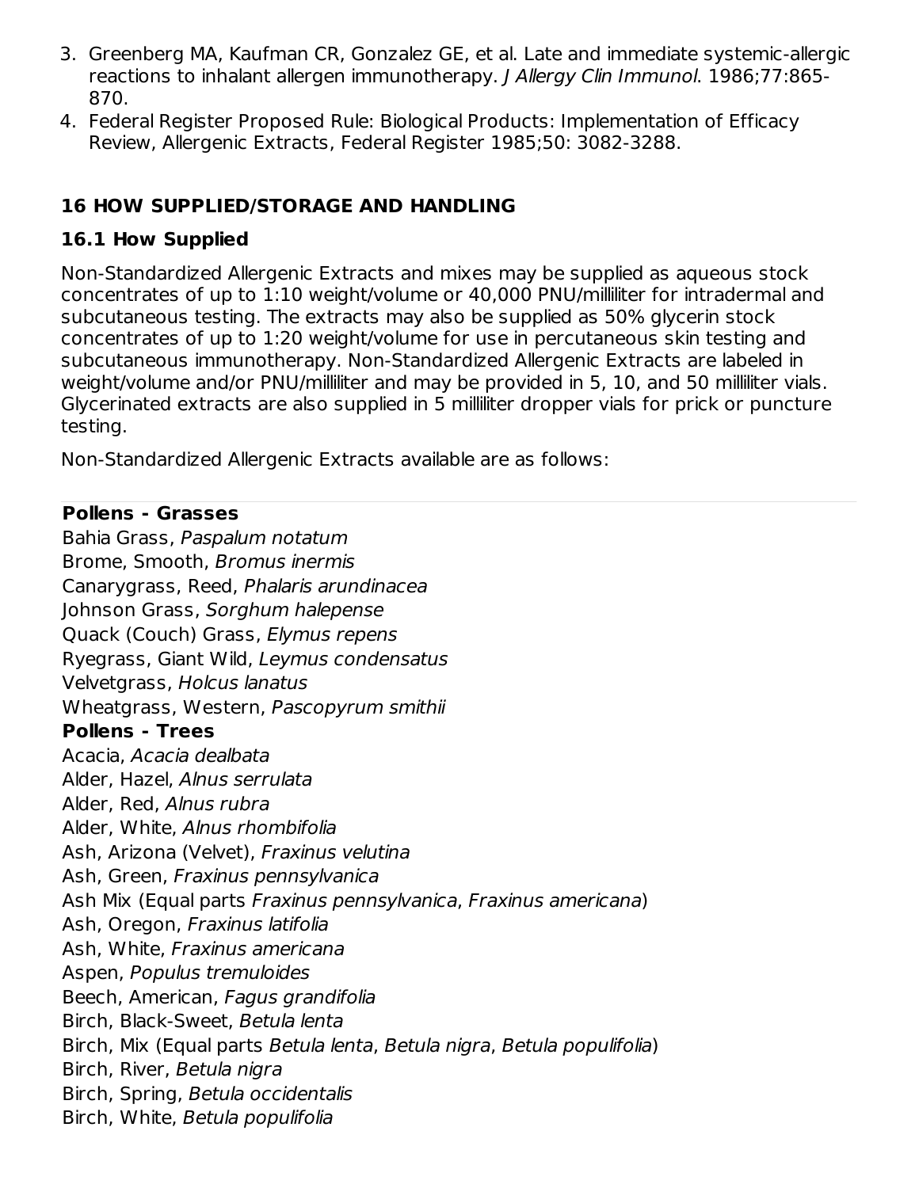3. Greenberg MA, Kaufman CR, Gonzalez GE, et al. Late and immediate systemic-allergic reactions to inhalant allergen immunotherapy. *J Allergy Clin Immunol*. 1986;77:865-870.
4. Federal Register Proposed Rule: Biological Products: Implementation of Efficacy Review, Allergenic Extracts, Federal Register 1985;50: 3082-3288.

## 16 HOW SUPPLIED/STORAGE AND HANDLING

### 16.1 How Supplied

Non-Standardized Allergenic Extracts and mixes may be supplied as aqueous stock concentrates of up to 1:10 weight/volume or 40,000 PNU/milliliter for intradermal and subcutaneous testing. The extracts may also be supplied as 50% glycerin stock concentrates of up to 1:20 weight/volume for use in percutaneous skin testing and subcutaneous immunotherapy. Non-Standardized Allergenic Extracts are labeled in weight/volume and/or PNU/milliliter and may be provided in 5, 10, and 50 milliliter vials. Glycerinated extracts are also supplied in 5 milliliter dropper vials for prick or puncture testing.

Non-Standardized Allergenic Extracts available are as follows:

**Pollens - Grasses**

Bahia Grass, *Paspalum notatum*
Brome, Smooth, *Bromus inermis*
Canarygrass, Reed, *Phalaris arundinacea*
Johnson Grass, *Sorghum halepense*
Quack (Couch) Grass, *Elymus repens*
Ryegrass, Giant Wild, *Leymus condensatus*
Velvetgrass, *Holcus lanatus*
Wheatgrass, Western, *Pascopyrum smithii*

**Pollens - Trees**

Acacia, *Acacia dealbata*
Alder, Hazel, *Alnus serrulata*
Alder, Red, *Alnus rubra*
Alder, White, *Alnus rhombifolia*
Ash, Arizona (Velvet), *Fraxinus velutina*
Ash, Green, *Fraxinus pennsylvanica*
Ash Mix (Equal parts *Fraxinus pennsylvanica*, *Fraxinus americana*)
Ash, Oregon, *Fraxinus latifolia*
Ash, White, *Fraxinus americana*
Aspen, *Populus tremuloides*
Beech, American, *Fagus grandifolia*
Birch, Black-Sweet, *Betula lenta*
Birch, Mix (Equal parts *Betula lenta*, *Betula nigra*, *Betula populifolia*)
Birch, River, *Betula nigra*
Birch, Spring, *Betula occidentalis*
Birch, White, *Betula populifolia*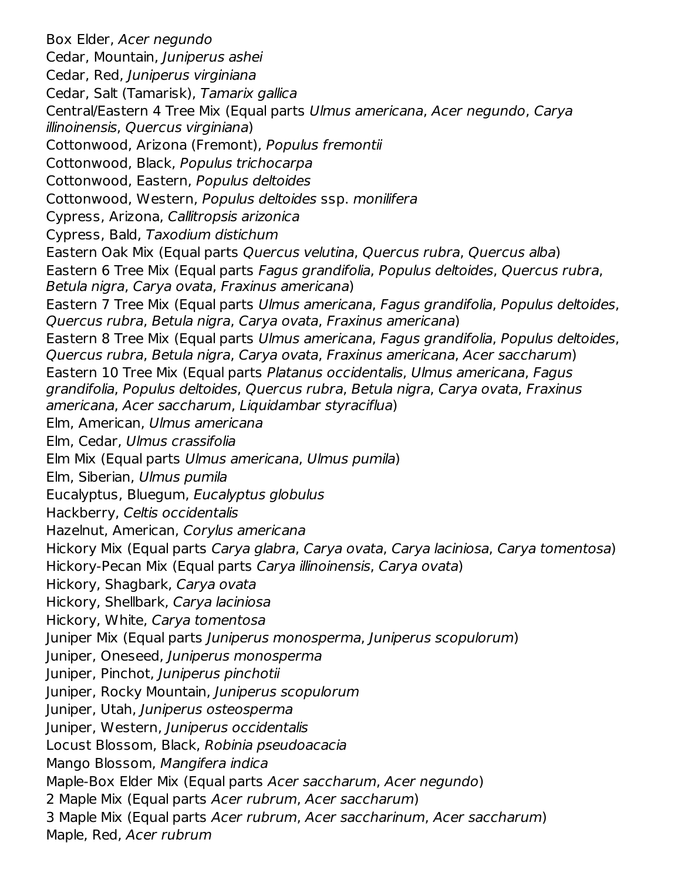Box Elder, *Acer negundo*
Cedar, Mountain, *Juniperus ashei*
Cedar, Red, *Juniperus virginiana*
Cedar, Salt (Tamarisk), *Tamarix gallica*
Central/Eastern 4 Tree Mix (Equal parts *Ulmus americana*, *Acer negundo*, *Carya illinoinensis*, *Quercus virginiana*)
Cottonwood, Arizona (Fremont), *Populus fremontii*
Cottonwood, Black, *Populus trichocarpa*
Cottonwood, Eastern, *Populus deltoides*
Cottonwood, Western, *Populus deltoides* ssp. *monilifera*
Cypress, Arizona, *Callitropsis arizonica*
Cypress, Bald, *Taxodium distichum*
Eastern Oak Mix (Equal parts *Quercus velutina*, *Quercus rubra*, *Quercus alba*)
Eastern 6 Tree Mix (Equal parts *Fagus grandifolia*, *Populus deltoides*, *Quercus rubra*, *Betula nigra*, *Carya ovata*, *Fraxinus americana*)
Eastern 7 Tree Mix (Equal parts *Ulmus americana*, *Fagus grandifolia*, *Populus deltoides*, *Quercus rubra*, *Betula nigra*, *Carya ovata*, *Fraxinus americana*)
Eastern 8 Tree Mix (Equal parts *Ulmus americana*, *Fagus grandifolia*, *Populus deltoides*, *Quercus rubra*, *Betula nigra*, *Carya ovata*, *Fraxinus americana*, *Acer saccharum*)
Eastern 10 Tree Mix (Equal parts *Platanus occidentalis*, *Ulmus americana*, *Fagus grandifolia*, *Populus deltoides*, *Quercus rubra*, *Betula nigra*, *Carya ovata*, *Fraxinus americana*, *Acer saccharum*, *Liquidambar styraciflua*)
Elm, American, *Ulmus americana*
Elm, Cedar, *Ulmus crassifolia*
Elm Mix (Equal parts *Ulmus americana*, *Ulmus pumila*)
Elm, Siberian, *Ulmus pumila*
Eucalyptus, Bluegum, *Eucalyptus globulus*
Hackberry, *Celtis occidentalis*
Hazelnut, American, *Corylus americana*
Hickory Mix (Equal parts *Carya glabra*, *Carya ovata*, *Carya laciniosa*, *Carya tomentosa*)
Hickory-Pecan Mix (Equal parts *Carya illinoinensis*, *Carya ovata*)
Hickory, Shagbark, *Carya ovata*
Hickory, Shellbark, *Carya laciniosa*
Hickory, White, *Carya tomentosa*
Juniper Mix (Equal parts *Juniperus monosperma*, *Juniperus scopulorum*)
Juniper, Oneseed, *Juniperus monosperma*
Juniper, Pinchot, *Juniperus pinchotii*
Juniper, Rocky Mountain, *Juniperus scopulorum*
Juniper, Utah, *Juniperus osteosperma*
Juniper, Western, *Juniperus occidentalis*
Locust Blossom, Black, *Robinia pseudoacacia*
Mango Blossom, *Mangifera indica*
Maple-Box Elder Mix (Equal parts *Acer saccharum*, *Acer negundo*)
2 Maple Mix (Equal parts *Acer rubrum*, *Acer saccharum*)
3 Maple Mix (Equal parts *Acer rubrum*, *Acer saccharinum*, *Acer saccharum*)
Maple, Red, *Acer rubrum*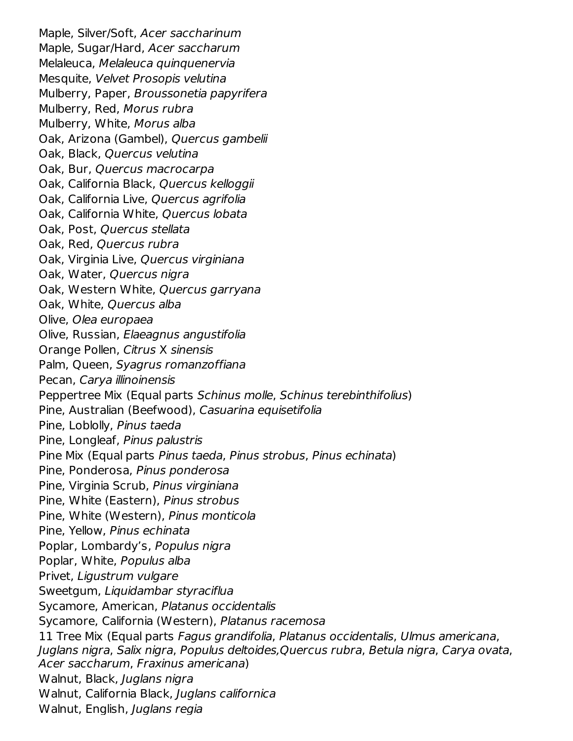Maple, Silver/Soft, *Acer saccharinum*
Maple, Sugar/Hard, *Acer saccharum*
Melaleuca, *Melaleuca quinquenervia*
Mesquite, *Velvet Prosopis velutina*
Mulberry, Paper, *Broussonetia papyrifera*
Mulberry, Red, *Morus rubra*
Mulberry, White, *Morus alba*
Oak, Arizona (Gambel), *Quercus gambelii*
Oak, Black, *Quercus velutina*
Oak, Bur, *Quercus macrocarpa*
Oak, California Black, *Quercus kelloggii*
Oak, California Live, *Quercus agrifolia*
Oak, California White, *Quercus lobata*
Oak, Post, *Quercus stellata*
Oak, Red, *Quercus rubra*
Oak, Virginia Live, *Quercus virginiana*
Oak, Water, *Quercus nigra*
Oak, Western White, *Quercus garryana*
Oak, White, *Quercus alba*
Olive, *Olea europaea*
Olive, Russian, *Elaeagnus angustifolia*
Orange Pollen, *Citrus* X *sinensis*
Palm, Queen, *Syagrus romanzoffiana*
Pecan, *Carya illinoinensis*
Peppertree Mix (Equal parts *Schinus molle*, *Schinus terebinthifolius*)
Pine, Australian (Beefwood), *Casuarina equisetifolia*
Pine, Loblolly, *Pinus taeda*
Pine, Longleaf, *Pinus palustris*
Pine Mix (Equal parts *Pinus taeda*, *Pinus strobus*, *Pinus echinata*)
Pine, Ponderosa, *Pinus ponderosa*
Pine, Virginia Scrub, *Pinus virginiana*
Pine, White (Eastern), *Pinus strobus*
Pine, White (Western), *Pinus monticola*
Pine, Yellow, *Pinus echinata*
Poplar, Lombardy's, *Populus nigra*
Poplar, White, *Populus alba*
Privet, *Ligustrum vulgare*
Sweetgum, *Liquidambar styraciflua*
Sycamore, American, *Platanus occidentalis*
Sycamore, California (Western), *Platanus racemosa*
11 Tree Mix (Equal parts *Fagus grandifolia*, *Platanus occidentalis*, *Ulmus americana*, *Juglans nigra*, *Salix nigra*, *Populus deltoides*,*Quercus rubra*, *Betula nigra*, *Carya ovata*, *Acer saccharum*, *Fraxinus americana*)
Walnut, Black, *Juglans nigra*
Walnut, California Black, *Juglans californica*
Walnut, English, *Juglans regia*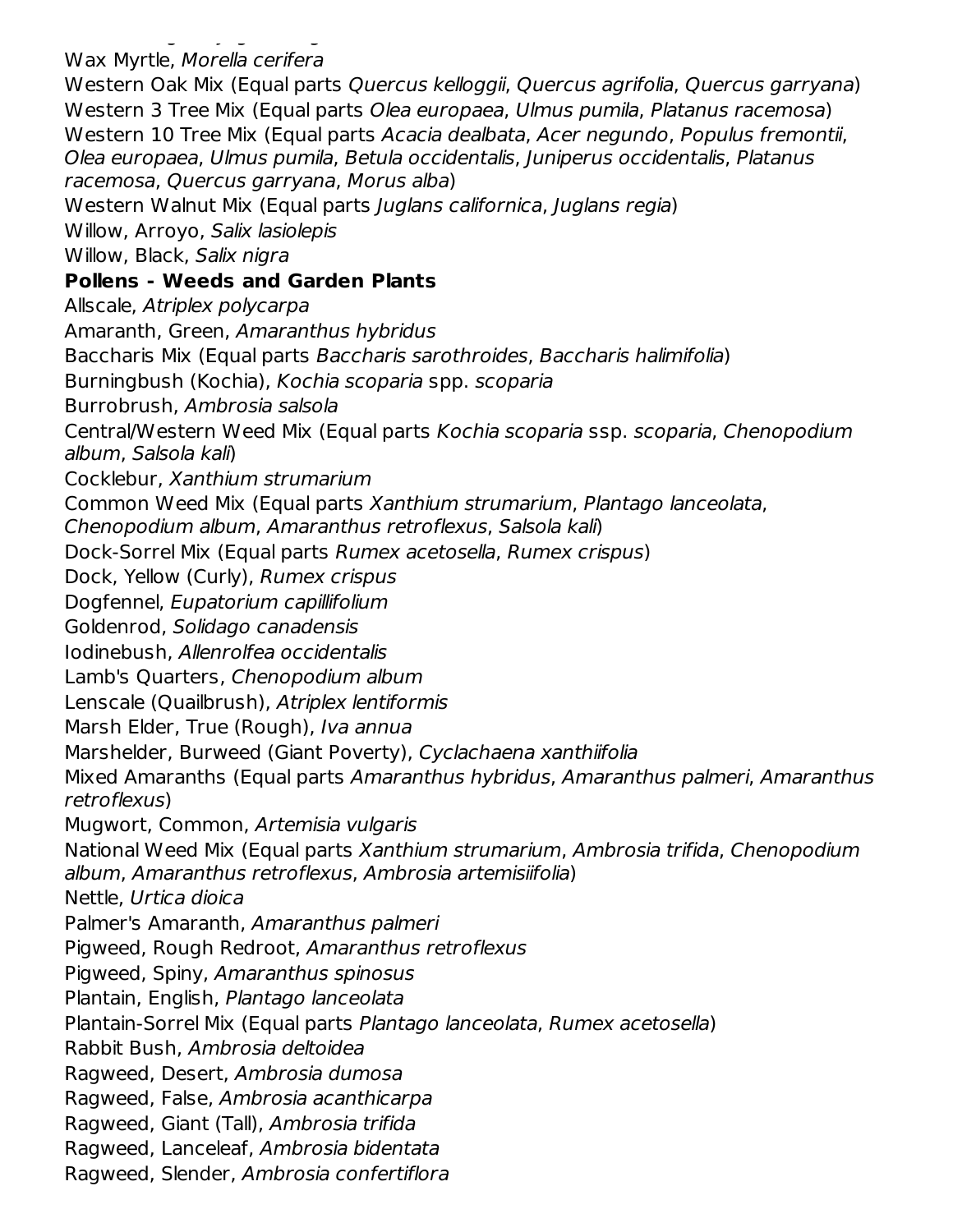Wax Myrtle, *Morella cerifera*
Western Oak Mix (Equal parts *Quercus kelloggii*, *Quercus agrifolia*, *Quercus garryana*)
Western 3 Tree Mix (Equal parts *Olea europaea*, *Ulmus pumila*, *Platanus racemosa*)
Western 10 Tree Mix (Equal parts *Acacia dealbata*, *Acer negundo*, *Populus fremontii*, *Olea europaea*, *Ulmus pumila*, *Betula occidentalis*, *Juniperus occidentalis*, *Platanus racemosa*, *Quercus garryana*, *Morus alba*)
Western Walnut Mix (Equal parts *Juglans californica*, *Juglans regia*)
Willow, Arroyo, *Salix lasiolepis*
Willow, Black, *Salix nigra*

**Pollens - Weeds and Garden Plants**

Allscale, *Atriplex polycarpa*
Amaranth, Green, *Amaranthus hybridus*
Baccharis Mix (Equal parts *Baccharis sarothroides*, *Baccharis halimifolia*)
Burningbush (Kochia), *Kochia scoparia* spp. *scoparia*
Burrobrush, *Ambrosia salsola*
Central/Western Weed Mix (Equal parts *Kochia scoparia* ssp. *scoparia*, *Chenopodium album*, *Salsola kali*)
Cocklebur, *Xanthium strumarium*
Common Weed Mix (Equal parts *Xanthium strumarium*, *Plantago lanceolata*, *Chenopodium album*, *Amaranthus retroflexus*, *Salsola kali*)
Dock-Sorrel Mix (Equal parts *Rumex acetosella*, *Rumex crispus*)
Dock, Yellow (Curly), *Rumex crispus*
Dogfennel, *Eupatorium capillifolium*
Goldenrod, *Solidago canadensis*
Iodinebush, *Allenrolfea occidentalis*
Lamb's Quarters, *Chenopodium album*
Lenscale (Quailbrush), *Atriplex lentiformis*
Marsh Elder, True (Rough), *Iva annua*
Marshelder, Burweed (Giant Poverty), *Cyclachaena xanthiifolia*
Mixed Amaranths (Equal parts *Amaranthus hybridus*, *Amaranthus palmeri*, *Amaranthus retroflexus*)
Mugwort, Common, *Artemisia vulgaris*
National Weed Mix (Equal parts *Xanthium strumarium*, *Ambrosia trifida*, *Chenopodium album*, *Amaranthus retroflexus*, *Ambrosia artemisiifolia*)
Nettle, *Urtica dioica*
Palmer's Amaranth, *Amaranthus palmeri*
Pigweed, Rough Redroot, *Amaranthus retroflexus*
Pigweed, Spiny, *Amaranthus spinosus*
Plantain, English, *Plantago lanceolata*
Plantain-Sorrel Mix (Equal parts *Plantago lanceolata*, *Rumex acetosella*)
Rabbit Bush, *Ambrosia deltoidea*
Ragweed, Desert, *Ambrosia dumosa*
Ragweed, False, *Ambrosia acanthicarpa*
Ragweed, Giant (Tall), *Ambrosia trifida*
Ragweed, Lanceleaf, *Ambrosia bidentata*
Ragweed, Slender, *Ambrosia confertiflora*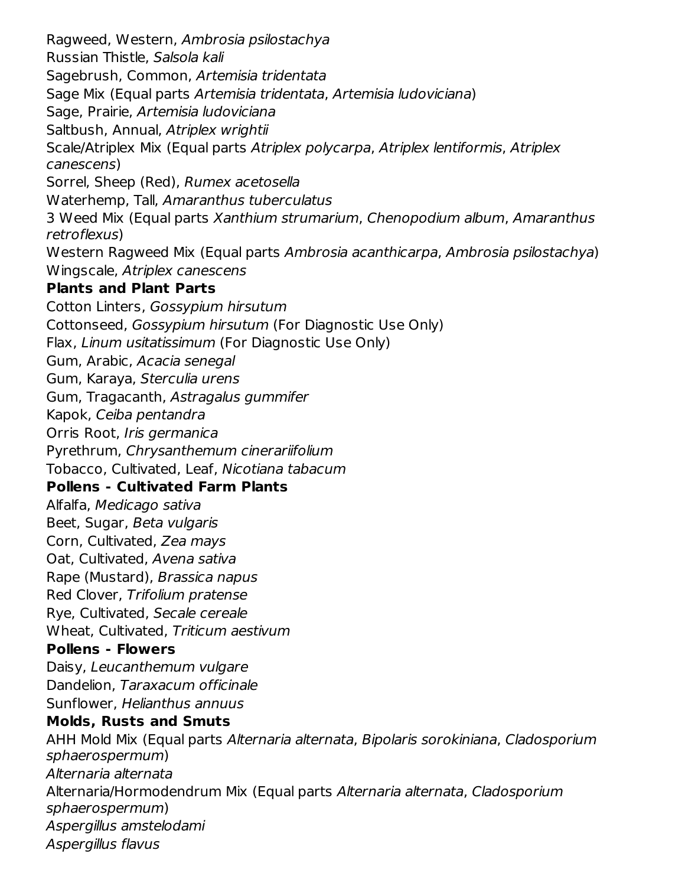Ragweed, Western, *Ambrosia psilostachya*
Russian Thistle, *Salsola kali*
Sagebrush, Common, *Artemisia tridentata*
Sage Mix (Equal parts *Artemisia tridentata*, *Artemisia ludoviciana*)
Sage, Prairie, *Artemisia ludoviciana*
Saltbush, Annual, *Atriplex wrightii*
Scale/Atriplex Mix (Equal parts *Atriplex polycarpa*, *Atriplex lentiformis*, *Atriplex canescens*)
Sorrel, Sheep (Red), *Rumex acetosella*
Waterhemp, Tall, *Amaranthus tuberculatus*
3 Weed Mix (Equal parts *Xanthium strumarium*, *Chenopodium album*, *Amaranthus retroflexus*)
Western Ragweed Mix (Equal parts *Ambrosia acanthicarpa*, *Ambrosia psilostachya*)
Wingscale, *Atriplex canescens*

**Plants and Plant Parts**

Cotton Linters, *Gossypium hirsutum*
Cottonseed, *Gossypium hirsutum* (For Diagnostic Use Only)
Flax, *Linum usitatissimum* (For Diagnostic Use Only)
Gum, Arabic, *Acacia senegal*
Gum, Karaya, *Sterculia urens*
Gum, Tragacanth, *Astragalus gummifer*
Kapok, *Ceiba pentandra*
Orris Root, *Iris germanica*
Pyrethrum, *Chrysanthemum cinerariifolium*
Tobacco, Cultivated, Leaf, *Nicotiana tabacum*

**Pollens - Cultivated Farm Plants**

Alfalfa, *Medicago sativa*
Beet, Sugar, *Beta vulgaris*
Corn, Cultivated, *Zea mays*
Oat, Cultivated, *Avena sativa*
Rape (Mustard), *Brassica napus*
Red Clover, *Trifolium pratense*
Rye, Cultivated, *Secale cereale*
Wheat, Cultivated, *Triticum aestivum*

**Pollens - Flowers**

Daisy, *Leucanthemum vulgare*
Dandelion, *Taraxacum officinale*
Sunflower, *Helianthus annuus*

**Molds, Rusts and Smuts**

AHH Mold Mix (Equal parts *Alternaria alternata*, *Bipolaris sorokiniana*, *Cladosporium sphaerospermum*)
*Alternaria alternata*
Alternaria/Hormodendrum Mix (Equal parts *Alternaria alternata*, *Cladosporium sphaerospermum*)
*Aspergillus amstelodami*
*Aspergillus flavus*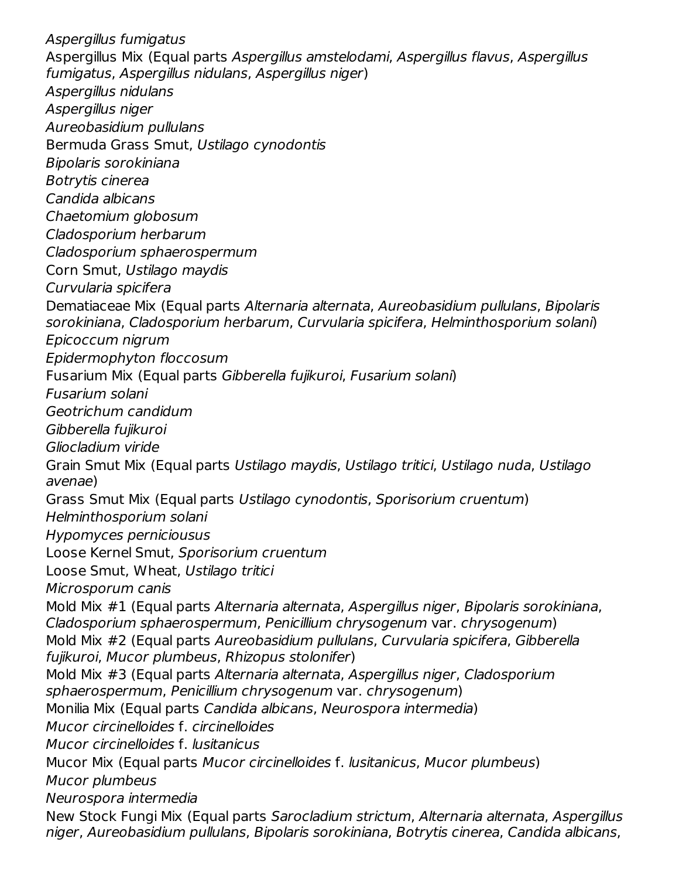*Aspergillus fumigatus*

Aspergillus Mix (Equal parts *Aspergillus amstelodami*, *Aspergillus flavus*, *Aspergillus fumigatus*, *Aspergillus nidulans*, *Aspergillus niger*)

*Aspergillus nidulans*

*Aspergillus niger*

*Aureobasidium pullulans*

Bermuda Grass Smut, *Ustilago cynodontis*

*Bipolaris sorokiniana*

*Botrytis cinerea*

*Candida albicans*

*Chaetomium globosum*

*Cladosporium herbarum*

*Cladosporium sphaerospermum*

Corn Smut, *Ustilago maydis*

*Curvularia spicifera*

Dematiaceae Mix (Equal parts *Alternaria alternata*, *Aureobasidium pullulans*, *Bipolaris sorokiniana*, *Cladosporium herbarum*, *Curvularia spicifera*, *Helminthosporium solani*)

*Epicoccum nigrum*

*Epidermophyton floccosum*

Fusarium Mix (Equal parts *Gibberella fujikuroi*, *Fusarium solani*)

*Fusarium solani*

*Geotrichum candidum*

*Gibberella fujikuroi*

*Gliocladium viride*

Grain Smut Mix (Equal parts *Ustilago maydis*, *Ustilago tritici*, *Ustilago nuda*, *Ustilago avenae*)

Grass Smut Mix (Equal parts *Ustilago cynodontis*, *Sporisorium cruentum*)

*Helminthosporium solani*

*Hypomyces perniciousus*

Loose Kernel Smut, *Sporisorium cruentum*

Loose Smut, Wheat, *Ustilago tritici*

*Microsporum canis*

Mold Mix #1 (Equal parts *Alternaria alternata*, *Aspergillus niger*, *Bipolaris sorokiniana*, *Cladosporium sphaerospermum*, *Penicillium chrysogenum* var. *chrysogenum*)

Mold Mix #2 (Equal parts *Aureobasidium pullulans*, *Curvularia spicifera*, *Gibberella fujikuroi*, *Mucor plumbeus*, *Rhizopus stolonifer*)

Mold Mix #3 (Equal parts *Alternaria alternata*, *Aspergillus niger*, *Cladosporium sphaerospermum*, *Penicillium chrysogenum* var. *chrysogenum*)

Monilia Mix (Equal parts *Candida albicans*, *Neurospora intermedia*)

*Mucor circinelloides* f. *circinelloides*

*Mucor circinelloides* f. *lusitanicus*

Mucor Mix (Equal parts *Mucor circinelloides* f. *lusitanicus*, *Mucor plumbeus*)

*Mucor plumbeus*

*Neurospora intermedia*

New Stock Fungi Mix (Equal parts *Sarocladium strictum*, *Alternaria alternata*, *Aspergillus niger*, *Aureobasidium pullulans*, *Bipolaris sorokiniana*, *Botrytis cinerea*, *Candida albicans*,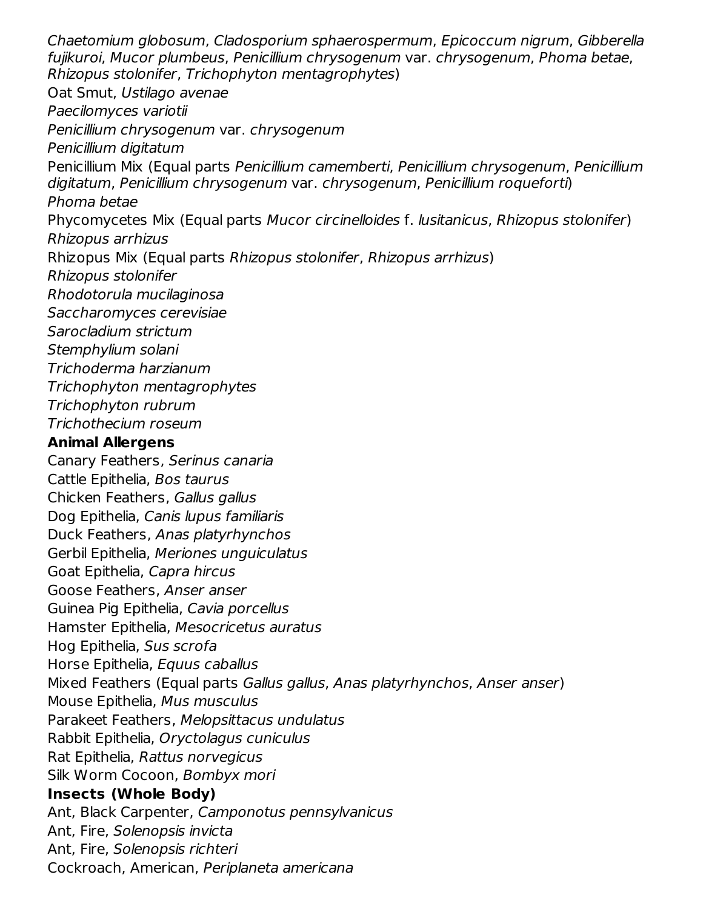*Chaetomium globosum*, *Cladosporium sphaerospermum*, *Epicoccum nigrum*, *Gibberella fujikuroi*, *Mucor plumbeus*, *Penicillium chrysogenum* var. *chrysogenum*, *Phoma betae*, *Rhizopus stolonifer*, *Trichophyton mentagrophytes*)

Oat Smut, *Ustilago avenae*

*Paecilomyces variotii*

*Penicillium chrysogenum* var. *chrysogenum*

*Penicillium digitatum*

Penicillium Mix (Equal parts *Penicillium camemberti*, *Penicillium chrysogenum*, *Penicillium digitatum*, *Penicillium chrysogenum* var. *chrysogenum*, *Penicillium roqueforti*)

*Phoma betae*

Phycomycetes Mix (Equal parts *Mucor circinelloides* f. *lusitanicus*, *Rhizopus stolonifer*)

*Rhizopus arrhizus*

Rhizopus Mix (Equal parts *Rhizopus stolonifer*, *Rhizopus arrhizus*)

*Rhizopus stolonifer*

*Rhodotorula mucilaginosa*

*Saccharomyces cerevisiae*

*Sarocladium strictum*

*Stemphylium solani*

*Trichoderma harzianum*

*Trichophyton mentagrophytes*

*Trichophyton rubrum*

*Trichothecium roseum*

**Animal Allergens**

Canary Feathers, *Serinus canaria*

Cattle Epithelia, *Bos taurus*

Chicken Feathers, *Gallus gallus*

Dog Epithelia, *Canis lupus familiaris*

Duck Feathers, *Anas platyrhynchos*

Gerbil Epithelia, *Meriones unguiculatus*

Goat Epithelia, *Capra hircus*

Goose Feathers, *Anser anser*

Guinea Pig Epithelia, *Cavia porcellus*

Hamster Epithelia, *Mesocricetus auratus*

Hog Epithelia, *Sus scrofa*

Horse Epithelia, *Equus caballus*

Mixed Feathers (Equal parts *Gallus gallus*, *Anas platyrhynchos*, *Anser anser*)

Mouse Epithelia, *Mus musculus*

Parakeet Feathers, *Melopsittacus undulatus*

Rabbit Epithelia, *Oryctolagus cuniculus*

Rat Epithelia, *Rattus norvegicus*

Silk Worm Cocoon, *Bombyx mori*

**Insects (Whole Body)**

Ant, Black Carpenter, *Camponotus pennsylvanicus*

Ant, Fire, *Solenopsis invicta*

Ant, Fire, *Solenopsis richteri*

Cockroach, American, *Periplaneta americana*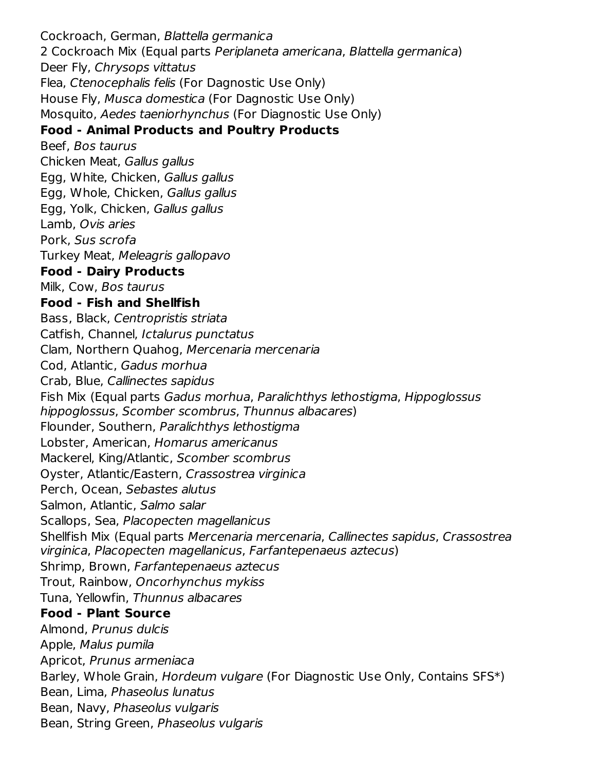Cockroach, German, *Blattella germanica*
2 Cockroach Mix (Equal parts *Periplaneta americana*, *Blattella germanica*)
Deer Fly, *Chrysops vittatus*
Flea, *Ctenocephalis felis* (For Dagnostic Use Only)
House Fly, *Musca domestica* (For Dagnostic Use Only)
Mosquito, *Aedes taeniorhynchus* (For Diagnostic Use Only)

**Food - Animal Products and Poultry Products**

Beef, *Bos taurus*
Chicken Meat, *Gallus gallus*
Egg, White, Chicken, *Gallus gallus*
Egg, Whole, Chicken, *Gallus gallus*
Egg, Yolk, Chicken, *Gallus gallus*
Lamb, *Ovis aries*
Pork, *Sus scrofa*
Turkey Meat, *Meleagris gallopavo*

**Food - Dairy Products**

Milk, Cow, *Bos taurus*

**Food - Fish and Shellfish**

Bass, Black, *Centropristis striata*
Catfish, Channel, *Ictalurus punctatus*
Clam, Northern Quahog, *Mercenaria mercenaria*
Cod, Atlantic, *Gadus morhua*
Crab, Blue, *Callinectes sapidus*
Fish Mix (Equal parts *Gadus morhua*, *Paralichthys lethostigma*, *Hippoglossus hippoglossus*, *Scomber scombrus*, *Thunnus albacares*)
Flounder, Southern, *Paralichthys lethostigma*
Lobster, American, *Homarus americanus*
Mackerel, King/Atlantic, *Scomber scombrus*
Oyster, Atlantic/Eastern, *Crassostrea virginica*
Perch, Ocean, *Sebastes alutus*
Salmon, Atlantic, *Salmo salar*
Scallops, Sea, *Placopecten magellanicus*
Shellfish Mix (Equal parts *Mercenaria mercenaria*, *Callinectes sapidus*, *Crassostrea virginica*, *Placopecten magellanicus*, *Farfantepenaeus aztecus*)
Shrimp, Brown, *Farfantepenaeus aztecus*
Trout, Rainbow, *Oncorhynchus mykiss*
Tuna, Yellowfin, *Thunnus albacares*

**Food - Plant Source**

Almond, *Prunus dulcis*
Apple, *Malus pumila*
Apricot, *Prunus armeniaca*
Barley, Whole Grain, *Hordeum vulgare* (For Diagnostic Use Only, Contains SFS*)
Bean, Lima, *Phaseolus lunatus*
Bean, Navy, *Phaseolus vulgaris*
Bean, String Green, *Phaseolus vulgaris*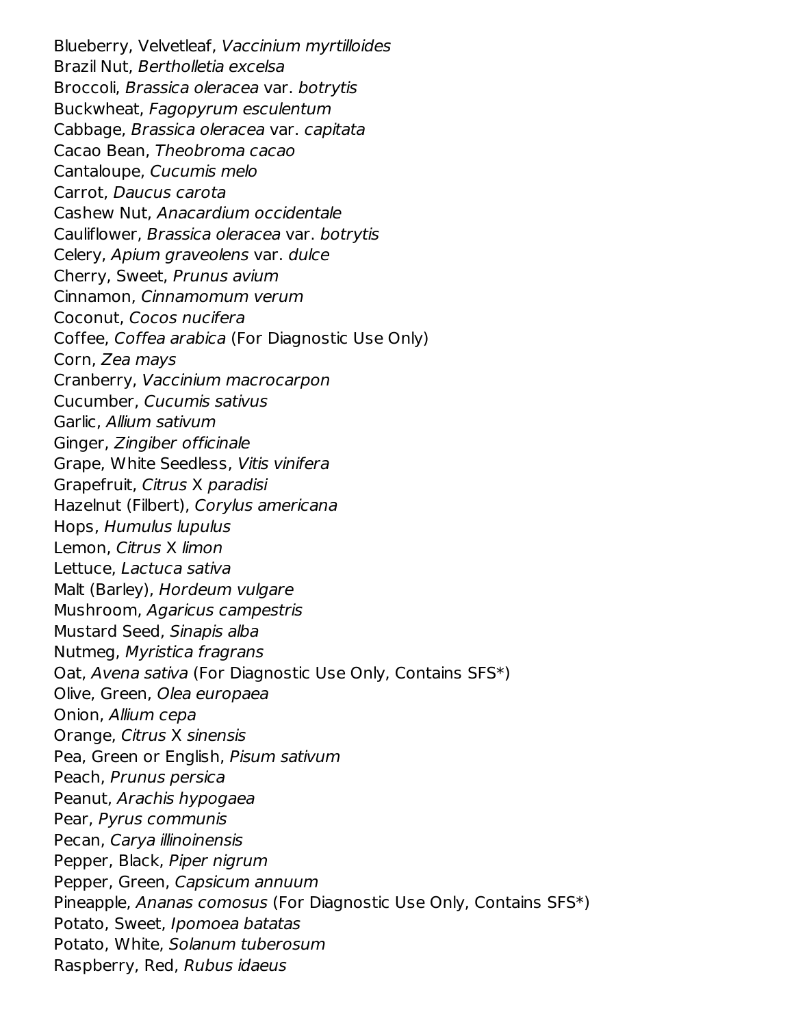Blueberry, Velvetleaf, *Vaccinium myrtilloides*
Brazil Nut, *Bertholletia excelsa*
Broccoli, *Brassica oleracea* var. *botrytis*
Buckwheat, *Fagopyrum esculentum*
Cabbage, *Brassica oleracea* var. *capitata*
Cacao Bean, *Theobroma cacao*
Cantaloupe, *Cucumis melo*
Carrot, *Daucus carota*
Cashew Nut, *Anacardium occidentale*
Cauliflower, *Brassica oleracea* var. *botrytis*
Celery, *Apium graveolens* var. *dulce*
Cherry, Sweet, *Prunus avium*
Cinnamon, *Cinnamomum verum*
Coconut, *Cocos nucifera*
Coffee, *Coffea arabica* (For Diagnostic Use Only)
Corn, *Zea mays*
Cranberry, *Vaccinium macrocarpon*
Cucumber, *Cucumis sativus*
Garlic, *Allium sativum*
Ginger, *Zingiber officinale*
Grape, White Seedless, *Vitis vinifera*
Grapefruit, *Citrus* X *paradisi*
Hazelnut (Filbert), *Corylus americana*
Hops, *Humulus lupulus*
Lemon, *Citrus* X *limon*
Lettuce, *Lactuca sativa*
Malt (Barley), *Hordeum vulgare*
Mushroom, *Agaricus campestris*
Mustard Seed, *Sinapis alba*
Nutmeg, *Myristica fragrans*
Oat, *Avena sativa* (For Diagnostic Use Only, Contains SFS*)
Olive, Green, *Olea europaea*
Onion, *Allium cepa*
Orange, *Citrus* X *sinensis*
Pea, Green or English, *Pisum sativum*
Peach, *Prunus persica*
Peanut, *Arachis hypogaea*
Pear, *Pyrus communis*
Pecan, *Carya illinoinensis*
Pepper, Black, *Piper nigrum*
Pepper, Green, *Capsicum annuum*
Pineapple, *Ananas comosus* (For Diagnostic Use Only, Contains SFS*)
Potato, Sweet, *Ipomoea batatas*
Potato, White, *Solanum tuberosum*
Raspberry, Red, *Rubus idaeus*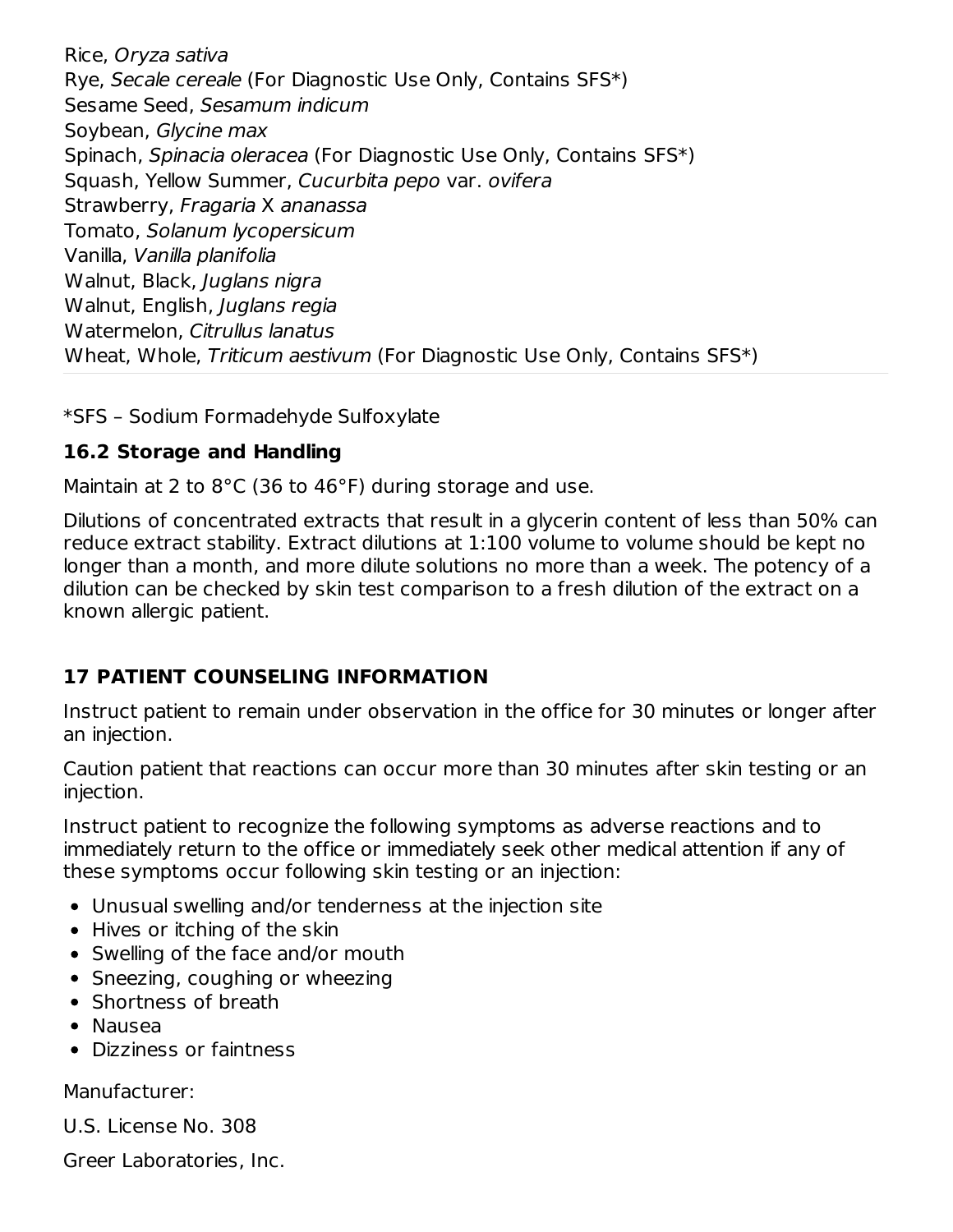Rice, *Oryza sativa*
Rye, *Secale cereale* (For Diagnostic Use Only, Contains SFS*)
Sesame Seed, *Sesamum indicum*
Soybean, *Glycine max*
Spinach, *Spinacia oleracea* (For Diagnostic Use Only, Contains SFS*)
Squash, Yellow Summer, *Cucurbita pepo* var. *ovifera*
Strawberry, *Fragaria* X *ananassa*
Tomato, *Solanum lycopersicum*
Vanilla, *Vanilla planifolia*
Walnut, Black, *Juglans nigra*
Walnut, English, *Juglans regia*
Watermelon, *Citrullus lanatus*
Wheat, Whole, *Triticum aestivum* (For Diagnostic Use Only, Contains SFS*)

*SFS – Sodium Formadehyde Sulfoxylate

### 16.2 Storage and Handling

Maintain at 2 to 8°C (36 to 46°F) during storage and use.

Dilutions of concentrated extracts that result in a glycerin content of less than 50% can reduce extract stability. Extract dilutions at 1:100 volume to volume should be kept no longer than a month, and more dilute solutions no more than a week. The potency of a dilution can be checked by skin test comparison to a fresh dilution of the extract on a known allergic patient.

## 17 PATIENT COUNSELING INFORMATION

Instruct patient to remain under observation in the office for 30 minutes or longer after an injection.

Caution patient that reactions can occur more than 30 minutes after skin testing or an injection.

Instruct patient to recognize the following symptoms as adverse reactions and to immediately return to the office or immediately seek other medical attention if any of these symptoms occur following skin testing or an injection:

- Unusual swelling and/or tenderness at the injection site
- Hives or itching of the skin
- Swelling of the face and/or mouth
- Sneezing, coughing or wheezing
- Shortness of breath
- Nausea
- Dizziness or faintness

Manufacturer:

U.S. License No. 308

Greer Laboratories, Inc.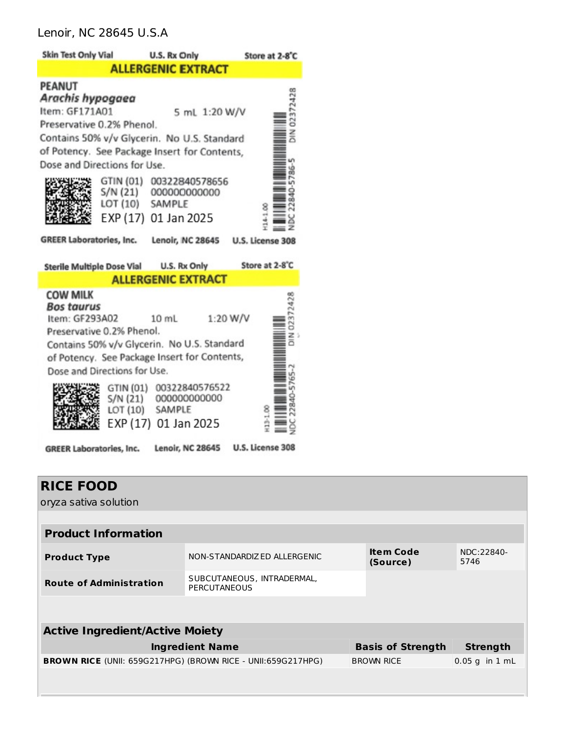Lenoir, NC 28645 U.S.A

Skin Test Only Vial U.S. Rx Only Store at 2-8°C

**ALLERGENIC EXTRACT**

**PEANUT**

***Arachis hypogaea***

Item: GF171A01 5 mL 1:20 W/V

Preservative 0.2% Phenol.

Contains 50% v/v Glycerin. No U.S. Standard of Potency. See Package Insert for Contents, Dose and Directions for Use.

GTIN (01) 00322840578656
S/N (21) 000000000000
LOT (10) SAMPLE
EXP (17) 01 Jan 2025

H14-1.00 NDC 22840-5786-5 DIN 02372428

GREER Laboratories, Inc. Lenoir, NC 28645 U.S. License 308

Sterile Multiple Dose Vial U.S. Rx Only Store at 2-8°C

**ALLERGENIC EXTRACT**

**COW MILK**

***Bos taurus***

Item: GF293A02 10 mL 1:20 W/V

Preservative 0.2% Phenol.

Contains 50% v/v Glycerin. No U.S. Standard of Potency. See Package Insert for Contents, Dose and Directions for Use.

GTIN (01) 00322840576522
S/N (21) 000000000000
LOT (10) SAMPLE
EXP (17) 01 Jan 2025

H13-1.00 NDC 22840-5765-2 DIN 02372428

GREER Laboratories, Inc. Lenoir, NC 28645 U.S. License 308

# RICE FOOD

oryza sativa solution

## Product Information

| | | | |
|---|---|---|---|
| **Product Type** | NON-STANDARDIZED ALLERGENIC | **Item Code (Source)** | NDC:22840-5746 |
| **Route of Administration** | SUBCUTANEOUS, INTRADERMAL, PERCUTANEOUS | | |

## Active Ingredient/Active Moiety

| Ingredient Name | Basis of Strength | Strength |
|---|---|---|
| **BROWN RICE** (UNII: 659G217HPG) (BROWN RICE - UNII:659G217HPG) | BROWN RICE | 0.05 g in 1 mL |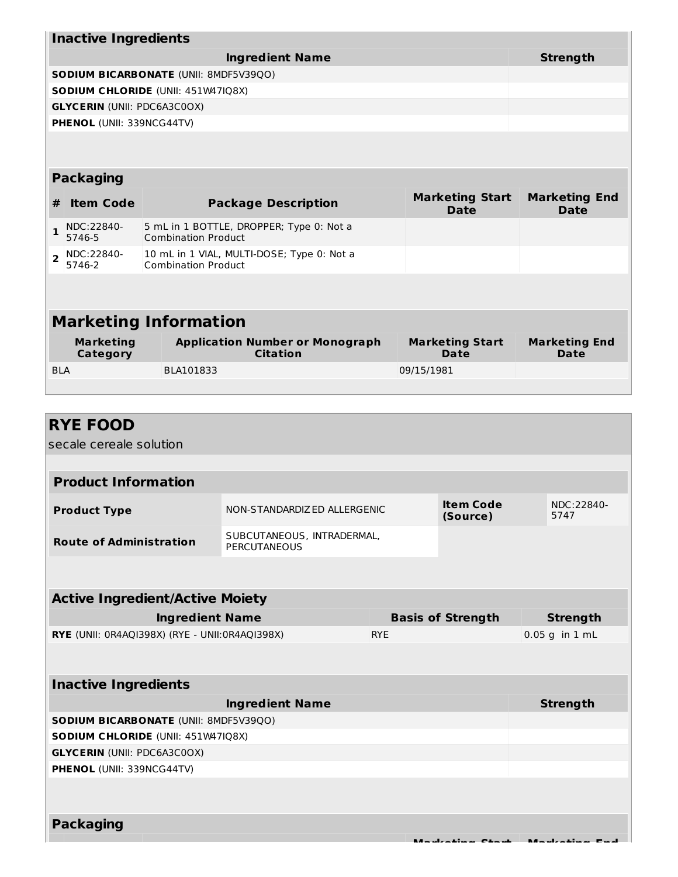| Inactive Ingredients | |
|---|---|
| **Ingredient Name** | **Strength** |
| **SODIUM BICARBONATE** (UNII: 8MDF5V39QO) | |
| **SODIUM CHLORIDE** (UNII: 451W47IQ8X) | |
| **GLYCERIN** (UNII: PDC6A3C0OX) | |
| **PHENOL** (UNII: 339NCG44TV) | |

| Packaging | | | | |
|---|---|---|---|---|
| **#** | **Item Code** | **Package Description** | **Marketing Start Date** | **Marketing End Date** |
| **1** | NDC:22840-5746-5 | 5 mL in 1 BOTTLE, DROPPER; Type 0: Not a Combination Product | | |
| **2** | NDC:22840-5746-2 | 10 mL in 1 VIAL, MULTI-DOSE; Type 0: Not a Combination Product | | |

| Marketing Information | | | |
|---|---|---|---|
| **Marketing Category** | **Application Number or Monograph Citation** | **Marketing Start Date** | **Marketing End Date** |
| BLA | BLA101833 | 09/15/1981 | |

## RYE FOOD

secale cereale solution

| Product Information | | | |
|---|---|---|---|
| **Product Type** | NON-STANDARDIZED ALLERGENIC | **Item Code (Source)** | NDC:22840-5747 |
| **Route of Administration** | SUBCUTANEOUS, INTRADERMAL, PERCUTANEOUS | | |

| Active Ingredient/Active Moiety | | |
|---|---|---|
| **Ingredient Name** | **Basis of Strength** | **Strength** |
| **RYE** (UNII: 0R4AQI398X) (RYE - UNII:0R4AQI398X) | RYE | 0.05 g in 1 mL |

| Inactive Ingredients | |
|---|---|
| **Ingredient Name** | **Strength** |
| **SODIUM BICARBONATE** (UNII: 8MDF5V39QO) | |
| **SODIUM CHLORIDE** (UNII: 451W47IQ8X) | |
| **GLYCERIN** (UNII: PDC6A3C0OX) | |
| **PHENOL** (UNII: 339NCG44TV) | |

**Packaging**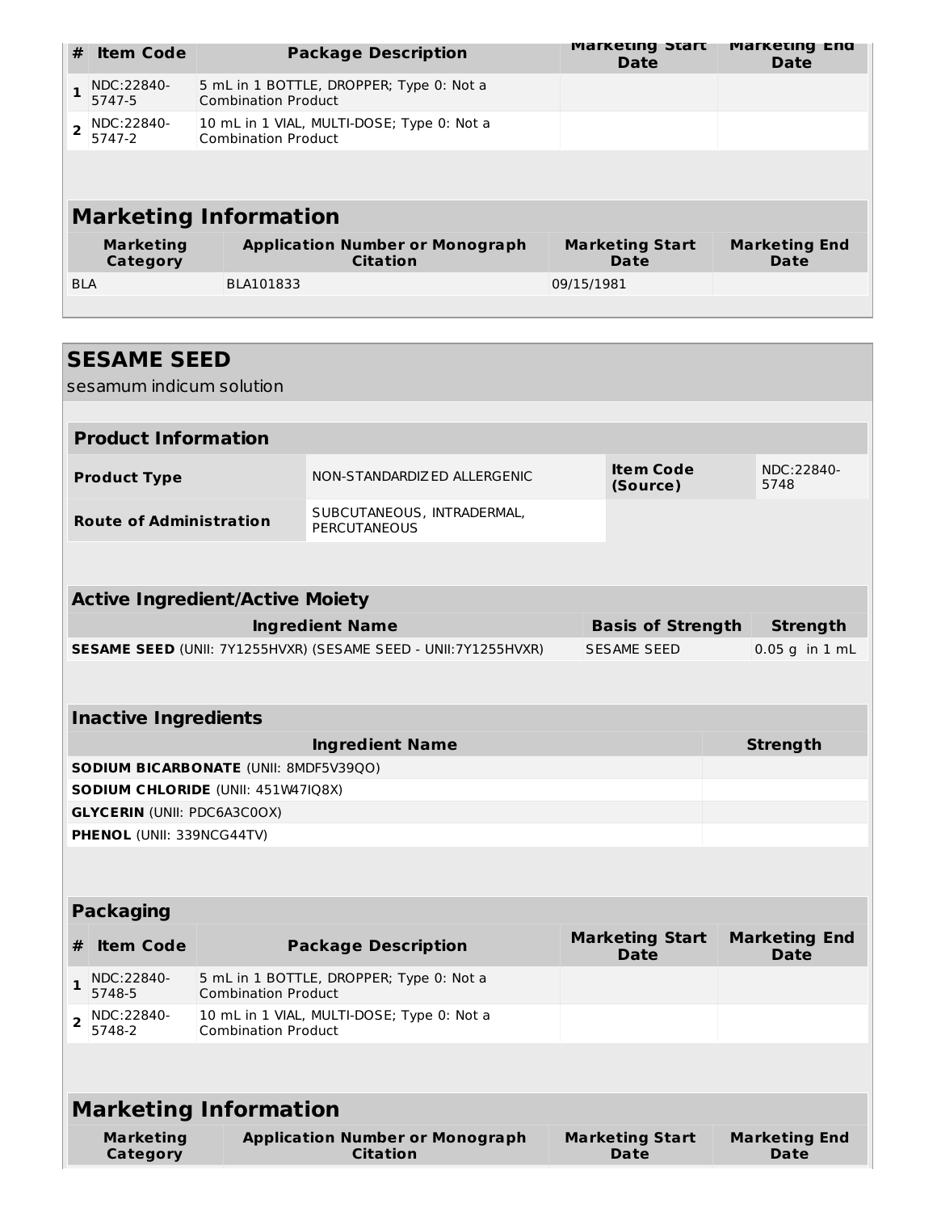| # | Item Code | Package Description | Marketing Start Date | Marketing End Date |
|---|---|---|---|---|
| 1 | NDC:22840-5747-5 | 5 mL in 1 BOTTLE, DROPPER; Type 0: Not a Combination Product | | |
| 2 | NDC:22840-5747-2 | 10 mL in 1 VIAL, MULTI-DOSE; Type 0: Not a Combination Product | | |

## Marketing Information

| Marketing Category | Application Number or Monograph Citation | Marketing Start Date | Marketing End Date |
|---|---|---|---|
| BLA | BLA101833 | 09/15/1981 | |

# SESAME SEED

sesamum indicum solution

## Product Information

| | | | |
|---|---|---|---|
| **Product Type** | NON-STANDARDIZED ALLERGENIC | **Item Code (Source)** | NDC:22840-5748 |
| **Route of Administration** | SUBCUTANEOUS, INTRADERMAL, PERCUTANEOUS | | |

## Active Ingredient/Active Moiety

| Ingredient Name | Basis of Strength | Strength |
|---|---|---|
| **SESAME SEED** (UNII: 7Y1255HVXR) (SESAME SEED - UNII:7Y1255HVXR) | SESAME SEED | 0.05 g in 1 mL |

## Inactive Ingredients

| Ingredient Name | Strength |
|---|---|
| **SODIUM BICARBONATE** (UNII: 8MDF5V39QO) | |
| **SODIUM CHLORIDE** (UNII: 451W47IQ8X) | |
| **GLYCERIN** (UNII: PDC6A3C0OX) | |
| **PHENOL** (UNII: 339NCG44TV) | |

## Packaging

| # | Item Code | Package Description | Marketing Start Date | Marketing End Date |
|---|---|---|---|---|
| 1 | NDC:22840-5748-5 | 5 mL in 1 BOTTLE, DROPPER; Type 0: Not a Combination Product | | |
| 2 | NDC:22840-5748-2 | 10 mL in 1 VIAL, MULTI-DOSE; Type 0: Not a Combination Product | | |

## Marketing Information

| Marketing Category | Application Number or Monograph Citation | Marketing Start Date | Marketing End Date |
|---|---|---|---|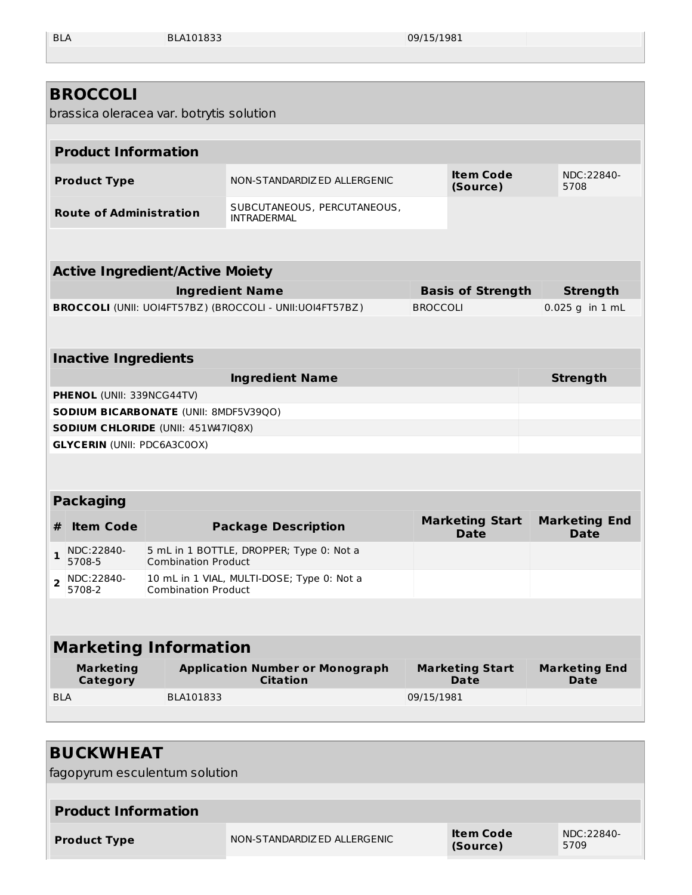| BLA | BLA101833 | 09/15/1981 | |
|---|---|---|---|

# BROCCOLI

brassica oleracea var. botrytis solution

| Product Information | | | |
|---|---|---|---|
| **Product Type** | NON-STANDARDIZED ALLERGENIC | **Item Code (Source)** | NDC:22840-5708 |
| **Route of Administration** | SUBCUTANEOUS, PERCUTANEOUS, INTRADERMAL | | |

| Active Ingredient/Active Moiety | | |
|---|---|---|
| **Ingredient Name** | **Basis of Strength** | **Strength** |
| **BROCCOLI** (UNII: UOI4FT57BZ) (BROCCOLI - UNII:UOI4FT57BZ) | BROCCOLI | 0.025 g in 1 mL |

| Inactive Ingredients | |
|---|---|
| **Ingredient Name** | **Strength** |
| **PHENOL** (UNII: 339NCG44TV) | |
| **SODIUM BICARBONATE** (UNII: 8MDF5V39QO) | |
| **SODIUM CHLORIDE** (UNII: 451W47IQ8X) | |
| **GLYCERIN** (UNII: PDC6A3C0OX) | |

| Packaging | | | | |
|---|---|---|---|---|
| **#** | **Item Code** | **Package Description** | **Marketing Start Date** | **Marketing End Date** |
| 1 | NDC:22840-5708-5 | 5 mL in 1 BOTTLE, DROPPER; Type 0: Not a Combination Product | | |
| 2 | NDC:22840-5708-2 | 10 mL in 1 VIAL, MULTI-DOSE; Type 0: Not a Combination Product | | |

| Marketing Information | | | |
|---|---|---|---|
| **Marketing Category** | **Application Number or Monograph Citation** | **Marketing Start Date** | **Marketing End Date** |
| BLA | BLA101833 | 09/15/1981 | |

# BUCKWHEAT

fagopyrum esculentum solution

| Product Information | | | |
|---|---|---|---|
| **Product Type** | NON-STANDARDIZED ALLERGENIC | **Item Code (Source)** | NDC:22840-5709 |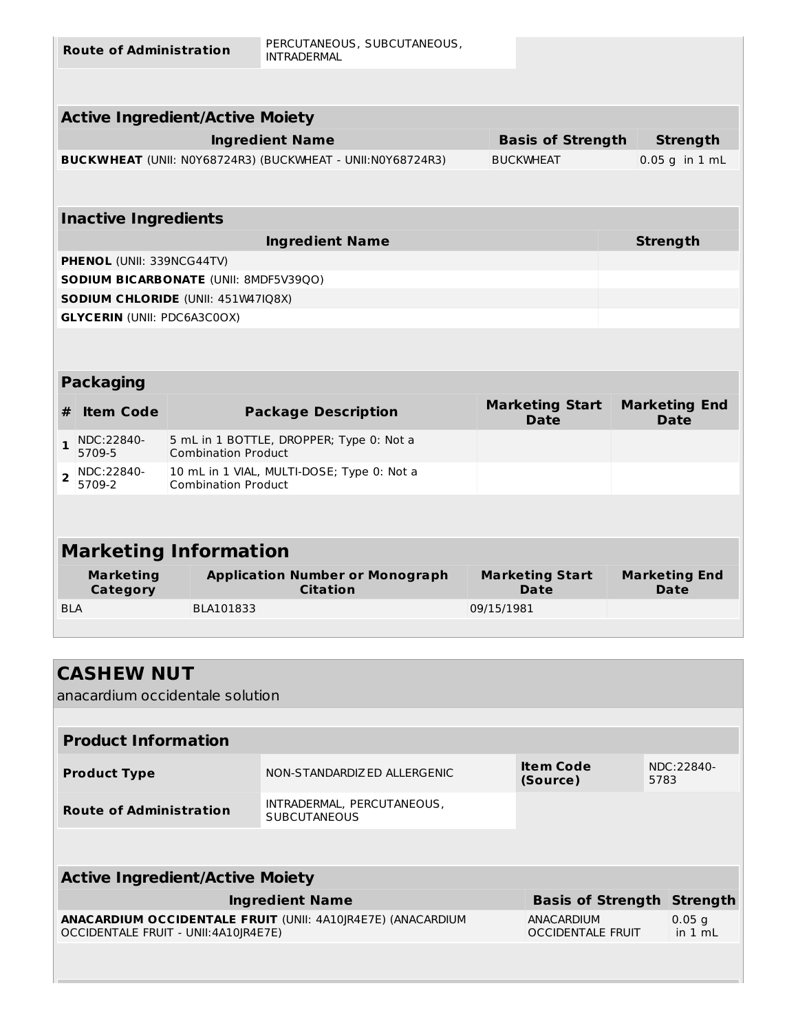| Route of Administration | PERCUTANEOUS, SUBCUTANEOUS, INTRADERMAL |
|---|---|

| Active Ingredient/Active Moiety | | |
|---|---|---|
| **Ingredient Name** | **Basis of Strength** | **Strength** |
| **BUCKWHEAT** (UNII: N0Y68724R3) (BUCKWHEAT - UNII:N0Y68724R3) | BUCKWHEAT | 0.05 g in 1 mL |

| Inactive Ingredients | |
|---|---|
| **Ingredient Name** | **Strength** |
| **PHENOL** (UNII: 339NCG44TV) | |
| **SODIUM BICARBONATE** (UNII: 8MDF5V39QO) | |
| **SODIUM CHLORIDE** (UNII: 451W47IQ8X) | |
| **GLYCERIN** (UNII: PDC6A3C0OX) | |

| Packaging | | | | |
|---|---|---|---|---|
| **#** | **Item Code** | **Package Description** | **Marketing Start Date** | **Marketing End Date** |
| 1 | NDC:22840-5709-5 | 5 mL in 1 BOTTLE, DROPPER; Type 0: Not a Combination Product | | |
| 2 | NDC:22840-5709-2 | 10 mL in 1 VIAL, MULTI-DOSE; Type 0: Not a Combination Product | | |

| Marketing Information | | | |
|---|---|---|---|
| **Marketing Category** | **Application Number or Monograph Citation** | **Marketing Start Date** | **Marketing End Date** |
| BLA | BLA101833 | 09/15/1981 | |

## CASHEW NUT

anacardium occidentale solution

| Product Information | | | |
|---|---|---|---|
| **Product Type** | NON-STANDARDIZED ALLERGENIC | **Item Code (Source)** | NDC:22840-5783 |
| **Route of Administration** | INTRADERMAL, PERCUTANEOUS, SUBCUTANEOUS | | |

| Active Ingredient/Active Moiety | | |
|---|---|---|
| **Ingredient Name** | **Basis of Strength** | **Strength** |
| **ANACARDIUM OCCIDENTALE FRUIT** (UNII: 4A10JR4E7E) (ANACARDIUM OCCIDENTALE FRUIT - UNII:4A10JR4E7E) | ANACARDIUM OCCIDENTALE FRUIT | 0.05 g in 1 mL |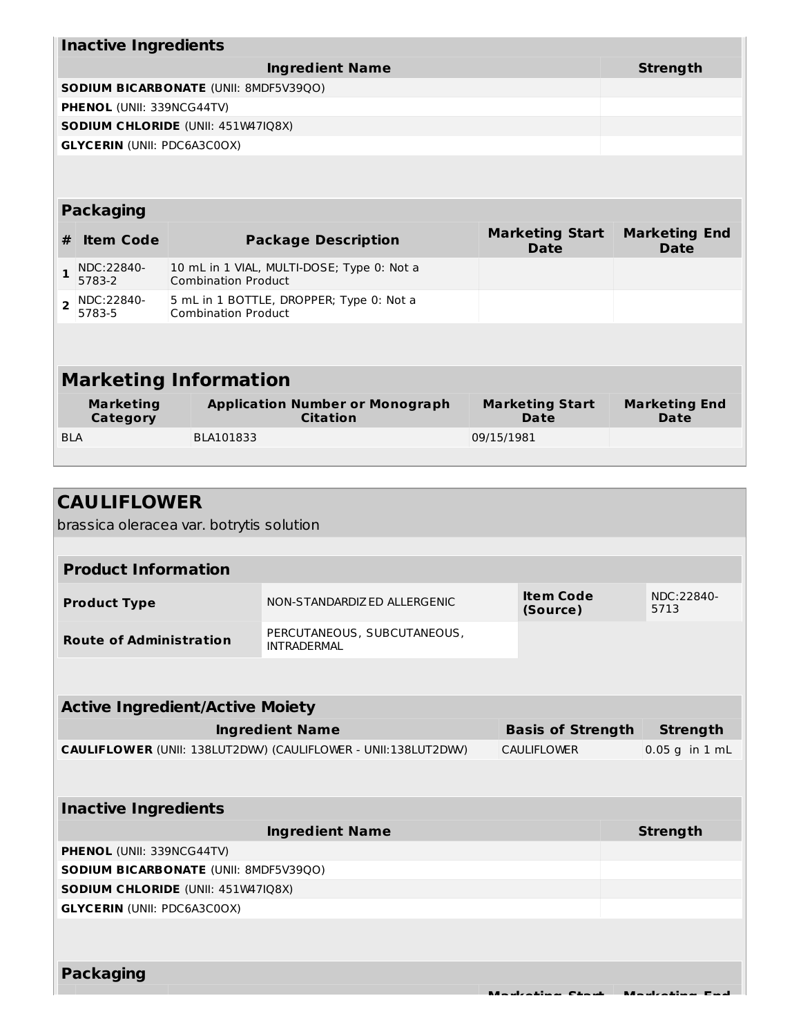### Inactive Ingredients

| Ingredient Name | Strength |
|---|---|
| **SODIUM BICARBONATE** (UNII: 8MDF5V39QO) | |
| **PHENOL** (UNII: 339NCG44TV) | |
| **SODIUM CHLORIDE** (UNII: 451W47IQ8X) | |
| **GLYCERIN** (UNII: PDC6A3C0OX) | |

### Packaging

| # | Item Code | Package Description | Marketing Start Date | Marketing End Date |
|---|---|---|---|---|
| 1 | NDC:22840-5783-2 | 10 mL in 1 VIAL, MULTI-DOSE; Type 0: Not a Combination Product | | |
| 2 | NDC:22840-5783-5 | 5 mL in 1 BOTTLE, DROPPER; Type 0: Not a Combination Product | | |

### Marketing Information

| Marketing Category | Application Number or Monograph Citation | Marketing Start Date | Marketing End Date |
|---|---|---|---|
| BLA | BLA101833 | 09/15/1981 | |

## CAULIFLOWER

brassica oleracea var. botrytis solution

### Product Information

| | | | |
|---|---|---|---|
| **Product Type** | NON-STANDARDIZED ALLERGENIC | **Item Code (Source)** | NDC:22840-5713 |
| **Route of Administration** | PERCUTANEOUS, SUBCUTANEOUS, INTRADERMAL | | |

### Active Ingredient/Active Moiety

| Ingredient Name | Basis of Strength | Strength |
|---|---|---|
| **CAULIFLOWER** (UNII: 138LUT2DWV) (CAULIFLOWER - UNII:138LUT2DWV) | CAULIFLOWER | 0.05 g in 1 mL |

### Inactive Ingredients

| Ingredient Name | Strength |
|---|---|
| **PHENOL** (UNII: 339NCG44TV) | |
| **SODIUM BICARBONATE** (UNII: 8MDF5V39QO) | |
| **SODIUM CHLORIDE** (UNII: 451W47IQ8X) | |
| **GLYCERIN** (UNII: PDC6A3C0OX) | |

### Packaging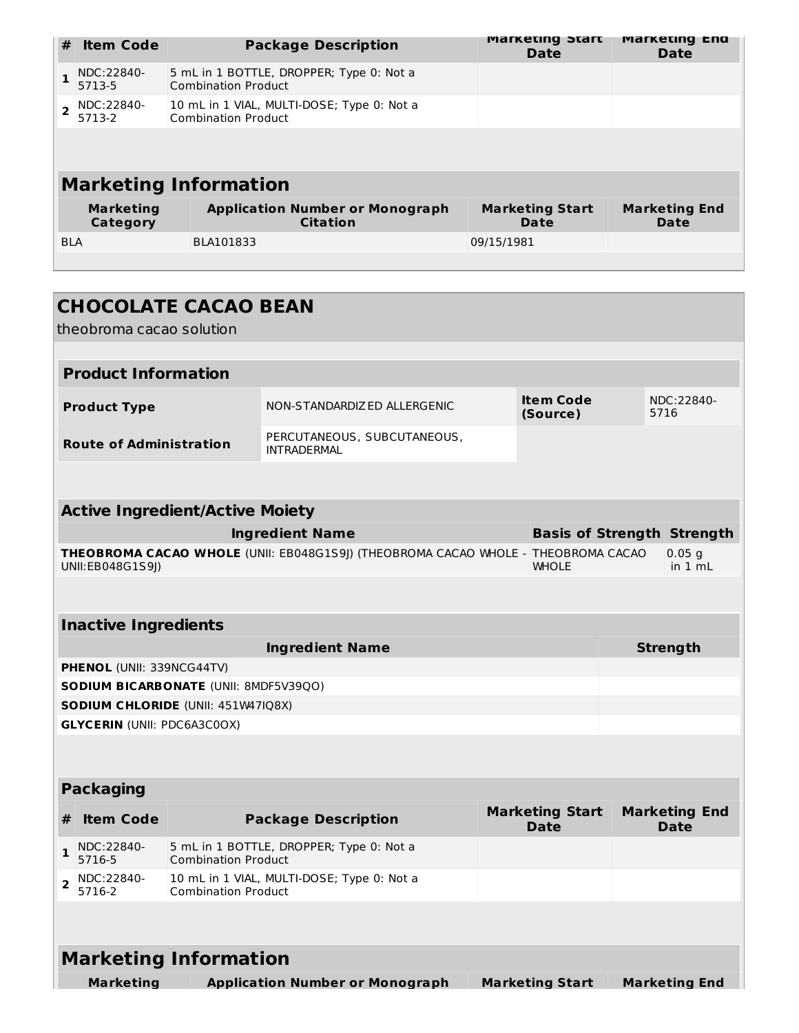| # | Item Code | Package Description | Marketing Start Date | Marketing End Date |
|---|---|---|---|---|
| 1 | NDC:22840-5713-5 | 5 mL in 1 BOTTLE, DROPPER; Type 0: Not a Combination Product | | |
| 2 | NDC:22840-5713-2 | 10 mL in 1 VIAL, MULTI-DOSE; Type 0: Not a Combination Product | | |

## Marketing Information

| Marketing Category | Application Number or Monograph Citation | Marketing Start Date | Marketing End Date |
|---|---|---|---|
| BLA | BLA101833 | 09/15/1981 | |

# CHOCOLATE CACAO BEAN

theobroma cacao solution

## Product Information

| | | | |
|---|---|---|---|
| **Product Type** | NON-STANDARDIZED ALLERGENIC | **Item Code (Source)** | NDC:22840-5716 |
| **Route of Administration** | PERCUTANEOUS, SUBCUTANEOUS, INTRADERMAL | | |

## Active Ingredient/Active Moiety

| Ingredient Name | Basis of Strength | Strength |
|---|---|---|
| **THEOBROMA CACAO WHOLE** (UNII: EB048G1S9J) (THEOBROMA CACAO WHOLE - UNII:EB048G1S9J) | THEOBROMA CACAO WHOLE | 0.05 g in 1 mL |

## Inactive Ingredients

| Ingredient Name | Strength |
|---|---|
| **PHENOL** (UNII: 339NCG44TV) | |
| **SODIUM BICARBONATE** (UNII: 8MDF5V39QO) | |
| **SODIUM CHLORIDE** (UNII: 451W47IQ8X) | |
| **GLYCERIN** (UNII: PDC6A3C0OX) | |

## Packaging

| # | Item Code | Package Description | Marketing Start Date | Marketing End Date |
|---|---|---|---|---|
| 1 | NDC:22840-5716-5 | 5 mL in 1 BOTTLE, DROPPER; Type 0: Not a Combination Product | | |
| 2 | NDC:22840-5716-2 | 10 mL in 1 VIAL, MULTI-DOSE; Type 0: Not a Combination Product | | |

## Marketing Information

| Marketing Category | Application Number or Monograph Citation | Marketing Start Date | Marketing End Date |
|---|---|---|---|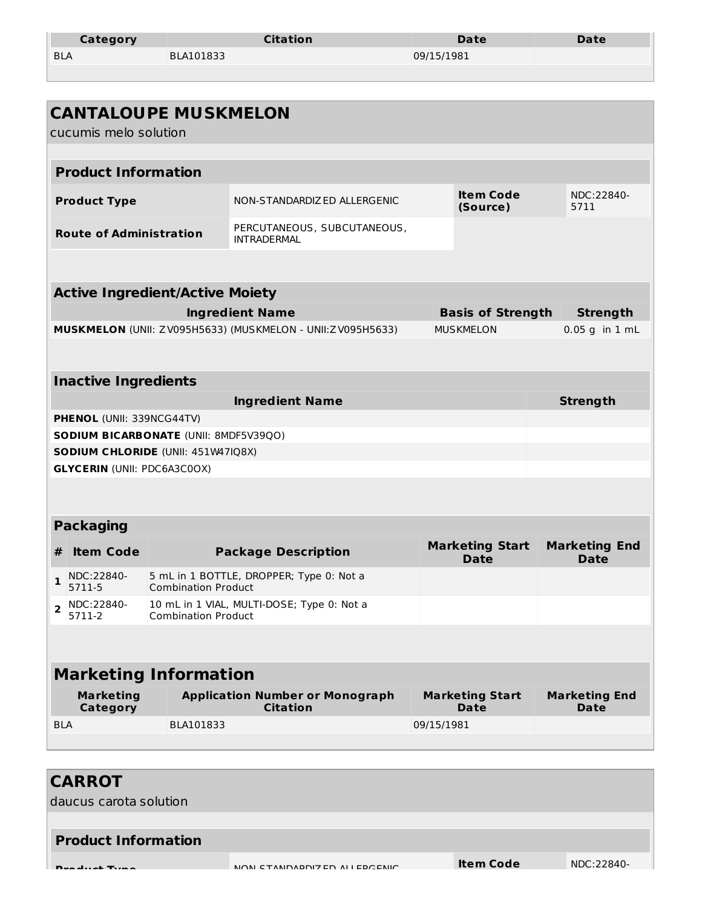| Category | Citation | Date | Date |
| --- | --- | --- | --- |
| BLA | BLA101833 | 09/15/1981 | |

## CANTALOUPE MUSKMELON

cucumis melo solution

| Product Information | | | |
| --- | --- | --- | --- |
| **Product Type** | NON-STANDARDIZED ALLERGENIC | **Item Code (Source)** | NDC:22840-5711 |
| **Route of Administration** | PERCUTANEOUS, SUBCUTANEOUS, INTRADERMAL | | |

| Active Ingredient/Active Moiety | | |
| --- | --- | --- |
| **Ingredient Name** | **Basis of Strength** | **Strength** |
| **MUSKMELON** (UNII: ZV095H5633) (MUSKMELON - UNII:ZV095H5633) | MUSKMELON | 0.05 g in 1 mL |

| Inactive Ingredients | |
| --- | --- |
| **Ingredient Name** | **Strength** |
| **PHENOL** (UNII: 339NCG44TV) | |
| **SODIUM BICARBONATE** (UNII: 8MDF5V39QO) | |
| **SODIUM CHLORIDE** (UNII: 451W47IQ8X) | |
| **GLYCERIN** (UNII: PDC6A3C0OX) | |

| Packaging | | | | |
| --- | --- | --- | --- | --- |
| **#** | **Item Code** | **Package Description** | **Marketing Start Date** | **Marketing End Date** |
| **1** | NDC:22840-5711-5 | 5 mL in 1 BOTTLE, DROPPER; Type 0: Not a Combination Product | | |
| **2** | NDC:22840-5711-2 | 10 mL in 1 VIAL, MULTI-DOSE; Type 0: Not a Combination Product | | |

| Marketing Information | | | |
| --- | --- | --- | --- |
| **Marketing Category** | **Application Number or Monograph Citation** | **Marketing Start Date** | **Marketing End Date** |
| BLA | BLA101833 | 09/15/1981 | |

## CARROT

daucus carota solution

| Product Information | | | |
| --- | --- | --- | --- |
| **Product Type** | NON-STANDARDIZED ALLERGENIC | **Item Code** | NDC:22840- |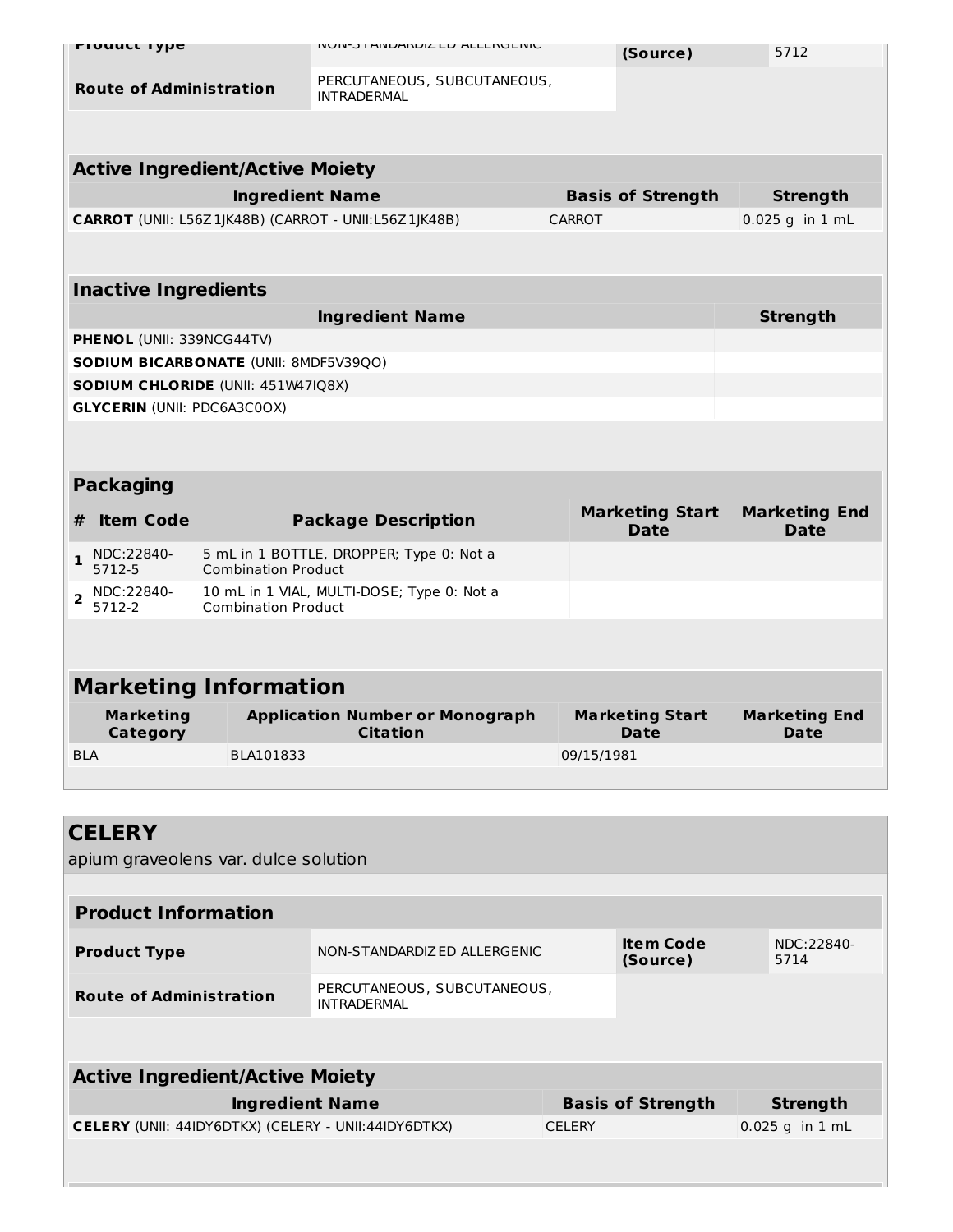| Product Type | NON-STANDARDIZED ALLERGENIC | Item Code (Source) | NDC:22840-5712 |
| --- | --- | --- | --- |
| Route of Administration | PERCUTANEOUS, SUBCUTANEOUS, INTRADERMAL | | |

| Active Ingredient/Active Moiety | | |
| --- | --- | --- |
| Ingredient Name | Basis of Strength | Strength |
| **CARROT** (UNII: L56Z1JK48B) (CARROT - UNII:L56Z1JK48B) | CARROT | 0.025 g in 1 mL |

| Inactive Ingredients | |
| --- | --- |
| Ingredient Name | Strength |
| **PHENOL** (UNII: 339NCG44TV) | |
| **SODIUM BICARBONATE** (UNII: 8MDF5V39QO) | |
| **SODIUM CHLORIDE** (UNII: 451W47IQ8X) | |
| **GLYCERIN** (UNII: PDC6A3C0OX) | |

| Packaging | | | | |
| --- | --- | --- | --- | --- |
| # | Item Code | Package Description | Marketing Start Date | Marketing End Date |
| 1 | NDC:22840-5712-5 | 5 mL in 1 BOTTLE, DROPPER; Type 0: Not a Combination Product | | |
| 2 | NDC:22840-5712-2 | 10 mL in 1 VIAL, MULTI-DOSE; Type 0: Not a Combination Product | | |

| Marketing Information | | | |
| --- | --- | --- | --- |
| Marketing Category | Application Number or Monograph Citation | Marketing Start Date | Marketing End Date |
| BLA | BLA101833 | 09/15/1981 | |

## CELERY

apium graveolens var. dulce solution

| Product Information | | | |
| --- | --- | --- | --- |
| Product Type | NON-STANDARDIZED ALLERGENIC | Item Code (Source) | NDC:22840-5714 |
| Route of Administration | PERCUTANEOUS, SUBCUTANEOUS, INTRADERMAL | | |

| Active Ingredient/Active Moiety | | |
| --- | --- | --- |
| Ingredient Name | Basis of Strength | Strength |
| **CELERY** (UNII: 44IDY6DTKX) (CELERY - UNII:44IDY6DTKX) | CELERY | 0.025 g in 1 mL |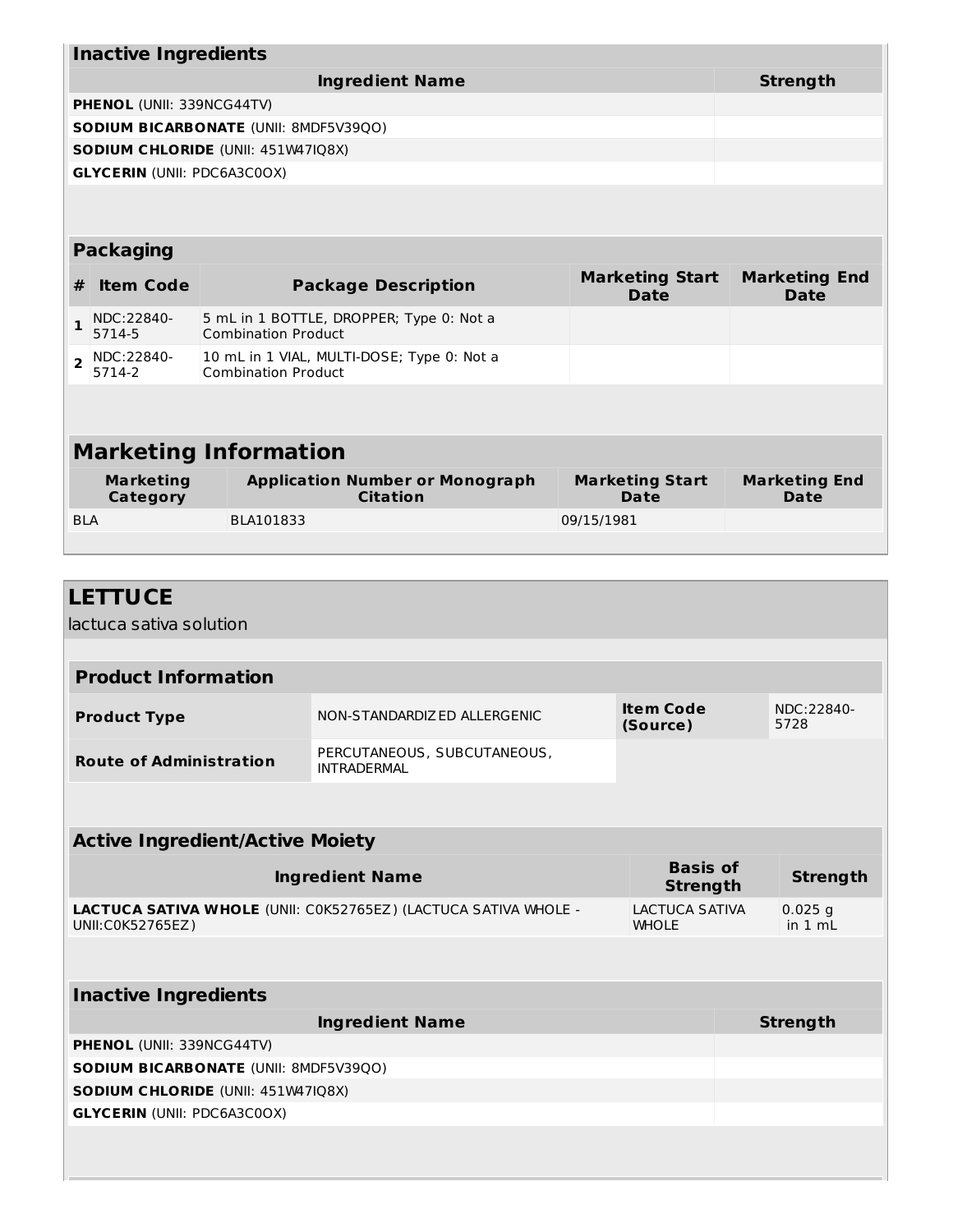### Inactive Ingredients

| Ingredient Name | Strength |
|---|---|
| **PHENOL** (UNII: 339NCG44TV) | |
| **SODIUM BICARBONATE** (UNII: 8MDF5V39QO) | |
| **SODIUM CHLORIDE** (UNII: 451W47IQ8X) | |
| **GLYCERIN** (UNII: PDC6A3C0OX) | |

### Packaging

| # | Item Code | Package Description | Marketing Start Date | Marketing End Date |
|---|---|---|---|---|
| 1 | NDC:22840-5714-5 | 5 mL in 1 BOTTLE, DROPPER; Type 0: Not a Combination Product | | |
| 2 | NDC:22840-5714-2 | 10 mL in 1 VIAL, MULTI-DOSE; Type 0: Not a Combination Product | | |

### Marketing Information

| Marketing Category | Application Number or Monograph Citation | Marketing Start Date | Marketing End Date |
|---|---|---|---|
| BLA | BLA101833 | 09/15/1981 | |

## LETTUCE

lactuca sativa solution

### Product Information

| | | | |
|---|---|---|---|
| **Product Type** | NON-STANDARDIZED ALLERGENIC | **Item Code (Source)** | NDC:22840-5728 |
| **Route of Administration** | PERCUTANEOUS, SUBCUTANEOUS, INTRADERMAL | | |

### Active Ingredient/Active Moiety

| Ingredient Name | Basis of Strength | Strength |
|---|---|---|
| **LACTUCA SATIVA WHOLE** (UNII: C0K52765EZ) (LACTUCA SATIVA WHOLE - UNII:C0K52765EZ) | LACTUCA SATIVA WHOLE | 0.025 g in 1 mL |

### Inactive Ingredients

| Ingredient Name | Strength |
|---|---|
| **PHENOL** (UNII: 339NCG44TV) | |
| **SODIUM BICARBONATE** (UNII: 8MDF5V39QO) | |
| **SODIUM CHLORIDE** (UNII: 451W47IQ8X) | |
| **GLYCERIN** (UNII: PDC6A3C0OX) | |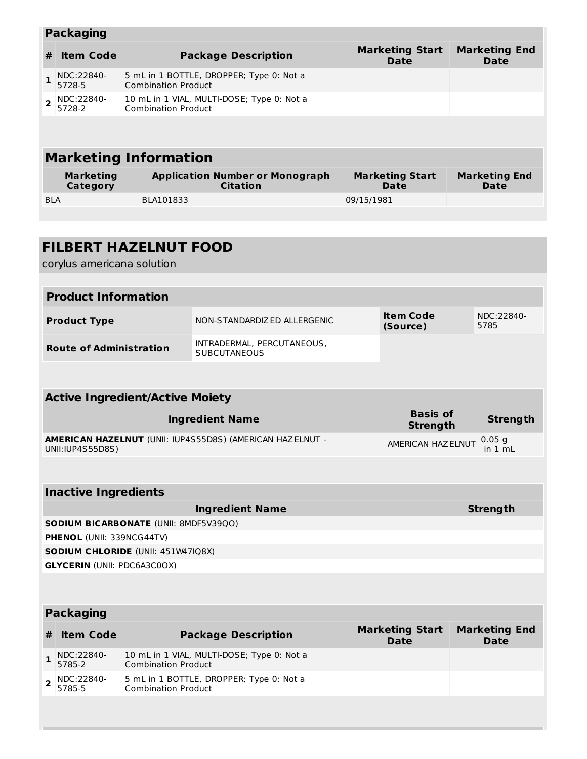| Packaging | | | | |
|---|---|---|---|---|
| # | Item Code | Package Description | Marketing Start Date | Marketing End Date |
| 1 | NDC:22840-5728-5 | 5 mL in 1 BOTTLE, DROPPER; Type 0: Not a Combination Product | | |
| 2 | NDC:22840-5728-2 | 10 mL in 1 VIAL, MULTI-DOSE; Type 0: Not a Combination Product | | |

| Marketing Information | | | |
|---|---|---|---|
| Marketing Category | Application Number or Monograph Citation | Marketing Start Date | Marketing End Date |
| BLA | BLA101833 | 09/15/1981 | |

## FILBERT HAZELNUT FOOD

corylus americana solution

| Product Information | | | |
|---|---|---|---|
| Product Type | NON-STANDARDIZED ALLERGENIC | Item Code (Source) | NDC:22840-5785 |
| Route of Administration | INTRADERMAL, PERCUTANEOUS, SUBCUTANEOUS | | |

| Active Ingredient/Active Moiety | | |
|---|---|---|
| Ingredient Name | Basis of Strength | Strength |
| **AMERICAN HAZELNUT** (UNII: IUP4S55D8S) (AMERICAN HAZELNUT - UNII:IUP4S55D8S) | AMERICAN HAZELNUT | 0.05 g in 1 mL |

| Inactive Ingredients | |
|---|---|
| Ingredient Name | Strength |
| **SODIUM BICARBONATE** (UNII: 8MDF5V39QO) | |
| **PHENOL** (UNII: 339NCG44TV) | |
| **SODIUM CHLORIDE** (UNII: 451W47IQ8X) | |
| **GLYCERIN** (UNII: PDC6A3C0OX) | |

| Packaging | | | | |
|---|---|---|---|---|
| # | Item Code | Package Description | Marketing Start Date | Marketing End Date |
| 1 | NDC:22840-5785-2 | 10 mL in 1 VIAL, MULTI-DOSE; Type 0: Not a Combination Product | | |
| 2 | NDC:22840-5785-5 | 5 mL in 1 BOTTLE, DROPPER; Type 0: Not a Combination Product | | |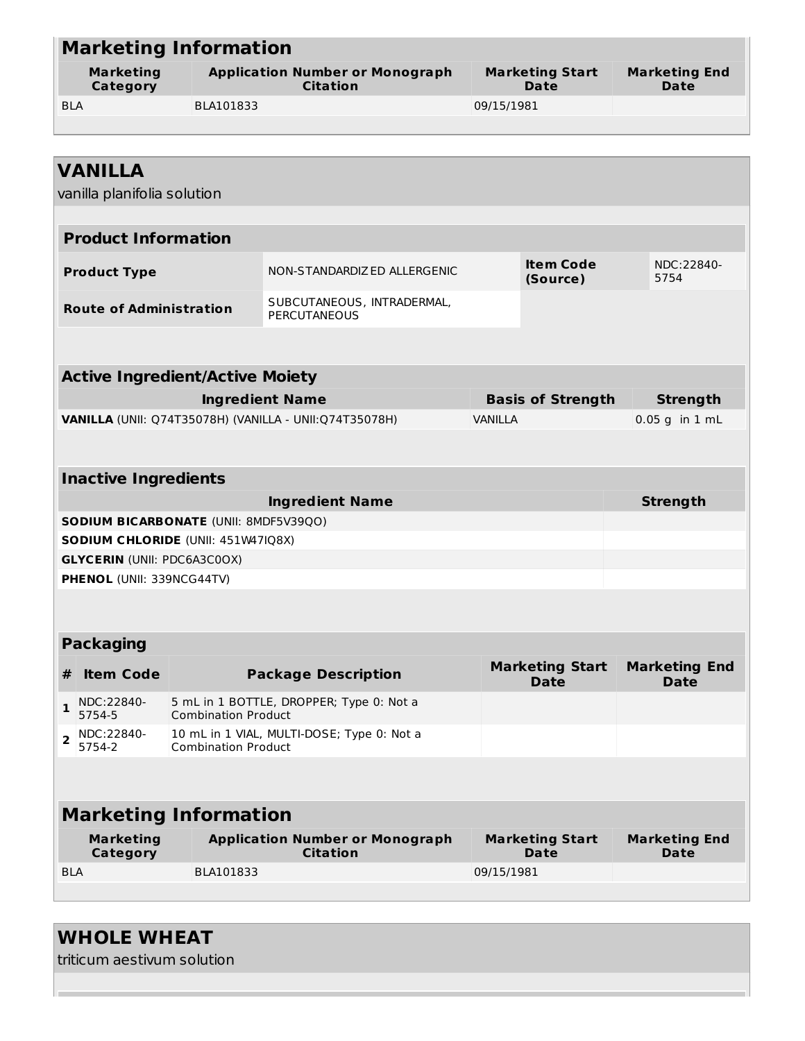## Marketing Information

| Marketing Category | Application Number or Monograph Citation | Marketing Start Date | Marketing End Date |
|---|---|---|---|
| BLA | BLA101833 | 09/15/1981 | |

# VANILLA

vanilla planifolia solution

### Product Information

| | | | |
|---|---|---|---|
| **Product Type** | NON-STANDARDIZED ALLERGENIC | **Item Code (Source)** | NDC:22840-5754 |
| **Route of Administration** | SUBCUTANEOUS, INTRADERMAL, PERCUTANEOUS | | |

### Active Ingredient/Active Moiety

| Ingredient Name | Basis of Strength | Strength |
|---|---|---|
| **VANILLA** (UNII: Q74T35078H) (VANILLA - UNII:Q74T35078H) | VANILLA | 0.05 g in 1 mL |

### Inactive Ingredients

| Ingredient Name | Strength |
|---|---|
| **SODIUM BICARBONATE** (UNII: 8MDF5V39QO) | |
| **SODIUM CHLORIDE** (UNII: 451W47IQ8X) | |
| **GLYCERIN** (UNII: PDC6A3C0OX) | |
| **PHENOL** (UNII: 339NCG44TV) | |

### Packaging

| # | Item Code | Package Description | Marketing Start Date | Marketing End Date |
|---|---|---|---|---|
| 1 | NDC:22840-5754-5 | 5 mL in 1 BOTTLE, DROPPER; Type 0: Not a Combination Product | | |
| 2 | NDC:22840-5754-2 | 10 mL in 1 VIAL, MULTI-DOSE; Type 0: Not a Combination Product | | |

## Marketing Information

| Marketing Category | Application Number or Monograph Citation | Marketing Start Date | Marketing End Date |
|---|---|---|---|
| BLA | BLA101833 | 09/15/1981 | |

# WHOLE WHEAT

triticum aestivum solution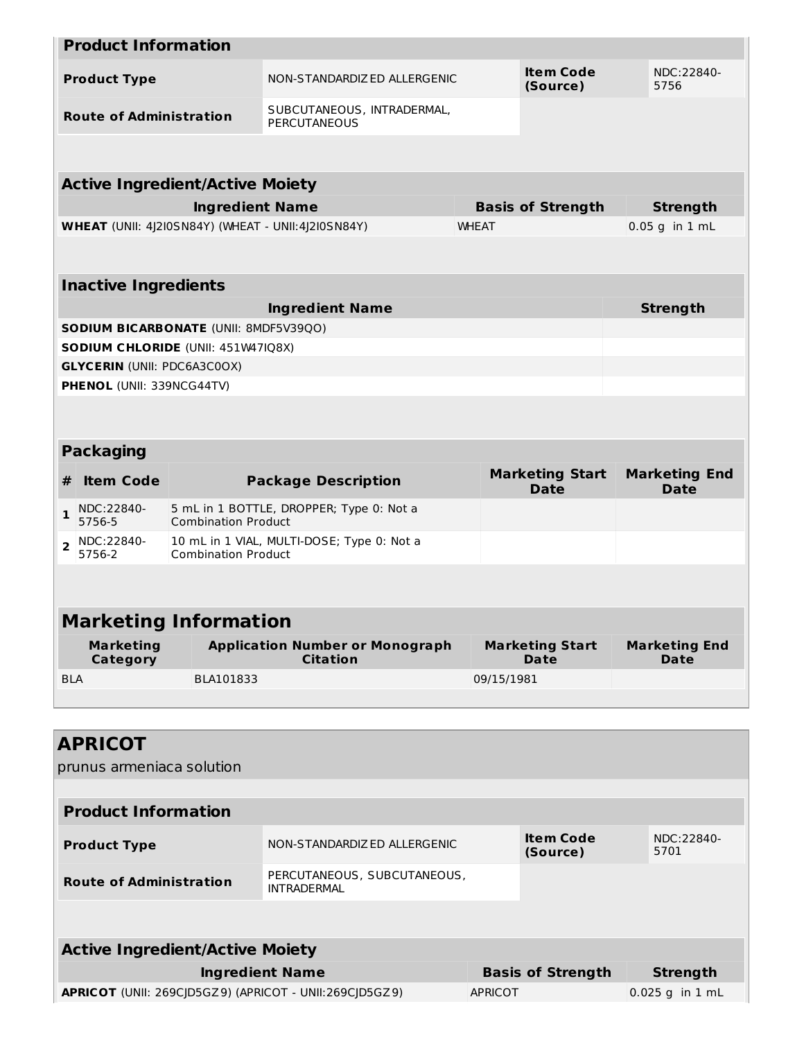## Product Information

| Product Type | NON-STANDARDIZED ALLERGENIC | Item Code (Source) | NDC:22840-5756 |
|---|---|---|---|
| Route of Administration | SUBCUTANEOUS, INTRADERMAL, PERCUTANEOUS | | |

## Active Ingredient/Active Moiety

| Ingredient Name | Basis of Strength | Strength |
|---|---|---|
| **WHEAT** (UNII: 4J2I0SN84Y) (WHEAT - UNII:4J2I0SN84Y) | WHEAT | 0.05 g in 1 mL |

## Inactive Ingredients

| Ingredient Name | Strength |
|---|---|
| **SODIUM BICARBONATE** (UNII: 8MDF5V39QO) | |
| **SODIUM CHLORIDE** (UNII: 451W47IQ8X) | |
| **GLYCERIN** (UNII: PDC6A3C0OX) | |
| **PHENOL** (UNII: 339NCG44TV) | |

## Packaging

| # | Item Code | Package Description | Marketing Start Date | Marketing End Date |
|---|---|---|---|---|
| 1 | NDC:22840-5756-5 | 5 mL in 1 BOTTLE, DROPPER; Type 0: Not a Combination Product | | |
| 2 | NDC:22840-5756-2 | 10 mL in 1 VIAL, MULTI-DOSE; Type 0: Not a Combination Product | | |

## Marketing Information

| Marketing Category | Application Number or Monograph Citation | Marketing Start Date | Marketing End Date |
|---|---|---|---|
| BLA | BLA101833 | 09/15/1981 | |

# APRICOT

prunus armeniaca solution

## Product Information

| Product Type | NON-STANDARDIZED ALLERGENIC | Item Code (Source) | NDC:22840-5701 |
|---|---|---|---|
| Route of Administration | PERCUTANEOUS, SUBCUTANEOUS, INTRADERMAL | | |

## Active Ingredient/Active Moiety

| Ingredient Name | Basis of Strength | Strength |
|---|---|---|
| **APRICOT** (UNII: 269CJD5GZ9) (APRICOT - UNII:269CJD5GZ9) | APRICOT | 0.025 g in 1 mL |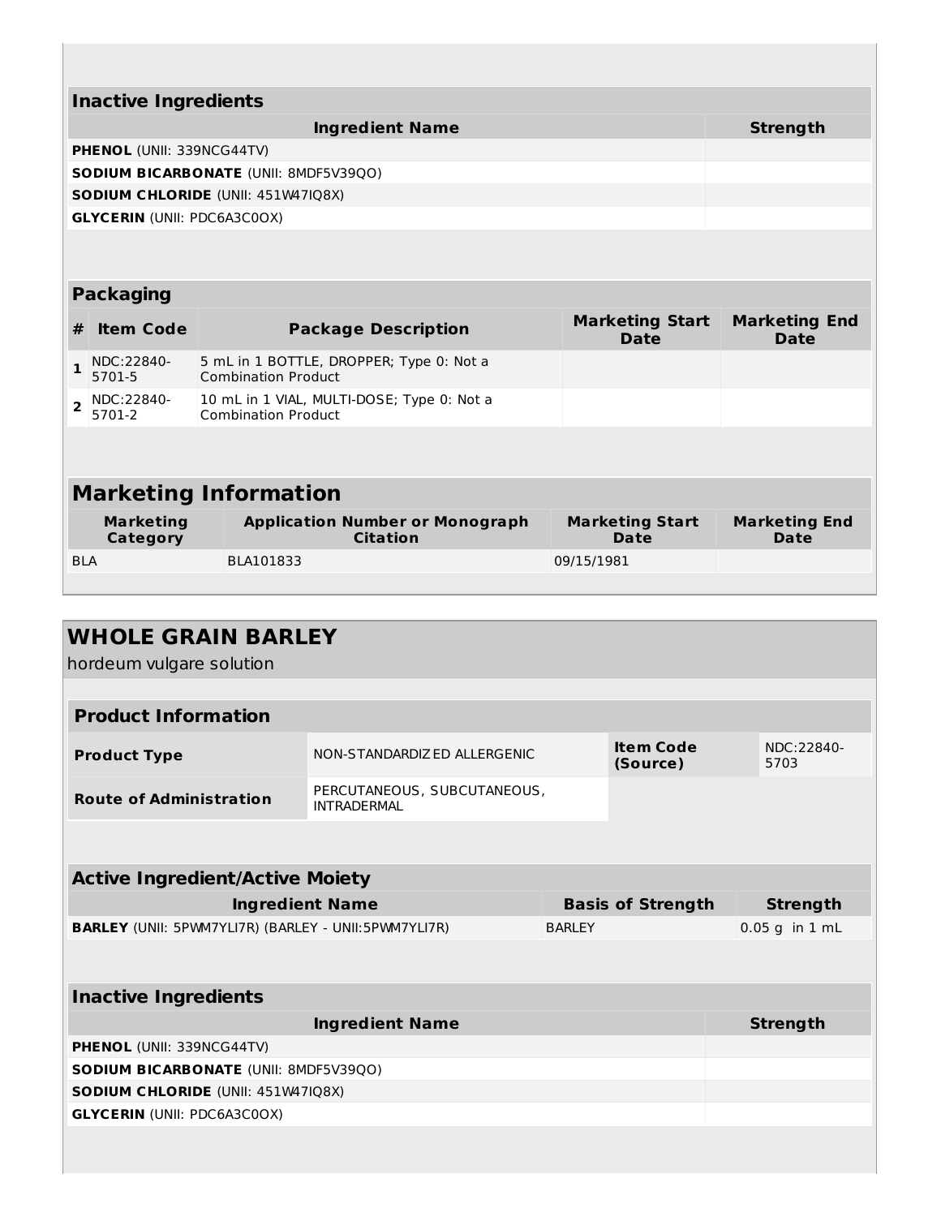| Inactive Ingredients | |
|---|---|
| **Ingredient Name** | **Strength** |
| **PHENOL** (UNII: 339NCG44TV) | |
| **SODIUM BICARBONATE** (UNII: 8MDF5V39QO) | |
| **SODIUM CHLORIDE** (UNII: 451W47IQ8X) | |
| **GLYCERIN** (UNII: PDC6A3C0OX) | |

| Packaging | | | | |
|---|---|---|---|---|
| **#** | **Item Code** | **Package Description** | **Marketing Start Date** | **Marketing End Date** |
| 1 | NDC:22840-5701-5 | 5 mL in 1 BOTTLE, DROPPER; Type 0: Not a Combination Product | | |
| 2 | NDC:22840-5701-2 | 10 mL in 1 VIAL, MULTI-DOSE; Type 0: Not a Combination Product | | |

| Marketing Information | | | |
|---|---|---|---|
| **Marketing Category** | **Application Number or Monograph Citation** | **Marketing Start Date** | **Marketing End Date** |
| BLA | BLA101833 | 09/15/1981 | |

## WHOLE GRAIN BARLEY

hordeum vulgare solution

| Product Information | | | |
|---|---|---|---|
| **Product Type** | NON-STANDARDIZED ALLERGENIC | **Item Code (Source)** | NDC:22840-5703 |
| **Route of Administration** | PERCUTANEOUS, SUBCUTANEOUS, INTRADERMAL | | |

| Active Ingredient/Active Moiety | | |
|---|---|---|
| **Ingredient Name** | **Basis of Strength** | **Strength** |
| **BARLEY** (UNII: 5PWM7YLI7R) (BARLEY - UNII:5PWM7YLI7R) | BARLEY | 0.05 g in 1 mL |

| Inactive Ingredients | |
|---|---|
| **Ingredient Name** | **Strength** |
| **PHENOL** (UNII: 339NCG44TV) | |
| **SODIUM BICARBONATE** (UNII: 8MDF5V39QO) | |
| **SODIUM CHLORIDE** (UNII: 451W47IQ8X) | |
| **GLYCERIN** (UNII: PDC6A3C0OX) | |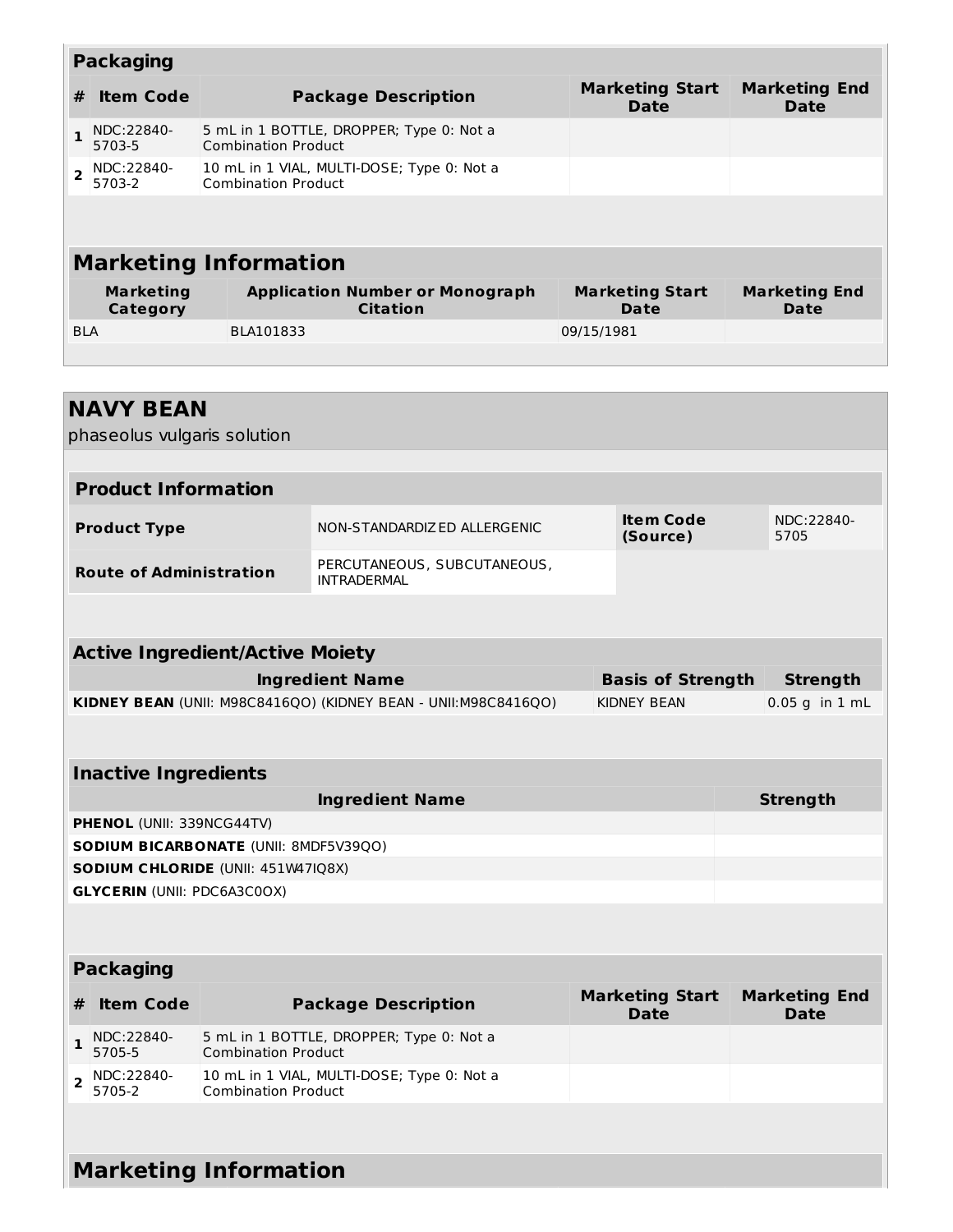### Packaging

| # | Item Code | Package Description | Marketing Start Date | Marketing End Date |
|---|---|---|---|---|
| 1 | NDC:22840-5703-5 | 5 mL in 1 BOTTLE, DROPPER; Type 0: Not a Combination Product | | |
| 2 | NDC:22840-5703-2 | 10 mL in 1 VIAL, MULTI-DOSE; Type 0: Not a Combination Product | | |

## Marketing Information

| Marketing Category | Application Number or Monograph Citation | Marketing Start Date | Marketing End Date |
|---|---|---|---|
| BLA | BLA101833 | 09/15/1981 | |

# NAVY BEAN

phaseolus vulgaris solution

### Product Information

| | | | |
|---|---|---|---|
| **Product Type** | NON-STANDARDIZED ALLERGENIC | **Item Code (Source)** | NDC:22840-5705 |
| **Route of Administration** | PERCUTANEOUS, SUBCUTANEOUS, INTRADERMAL | | |

### Active Ingredient/Active Moiety

| Ingredient Name | Basis of Strength | Strength |
|---|---|---|
| **KIDNEY BEAN** (UNII: M98C8416QO) (KIDNEY BEAN - UNII:M98C8416QO) | KIDNEY BEAN | 0.05 g in 1 mL |

### Inactive Ingredients

| Ingredient Name | Strength |
|---|---|
| **PHENOL** (UNII: 339NCG44TV) | |
| **SODIUM BICARBONATE** (UNII: 8MDF5V39QO) | |
| **SODIUM CHLORIDE** (UNII: 451W47IQ8X) | |
| **GLYCERIN** (UNII: PDC6A3C0OX) | |

### Packaging

| # | Item Code | Package Description | Marketing Start Date | Marketing End Date |
|---|---|---|---|---|
| 1 | NDC:22840-5705-5 | 5 mL in 1 BOTTLE, DROPPER; Type 0: Not a Combination Product | | |
| 2 | NDC:22840-5705-2 | 10 mL in 1 VIAL, MULTI-DOSE; Type 0: Not a Combination Product | | |

## Marketing Information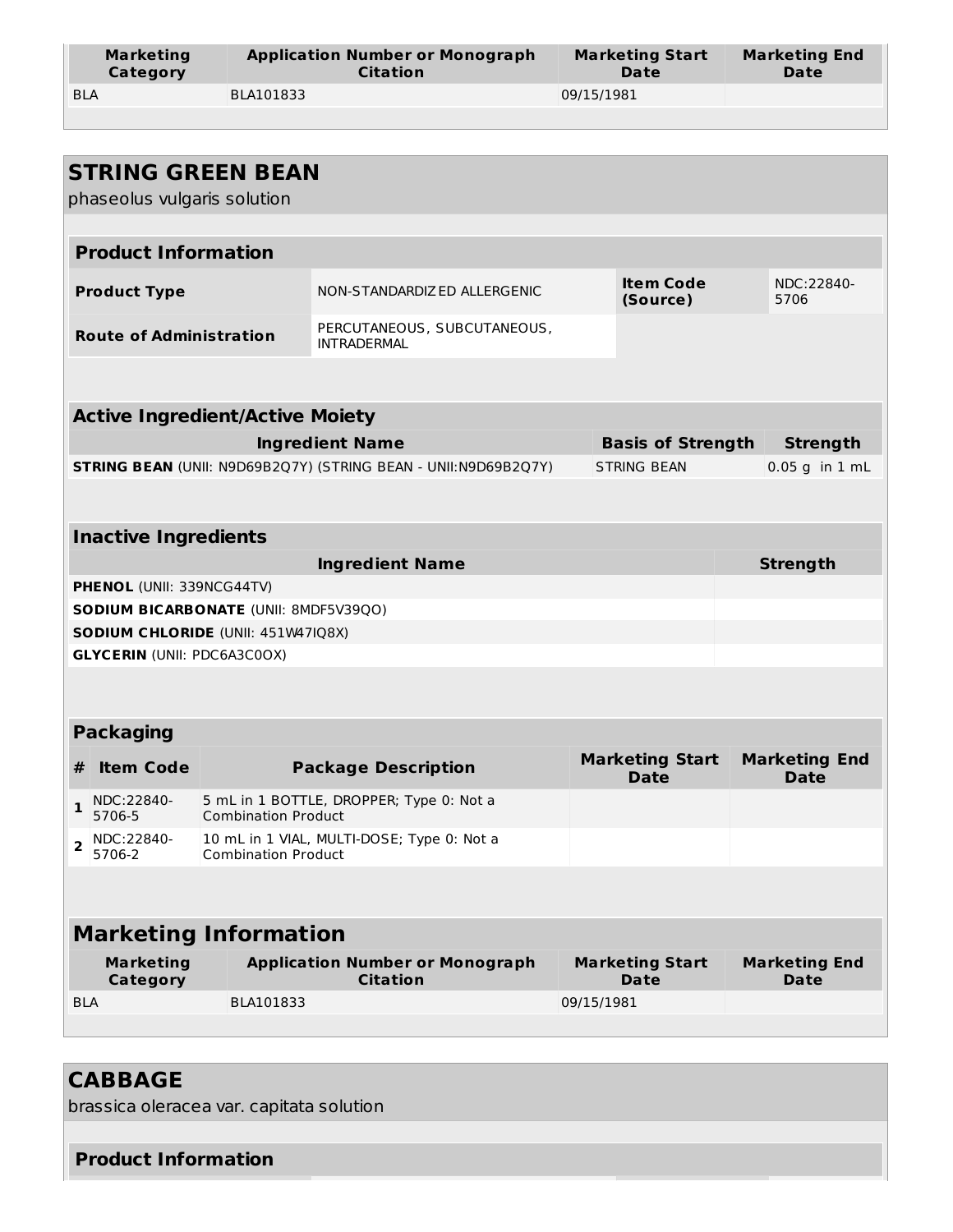| Marketing Category | Application Number or Monograph Citation | Marketing Start Date | Marketing End Date |
|---|---|---|---|
| BLA | BLA101833 | 09/15/1981 | |

## STRING GREEN BEAN

phaseolus vulgaris solution

| Product Information | | | |
|---|---|---|---|
| **Product Type** | NON-STANDARDIZED ALLERGENIC | **Item Code (Source)** | NDC:22840-5706 |
| **Route of Administration** | PERCUTANEOUS, SUBCUTANEOUS, INTRADERMAL | | |

| Active Ingredient/Active Moiety | | |
|---|---|---|
| **Ingredient Name** | **Basis of Strength** | **Strength** |
| **STRING BEAN** (UNII: N9D69B2Q7Y) (STRING BEAN - UNII:N9D69B2Q7Y) | STRING BEAN | 0.05 g in 1 mL |

| Inactive Ingredients | |
|---|---|
| **Ingredient Name** | **Strength** |
| **PHENOL** (UNII: 339NCG44TV) | |
| **SODIUM BICARBONATE** (UNII: 8MDF5V39QO) | |
| **SODIUM CHLORIDE** (UNII: 451W47IQ8X) | |
| **GLYCERIN** (UNII: PDC6A3C0OX) | |

| Packaging | | | | |
|---|---|---|---|---|
| **#** | **Item Code** | **Package Description** | **Marketing Start Date** | **Marketing End Date** |
| 1 | NDC:22840-5706-5 | 5 mL in 1 BOTTLE, DROPPER; Type 0: Not a Combination Product | | |
| 2 | NDC:22840-5706-2 | 10 mL in 1 VIAL, MULTI-DOSE; Type 0: Not a Combination Product | | |

| Marketing Information | | | |
|---|---|---|---|
| **Marketing Category** | **Application Number or Monograph Citation** | **Marketing Start Date** | **Marketing End Date** |
| BLA | BLA101833 | 09/15/1981 | |

## CABBAGE

brassica oleracea var. capitata solution

| Product Information |
|---|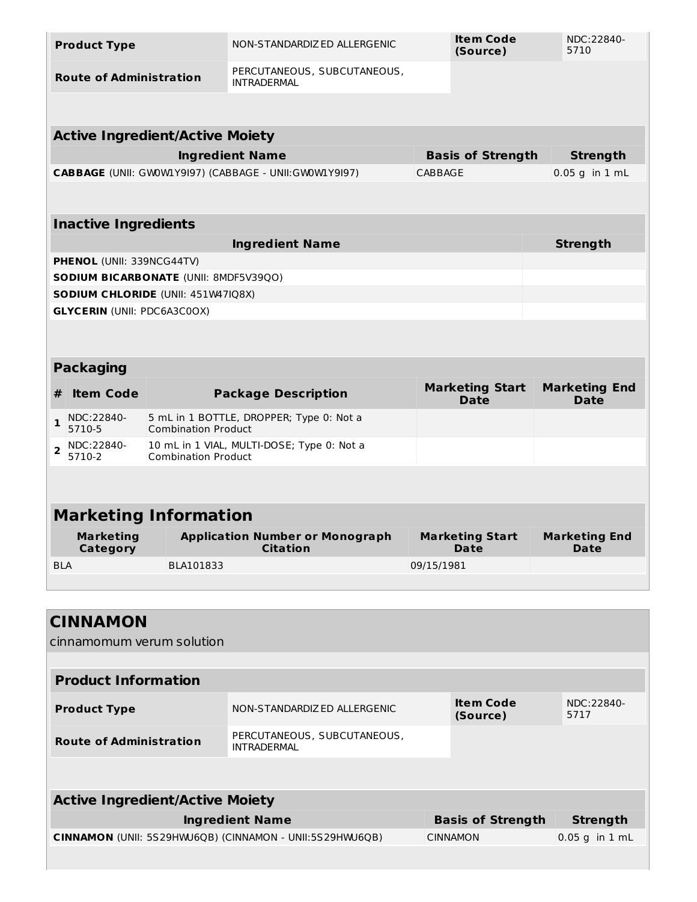| Product Type | NON-STANDARDIZED ALLERGENIC | Item Code (Source) | NDC:22840-5710 |
| --- | --- | --- | --- |
| Route of Administration | PERCUTANEOUS, SUBCUTANEOUS, INTRADERMAL | | |

### Active Ingredient/Active Moiety

| Ingredient Name | Basis of Strength | Strength |
| --- | --- | --- |
| **CABBAGE** (UNII: GW0W1Y9I97) (CABBAGE - UNII:GW0W1Y9I97) | CABBAGE | 0.05 g in 1 mL |

### Inactive Ingredients

| Ingredient Name | Strength |
| --- | --- |
| **PHENOL** (UNII: 339NCG44TV) | |
| **SODIUM BICARBONATE** (UNII: 8MDF5V39QO) | |
| **SODIUM CHLORIDE** (UNII: 451W47IQ8X) | |
| **GLYCERIN** (UNII: PDC6A3C0OX) | |

### Packaging

| # | Item Code | Package Description | Marketing Start Date | Marketing End Date |
| --- | --- | --- | --- | --- |
| 1 | NDC:22840-5710-5 | 5 mL in 1 BOTTLE, DROPPER; Type 0: Not a Combination Product | | |
| 2 | NDC:22840-5710-2 | 10 mL in 1 VIAL, MULTI-DOSE; Type 0: Not a Combination Product | | |

### Marketing Information

| Marketing Category | Application Number or Monograph Citation | Marketing Start Date | Marketing End Date |
| --- | --- | --- | --- |
| BLA | BLA101833 | 09/15/1981 | |

## CINNAMON

cinnamomum verum solution

### Product Information

| Product Type | NON-STANDARDIZED ALLERGENIC | Item Code (Source) | NDC:22840-5717 |
| --- | --- | --- | --- |
| Route of Administration | PERCUTANEOUS, SUBCUTANEOUS, INTRADERMAL | | |

### Active Ingredient/Active Moiety

| Ingredient Name | Basis of Strength | Strength |
| --- | --- | --- |
| **CINNAMON** (UNII: 5S29HWU6QB) (CINNAMON - UNII:5S29HWU6QB) | CINNAMON | 0.05 g in 1 mL |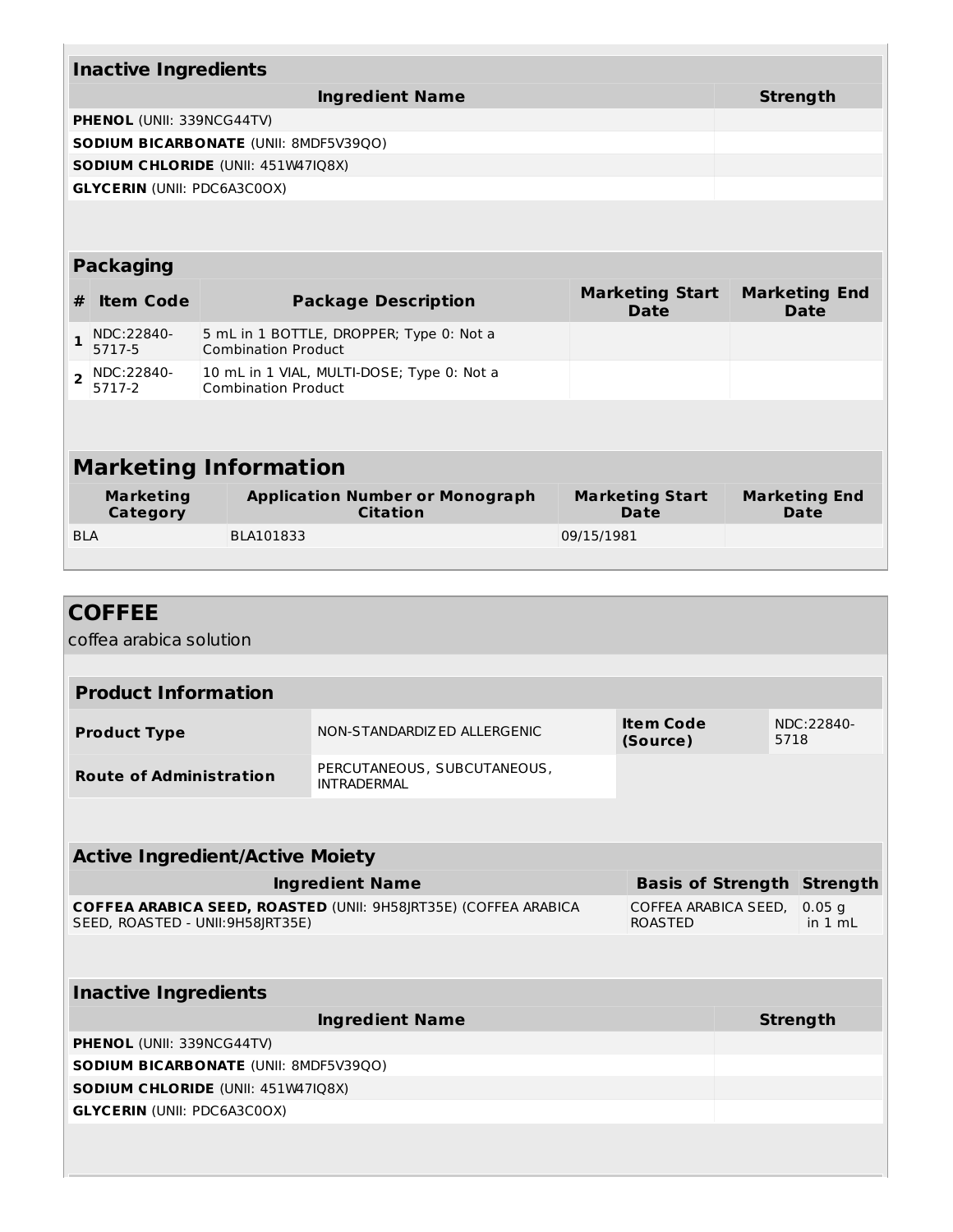### Inactive Ingredients

| Ingredient Name | Strength |
|---|---|
| **PHENOL** (UNII: 339NCG44TV) | |
| **SODIUM BICARBONATE** (UNII: 8MDF5V39QO) | |
| **SODIUM CHLORIDE** (UNII: 451W47IQ8X) | |
| **GLYCERIN** (UNII: PDC6A3C0OX) | |

### Packaging

| # | Item Code | Package Description | Marketing Start Date | Marketing End Date |
|---|---|---|---|---|
| 1 | NDC:22840-5717-5 | 5 mL in 1 BOTTLE, DROPPER; Type 0: Not a Combination Product | | |
| 2 | NDC:22840-5717-2 | 10 mL in 1 VIAL, MULTI-DOSE; Type 0: Not a Combination Product | | |

### Marketing Information

| Marketing Category | Application Number or Monograph Citation | Marketing Start Date | Marketing End Date |
|---|---|---|---|
| BLA | BLA101833 | 09/15/1981 | |

## COFFEE

coffea arabica solution

### Product Information

| | | | |
|---|---|---|---|
| **Product Type** | NON-STANDARDIZED ALLERGENIC | **Item Code (Source)** | NDC:22840-5718 |
| **Route of Administration** | PERCUTANEOUS, SUBCUTANEOUS, INTRADERMAL | | |

### Active Ingredient/Active Moiety

| Ingredient Name | Basis of Strength | Strength |
|---|---|---|
| **COFFEA ARABICA SEED, ROASTED** (UNII: 9H58JRT35E) (COFFEA ARABICA SEED, ROASTED - UNII:9H58JRT35E) | COFFEA ARABICA SEED, ROASTED | 0.05 g in 1 mL |

### Inactive Ingredients

| Ingredient Name | Strength |
|---|---|
| **PHENOL** (UNII: 339NCG44TV) | |
| **SODIUM BICARBONATE** (UNII: 8MDF5V39QO) | |
| **SODIUM CHLORIDE** (UNII: 451W47IQ8X) | |
| **GLYCERIN** (UNII: PDC6A3C0OX) | |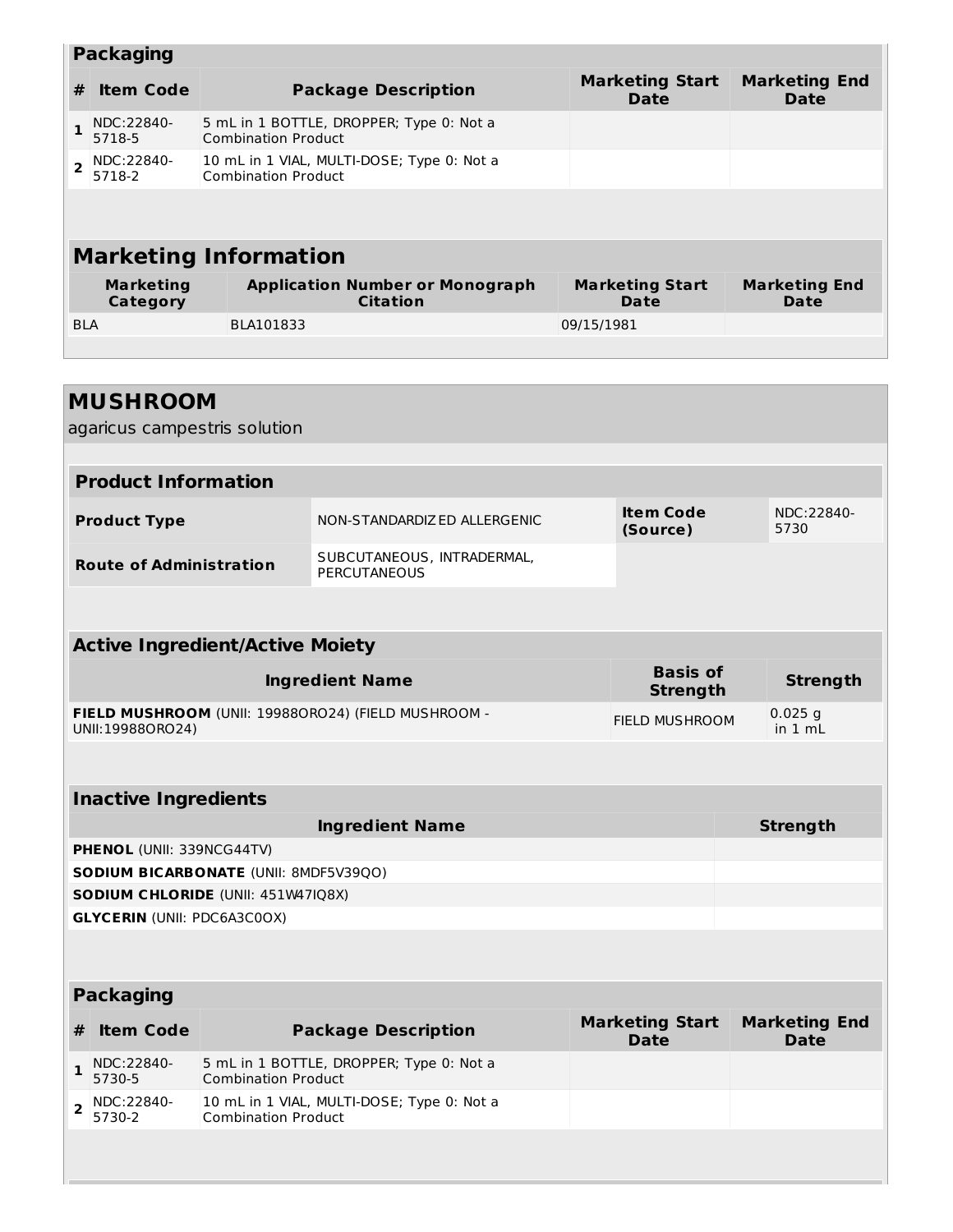### Packaging

| # | Item Code | Package Description | Marketing Start Date | Marketing End Date |
|---|---|---|---|---|
| 1 | NDC:22840-5718-5 | 5 mL in 1 BOTTLE, DROPPER; Type 0: Not a Combination Product | | |
| 2 | NDC:22840-5718-2 | 10 mL in 1 VIAL, MULTI-DOSE; Type 0: Not a Combination Product | | |

### Marketing Information

| Marketing Category | Application Number or Monograph Citation | Marketing Start Date | Marketing End Date |
|---|---|---|---|
| BLA | BLA101833 | 09/15/1981 | |

## MUSHROOM

agaricus campestris solution

### Product Information

| | | | |
|---|---|---|---|
| **Product Type** | NON-STANDARDIZED ALLERGENIC | **Item Code (Source)** | NDC:22840-5730 |
| **Route of Administration** | SUBCUTANEOUS, INTRADERMAL, PERCUTANEOUS | | |

### Active Ingredient/Active Moiety

| Ingredient Name | Basis of Strength | Strength |
|---|---|---|
| **FIELD MUSHROOM** (UNII: 19988ORO24) (FIELD MUSHROOM - UNII:19988ORO24) | FIELD MUSHROOM | 0.025 g in 1 mL |

### Inactive Ingredients

| Ingredient Name | Strength |
|---|---|
| **PHENOL** (UNII: 339NCG44TV) | |
| **SODIUM BICARBONATE** (UNII: 8MDF5V39QO) | |
| **SODIUM CHLORIDE** (UNII: 451W47IQ8X) | |
| **GLYCERIN** (UNII: PDC6A3C0OX) | |

### Packaging

| # | Item Code | Package Description | Marketing Start Date | Marketing End Date |
|---|---|---|---|---|
| 1 | NDC:22840-5730-5 | 5 mL in 1 BOTTLE, DROPPER; Type 0: Not a Combination Product | | |
| 2 | NDC:22840-5730-2 | 10 mL in 1 VIAL, MULTI-DOSE; Type 0: Not a Combination Product | | |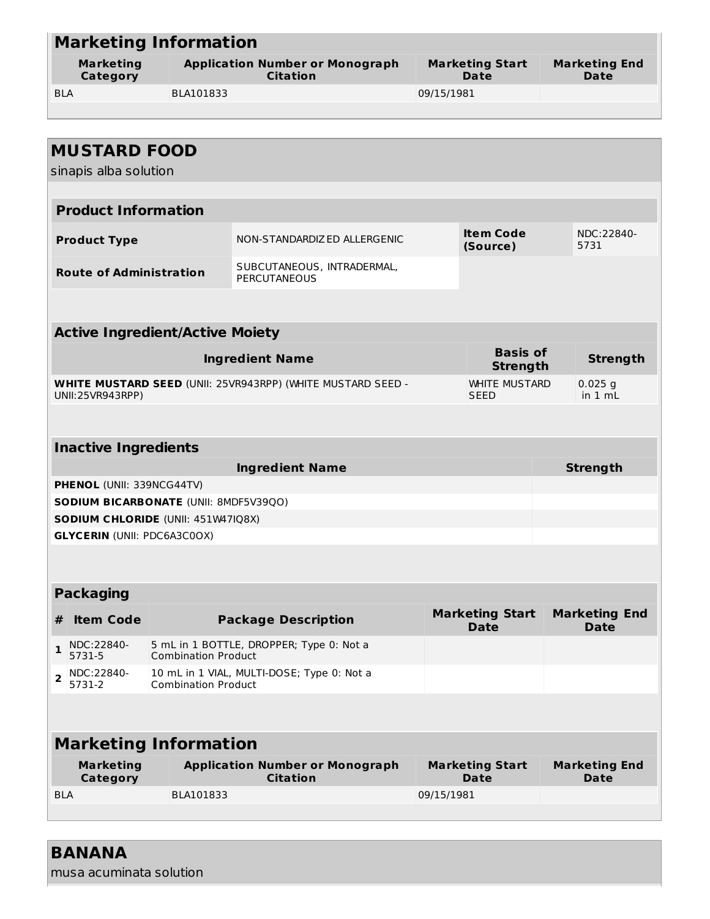## Marketing Information

| Marketing Category | Application Number or Monograph Citation | Marketing Start Date | Marketing End Date |
|---|---|---|---|
| BLA | BLA101833 | 09/15/1981 | |

## MUSTARD FOOD

sinapis alba solution

### Product Information

| | | | |
|---|---|---|---|
| **Product Type** | NON-STANDARDIZED ALLERGENIC | **Item Code (Source)** | NDC:22840-5731 |
| **Route of Administration** | SUBCUTANEOUS, INTRADERMAL, PERCUTANEOUS | | |

### Active Ingredient/Active Moiety

| Ingredient Name | Basis of Strength | Strength |
|---|---|---|
| **WHITE MUSTARD SEED** (UNII: 25VR943RPP) (WHITE MUSTARD SEED - UNII:25VR943RPP) | WHITE MUSTARD SEED | 0.025 g in 1 mL |

### Inactive Ingredients

| Ingredient Name | Strength |
|---|---|
| **PHENOL** (UNII: 339NCG44TV) | |
| **SODIUM BICARBONATE** (UNII: 8MDF5V39QO) | |
| **SODIUM CHLORIDE** (UNII: 451W47IQ8X) | |
| **GLYCERIN** (UNII: PDC6A3C0OX) | |

### Packaging

| # | Item Code | Package Description | Marketing Start Date | Marketing End Date |
|---|---|---|---|---|
| 1 | NDC:22840-5731-5 | 5 mL in 1 BOTTLE, DROPPER; Type 0: Not a Combination Product | | |
| 2 | NDC:22840-5731-2 | 10 mL in 1 VIAL, MULTI-DOSE; Type 0: Not a Combination Product | | |

### Marketing Information

| Marketing Category | Application Number or Monograph Citation | Marketing Start Date | Marketing End Date |
|---|---|---|---|
| BLA | BLA101833 | 09/15/1981 | |

## BANANA

musa acuminata solution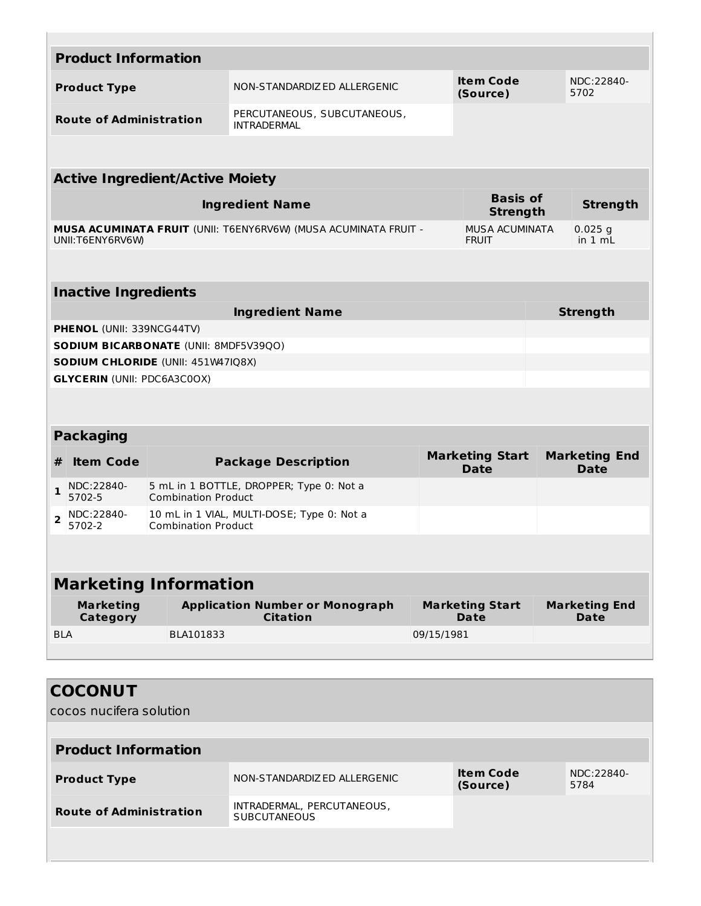| **Product Information** | | | |
|---|---|---|---|
| **Product Type** | NON-STANDARDIZED ALLERGENIC | **Item Code (Source)** | NDC:22840-5702 |
| **Route of Administration** | PERCUTANEOUS, SUBCUTANEOUS, INTRADERMAL | | |

| **Active Ingredient/Active Moiety** | | |
|---|---|---|
| **Ingredient Name** | **Basis of Strength** | **Strength** |
| **MUSA ACUMINATA FRUIT** (UNII: T6ENY6RV6W) (MUSA ACUMINATA FRUIT - UNII:T6ENY6RV6W) | MUSA ACUMINATA FRUIT | 0.025 g in 1 mL |

| **Inactive Ingredients** | |
|---|---|
| **Ingredient Name** | **Strength** |
| **PHENOL** (UNII: 339NCG44TV) | |
| **SODIUM BICARBONATE** (UNII: 8MDF5V39QO) | |
| **SODIUM CHLORIDE** (UNII: 451W47IQ8X) | |
| **GLYCERIN** (UNII: PDC6A3C0OX) | |

| **Packaging** | | | | |
|---|---|---|---|---|
| **#** | **Item Code** | **Package Description** | **Marketing Start Date** | **Marketing End Date** |
| **1** | NDC:22840-5702-5 | 5 mL in 1 BOTTLE, DROPPER; Type 0: Not a Combination Product | | |
| **2** | NDC:22840-5702-2 | 10 mL in 1 VIAL, MULTI-DOSE; Type 0: Not a Combination Product | | |

| **Marketing Information** | | | |
|---|---|---|---|
| **Marketing Category** | **Application Number or Monograph Citation** | **Marketing Start Date** | **Marketing End Date** |
| BLA | BLA101833 | 09/15/1981 | |

## COCONUT

cocos nucifera solution

| **Product Information** | | | |
|---|---|---|---|
| **Product Type** | NON-STANDARDIZED ALLERGENIC | **Item Code (Source)** | NDC:22840-5784 |
| **Route of Administration** | INTRADERMAL, PERCUTANEOUS, SUBCUTANEOUS | | |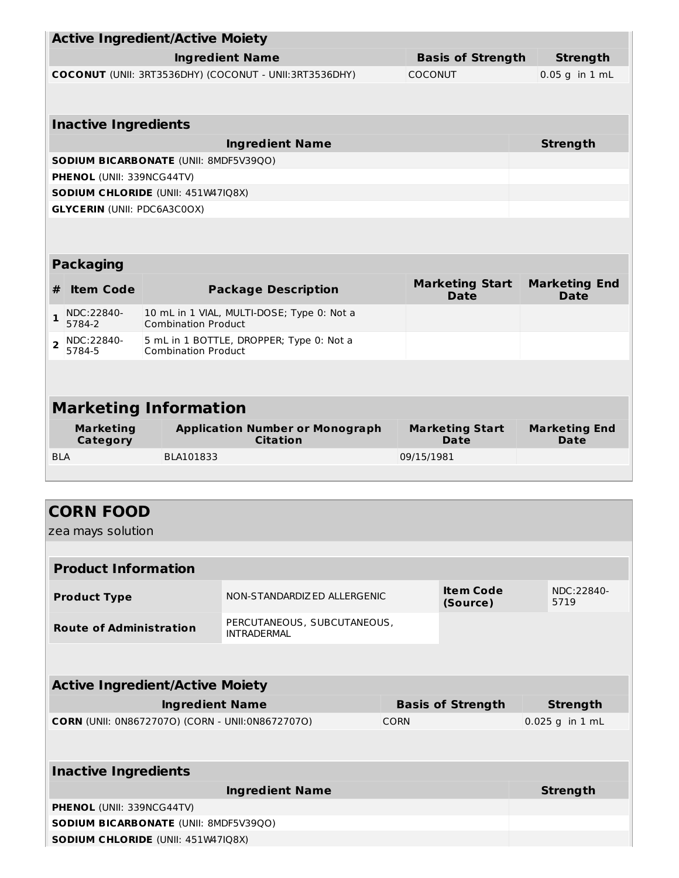| Active Ingredient/Active Moiety | | |
|---|---|---|
| **Ingredient Name** | **Basis of Strength** | **Strength** |
| **COCONUT** (UNII: 3RT3536DHY) (COCONUT - UNII:3RT3536DHY) | COCONUT | 0.05 g in 1 mL |

| Inactive Ingredients | |
|---|---|
| **Ingredient Name** | **Strength** |
| **SODIUM BICARBONATE** (UNII: 8MDF5V39QO) | |
| **PHENOL** (UNII: 339NCG44TV) | |
| **SODIUM CHLORIDE** (UNII: 451W47IQ8X) | |
| **GLYCERIN** (UNII: PDC6A3C0OX) | |

| Packaging | | | | |
|---|---|---|---|---|
| **#** | **Item Code** | **Package Description** | **Marketing Start Date** | **Marketing End Date** |
| **1** | NDC:22840-5784-2 | 10 mL in 1 VIAL, MULTI-DOSE; Type 0: Not a Combination Product | | |
| **2** | NDC:22840-5784-5 | 5 mL in 1 BOTTLE, DROPPER; Type 0: Not a Combination Product | | |

| Marketing Information | | | |
|---|---|---|---|
| **Marketing Category** | **Application Number or Monograph Citation** | **Marketing Start Date** | **Marketing End Date** |
| BLA | BLA101833 | 09/15/1981 | |

## CORN FOOD

zea mays solution

| Product Information | | | |
|---|---|---|---|
| **Product Type** | NON-STANDARDIZED ALLERGENIC | **Item Code (Source)** | NDC:22840-5719 |
| **Route of Administration** | PERCUTANEOUS, SUBCUTANEOUS, INTRADERMAL | | |

| Active Ingredient/Active Moiety | | |
|---|---|---|
| **Ingredient Name** | **Basis of Strength** | **Strength** |
| **CORN** (UNII: 0N8672707O) (CORN - UNII:0N8672707O) | CORN | 0.025 g in 1 mL |

| Inactive Ingredients | |
|---|---|
| **Ingredient Name** | **Strength** |
| **PHENOL** (UNII: 339NCG44TV) | |
| **SODIUM BICARBONATE** (UNII: 8MDF5V39QO) | |
| **SODIUM CHLORIDE** (UNII: 451W47IQ8X) | |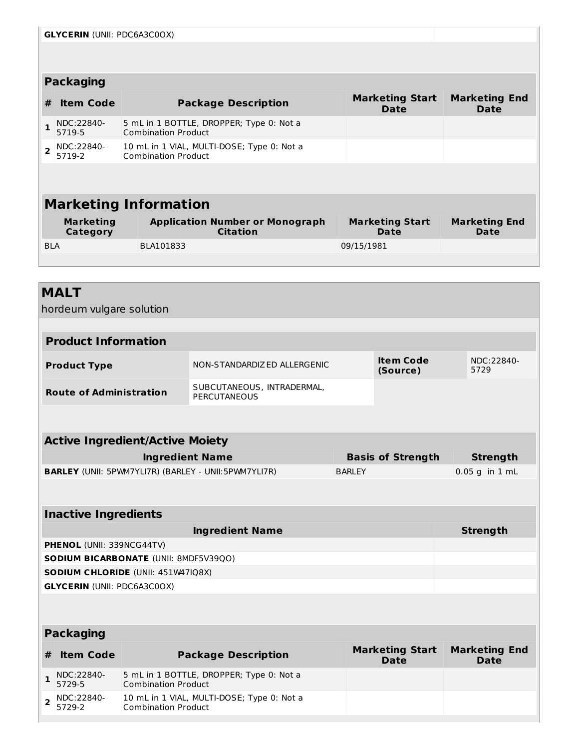| GLYCERIN (UNII: PDC6A3C0OX) | |
|---|---|

### Packaging

| # | Item Code | Package Description | Marketing Start Date | Marketing End Date |
|---|---|---|---|---|
| 1 | NDC:22840-5719-5 | 5 mL in 1 BOTTLE, DROPPER; Type 0: Not a Combination Product | | |
| 2 | NDC:22840-5719-2 | 10 mL in 1 VIAL, MULTI-DOSE; Type 0: Not a Combination Product | | |

## Marketing Information

| Marketing Category | Application Number or Monograph Citation | Marketing Start Date | Marketing End Date |
|---|---|---|---|
| BLA | BLA101833 | 09/15/1981 | |

## MALT

hordeum vulgare solution

### Product Information

| | | | |
|---|---|---|---|
| **Product Type** | NON-STANDARDIZED ALLERGENIC | **Item Code (Source)** | NDC:22840-5729 |
| **Route of Administration** | SUBCUTANEOUS, INTRADERMAL, PERCUTANEOUS | | |

### Active Ingredient/Active Moiety

| Ingredient Name | Basis of Strength | Strength |
|---|---|---|
| **BARLEY** (UNII: 5PWM7YLI7R) (BARLEY - UNII:5PWM7YLI7R) | BARLEY | 0.05 g in 1 mL |

### Inactive Ingredients

| Ingredient Name | Strength |
|---|---|
| **PHENOL** (UNII: 339NCG44TV) | |
| **SODIUM BICARBONATE** (UNII: 8MDF5V39QO) | |
| **SODIUM CHLORIDE** (UNII: 451W47IQ8X) | |
| **GLYCERIN** (UNII: PDC6A3C0OX) | |

### Packaging

| # | Item Code | Package Description | Marketing Start Date | Marketing End Date |
|---|---|---|---|---|
| 1 | NDC:22840-5729-5 | 5 mL in 1 BOTTLE, DROPPER; Type 0: Not a Combination Product | | |
| 2 | NDC:22840-5729-2 | 10 mL in 1 VIAL, MULTI-DOSE; Type 0: Not a Combination Product | | |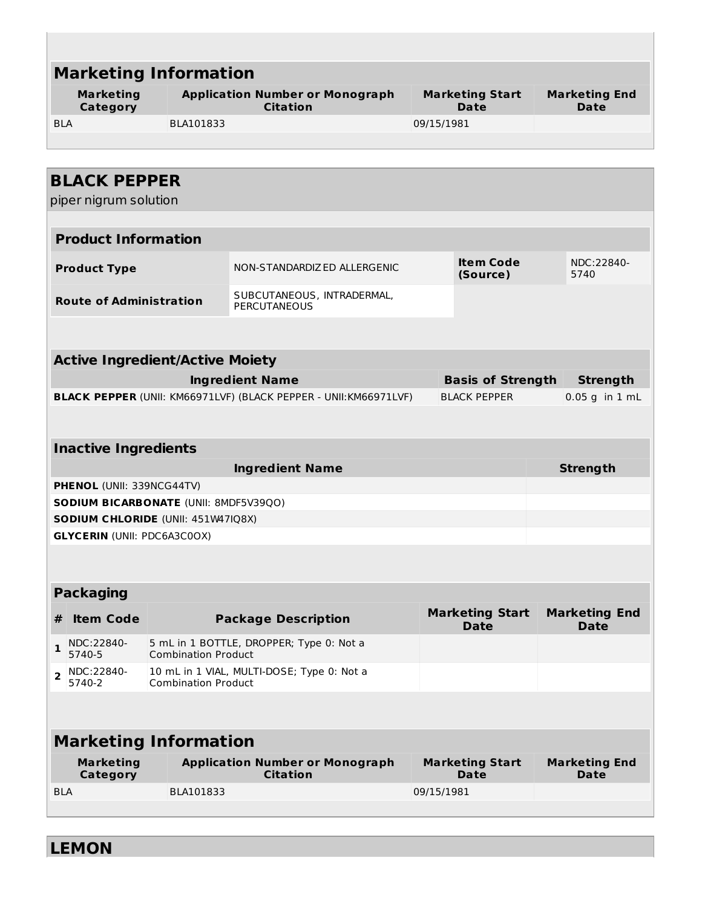## Marketing Information

| Marketing Category | Application Number or Monograph Citation | Marketing Start Date | Marketing End Date |
|---|---|---|---|
| BLA | BLA101833 | 09/15/1981 | |

## BLACK PEPPER

piper nigrum solution

### Product Information

| | | | |
|---|---|---|---|
| **Product Type** | NON-STANDARDIZED ALLERGENIC | **Item Code (Source)** | NDC:22840-5740 |
| **Route of Administration** | SUBCUTANEOUS, INTRADERMAL, PERCUTANEOUS | | |

### Active Ingredient/Active Moiety

| Ingredient Name | Basis of Strength | Strength |
|---|---|---|
| **BLACK PEPPER** (UNII: KM66971LVF) (BLACK PEPPER - UNII:KM66971LVF) | BLACK PEPPER | 0.05 g in 1 mL |

### Inactive Ingredients

| Ingredient Name | Strength |
|---|---|
| **PHENOL** (UNII: 339NCG44TV) | |
| **SODIUM BICARBONATE** (UNII: 8MDF5V39QO) | |
| **SODIUM CHLORIDE** (UNII: 451W47IQ8X) | |
| **GLYCERIN** (UNII: PDC6A3C0OX) | |

### Packaging

| # | Item Code | Package Description | Marketing Start Date | Marketing End Date |
|---|---|---|---|---|
| 1 | NDC:22840-5740-5 | 5 mL in 1 BOTTLE, DROPPER; Type 0: Not a Combination Product | | |
| 2 | NDC:22840-5740-2 | 10 mL in 1 VIAL, MULTI-DOSE; Type 0: Not a Combination Product | | |

## Marketing Information

| Marketing Category | Application Number or Monograph Citation | Marketing Start Date | Marketing End Date |
|---|---|---|---|
| BLA | BLA101833 | 09/15/1981 | |

## LEMON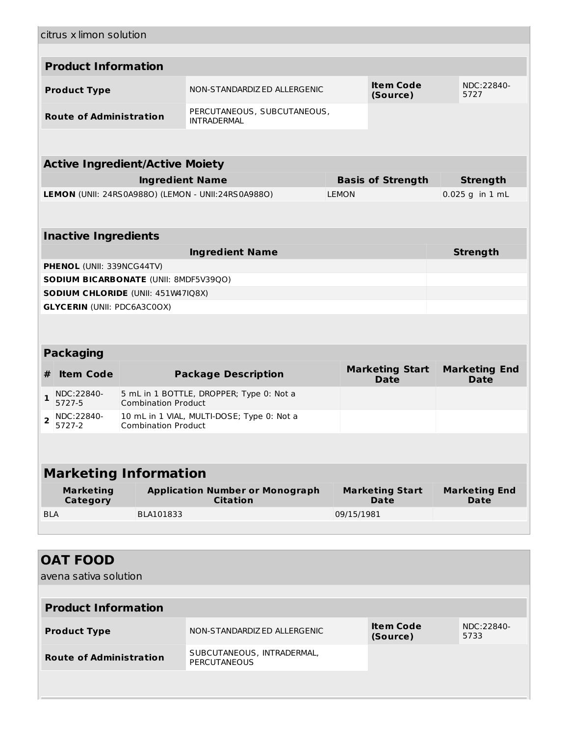citrus x limon solution

| **Product Information** | | | |
|---|---|---|---|
| **Product Type** | NON-STANDARDIZED ALLERGENIC | **Item Code (Source)** | NDC:22840-5727 |
| **Route of Administration** | PERCUTANEOUS, SUBCUTANEOUS, INTRADERMAL | | |

| **Active Ingredient/Active Moiety** | | |
|---|---|---|
| **Ingredient Name** | **Basis of Strength** | **Strength** |
| **LEMON** (UNII: 24RS0A988O) (LEMON - UNII:24RS0A988O) | LEMON | 0.025 g in 1 mL |

| **Inactive Ingredients** | |
|---|---|
| **Ingredient Name** | **Strength** |
| **PHENOL** (UNII: 339NCG44TV) | |
| **SODIUM BICARBONATE** (UNII: 8MDF5V39QO) | |
| **SODIUM CHLORIDE** (UNII: 451W47IQ8X) | |
| **GLYCERIN** (UNII: PDC6A3C0OX) | |

| **Packaging** | | | | |
|---|---|---|---|---|
| **#** | **Item Code** | **Package Description** | **Marketing Start Date** | **Marketing End Date** |
| **1** | NDC:22840-5727-5 | 5 mL in 1 BOTTLE, DROPPER; Type 0: Not a Combination Product | | |
| **2** | NDC:22840-5727-2 | 10 mL in 1 VIAL, MULTI-DOSE; Type 0: Not a Combination Product | | |

| **Marketing Information** | | | |
|---|---|---|---|
| **Marketing Category** | **Application Number or Monograph Citation** | **Marketing Start Date** | **Marketing End Date** |
| BLA | BLA101833 | 09/15/1981 | |

## OAT FOOD

avena sativa solution

| **Product Information** | | | |
|---|---|---|---|
| **Product Type** | NON-STANDARDIZED ALLERGENIC | **Item Code (Source)** | NDC:22840-5733 |
| **Route of Administration** | SUBCUTANEOUS, INTRADERMAL, PERCUTANEOUS | | |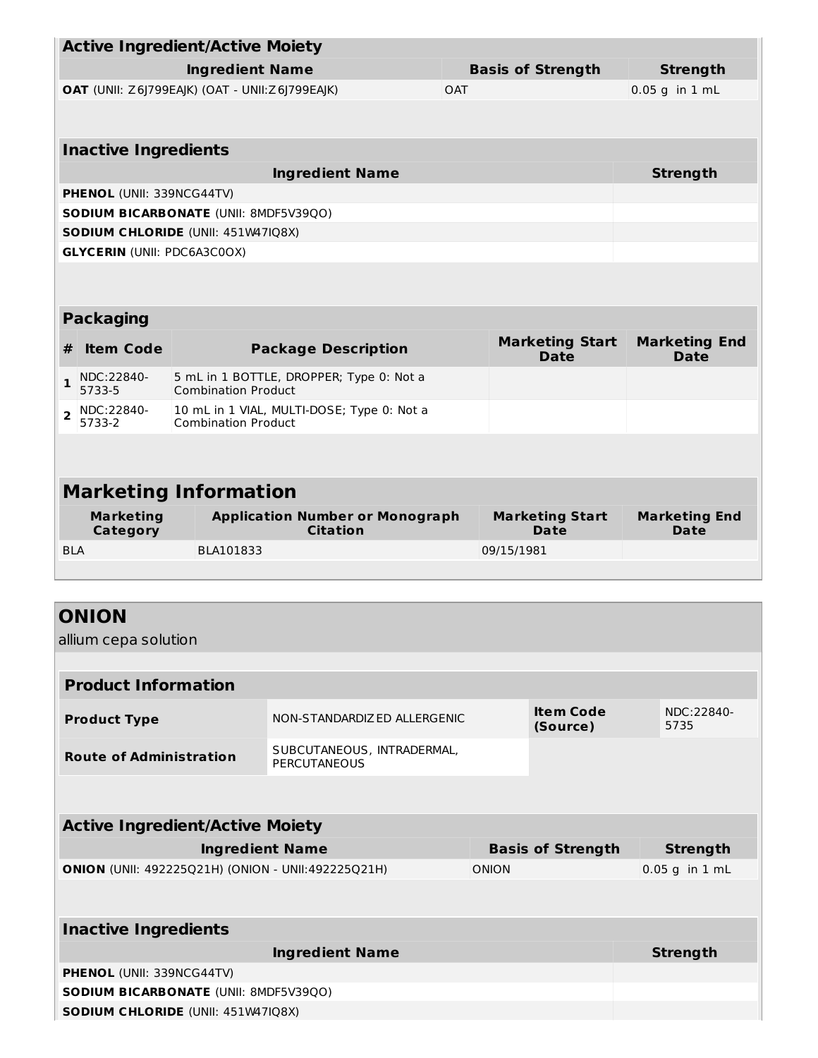| Active Ingredient/Active Moiety | | |
|---|---|---|
| **Ingredient Name** | **Basis of Strength** | **Strength** |
| **OAT** (UNII: Z6J799EAJK) (OAT - UNII:Z6J799EAJK) | OAT | 0.05 g in 1 mL |

| Inactive Ingredients | |
|---|---|
| **Ingredient Name** | **Strength** |
| **PHENOL** (UNII: 339NCG44TV) | |
| **SODIUM BICARBONATE** (UNII: 8MDF5V39QO) | |
| **SODIUM CHLORIDE** (UNII: 451W47IQ8X) | |
| **GLYCERIN** (UNII: PDC6A3C0OX) | |

| Packaging | | | | |
|---|---|---|---|---|
| **#** | **Item Code** | **Package Description** | **Marketing Start Date** | **Marketing End Date** |
| 1 | NDC:22840-5733-5 | 5 mL in 1 BOTTLE, DROPPER; Type 0: Not a Combination Product | | |
| 2 | NDC:22840-5733-2 | 10 mL in 1 VIAL, MULTI-DOSE; Type 0: Not a Combination Product | | |

| Marketing Information | | | |
|---|---|---|---|
| **Marketing Category** | **Application Number or Monograph Citation** | **Marketing Start Date** | **Marketing End Date** |
| BLA | BLA101833 | 09/15/1981 | |

## ONION

allium cepa solution

| Product Information | | | |
|---|---|---|---|
| **Product Type** | NON-STANDARDIZED ALLERGENIC | **Item Code (Source)** | NDC:22840-5735 |
| **Route of Administration** | SUBCUTANEOUS, INTRADERMAL, PERCUTANEOUS | | |

| Active Ingredient/Active Moiety | | |
|---|---|---|
| **Ingredient Name** | **Basis of Strength** | **Strength** |
| **ONION** (UNII: 492225Q21H) (ONION - UNII:492225Q21H) | ONION | 0.05 g in 1 mL |

| Inactive Ingredients | |
|---|---|
| **Ingredient Name** | **Strength** |
| **PHENOL** (UNII: 339NCG44TV) | |
| **SODIUM BICARBONATE** (UNII: 8MDF5V39QO) | |
| **SODIUM CHLORIDE** (UNII: 451W47IQ8X) | |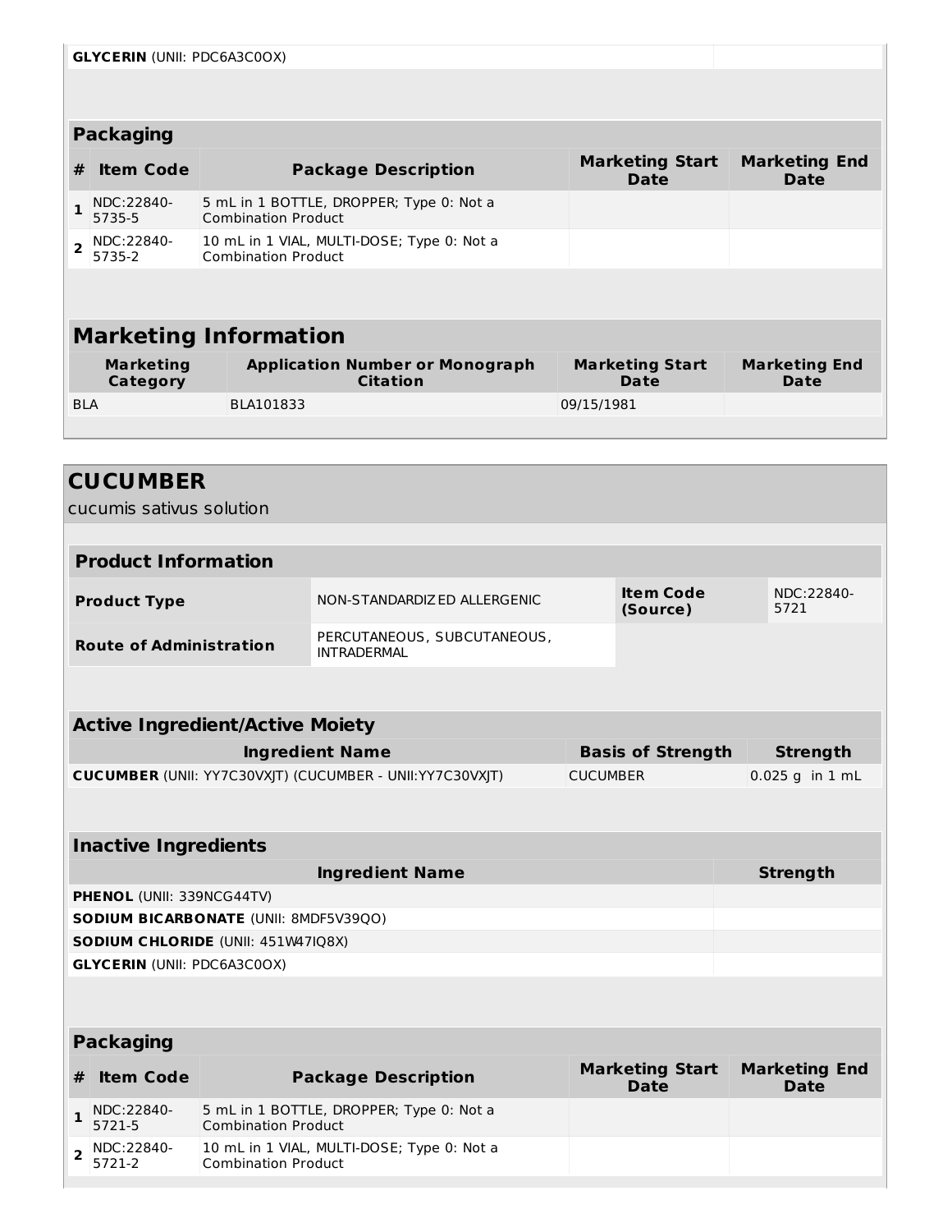| | |
|---|---|
| **GLYCERIN** (UNII: PDC6A3C0OX) | |

### Packaging

| # | Item Code | Package Description | Marketing Start Date | Marketing End Date |
|---|---|---|---|---|
| 1 | NDC:22840-5735-5 | 5 mL in 1 BOTTLE, DROPPER; Type 0: Not a Combination Product | | |
| 2 | NDC:22840-5735-2 | 10 mL in 1 VIAL, MULTI-DOSE; Type 0: Not a Combination Product | | |

### Marketing Information

| Marketing Category | Application Number or Monograph Citation | Marketing Start Date | Marketing End Date |
|---|---|---|---|
| BLA | BLA101833 | 09/15/1981 | |

## CUCUMBER

cucumis sativus solution

### Product Information

| | | | |
|---|---|---|---|
| **Product Type** | NON-STANDARDIZED ALLERGENIC | **Item Code (Source)** | NDC:22840-5721 |
| **Route of Administration** | PERCUTANEOUS, SUBCUTANEOUS, INTRADERMAL | | |

### Active Ingredient/Active Moiety

| Ingredient Name | Basis of Strength | Strength |
|---|---|---|
| **CUCUMBER** (UNII: YY7C30VXJT) (CUCUMBER - UNII:YY7C30VXJT) | CUCUMBER | 0.025 g in 1 mL |

### Inactive Ingredients

| Ingredient Name | Strength |
|---|---|
| **PHENOL** (UNII: 339NCG44TV) | |
| **SODIUM BICARBONATE** (UNII: 8MDF5V39QO) | |
| **SODIUM CHLORIDE** (UNII: 451W47IQ8X) | |
| **GLYCERIN** (UNII: PDC6A3C0OX) | |

### Packaging

| # | Item Code | Package Description | Marketing Start Date | Marketing End Date |
|---|---|---|---|---|
| 1 | NDC:22840-5721-5 | 5 mL in 1 BOTTLE, DROPPER; Type 0: Not a Combination Product | | |
| 2 | NDC:22840-5721-2 | 10 mL in 1 VIAL, MULTI-DOSE; Type 0: Not a Combination Product | | |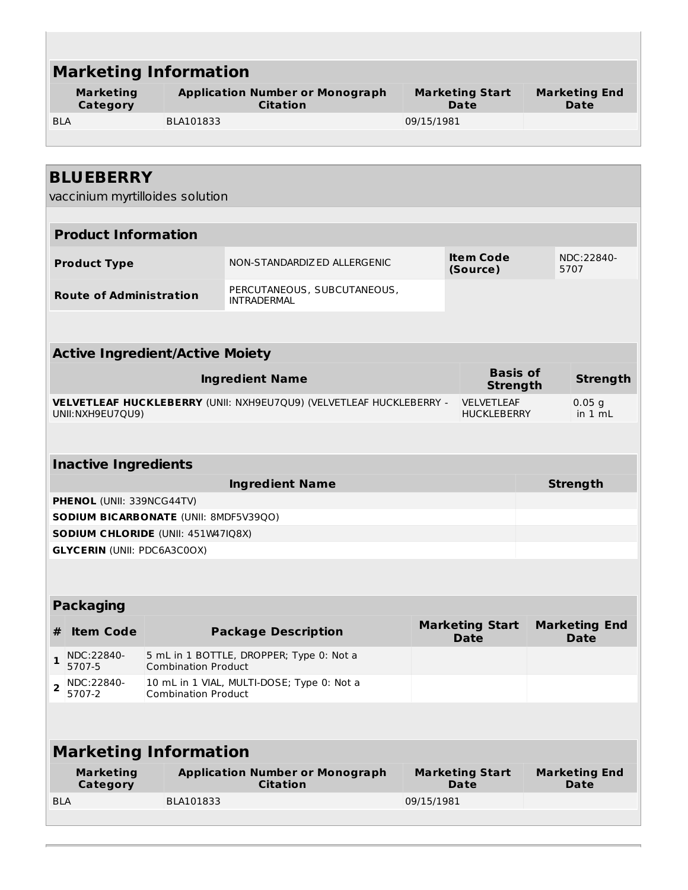## Marketing Information

| Marketing Category | Application Number or Monograph Citation | Marketing Start Date | Marketing End Date |
|---|---|---|---|
| BLA | BLA101833 | 09/15/1981 | |

## BLUEBERRY

vaccinium myrtilloides solution

### Product Information

| | | | |
|---|---|---|---|
| **Product Type** | NON-STANDARDIZED ALLERGENIC | **Item Code (Source)** | NDC:22840-5707 |
| **Route of Administration** | PERCUTANEOUS, SUBCUTANEOUS, INTRADERMAL | | |

### Active Ingredient/Active Moiety

| Ingredient Name | Basis of Strength | Strength |
|---|---|---|
| **VELVETLEAF HUCKLEBERRY** (UNII: NXH9EU7QU9) (VELVETLEAF HUCKLEBERRY - UNII:NXH9EU7QU9) | VELVETLEAF HUCKLEBERRY | 0.05 g in 1 mL |

### Inactive Ingredients

| Ingredient Name | Strength |
|---|---|
| **PHENOL** (UNII: 339NCG44TV) | |
| **SODIUM BICARBONATE** (UNII: 8MDF5V39QO) | |
| **SODIUM CHLORIDE** (UNII: 451W47IQ8X) | |
| **GLYCERIN** (UNII: PDC6A3C0OX) | |

### Packaging

| # | Item Code | Package Description | Marketing Start Date | Marketing End Date |
|---|---|---|---|---|
| 1 | NDC:22840-5707-5 | 5 mL in 1 BOTTLE, DROPPER; Type 0: Not a Combination Product | | |
| 2 | NDC:22840-5707-2 | 10 mL in 1 VIAL, MULTI-DOSE; Type 0: Not a Combination Product | | |

## Marketing Information

| Marketing Category | Application Number or Monograph Citation | Marketing Start Date | Marketing End Date |
|---|---|---|---|
| BLA | BLA101833 | 09/15/1981 | |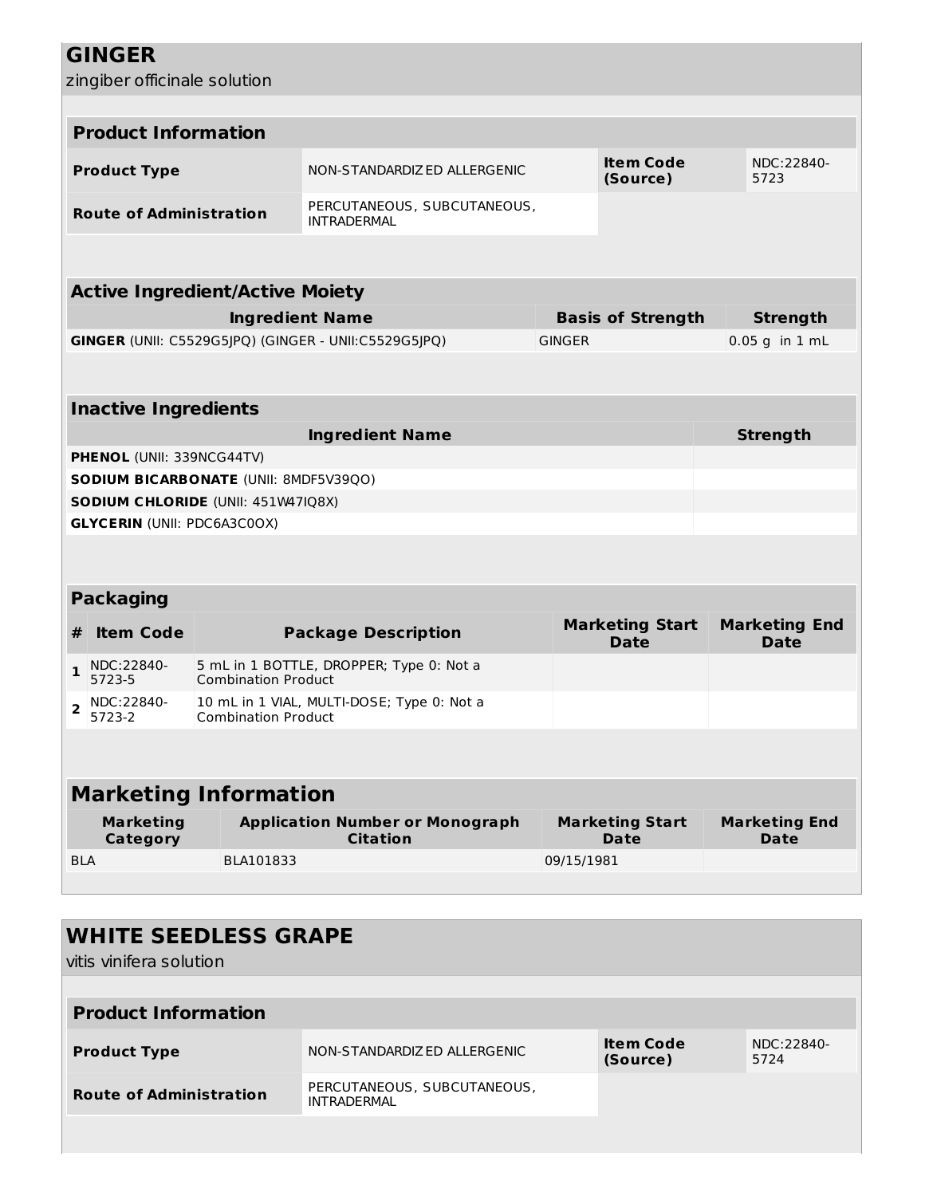# GINGER

zingiber officinale solution

## Product Information

| Product Type | NON-STANDARDIZED ALLERGENIC | Item Code (Source) | NDC:22840-5723 |
| --- | --- | --- | --- |
| Route of Administration | PERCUTANEOUS, SUBCUTANEOUS, INTRADERMAL | | |

## Active Ingredient/Active Moiety

| Ingredient Name | Basis of Strength | Strength |
| --- | --- | --- |
| **GINGER** (UNII: C5529G5JPQ) (GINGER - UNII:C5529G5JPQ) | GINGER | 0.05 g in 1 mL |

## Inactive Ingredients

| Ingredient Name | Strength |
| --- | --- |
| **PHENOL** (UNII: 339NCG44TV) | |
| **SODIUM BICARBONATE** (UNII: 8MDF5V39QO) | |
| **SODIUM CHLORIDE** (UNII: 451W47IQ8X) | |
| **GLYCERIN** (UNII: PDC6A3C0OX) | |

## Packaging

| # | Item Code | Package Description | Marketing Start Date | Marketing End Date |
| --- | --- | --- | --- | --- |
| 1 | NDC:22840-5723-5 | 5 mL in 1 BOTTLE, DROPPER; Type 0: Not a Combination Product | | |
| 2 | NDC:22840-5723-2 | 10 mL in 1 VIAL, MULTI-DOSE; Type 0: Not a Combination Product | | |

## Marketing Information

| Marketing Category | Application Number or Monograph Citation | Marketing Start Date | Marketing End Date |
| --- | --- | --- | --- |
| BLA | BLA101833 | 09/15/1981 | |

# WHITE SEEDLESS GRAPE

vitis vinifera solution

## Product Information

| Product Type | NON-STANDARDIZED ALLERGENIC | Item Code (Source) | NDC:22840-5724 |
| --- | --- | --- | --- |
| Route of Administration | PERCUTANEOUS, SUBCUTANEOUS, INTRADERMAL | | |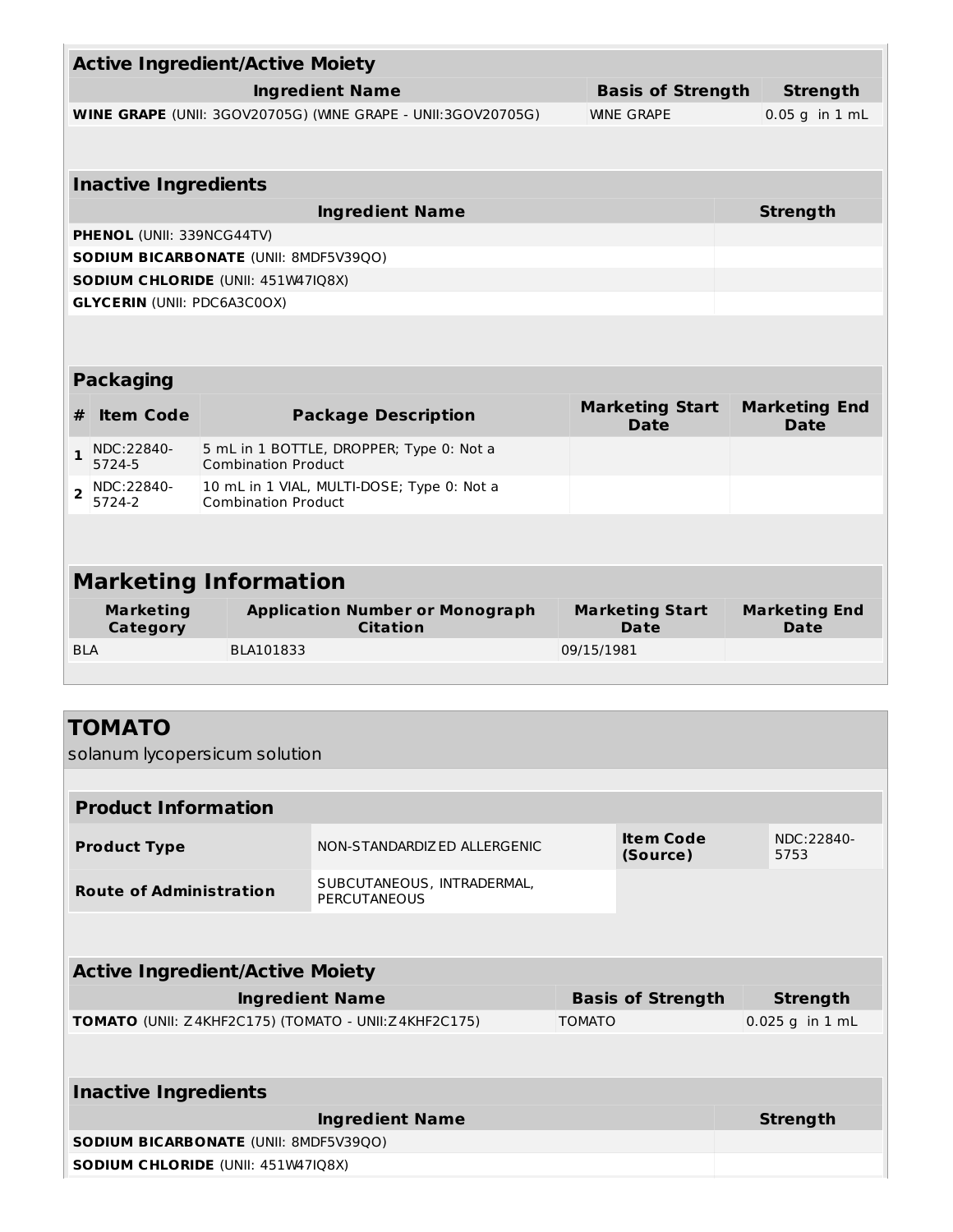| Active Ingredient/Active Moiety | | |
|---|---|---|
| **Ingredient Name** | **Basis of Strength** | **Strength** |
| **WINE GRAPE** (UNII: 3GOV20705G) (WINE GRAPE - UNII:3GOV20705G) | WINE GRAPE | 0.05 g in 1 mL |

| Inactive Ingredients | |
|---|---|
| **Ingredient Name** | **Strength** |
| **PHENOL** (UNII: 339NCG44TV) | |
| **SODIUM BICARBONATE** (UNII: 8MDF5V39QO) | |
| **SODIUM CHLORIDE** (UNII: 451W47IQ8X) | |
| **GLYCERIN** (UNII: PDC6A3C0OX) | |

| Packaging | | | | |
|---|---|---|---|---|
| **#** | **Item Code** | **Package Description** | **Marketing Start Date** | **Marketing End Date** |
| **1** | NDC:22840-5724-5 | 5 mL in 1 BOTTLE, DROPPER; Type 0: Not a Combination Product | | |
| **2** | NDC:22840-5724-2 | 10 mL in 1 VIAL, MULTI-DOSE; Type 0: Not a Combination Product | | |

| Marketing Information | | | |
|---|---|---|---|
| **Marketing Category** | **Application Number or Monograph Citation** | **Marketing Start Date** | **Marketing End Date** |
| BLA | BLA101833 | 09/15/1981 | |

## TOMATO

solanum lycopersicum solution

| Product Information | | | |
|---|---|---|---|
| **Product Type** | NON-STANDARDIZED ALLERGENIC | **Item Code (Source)** | NDC:22840-5753 |
| **Route of Administration** | SUBCUTANEOUS, INTRADERMAL, PERCUTANEOUS | | |

| Active Ingredient/Active Moiety | | |
|---|---|---|
| **Ingredient Name** | **Basis of Strength** | **Strength** |
| **TOMATO** (UNII: Z4KHF2C175) (TOMATO - UNII:Z4KHF2C175) | TOMATO | 0.025 g in 1 mL |

| Inactive Ingredients | |
|---|---|
| **Ingredient Name** | **Strength** |
| **SODIUM BICARBONATE** (UNII: 8MDF5V39QO) | |
| **SODIUM CHLORIDE** (UNII: 451W47IQ8X) | |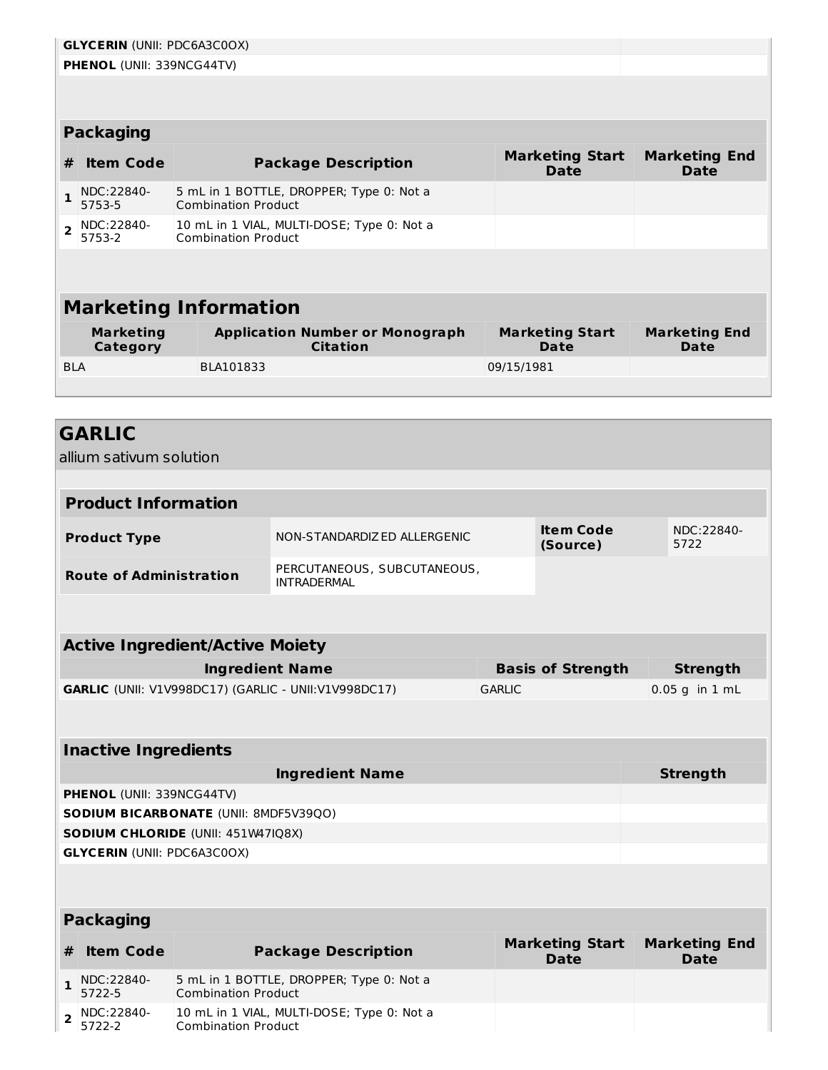| | |
|---|---|
| **GLYCERIN** (UNII: PDC6A3C0OX) | |
| **PHENOL** (UNII: 339NCG44TV) | |

### Packaging

| # | Item Code | Package Description | Marketing Start Date | Marketing End Date |
|---|---|---|---|---|
| 1 | NDC:22840-5753-5 | 5 mL in 1 BOTTLE, DROPPER; Type 0: Not a Combination Product | | |
| 2 | NDC:22840-5753-2 | 10 mL in 1 VIAL, MULTI-DOSE; Type 0: Not a Combination Product | | |

### Marketing Information

| Marketing Category | Application Number or Monograph Citation | Marketing Start Date | Marketing End Date |
|---|---|---|---|
| BLA | BLA101833 | 09/15/1981 | |

## GARLIC

allium sativum solution

### Product Information

| | | | |
|---|---|---|---|
| **Product Type** | NON-STANDARDIZED ALLERGENIC | **Item Code (Source)** | NDC:22840-5722 |
| **Route of Administration** | PERCUTANEOUS, SUBCUTANEOUS, INTRADERMAL | | |

### Active Ingredient/Active Moiety

| Ingredient Name | Basis of Strength | Strength |
|---|---|---|
| **GARLIC** (UNII: V1V998DC17) (GARLIC - UNII:V1V998DC17) | GARLIC | 0.05 g in 1 mL |

### Inactive Ingredients

| Ingredient Name | Strength |
|---|---|
| **PHENOL** (UNII: 339NCG44TV) | |
| **SODIUM BICARBONATE** (UNII: 8MDF5V39QO) | |
| **SODIUM CHLORIDE** (UNII: 451W47IQ8X) | |
| **GLYCERIN** (UNII: PDC6A3C0OX) | |

### Packaging

| # | Item Code | Package Description | Marketing Start Date | Marketing End Date |
|---|---|---|---|---|
| 1 | NDC:22840-5722-5 | 5 mL in 1 BOTTLE, DROPPER; Type 0: Not a Combination Product | | |
| 2 | NDC:22840-5722-2 | 10 mL in 1 VIAL, MULTI-DOSE; Type 0: Not a Combination Product | | |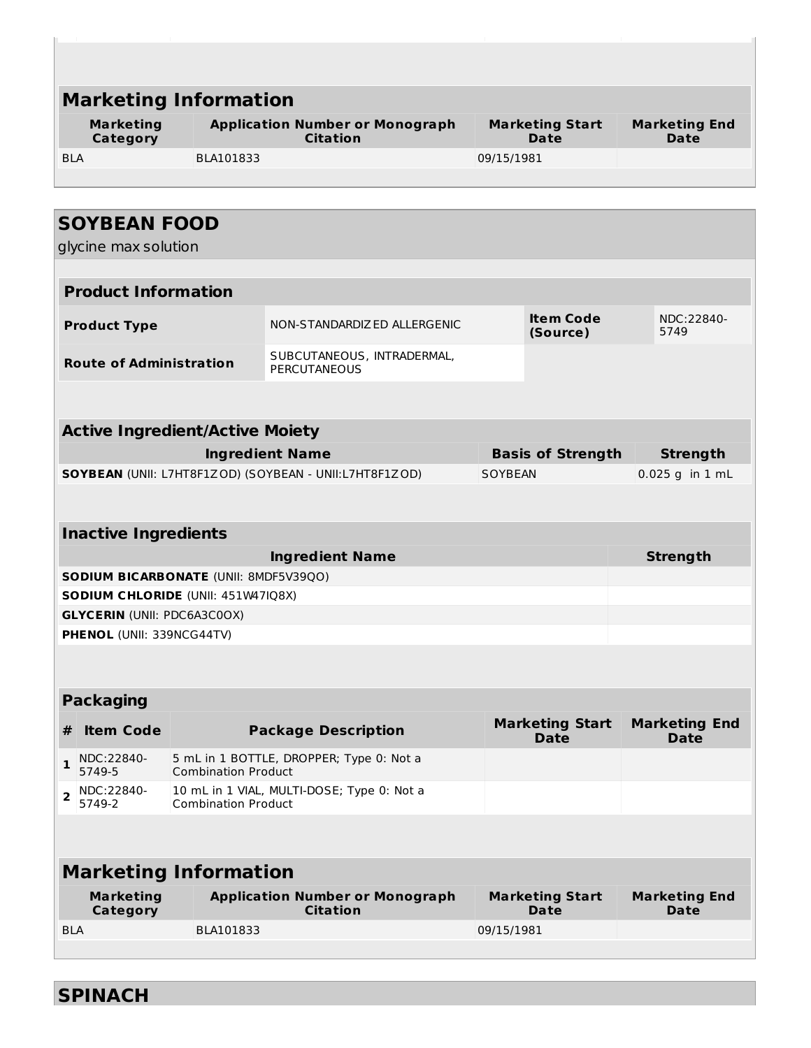## Marketing Information

| Marketing Category | Application Number or Monograph Citation | Marketing Start Date | Marketing End Date |
|---|---|---|---|
| BLA | BLA101833 | 09/15/1981 | |

## SOYBEAN FOOD

glycine max solution

### Product Information

| | | | |
|---|---|---|---|
| **Product Type** | NON-STANDARDIZED ALLERGENIC | **Item Code (Source)** | NDC:22840-5749 |
| **Route of Administration** | SUBCUTANEOUS, INTRADERMAL, PERCUTANEOUS | | |

### Active Ingredient/Active Moiety

| Ingredient Name | Basis of Strength | Strength |
|---|---|---|
| **SOYBEAN** (UNII: L7HT8F1ZOD) (SOYBEAN - UNII:L7HT8F1ZOD) | SOYBEAN | 0.025 g in 1 mL |

### Inactive Ingredients

| Ingredient Name | Strength |
|---|---|
| **SODIUM BICARBONATE** (UNII: 8MDF5V39QO) | |
| **SODIUM CHLORIDE** (UNII: 451W47IQ8X) | |
| **GLYCERIN** (UNII: PDC6A3C0OX) | |
| **PHENOL** (UNII: 339NCG44TV) | |

### Packaging

| # | Item Code | Package Description | Marketing Start Date | Marketing End Date |
|---|---|---|---|---|
| 1 | NDC:22840-5749-5 | 5 mL in 1 BOTTLE, DROPPER; Type 0: Not a Combination Product | | |
| 2 | NDC:22840-5749-2 | 10 mL in 1 VIAL, MULTI-DOSE; Type 0: Not a Combination Product | | |

### Marketing Information

| Marketing Category | Application Number or Monograph Citation | Marketing Start Date | Marketing End Date |
|---|---|---|---|
| BLA | BLA101833 | 09/15/1981 | |

## SPINACH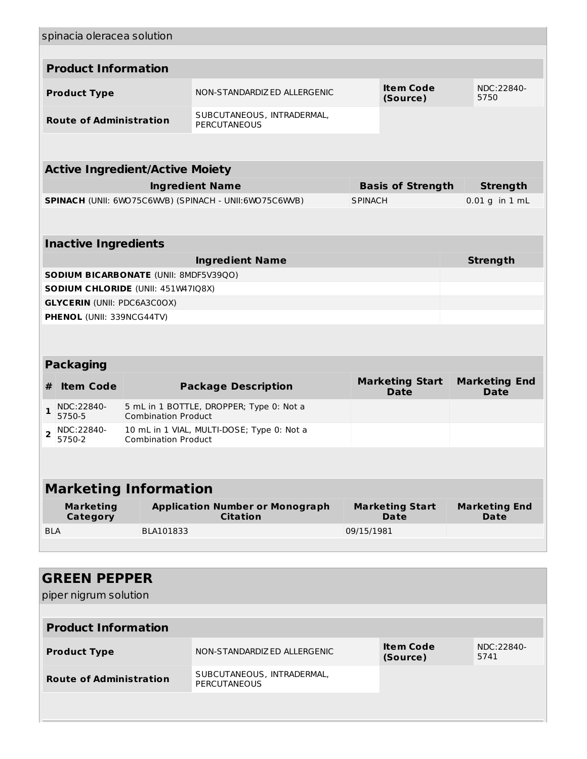spinacia oleracea solution

| **Product Information** | | | |
|---|---|---|---|
| **Product Type** | NON-STANDARDIZED ALLERGENIC | **Item Code (Source)** | NDC:22840-5750 |
| **Route of Administration** | SUBCUTANEOUS, INTRADERMAL, PERCUTANEOUS | | |

| **Active Ingredient/Active Moiety** | | |
|---|---|---|
| **Ingredient Name** | **Basis of Strength** | **Strength** |
| **SPINACH** (UNII: 6WO75C6WVB) (SPINACH - UNII:6WO75C6WVB) | SPINACH | 0.01 g in 1 mL |

| **Inactive Ingredients** | |
|---|---|
| **Ingredient Name** | **Strength** |
| **SODIUM BICARBONATE** (UNII: 8MDF5V39QO) | |
| **SODIUM CHLORIDE** (UNII: 451W47IQ8X) | |
| **GLYCERIN** (UNII: PDC6A3C0OX) | |
| **PHENOL** (UNII: 339NCG44TV) | |

| **Packaging** | | | | |
|---|---|---|---|---|
| **#** | **Item Code** | **Package Description** | **Marketing Start Date** | **Marketing End Date** |
| **1** | NDC:22840-5750-5 | 5 mL in 1 BOTTLE, DROPPER; Type 0: Not a Combination Product | | |
| **2** | NDC:22840-5750-2 | 10 mL in 1 VIAL, MULTI-DOSE; Type 0: Not a Combination Product | | |

| **Marketing Information** | | | |
|---|---|---|---|
| **Marketing Category** | **Application Number or Monograph Citation** | **Marketing Start Date** | **Marketing End Date** |
| BLA | BLA101833 | 09/15/1981 | |

## GREEN PEPPER

piper nigrum solution

| **Product Information** | | | |
|---|---|---|---|
| **Product Type** | NON-STANDARDIZED ALLERGENIC | **Item Code (Source)** | NDC:22840-5741 |
| **Route of Administration** | SUBCUTANEOUS, INTRADERMAL, PERCUTANEOUS | | |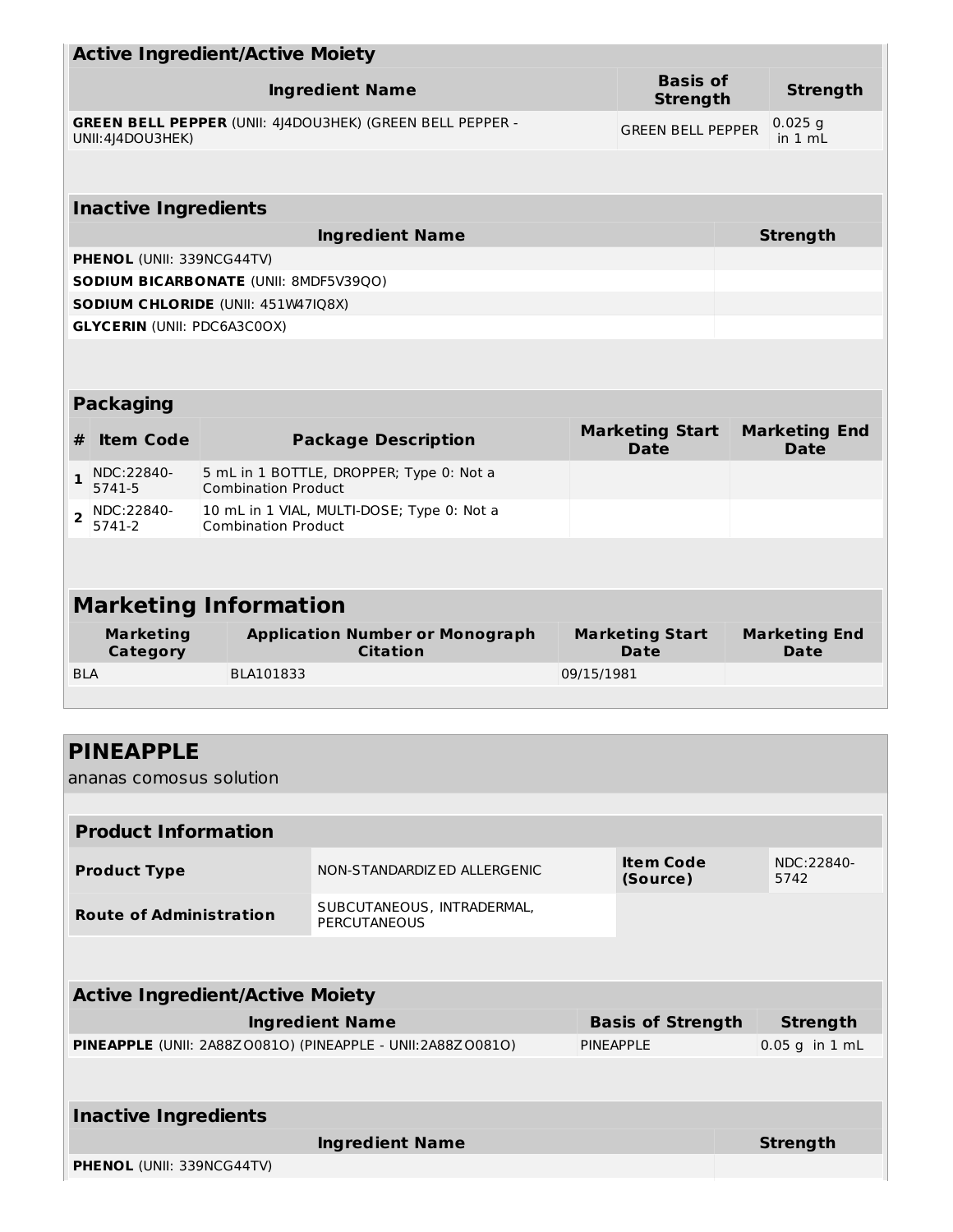| Active Ingredient/Active Moiety | | |
|---|---|---|
| **Ingredient Name** | **Basis of Strength** | **Strength** |
| **GREEN BELL PEPPER** (UNII: 4J4DOU3HEK) (GREEN BELL PEPPER - UNII:4J4DOU3HEK) | GREEN BELL PEPPER | 0.025 g in 1 mL |

| Inactive Ingredients | |
|---|---|
| **Ingredient Name** | **Strength** |
| **PHENOL** (UNII: 339NCG44TV) | |
| **SODIUM BICARBONATE** (UNII: 8MDF5V39QO) | |
| **SODIUM CHLORIDE** (UNII: 451W47IQ8X) | |
| **GLYCERIN** (UNII: PDC6A3C0OX) | |

| Packaging | | | | |
|---|---|---|---|---|
| **#** | **Item Code** | **Package Description** | **Marketing Start Date** | **Marketing End Date** |
| **1** | NDC:22840-5741-5 | 5 mL in 1 BOTTLE, DROPPER; Type 0: Not a Combination Product | | |
| **2** | NDC:22840-5741-2 | 10 mL in 1 VIAL, MULTI-DOSE; Type 0: Not a Combination Product | | |

## Marketing Information

| Marketing Category | Application Number or Monograph Citation | Marketing Start Date | Marketing End Date |
|---|---|---|---|
| BLA | BLA101833 | 09/15/1981 | |

## PINEAPPLE

ananas comosus solution

| Product Information | | | |
|---|---|---|---|
| **Product Type** | NON-STANDARDIZED ALLERGENIC | **Item Code (Source)** | NDC:22840-5742 |
| **Route of Administration** | SUBCUTANEOUS, INTRADERMAL, PERCUTANEOUS | | |

| Active Ingredient/Active Moiety | | |
|---|---|---|
| **Ingredient Name** | **Basis of Strength** | **Strength** |
| **PINEAPPLE** (UNII: 2A88ZO081O) (PINEAPPLE - UNII:2A88ZO081O) | PINEAPPLE | 0.05 g in 1 mL |

| Inactive Ingredients | |
|---|---|
| **Ingredient Name** | **Strength** |
| **PHENOL** (UNII: 339NCG44TV) | |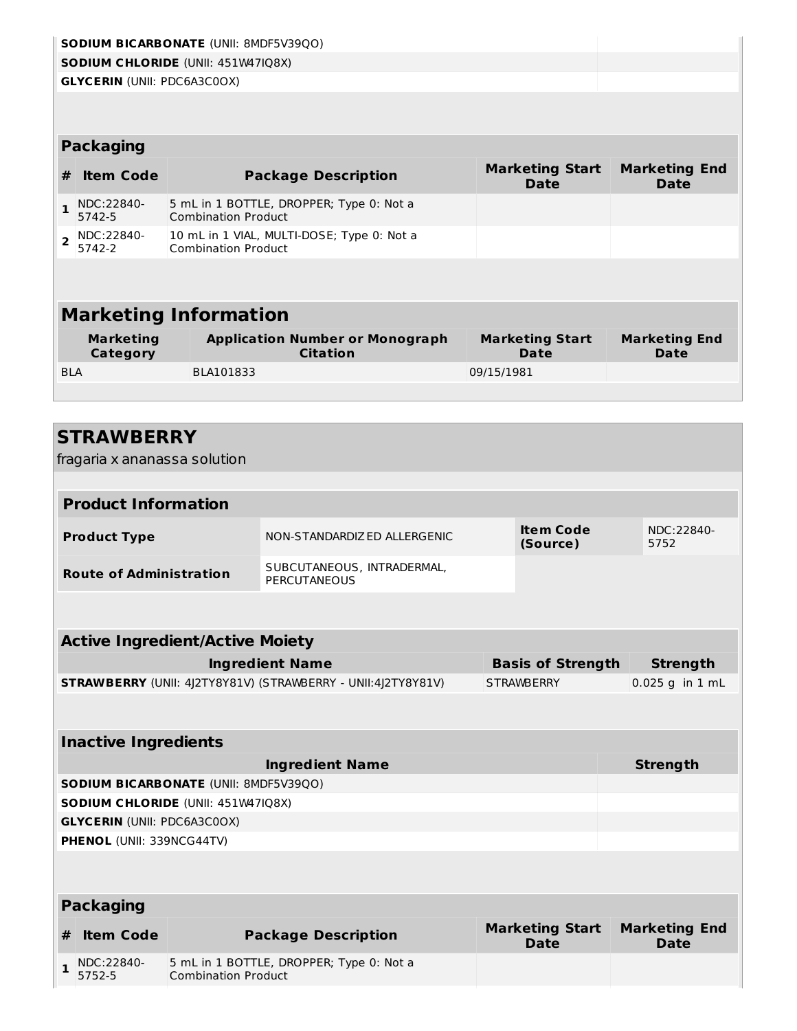| | |
|---|---|
| **SODIUM BICARBONATE** (UNII: 8MDF5V39QO) | |
| **SODIUM CHLORIDE** (UNII: 451W47IQ8X) | |
| **GLYCERIN** (UNII: PDC6A3C0OX) | |

| Packaging | | | | |
|---|---|---|---|---|
| **#** | **Item Code** | **Package Description** | **Marketing Start Date** | **Marketing End Date** |
| **1** | NDC:22840-5742-5 | 5 mL in 1 BOTTLE, DROPPER; Type 0: Not a Combination Product | | |
| **2** | NDC:22840-5742-2 | 10 mL in 1 VIAL, MULTI-DOSE; Type 0: Not a Combination Product | | |

## Marketing Information

| Marketing Category | Application Number or Monograph Citation | Marketing Start Date | Marketing End Date |
|---|---|---|---|
| BLA | BLA101833 | 09/15/1981 | |

## STRAWBERRY

fragaria x ananassa solution

| Product Information | | | |
|---|---|---|---|
| **Product Type** | NON-STANDARDIZED ALLERGENIC | **Item Code (Source)** | NDC:22840-5752 |
| **Route of Administration** | SUBCUTANEOUS, INTRADERMAL, PERCUTANEOUS | | |

| Active Ingredient/Active Moiety | | |
|---|---|---|
| **Ingredient Name** | **Basis of Strength** | **Strength** |
| **STRAWBERRY** (UNII: 4J2TY8Y81V) (STRAWBERRY - UNII:4J2TY8Y81V) | STRAWBERRY | 0.025 g in 1 mL |

| Inactive Ingredients | |
|---|---|
| **Ingredient Name** | **Strength** |
| **SODIUM BICARBONATE** (UNII: 8MDF5V39QO) | |
| **SODIUM CHLORIDE** (UNII: 451W47IQ8X) | |
| **GLYCERIN** (UNII: PDC6A3C0OX) | |
| **PHENOL** (UNII: 339NCG44TV) | |

| Packaging | | | | |
|---|---|---|---|---|
| **#** | **Item Code** | **Package Description** | **Marketing Start Date** | **Marketing End Date** |
| **1** | NDC:22840-5752-5 | 5 mL in 1 BOTTLE, DROPPER; Type 0: Not a Combination Product | | |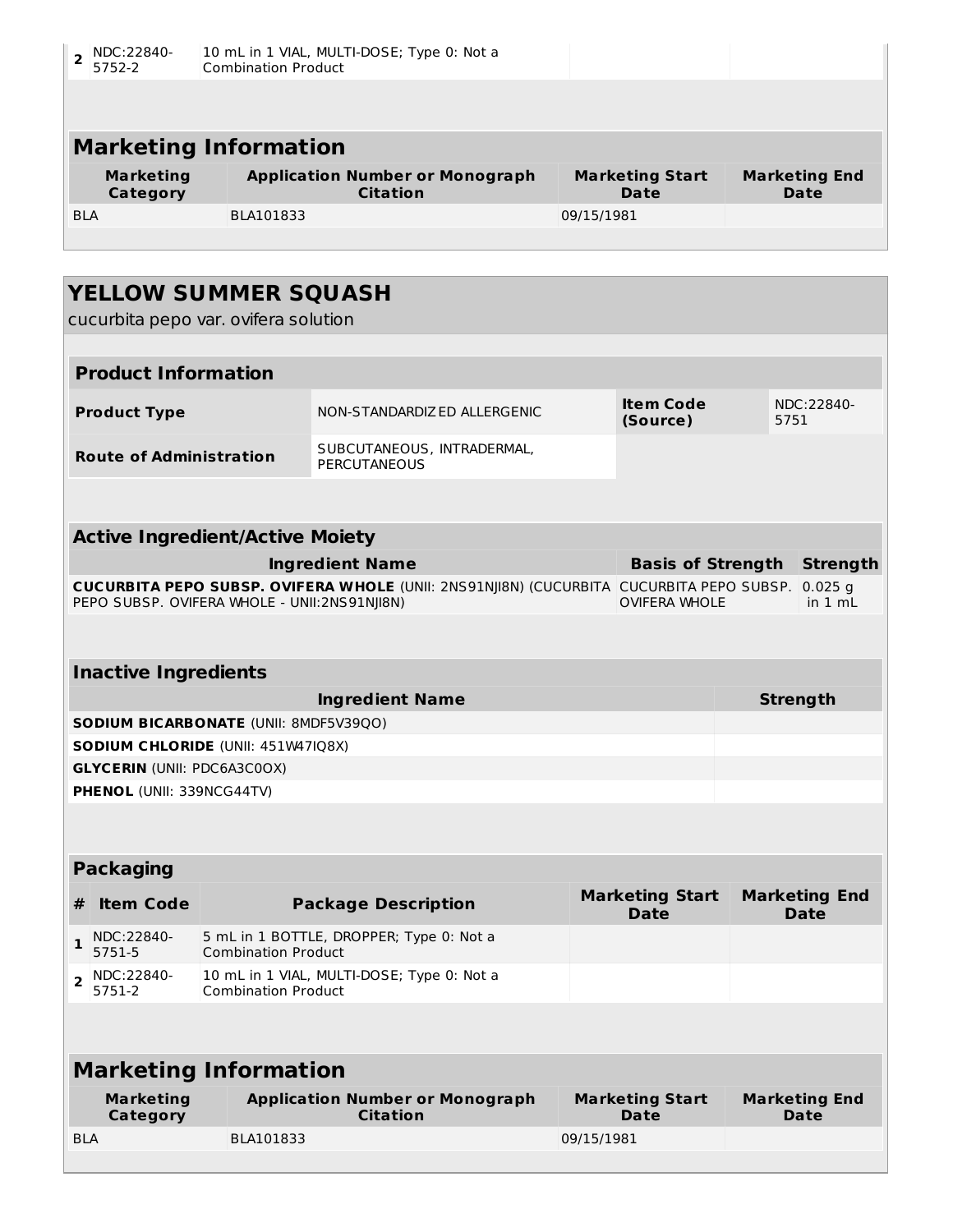| # | Item Code | Package Description | Marketing Start Date | Marketing End Date |
|---|---|---|---|---|
| 2 | NDC:22840-5752-2 | 10 mL in 1 VIAL, MULTI-DOSE; Type 0: Not a Combination Product | | |

## Marketing Information

| Marketing Category | Application Number or Monograph Citation | Marketing Start Date | Marketing End Date |
|---|---|---|---|
| BLA | BLA101833 | 09/15/1981 | |

# YELLOW SUMMER SQUASH

cucurbita pepo var. ovifera solution

## Product Information

| | | | |
|---|---|---|---|
| **Product Type** | NON-STANDARDIZED ALLERGENIC | **Item Code (Source)** | NDC:22840-5751 |
| **Route of Administration** | SUBCUTANEOUS, INTRADERMAL, PERCUTANEOUS | | |

## Active Ingredient/Active Moiety

| Ingredient Name | Basis of Strength | Strength |
|---|---|---|
| **CUCURBITA PEPO SUBSP. OVIFERA WHOLE** (UNII: 2NS91NJI8N) (CUCURBITA PEPO SUBSP. OVIFERA WHOLE - UNII:2NS91NJI8N) | CUCURBITA PEPO SUBSP. OVIFERA WHOLE | 0.025 g in 1 mL |

## Inactive Ingredients

| Ingredient Name | Strength |
|---|---|
| **SODIUM BICARBONATE** (UNII: 8MDF5V39QO) | |
| **SODIUM CHLORIDE** (UNII: 451W47IQ8X) | |
| **GLYCERIN** (UNII: PDC6A3C0OX) | |
| **PHENOL** (UNII: 339NCG44TV) | |

## Packaging

| # | Item Code | Package Description | Marketing Start Date | Marketing End Date |
|---|---|---|---|---|
| 1 | NDC:22840-5751-5 | 5 mL in 1 BOTTLE, DROPPER; Type 0: Not a Combination Product | | |
| 2 | NDC:22840-5751-2 | 10 mL in 1 VIAL, MULTI-DOSE; Type 0: Not a Combination Product | | |

## Marketing Information

| Marketing Category | Application Number or Monograph Citation | Marketing Start Date | Marketing End Date |
|---|---|---|---|
| BLA | BLA101833 | 09/15/1981 | |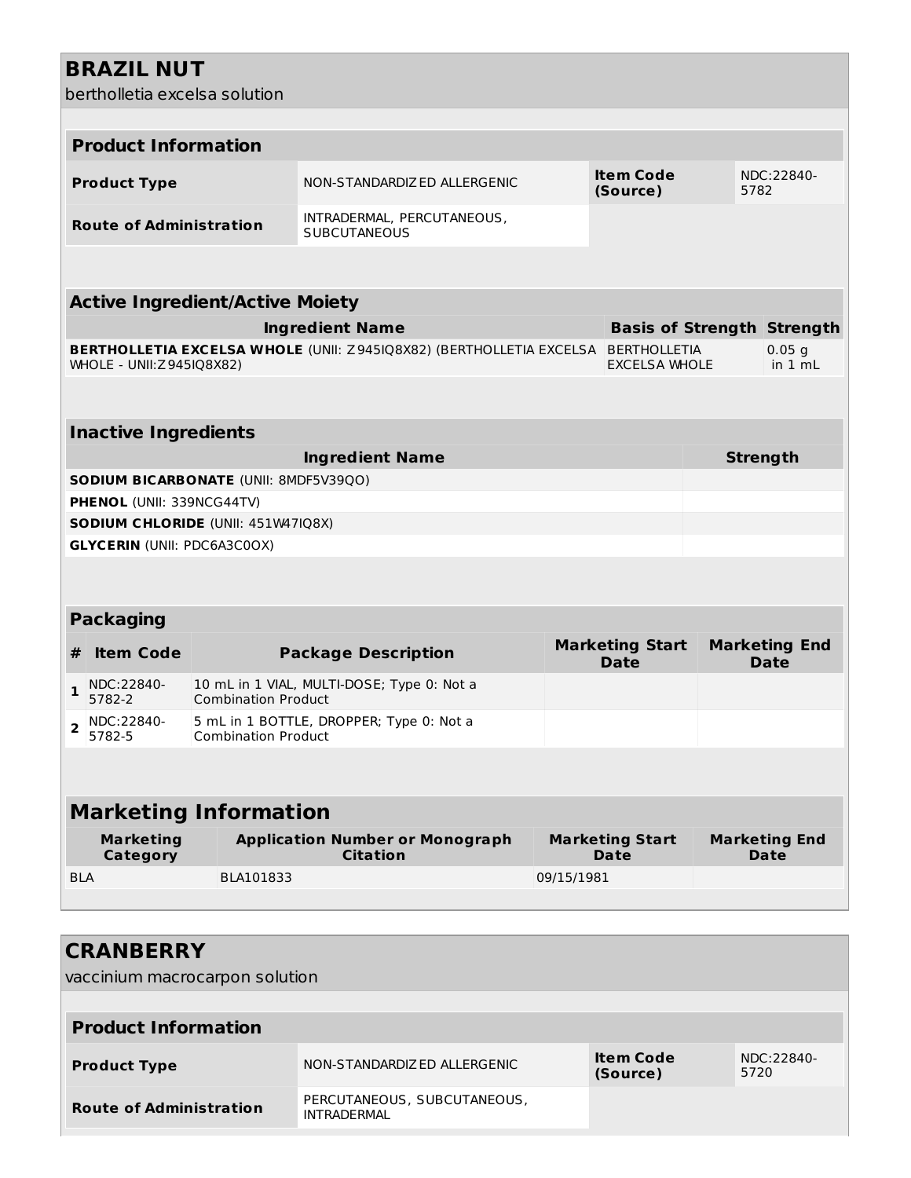# BRAZIL NUT

bertholletia excelsa solution

## Product Information

| Product Type | NON-STANDARDIZED ALLERGENIC | Item Code (Source) | NDC:22840-5782 |
|---|---|---|---|
| Route of Administration | INTRADERMAL, PERCUTANEOUS, SUBCUTANEOUS | | |

## Active Ingredient/Active Moiety

| Ingredient Name | Basis of Strength | Strength |
|---|---|---|
| **BERTHOLLETIA EXCELSA WHOLE** (UNII: Z945IQ8X82) (BERTHOLLETIA EXCELSA WHOLE - UNII:Z945IQ8X82) | BERTHOLLETIA EXCELSA WHOLE | 0.05 g in 1 mL |

## Inactive Ingredients

| Ingredient Name | Strength |
|---|---|
| **SODIUM BICARBONATE** (UNII: 8MDF5V39QO) | |
| **PHENOL** (UNII: 339NCG44TV) | |
| **SODIUM CHLORIDE** (UNII: 451W47IQ8X) | |
| **GLYCERIN** (UNII: PDC6A3C0OX) | |

## Packaging

| # | Item Code | Package Description | Marketing Start Date | Marketing End Date |
|---|---|---|---|---|
| 1 | NDC:22840-5782-2 | 10 mL in 1 VIAL, MULTI-DOSE; Type 0: Not a Combination Product | | |
| 2 | NDC:22840-5782-5 | 5 mL in 1 BOTTLE, DROPPER; Type 0: Not a Combination Product | | |

## Marketing Information

| Marketing Category | Application Number or Monograph Citation | Marketing Start Date | Marketing End Date |
|---|---|---|---|
| BLA | BLA101833 | 09/15/1981 | |

# CRANBERRY

vaccinium macrocarpon solution

## Product Information

| Product Type | NON-STANDARDIZED ALLERGENIC | Item Code (Source) | NDC:22840-5720 |
|---|---|---|---|
| Route of Administration | PERCUTANEOUS, SUBCUTANEOUS, INTRADERMAL | | |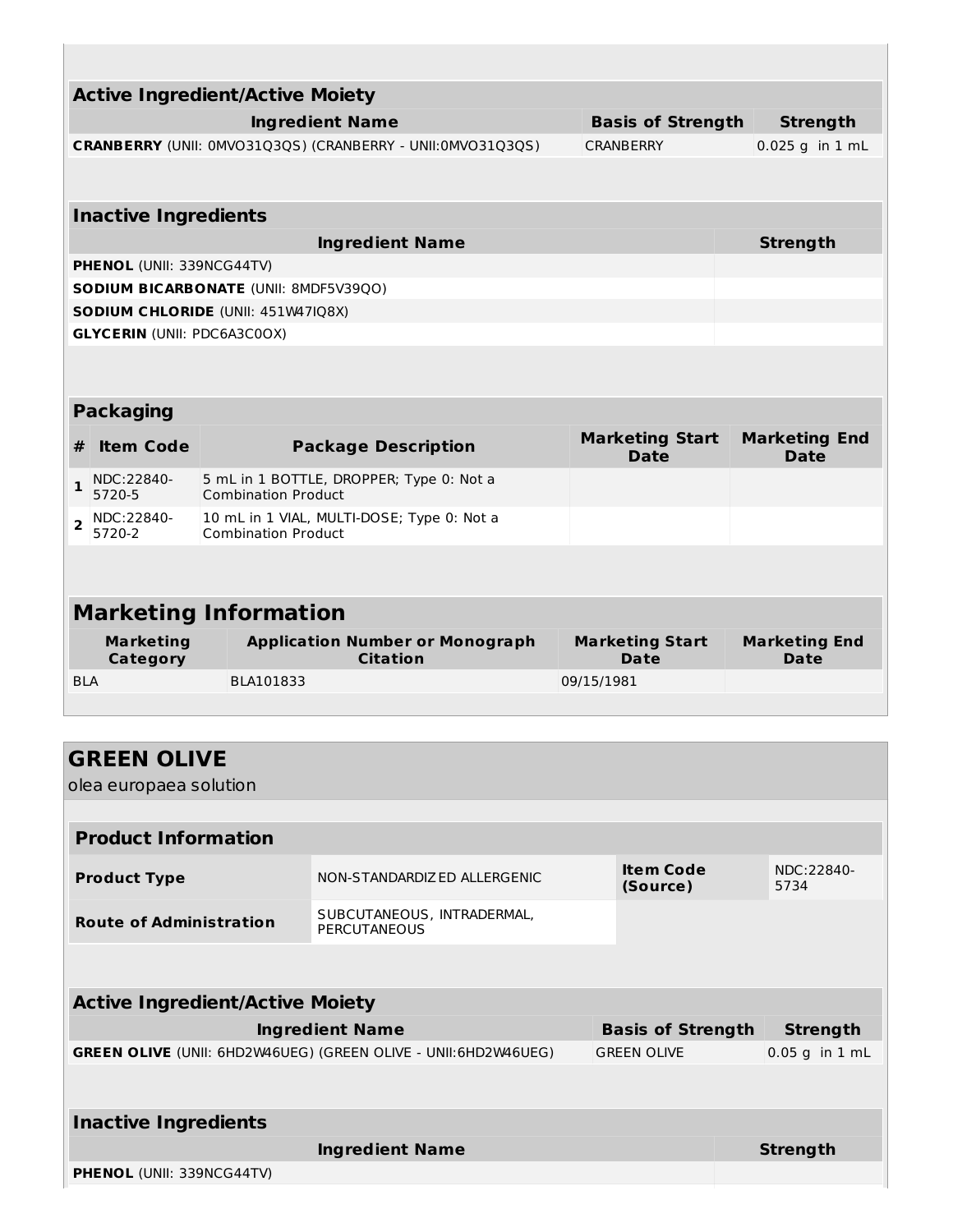| Active Ingredient/Active Moiety | | |
|---|---|---|
| **Ingredient Name** | **Basis of Strength** | **Strength** |
| **CRANBERRY** (UNII: 0MVO31Q3QS) (CRANBERRY - UNII:0MVO31Q3QS) | CRANBERRY | 0.025 g in 1 mL |

| Inactive Ingredients | |
|---|---|
| **Ingredient Name** | **Strength** |
| **PHENOL** (UNII: 339NCG44TV) | |
| **SODIUM BICARBONATE** (UNII: 8MDF5V39QO) | |
| **SODIUM CHLORIDE** (UNII: 451W47IQ8X) | |
| **GLYCERIN** (UNII: PDC6A3C0OX) | |

| Packaging | | | | |
|---|---|---|---|---|
| **#** | **Item Code** | **Package Description** | **Marketing Start Date** | **Marketing End Date** |
| 1 | NDC:22840-5720-5 | 5 mL in 1 BOTTLE, DROPPER; Type 0: Not a Combination Product | | |
| 2 | NDC:22840-5720-2 | 10 mL in 1 VIAL, MULTI-DOSE; Type 0: Not a Combination Product | | |

| Marketing Information | | | |
|---|---|---|---|
| **Marketing Category** | **Application Number or Monograph Citation** | **Marketing Start Date** | **Marketing End Date** |
| BLA | BLA101833 | 09/15/1981 | |

## GREEN OLIVE

olea europaea solution

| Product Information | | | |
|---|---|---|---|
| **Product Type** | NON-STANDARDIZED ALLERGENIC | **Item Code (Source)** | NDC:22840-5734 |
| **Route of Administration** | SUBCUTANEOUS, INTRADERMAL, PERCUTANEOUS | | |

| Active Ingredient/Active Moiety | | |
|---|---|---|
| **Ingredient Name** | **Basis of Strength** | **Strength** |
| **GREEN OLIVE** (UNII: 6HD2W46UEG) (GREEN OLIVE - UNII:6HD2W46UEG) | GREEN OLIVE | 0.05 g in 1 mL |

| Inactive Ingredients | |
|---|---|
| **Ingredient Name** | **Strength** |
| **PHENOL** (UNII: 339NCG44TV) | |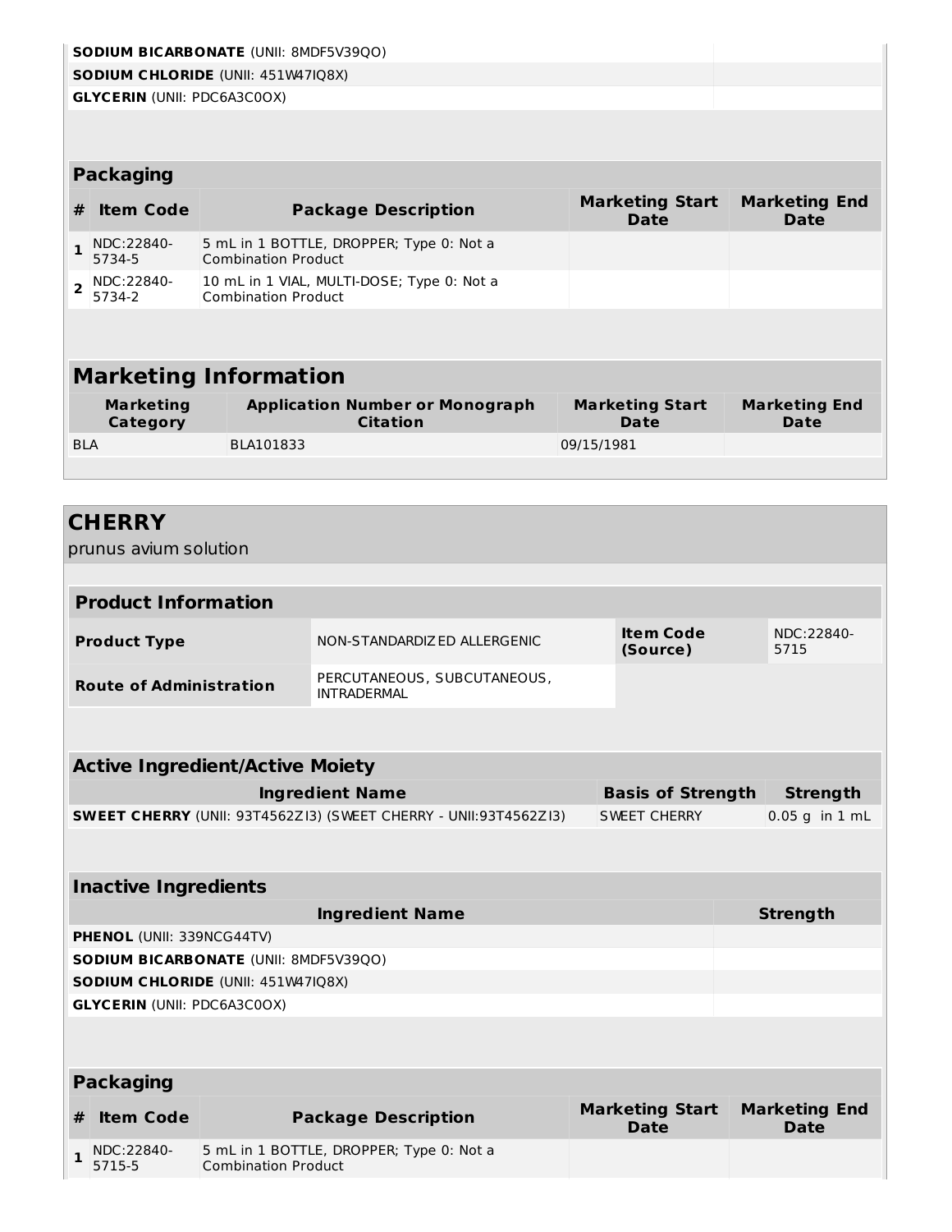| Ingredient Name | Strength |
|---|---|
| **SODIUM BICARBONATE** (UNII: 8MDF5V39QO) | |
| **SODIUM CHLORIDE** (UNII: 451W47IQ8X) | |
| **GLYCERIN** (UNII: PDC6A3C0OX) | |

### Packaging

| # | Item Code | Package Description | Marketing Start Date | Marketing End Date |
|---|---|---|---|---|
| 1 | NDC:22840-5734-5 | 5 mL in 1 BOTTLE, DROPPER; Type 0: Not a Combination Product | | |
| 2 | NDC:22840-5734-2 | 10 mL in 1 VIAL, MULTI-DOSE; Type 0: Not a Combination Product | | |

### Marketing Information

| Marketing Category | Application Number or Monograph Citation | Marketing Start Date | Marketing End Date |
|---|---|---|---|
| BLA | BLA101833 | 09/15/1981 | |

## CHERRY

prunus avium solution

### Product Information

| | | | |
|---|---|---|---|
| **Product Type** | NON-STANDARDIZED ALLERGENIC | **Item Code (Source)** | NDC:22840-5715 |
| **Route of Administration** | PERCUTANEOUS, SUBCUTANEOUS, INTRADERMAL | | |

### Active Ingredient/Active Moiety

| Ingredient Name | Basis of Strength | Strength |
|---|---|---|
| **SWEET CHERRY** (UNII: 93T4562ZI3) (SWEET CHERRY - UNII:93T4562ZI3) | SWEET CHERRY | 0.05 g in 1 mL |

### Inactive Ingredients

| Ingredient Name | Strength |
|---|---|
| **PHENOL** (UNII: 339NCG44TV) | |
| **SODIUM BICARBONATE** (UNII: 8MDF5V39QO) | |
| **SODIUM CHLORIDE** (UNII: 451W47IQ8X) | |
| **GLYCERIN** (UNII: PDC6A3C0OX) | |

### Packaging

| # | Item Code | Package Description | Marketing Start Date | Marketing End Date |
|---|---|---|---|---|
| 1 | NDC:22840-5715-5 | 5 mL in 1 BOTTLE, DROPPER; Type 0: Not a Combination Product | | |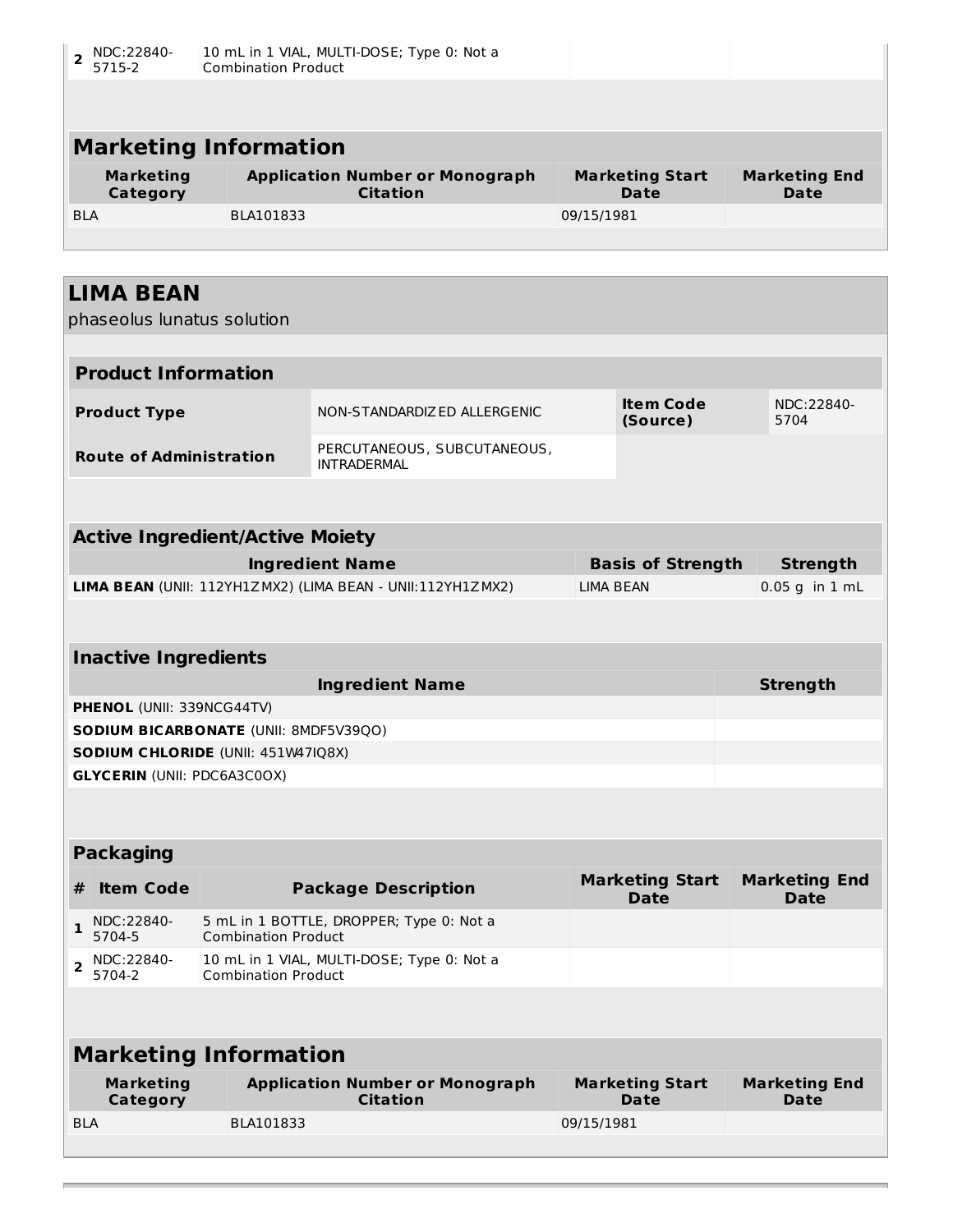| # | Item Code | Package Description | Marketing Start Date | Marketing End Date |
|---|---|---|---|---|
| 2 | NDC:22840-5715-2 | 10 mL in 1 VIAL, MULTI-DOSE; Type 0: Not a Combination Product | | |

## Marketing Information

| Marketing Category | Application Number or Monograph Citation | Marketing Start Date | Marketing End Date |
|---|---|---|---|
| BLA | BLA101833 | 09/15/1981 | |

# LIMA BEAN

phaseolus lunatus solution

## Product Information

| | | | |
|---|---|---|---|
| **Product Type** | NON-STANDARDIZED ALLERGENIC | **Item Code (Source)** | NDC:22840-5704 |
| **Route of Administration** | PERCUTANEOUS, SUBCUTANEOUS, INTRADERMAL | | |

## Active Ingredient/Active Moiety

| Ingredient Name | Basis of Strength | Strength |
|---|---|---|
| **LIMA BEAN** (UNII: 112YH1ZMX2) (LIMA BEAN - UNII:112YH1ZMX2) | LIMA BEAN | 0.05 g in 1 mL |

## Inactive Ingredients

| Ingredient Name | Strength |
|---|---|
| **PHENOL** (UNII: 339NCG44TV) | |
| **SODIUM BICARBONATE** (UNII: 8MDF5V39QO) | |
| **SODIUM CHLORIDE** (UNII: 451W47IQ8X) | |
| **GLYCERIN** (UNII: PDC6A3C0OX) | |

## Packaging

| # | Item Code | Package Description | Marketing Start Date | Marketing End Date |
|---|---|---|---|---|
| 1 | NDC:22840-5704-5 | 5 mL in 1 BOTTLE, DROPPER; Type 0: Not a Combination Product | | |
| 2 | NDC:22840-5704-2 | 10 mL in 1 VIAL, MULTI-DOSE; Type 0: Not a Combination Product | | |

## Marketing Information

| Marketing Category | Application Number or Monograph Citation | Marketing Start Date | Marketing End Date |
|---|---|---|---|
| BLA | BLA101833 | 09/15/1981 | |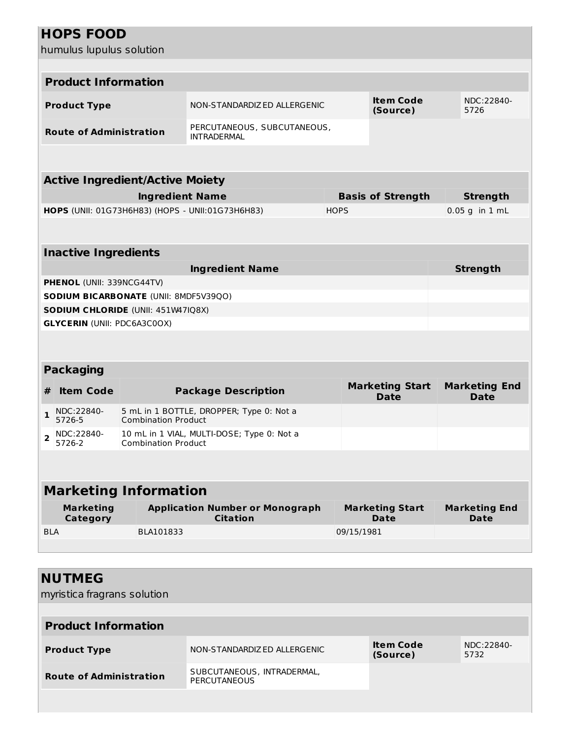## HOPS FOOD

humulus lupulus solution

### Product Information

| Product Type | NON-STANDARDIZED ALLERGENIC | Item Code (Source) | NDC:22840-5726 |
|---|---|---|---|
| Route of Administration | PERCUTANEOUS, SUBCUTANEOUS, INTRADERMAL | | |

### Active Ingredient/Active Moiety

| Ingredient Name | Basis of Strength | Strength |
|---|---|---|
| **HOPS** (UNII: 01G73H6H83) (HOPS - UNII:01G73H6H83) | HOPS | 0.05 g in 1 mL |

### Inactive Ingredients

| Ingredient Name | Strength |
|---|---|
| **PHENOL** (UNII: 339NCG44TV) | |
| **SODIUM BICARBONATE** (UNII: 8MDF5V39QO) | |
| **SODIUM CHLORIDE** (UNII: 451W47IQ8X) | |
| **GLYCERIN** (UNII: PDC6A3C0OX) | |

### Packaging

| # | Item Code | Package Description | Marketing Start Date | Marketing End Date |
|---|---|---|---|---|
| 1 | NDC:22840-5726-5 | 5 mL in 1 BOTTLE, DROPPER; Type 0: Not a Combination Product | | |
| 2 | NDC:22840-5726-2 | 10 mL in 1 VIAL, MULTI-DOSE; Type 0: Not a Combination Product | | |

### Marketing Information

| Marketing Category | Application Number or Monograph Citation | Marketing Start Date | Marketing End Date |
|---|---|---|---|
| BLA | BLA101833 | 09/15/1981 | |

## NUTMEG

myristica fragrans solution

### Product Information

| Product Type | NON-STANDARDIZED ALLERGENIC | Item Code (Source) | NDC:22840-5732 |
|---|---|---|---|
| Route of Administration | SUBCUTANEOUS, INTRADERMAL, PERCUTANEOUS | | |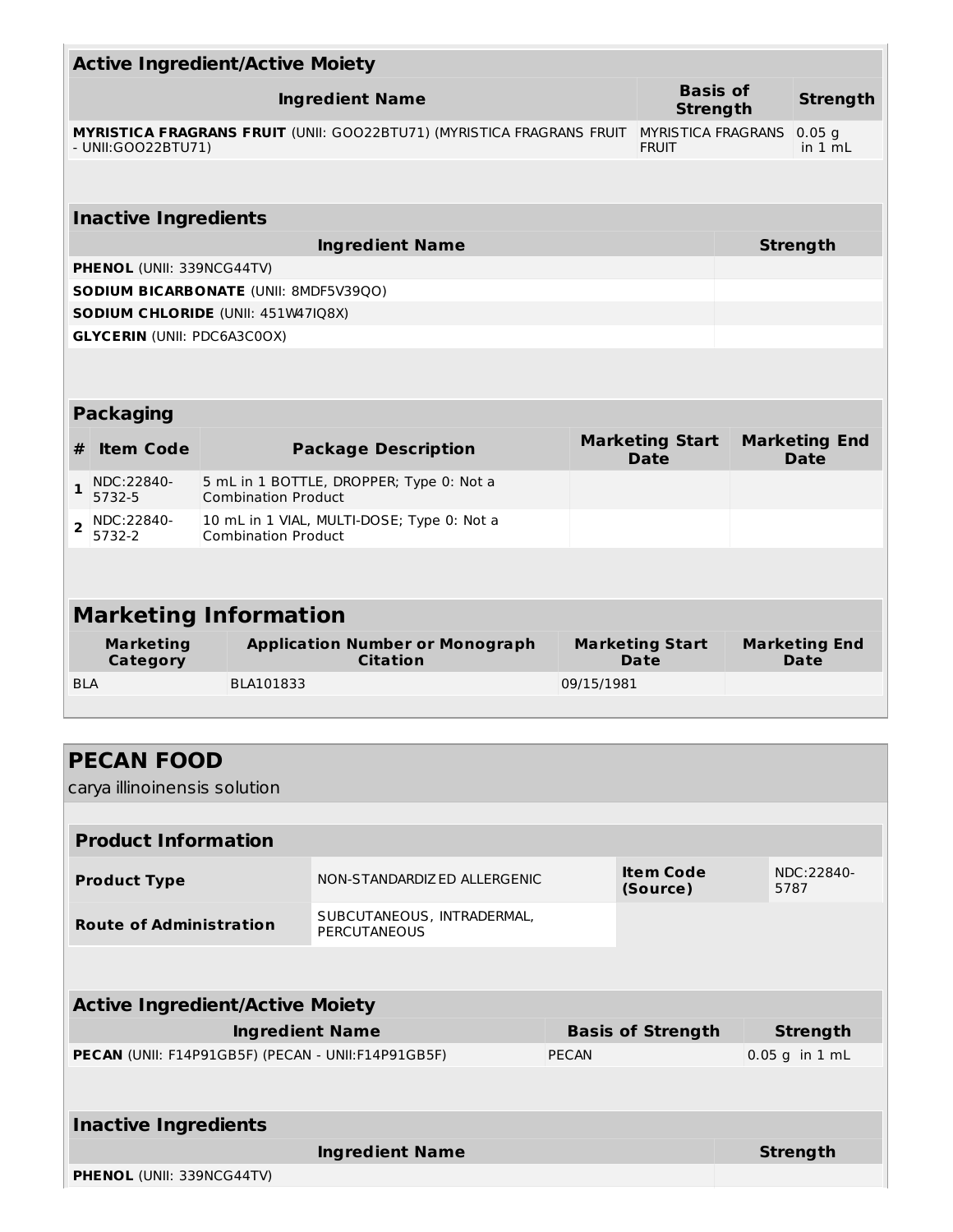### Active Ingredient/Active Moiety

| Ingredient Name | Basis of Strength | Strength |
|---|---|---|
| **MYRISTICA FRAGRANS FRUIT** (UNII: GOO22BTU71) (MYRISTICA FRAGRANS FRUIT - UNII:GOO22BTU71) | MYRISTICA FRAGRANS FRUIT | 0.05 g in 1 mL |

### Inactive Ingredients

| Ingredient Name | Strength |
|---|---|
| **PHENOL** (UNII: 339NCG44TV) | |
| **SODIUM BICARBONATE** (UNII: 8MDF5V39QO) | |
| **SODIUM CHLORIDE** (UNII: 451W47IQ8X) | |
| **GLYCERIN** (UNII: PDC6A3C0OX) | |

### Packaging

| # | Item Code | Package Description | Marketing Start Date | Marketing End Date |
|---|---|---|---|---|
| 1 | NDC:22840-5732-5 | 5 mL in 1 BOTTLE, DROPPER; Type 0: Not a Combination Product | | |
| 2 | NDC:22840-5732-2 | 10 mL in 1 VIAL, MULTI-DOSE; Type 0: Not a Combination Product | | |

## Marketing Information

| Marketing Category | Application Number or Monograph Citation | Marketing Start Date | Marketing End Date |
|---|---|---|---|
| BLA | BLA101833 | 09/15/1981 | |

# PECAN FOOD

carya illinoinensis solution

### Product Information

| | | | |
|---|---|---|---|
| **Product Type** | NON-STANDARDIZED ALLERGENIC | **Item Code (Source)** | NDC:22840-5787 |
| **Route of Administration** | SUBCUTANEOUS, INTRADERMAL, PERCUTANEOUS | | |

### Active Ingredient/Active Moiety

| Ingredient Name | Basis of Strength | Strength |
|---|---|---|
| **PECAN** (UNII: F14P91GB5F) (PECAN - UNII:F14P91GB5F) | PECAN | 0.05 g in 1 mL |

### Inactive Ingredients

| Ingredient Name | Strength |
|---|---|
| **PHENOL** (UNII: 339NCG44TV) | |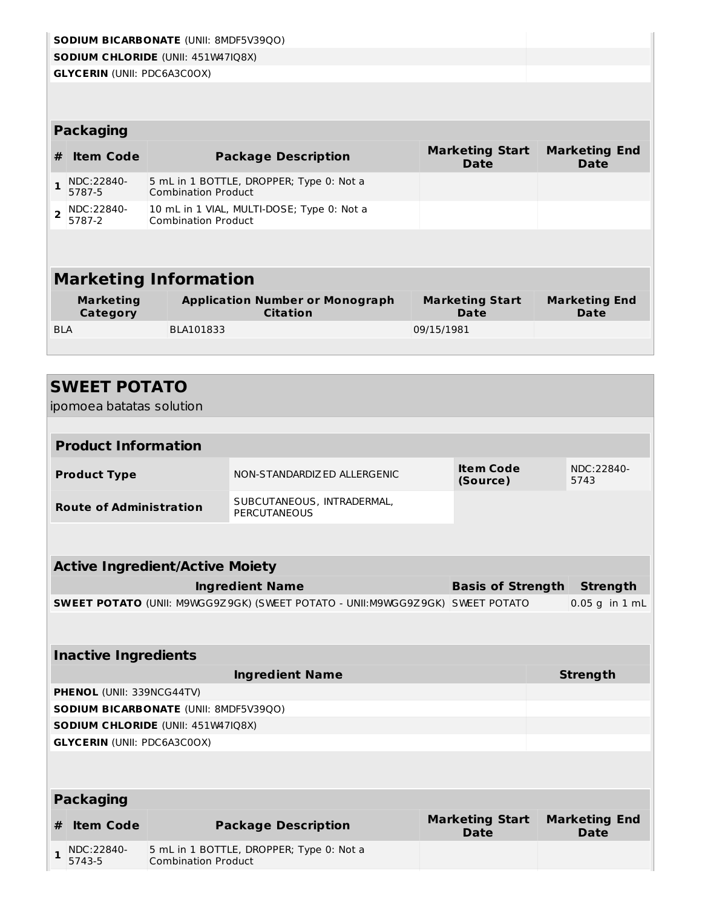| | |
|---|---|
| **SODIUM BICARBONATE** (UNII: 8MDF5V39QO) | |
| **SODIUM CHLORIDE** (UNII: 451W47IQ8X) | |
| **GLYCERIN** (UNII: PDC6A3C0OX) | |

### Packaging

| # | Item Code | Package Description | Marketing Start Date | Marketing End Date |
|---|---|---|---|---|
| 1 | NDC:22840-5787-5 | 5 mL in 1 BOTTLE, DROPPER; Type 0: Not a Combination Product | | |
| 2 | NDC:22840-5787-2 | 10 mL in 1 VIAL, MULTI-DOSE; Type 0: Not a Combination Product | | |

## Marketing Information

| Marketing Category | Application Number or Monograph Citation | Marketing Start Date | Marketing End Date |
|---|---|---|---|
| BLA | BLA101833 | 09/15/1981 | |

## SWEET POTATO

ipomoea batatas solution

### Product Information

| | | | |
|---|---|---|---|
| **Product Type** | NON-STANDARDIZED ALLERGENIC | **Item Code (Source)** | NDC:22840-5743 |
| **Route of Administration** | SUBCUTANEOUS, INTRADERMAL, PERCUTANEOUS | | |

### Active Ingredient/Active Moiety

| Ingredient Name | Basis of Strength | Strength |
|---|---|---|
| **SWEET POTATO** (UNII: M9WGG9Z9GK) (SWEET POTATO - UNII:M9WGG9Z9GK) | SWEET POTATO | 0.05 g in 1 mL |

### Inactive Ingredients

| Ingredient Name | Strength |
|---|---|
| **PHENOL** (UNII: 339NCG44TV) | |
| **SODIUM BICARBONATE** (UNII: 8MDF5V39QO) | |
| **SODIUM CHLORIDE** (UNII: 451W47IQ8X) | |
| **GLYCERIN** (UNII: PDC6A3C0OX) | |

### Packaging

| # | Item Code | Package Description | Marketing Start Date | Marketing End Date |
|---|---|---|---|---|
| 1 | NDC:22840-5743-5 | 5 mL in 1 BOTTLE, DROPPER; Type 0: Not a Combination Product | | |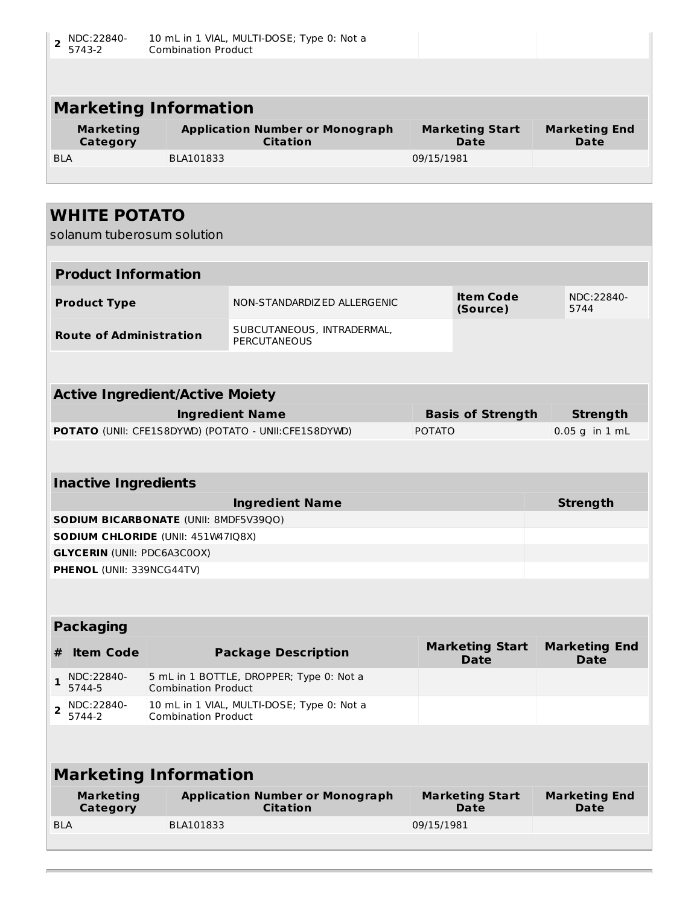| # | Item Code | Package Description | Marketing Start Date | Marketing End Date |
|---|---|---|---|---|
| 2 | NDC:22840-5743-2 | 10 mL in 1 VIAL, MULTI-DOSE; Type 0: Not a Combination Product | | |

## Marketing Information

| Marketing Category | Application Number or Monograph Citation | Marketing Start Date | Marketing End Date |
|---|---|---|---|
| BLA | BLA101833 | 09/15/1981 | |

# WHITE POTATO

solanum tuberosum solution

## Product Information

| | | | |
|---|---|---|---|
| **Product Type** | NON-STANDARDIZED ALLERGENIC | **Item Code (Source)** | NDC:22840-5744 |
| **Route of Administration** | SUBCUTANEOUS, INTRADERMAL, PERCUTANEOUS | | |

## Active Ingredient/Active Moiety

| Ingredient Name | Basis of Strength | Strength |
|---|---|---|
| **POTATO** (UNII: CFE1S8DYWD) (POTATO - UNII:CFE1S8DYWD) | POTATO | 0.05 g in 1 mL |

## Inactive Ingredients

| Ingredient Name | Strength |
|---|---|
| **SODIUM BICARBONATE** (UNII: 8MDF5V39QO) | |
| **SODIUM CHLORIDE** (UNII: 451W47IQ8X) | |
| **GLYCERIN** (UNII: PDC6A3C0OX) | |
| **PHENOL** (UNII: 339NCG44TV) | |

## Packaging

| # | Item Code | Package Description | Marketing Start Date | Marketing End Date |
|---|---|---|---|---|
| 1 | NDC:22840-5744-5 | 5 mL in 1 BOTTLE, DROPPER; Type 0: Not a Combination Product | | |
| 2 | NDC:22840-5744-2 | 10 mL in 1 VIAL, MULTI-DOSE; Type 0: Not a Combination Product | | |

## Marketing Information

| Marketing Category | Application Number or Monograph Citation | Marketing Start Date | Marketing End Date |
|---|---|---|---|
| BLA | BLA101833 | 09/15/1981 | |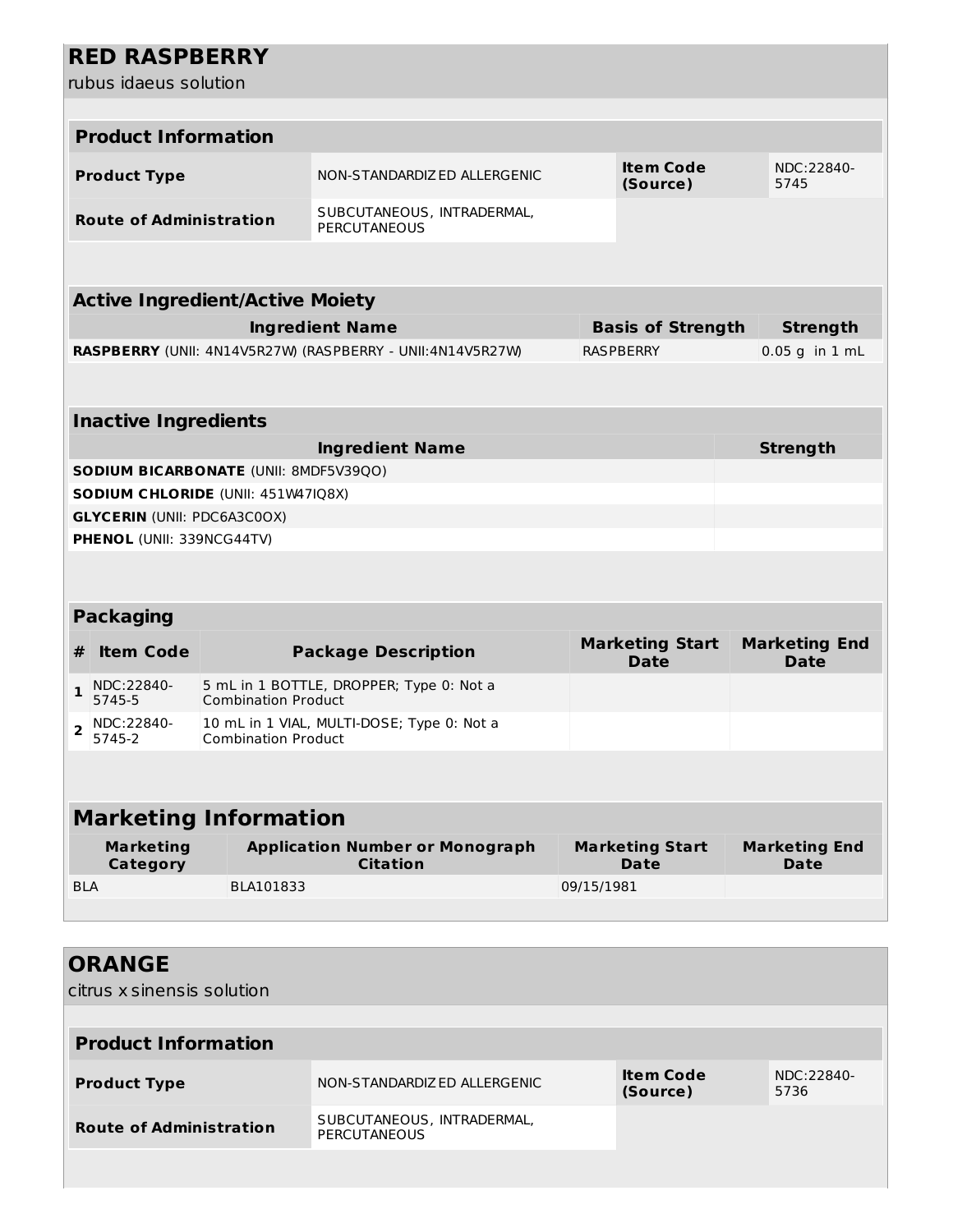## RED RASPBERRY

rubus idaeus solution

| Product Information | | | |
|---|---|---|---|
| **Product Type** | NON-STANDARDIZED ALLERGENIC | **Item Code (Source)** | NDC:22840-5745 |
| **Route of Administration** | SUBCUTANEOUS, INTRADERMAL, PERCUTANEOUS | | |

| Active Ingredient/Active Moiety | | |
|---|---|---|
| **Ingredient Name** | **Basis of Strength** | **Strength** |
| **RASPBERRY** (UNII: 4N14V5R27W) (RASPBERRY - UNII:4N14V5R27W) | RASPBERRY | 0.05 g in 1 mL |

| Inactive Ingredients | |
|---|---|
| **Ingredient Name** | **Strength** |
| **SODIUM BICARBONATE** (UNII: 8MDF5V39QO) | |
| **SODIUM CHLORIDE** (UNII: 451W47IQ8X) | |
| **GLYCERIN** (UNII: PDC6A3C0OX) | |
| **PHENOL** (UNII: 339NCG44TV) | |

| Packaging | | | | |
|---|---|---|---|---|
| **#** | **Item Code** | **Package Description** | **Marketing Start Date** | **Marketing End Date** |
| **1** | NDC:22840-5745-5 | 5 mL in 1 BOTTLE, DROPPER; Type 0: Not a Combination Product | | |
| **2** | NDC:22840-5745-2 | 10 mL in 1 VIAL, MULTI-DOSE; Type 0: Not a Combination Product | | |

| Marketing Information | | | |
|---|---|---|---|
| **Marketing Category** | **Application Number or Monograph Citation** | **Marketing Start Date** | **Marketing End Date** |
| BLA | BLA101833 | 09/15/1981 | |

## ORANGE

citrus x sinensis solution

| Product Information | | | |
|---|---|---|---|
| **Product Type** | NON-STANDARDIZED ALLERGENIC | **Item Code (Source)** | NDC:22840-5736 |
| **Route of Administration** | SUBCUTANEOUS, INTRADERMAL, PERCUTANEOUS | | |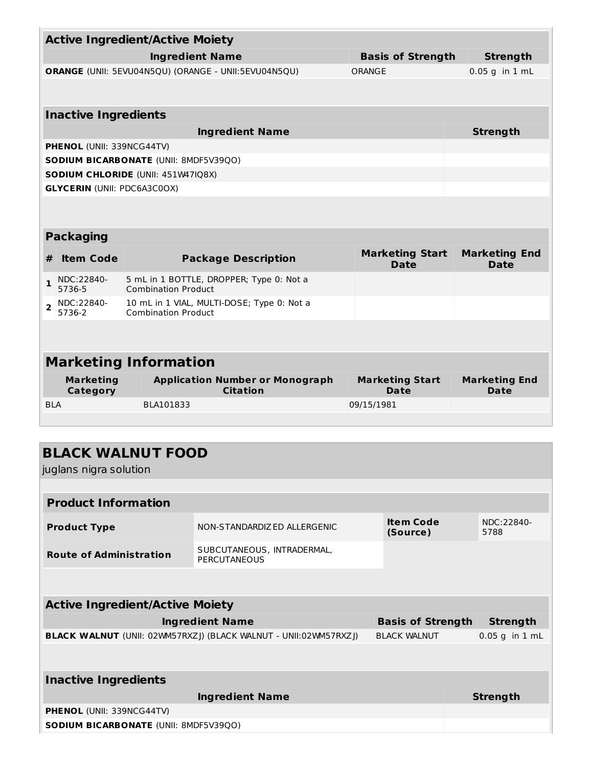| Active Ingredient/Active Moiety | | |
|---|---|---|
| **Ingredient Name** | **Basis of Strength** | **Strength** |
| **ORANGE** (UNII: 5EVU04N5QU) (ORANGE - UNII:5EVU04N5QU) | ORANGE | 0.05 g in 1 mL |

| Inactive Ingredients | |
|---|---|
| **Ingredient Name** | **Strength** |
| **PHENOL** (UNII: 339NCG44TV) | |
| **SODIUM BICARBONATE** (UNII: 8MDF5V39QO) | |
| **SODIUM CHLORIDE** (UNII: 451W47IQ8X) | |
| **GLYCERIN** (UNII: PDC6A3C0OX) | |

| Packaging | | | | |
|---|---|---|---|---|
| **#** | **Item Code** | **Package Description** | **Marketing Start Date** | **Marketing End Date** |
| **1** | NDC:22840-5736-5 | 5 mL in 1 BOTTLE, DROPPER; Type 0: Not a Combination Product | | |
| **2** | NDC:22840-5736-2 | 10 mL in 1 VIAL, MULTI-DOSE; Type 0: Not a Combination Product | | |

| Marketing Information | | | |
|---|---|---|---|
| **Marketing Category** | **Application Number or Monograph Citation** | **Marketing Start Date** | **Marketing End Date** |
| BLA | BLA101833 | 09/15/1981 | |

## BLACK WALNUT FOOD

juglans nigra solution

| Product Information | | | |
|---|---|---|---|
| **Product Type** | NON-STANDARDIZED ALLERGENIC | **Item Code (Source)** | NDC:22840-5788 |
| **Route of Administration** | SUBCUTANEOUS, INTRADERMAL, PERCUTANEOUS | | |

| Active Ingredient/Active Moiety | | |
|---|---|---|
| **Ingredient Name** | **Basis of Strength** | **Strength** |
| **BLACK WALNUT** (UNII: 02WM57RXZJ) (BLACK WALNUT - UNII:02WM57RXZJ) | BLACK WALNUT | 0.05 g in 1 mL |

| Inactive Ingredients | |
|---|---|
| **Ingredient Name** | **Strength** |
| **PHENOL** (UNII: 339NCG44TV) | |
| **SODIUM BICARBONATE** (UNII: 8MDF5V39QO) | |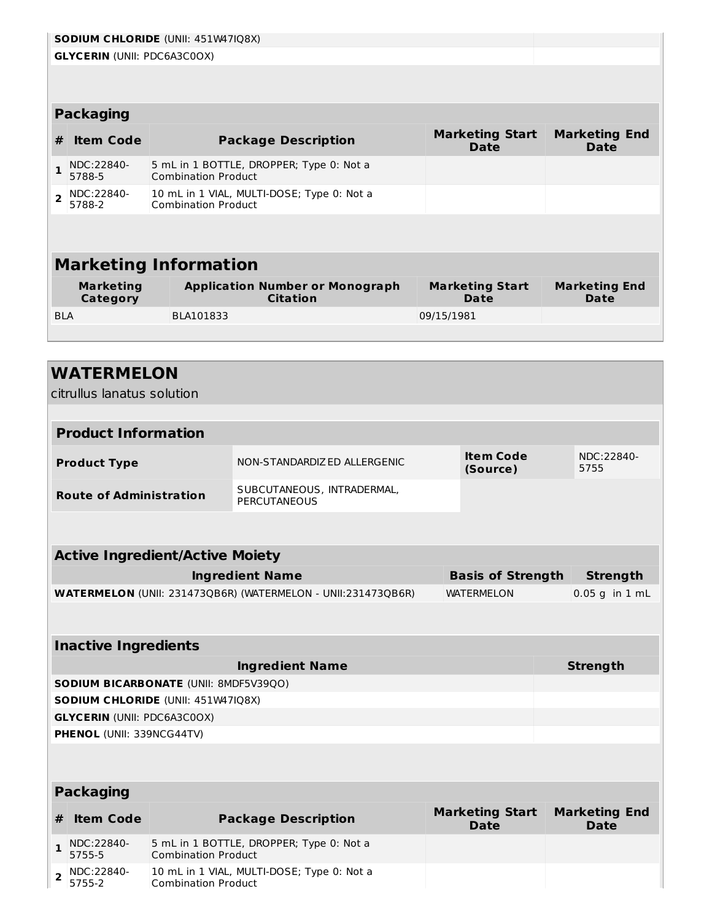| | |
|---|---|
| **SODIUM CHLORIDE** (UNII: 451W47IQ8X) | |
| **GLYCERIN** (UNII: PDC6A3C0OX) | |

| Packaging | | | | |
|---|---|---|---|---|
| **#** | **Item Code** | **Package Description** | **Marketing Start Date** | **Marketing End Date** |
| 1 | NDC:22840-5788-5 | 5 mL in 1 BOTTLE, DROPPER; Type 0: Not a Combination Product | | |
| 2 | NDC:22840-5788-2 | 10 mL in 1 VIAL, MULTI-DOSE; Type 0: Not a Combination Product | | |

| Marketing Information | | | |
|---|---|---|---|
| **Marketing Category** | **Application Number or Monograph Citation** | **Marketing Start Date** | **Marketing End Date** |
| BLA | BLA101833 | 09/15/1981 | |

## WATERMELON

citrullus lanatus solution

| Product Information | | | |
|---|---|---|---|
| **Product Type** | NON-STANDARDIZED ALLERGENIC | **Item Code (Source)** | NDC:22840-5755 |
| **Route of Administration** | SUBCUTANEOUS, INTRADERMAL, PERCUTANEOUS | | |

| Active Ingredient/Active Moiety | | |
|---|---|---|
| **Ingredient Name** | **Basis of Strength** | **Strength** |
| **WATERMELON** (UNII: 231473QB6R) (WATERMELON - UNII:231473QB6R) | WATERMELON | 0.05 g in 1 mL |

| Inactive Ingredients | |
|---|---|
| **Ingredient Name** | **Strength** |
| **SODIUM BICARBONATE** (UNII: 8MDF5V39QO) | |
| **SODIUM CHLORIDE** (UNII: 451W47IQ8X) | |
| **GLYCERIN** (UNII: PDC6A3C0OX) | |
| **PHENOL** (UNII: 339NCG44TV) | |

| Packaging | | | | |
|---|---|---|---|---|
| **#** | **Item Code** | **Package Description** | **Marketing Start Date** | **Marketing End Date** |
| 1 | NDC:22840-5755-5 | 5 mL in 1 BOTTLE, DROPPER; Type 0: Not a Combination Product | | |
| 2 | NDC:22840-5755-2 | 10 mL in 1 VIAL, MULTI-DOSE; Type 0: Not a Combination Product | | |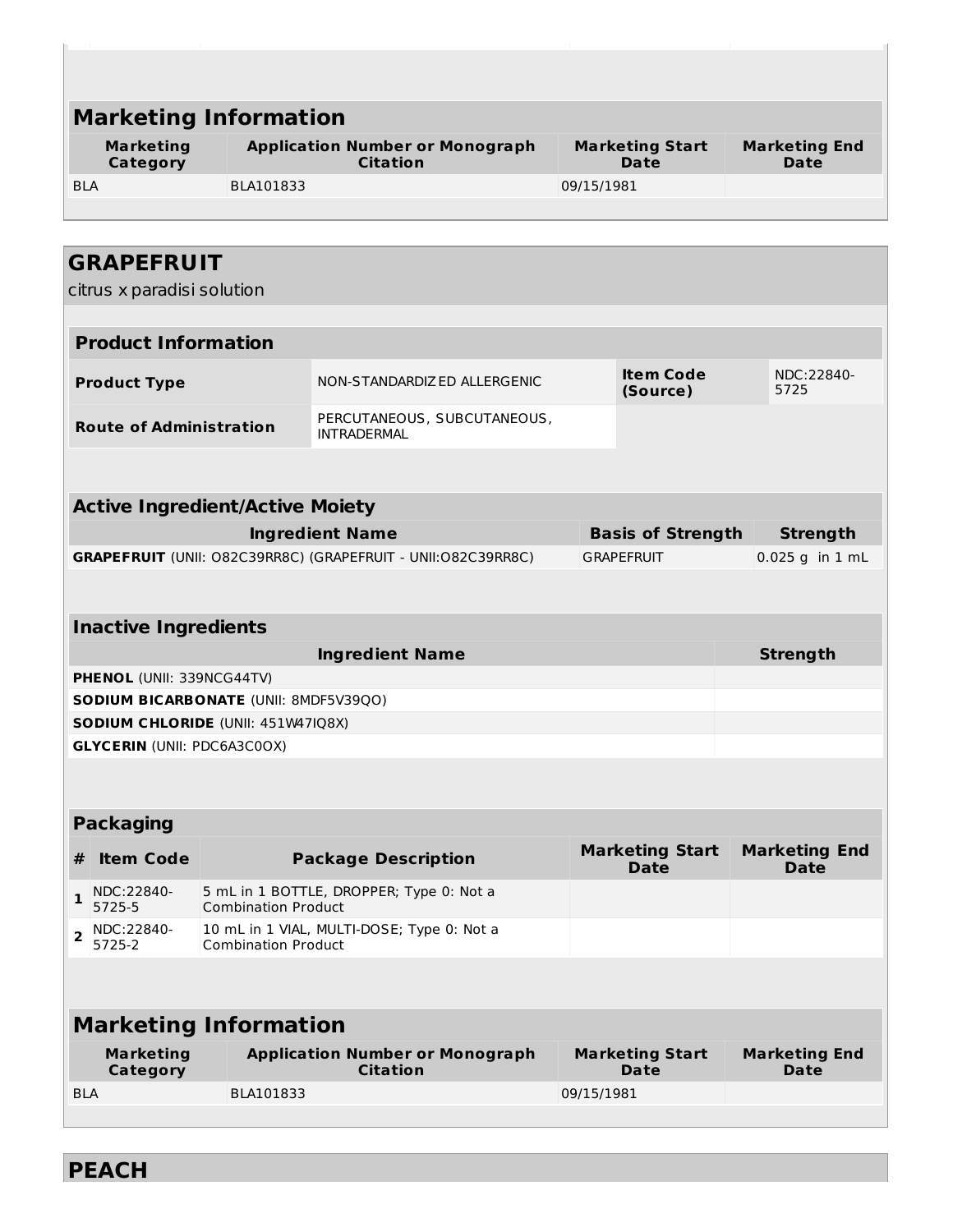## Marketing Information

| Marketing Category | Application Number or Monograph Citation | Marketing Start Date | Marketing End Date |
|---|---|---|---|
| BLA | BLA101833 | 09/15/1981 | |

## GRAPEFRUIT

citrus x paradisi solution

### Product Information

| | | | |
|---|---|---|---|
| **Product Type** | NON-STANDARDIZED ALLERGENIC | **Item Code (Source)** | NDC:22840-5725 |
| **Route of Administration** | PERCUTANEOUS, SUBCUTANEOUS, INTRADERMAL | | |

### Active Ingredient/Active Moiety

| Ingredient Name | Basis of Strength | Strength |
|---|---|---|
| **GRAPEFRUIT** (UNII: O82C39RR8C) (GRAPEFRUIT - UNII:O82C39RR8C) | GRAPEFRUIT | 0.025 g in 1 mL |

### Inactive Ingredients

| Ingredient Name | Strength |
|---|---|
| **PHENOL** (UNII: 339NCG44TV) | |
| **SODIUM BICARBONATE** (UNII: 8MDF5V39QO) | |
| **SODIUM CHLORIDE** (UNII: 451W47IQ8X) | |
| **GLYCERIN** (UNII: PDC6A3C0OX) | |

### Packaging

| # | Item Code | Package Description | Marketing Start Date | Marketing End Date |
|---|---|---|---|---|
| 1 | NDC:22840-5725-5 | 5 mL in 1 BOTTLE, DROPPER; Type 0: Not a Combination Product | | |
| 2 | NDC:22840-5725-2 | 10 mL in 1 VIAL, MULTI-DOSE; Type 0: Not a Combination Product | | |

### Marketing Information

| Marketing Category | Application Number or Monograph Citation | Marketing Start Date | Marketing End Date |
|---|---|---|---|
| BLA | BLA101833 | 09/15/1981 | |

## PEACH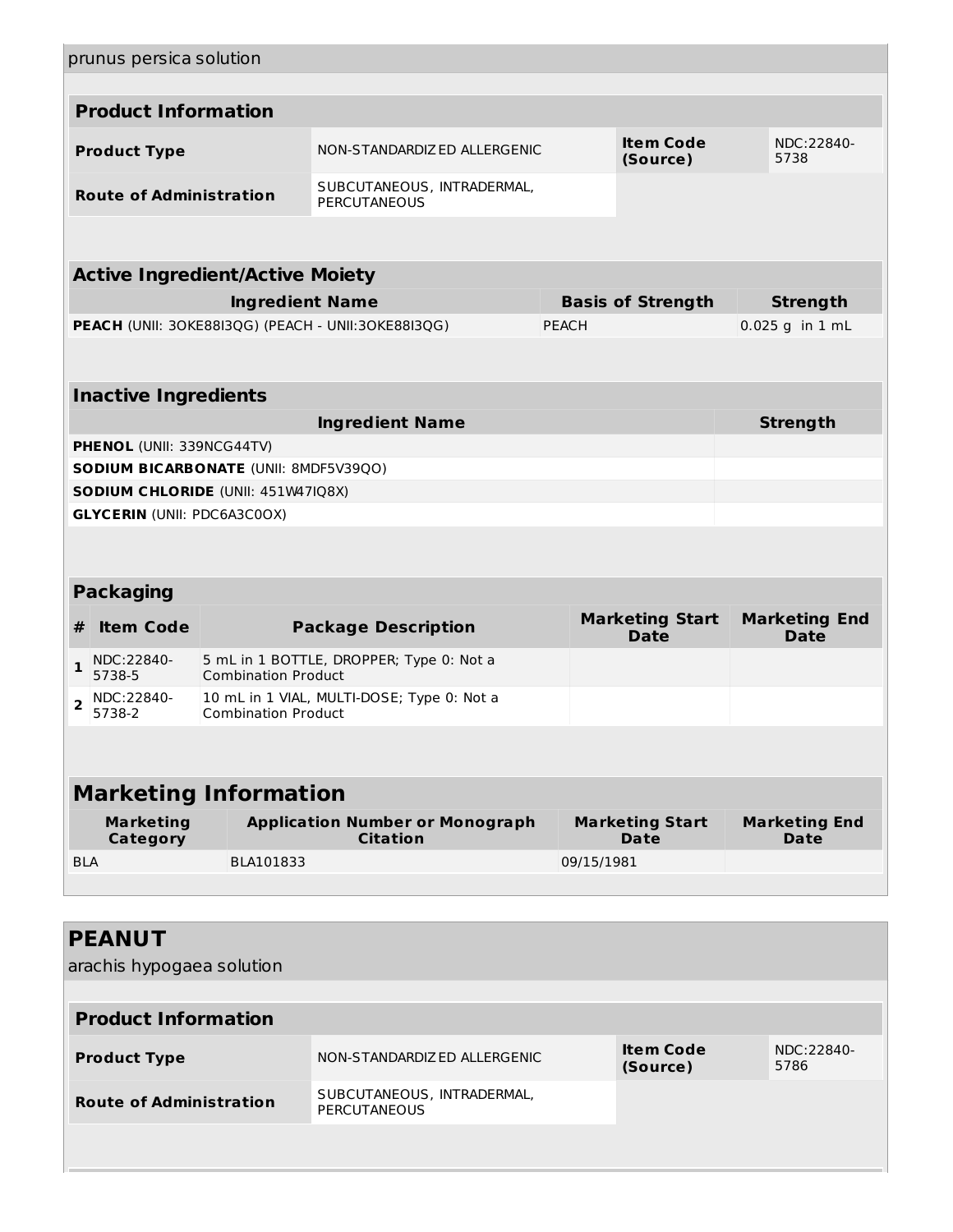prunus persica solution

## Product Information

| | | | |
|---|---|---|---|
| **Product Type** | NON-STANDARDIZED ALLERGENIC | **Item Code (Source)** | NDC:22840-5738 |
| **Route of Administration** | SUBCUTANEOUS, INTRADERMAL, PERCUTANEOUS | | |

## Active Ingredient/Active Moiety

| Ingredient Name | Basis of Strength | Strength |
|---|---|---|
| **PEACH** (UNII: 3OKE88I3QG) (PEACH - UNII:3OKE88I3QG) | PEACH | 0.025 g in 1 mL |

## Inactive Ingredients

| Ingredient Name | Strength |
|---|---|
| **PHENOL** (UNII: 339NCG44TV) | |
| **SODIUM BICARBONATE** (UNII: 8MDF5V39QO) | |
| **SODIUM CHLORIDE** (UNII: 451W47IQ8X) | |
| **GLYCERIN** (UNII: PDC6A3C0OX) | |

## Packaging

| # | Item Code | Package Description | Marketing Start Date | Marketing End Date |
|---|---|---|---|---|
| 1 | NDC:22840-5738-5 | 5 mL in 1 BOTTLE, DROPPER; Type 0: Not a Combination Product | | |
| 2 | NDC:22840-5738-2 | 10 mL in 1 VIAL, MULTI-DOSE; Type 0: Not a Combination Product | | |

## Marketing Information

| Marketing Category | Application Number or Monograph Citation | Marketing Start Date | Marketing End Date |
|---|---|---|---|
| BLA | BLA101833 | 09/15/1981 | |

# PEANUT

arachis hypogaea solution

## Product Information

| | | | |
|---|---|---|---|
| **Product Type** | NON-STANDARDIZED ALLERGENIC | **Item Code (Source)** | NDC:22840-5786 |
| **Route of Administration** | SUBCUTANEOUS, INTRADERMAL, PERCUTANEOUS | | |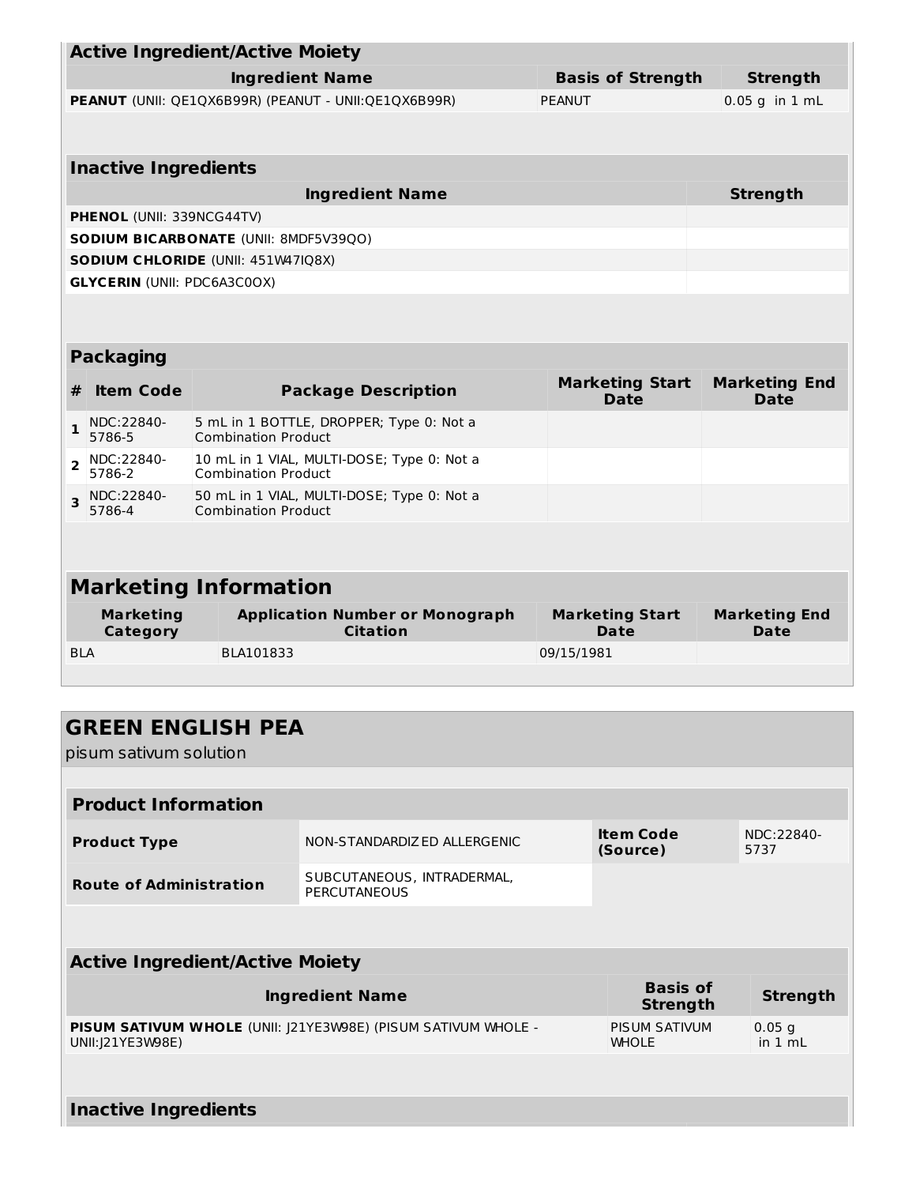| Active Ingredient/Active Moiety | | |
|---|---|---|
| **Ingredient Name** | **Basis of Strength** | **Strength** |
| **PEANUT** (UNII: QE1QX6B99R) (PEANUT - UNII:QE1QX6B99R) | PEANUT | 0.05 g in 1 mL |

| Inactive Ingredients | |
|---|---|
| **Ingredient Name** | **Strength** |
| **PHENOL** (UNII: 339NCG44TV) | |
| **SODIUM BICARBONATE** (UNII: 8MDF5V39QO) | |
| **SODIUM CHLORIDE** (UNII: 451W47IQ8X) | |
| **GLYCERIN** (UNII: PDC6A3C0OX) | |

| Packaging | | | | |
|---|---|---|---|---|
| **#** | **Item Code** | **Package Description** | **Marketing Start Date** | **Marketing End Date** |
| 1 | NDC:22840-5786-5 | 5 mL in 1 BOTTLE, DROPPER; Type 0: Not a Combination Product | | |
| 2 | NDC:22840-5786-2 | 10 mL in 1 VIAL, MULTI-DOSE; Type 0: Not a Combination Product | | |
| 3 | NDC:22840-5786-4 | 50 mL in 1 VIAL, MULTI-DOSE; Type 0: Not a Combination Product | | |

| Marketing Information | | | |
|---|---|---|---|
| **Marketing Category** | **Application Number or Monograph Citation** | **Marketing Start Date** | **Marketing End Date** |
| BLA | BLA101833 | 09/15/1981 | |

## GREEN ENGLISH PEA

pisum sativum solution

| Product Information | | | |
|---|---|---|---|
| **Product Type** | NON-STANDARDIZED ALLERGENIC | **Item Code (Source)** | NDC:22840-5737 |
| **Route of Administration** | SUBCUTANEOUS, INTRADERMAL, PERCUTANEOUS | | |

| Active Ingredient/Active Moiety | | |
|---|---|---|
| **Ingredient Name** | **Basis of Strength** | **Strength** |
| **PISUM SATIVUM WHOLE** (UNII: J21YE3W98E) (PISUM SATIVUM WHOLE - UNII:J21YE3W98E) | PISUM SATIVUM WHOLE | 0.05 g in 1 mL |

| Inactive Ingredients |
|---|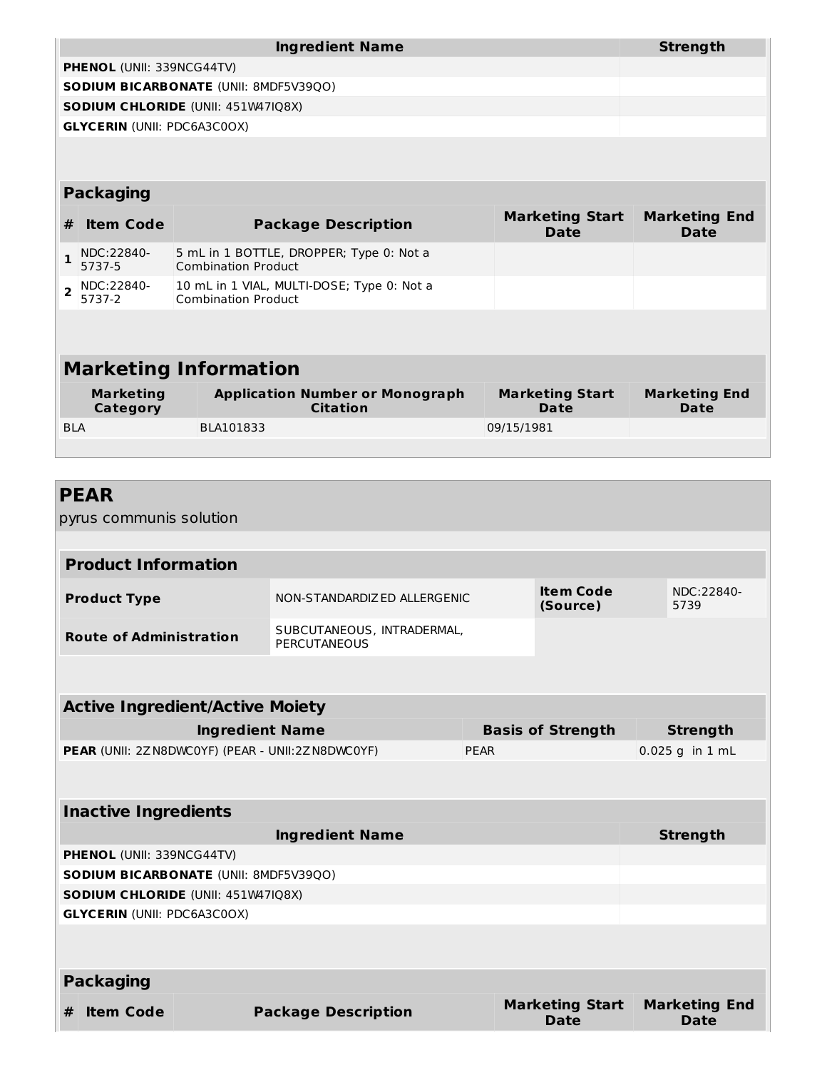| Ingredient Name | Strength |
|---|---|
| **PHENOL** (UNII: 339NCG44TV) | |
| **SODIUM BICARBONATE** (UNII: 8MDF5V39QO) | |
| **SODIUM CHLORIDE** (UNII: 451W47IQ8X) | |
| **GLYCERIN** (UNII: PDC6A3C0OX) | |

### Packaging

| # | Item Code | Package Description | Marketing Start Date | Marketing End Date |
|---|---|---|---|---|
| 1 | NDC:22840-5737-5 | 5 mL in 1 BOTTLE, DROPPER; Type 0: Not a Combination Product | | |
| 2 | NDC:22840-5737-2 | 10 mL in 1 VIAL, MULTI-DOSE; Type 0: Not a Combination Product | | |

## Marketing Information

| Marketing Category | Application Number or Monograph Citation | Marketing Start Date | Marketing End Date |
|---|---|---|---|
| BLA | BLA101833 | 09/15/1981 | |

## PEAR

pyrus communis solution

### Product Information

| | | | |
|---|---|---|---|
| **Product Type** | NON-STANDARDIZED ALLERGENIC | **Item Code (Source)** | NDC:22840-5739 |
| **Route of Administration** | SUBCUTANEOUS, INTRADERMAL, PERCUTANEOUS | | |

### Active Ingredient/Active Moiety

| Ingredient Name | Basis of Strength | Strength |
|---|---|---|
| **PEAR** (UNII: 2ZN8DWC0YF) (PEAR - UNII:2ZN8DWC0YF) | PEAR | 0.025 g in 1 mL |

### Inactive Ingredients

| Ingredient Name | Strength |
|---|---|
| **PHENOL** (UNII: 339NCG44TV) | |
| **SODIUM BICARBONATE** (UNII: 8MDF5V39QO) | |
| **SODIUM CHLORIDE** (UNII: 451W47IQ8X) | |
| **GLYCERIN** (UNII: PDC6A3C0OX) | |

### Packaging

| # | Item Code | Package Description | Marketing Start Date | Marketing End Date |
|---|---|---|---|---|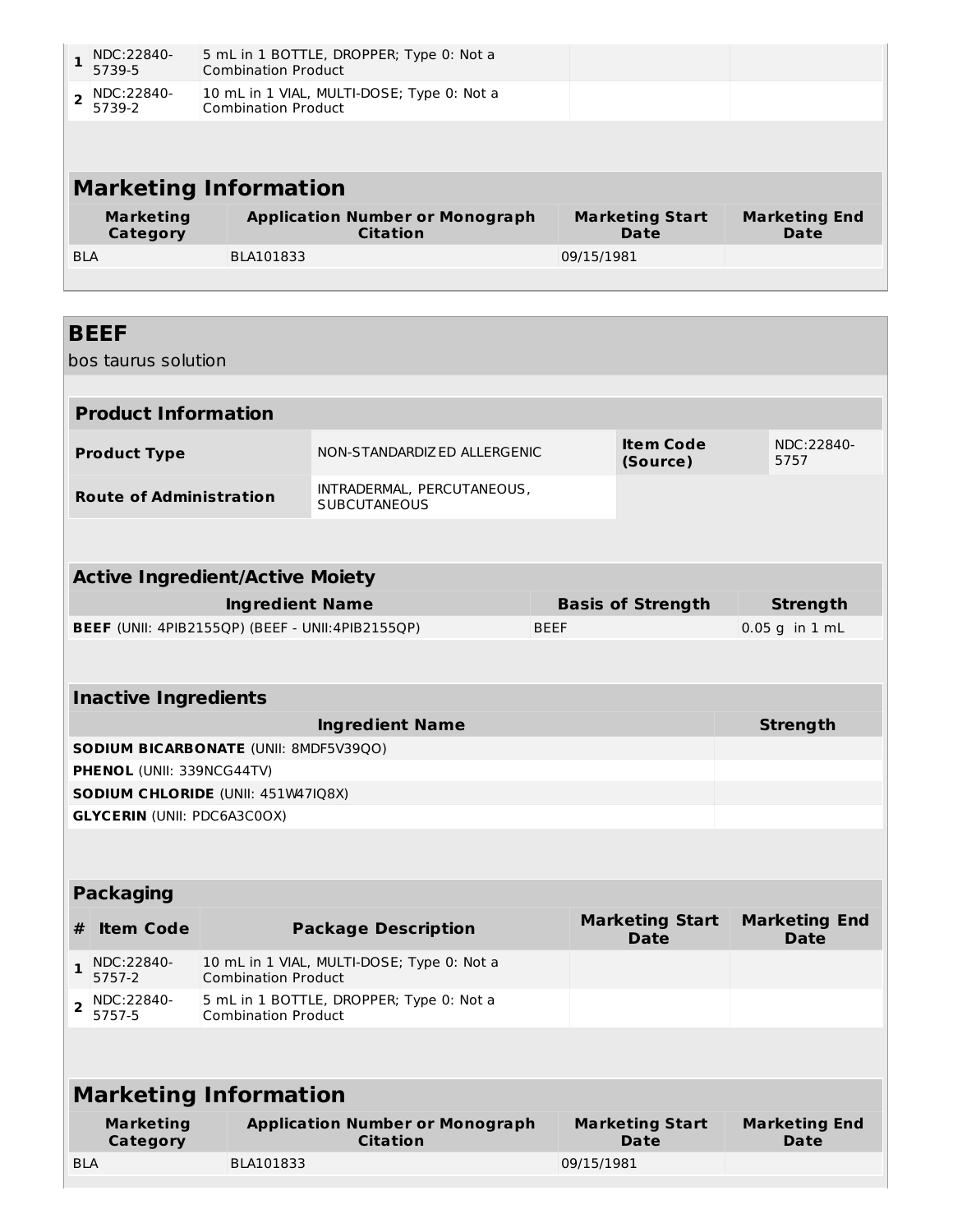| # | Item Code | Package Description | Marketing Start Date | Marketing End Date |
|---|---|---|---|---|
| 1 | NDC:22840-5739-5 | 5 mL in 1 BOTTLE, DROPPER; Type 0: Not a Combination Product | | |
| 2 | NDC:22840-5739-2 | 10 mL in 1 VIAL, MULTI-DOSE; Type 0: Not a Combination Product | | |

## Marketing Information

| Marketing Category | Application Number or Monograph Citation | Marketing Start Date | Marketing End Date |
|---|---|---|---|
| BLA | BLA101833 | 09/15/1981 | |

## BEEF

bos taurus solution

### Product Information

| | | | |
|---|---|---|---|
| **Product Type** | NON-STANDARDIZED ALLERGENIC | **Item Code (Source)** | NDC:22840-5757 |
| **Route of Administration** | INTRADERMAL, PERCUTANEOUS, SUBCUTANEOUS | | |

### Active Ingredient/Active Moiety

| Ingredient Name | Basis of Strength | Strength |
|---|---|---|
| **BEEF** (UNII: 4PIB2155QP) (BEEF - UNII:4PIB2155QP) | BEEF | 0.05 g in 1 mL |

### Inactive Ingredients

| Ingredient Name | Strength |
|---|---|
| **SODIUM BICARBONATE** (UNII: 8MDF5V39QO) | |
| **PHENOL** (UNII: 339NCG44TV) | |
| **SODIUM CHLORIDE** (UNII: 451W47IQ8X) | |
| **GLYCERIN** (UNII: PDC6A3C0OX) | |

### Packaging

| # | Item Code | Package Description | Marketing Start Date | Marketing End Date |
|---|---|---|---|---|
| 1 | NDC:22840-5757-2 | 10 mL in 1 VIAL, MULTI-DOSE; Type 0: Not a Combination Product | | |
| 2 | NDC:22840-5757-5 | 5 mL in 1 BOTTLE, DROPPER; Type 0: Not a Combination Product | | |

## Marketing Information

| Marketing Category | Application Number or Monograph Citation | Marketing Start Date | Marketing End Date |
|---|---|---|---|
| BLA | BLA101833 | 09/15/1981 | |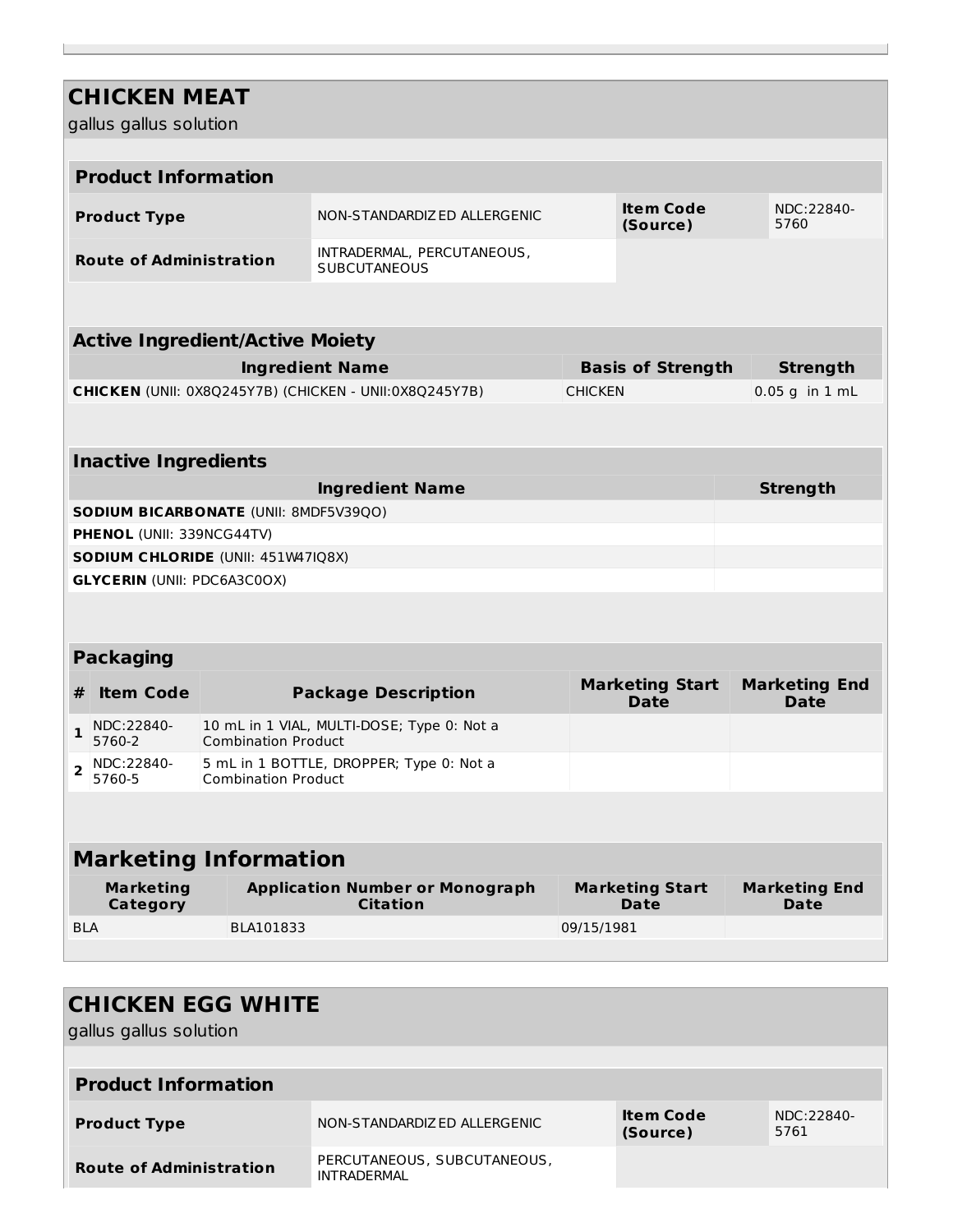## CHICKEN MEAT

gallus gallus solution

| Product Information | | | |
|---|---|---|---|
| **Product Type** | NON-STANDARDIZED ALLERGENIC | **Item Code (Source)** | NDC:22840-5760 |
| **Route of Administration** | INTRADERMAL, PERCUTANEOUS, SUBCUTANEOUS | | |

| Active Ingredient/Active Moiety | | |
|---|---|---|
| **Ingredient Name** | **Basis of Strength** | **Strength** |
| **CHICKEN** (UNII: 0X8Q245Y7B) (CHICKEN - UNII:0X8Q245Y7B) | CHICKEN | 0.05 g in 1 mL |

| Inactive Ingredients | |
|---|---|
| **Ingredient Name** | **Strength** |
| **SODIUM BICARBONATE** (UNII: 8MDF5V39QO) | |
| **PHENOL** (UNII: 339NCG44TV) | |
| **SODIUM CHLORIDE** (UNII: 451W47IQ8X) | |
| **GLYCERIN** (UNII: PDC6A3C0OX) | |

| Packaging | | | | |
|---|---|---|---|---|
| **#** | **Item Code** | **Package Description** | **Marketing Start Date** | **Marketing End Date** |
| **1** | NDC:22840-5760-2 | 10 mL in 1 VIAL, MULTI-DOSE; Type 0: Not a Combination Product | | |
| **2** | NDC:22840-5760-5 | 5 mL in 1 BOTTLE, DROPPER; Type 0: Not a Combination Product | | |

| Marketing Information | | | |
|---|---|---|---|
| **Marketing Category** | **Application Number or Monograph Citation** | **Marketing Start Date** | **Marketing End Date** |
| BLA | BLA101833 | 09/15/1981 | |

## CHICKEN EGG WHITE

gallus gallus solution

| Product Information | | | |
|---|---|---|---|
| **Product Type** | NON-STANDARDIZED ALLERGENIC | **Item Code (Source)** | NDC:22840-5761 |
| **Route of Administration** | PERCUTANEOUS, SUBCUTANEOUS, INTRADERMAL | | |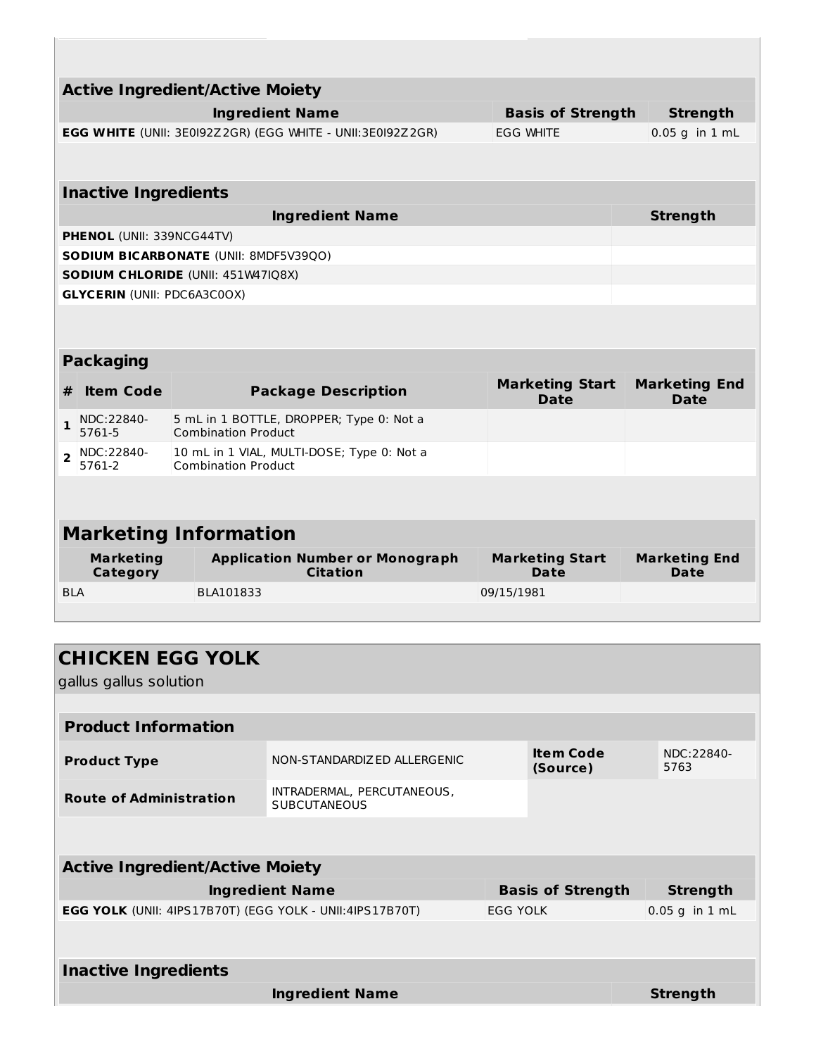| Active Ingredient/Active Moiety | | |
|---|---|---|
| **Ingredient Name** | **Basis of Strength** | **Strength** |
| **EGG WHITE** (UNII: 3E0I92Z2GR) (EGG WHITE - UNII:3E0I92Z2GR) | EGG WHITE | 0.05 g in 1 mL |

| Inactive Ingredients | |
|---|---|
| **Ingredient Name** | **Strength** |
| **PHENOL** (UNII: 339NCG44TV) | |
| **SODIUM BICARBONATE** (UNII: 8MDF5V39QO) | |
| **SODIUM CHLORIDE** (UNII: 451W47IQ8X) | |
| **GLYCERIN** (UNII: PDC6A3C0OX) | |

| Packaging | | | | |
|---|---|---|---|---|
| **#** | **Item Code** | **Package Description** | **Marketing Start Date** | **Marketing End Date** |
| 1 | NDC:22840-5761-5 | 5 mL in 1 BOTTLE, DROPPER; Type 0: Not a Combination Product | | |
| 2 | NDC:22840-5761-2 | 10 mL in 1 VIAL, MULTI-DOSE; Type 0: Not a Combination Product | | |

| Marketing Information | | | |
|---|---|---|---|
| **Marketing Category** | **Application Number or Monograph Citation** | **Marketing Start Date** | **Marketing End Date** |
| BLA | BLA101833 | 09/15/1981 | |

## CHICKEN EGG YOLK

gallus gallus solution

| Product Information | | | |
|---|---|---|---|
| **Product Type** | NON-STANDARDIZED ALLERGENIC | **Item Code (Source)** | NDC:22840-5763 |
| **Route of Administration** | INTRADERMAL, PERCUTANEOUS, SUBCUTANEOUS | | |

| Active Ingredient/Active Moiety | | |
|---|---|---|
| **Ingredient Name** | **Basis of Strength** | **Strength** |
| **EGG YOLK** (UNII: 4IPS17B70T) (EGG YOLK - UNII:4IPS17B70T) | EGG YOLK | 0.05 g in 1 mL |

| Inactive Ingredients | |
|---|---|
| **Ingredient Name** | **Strength** |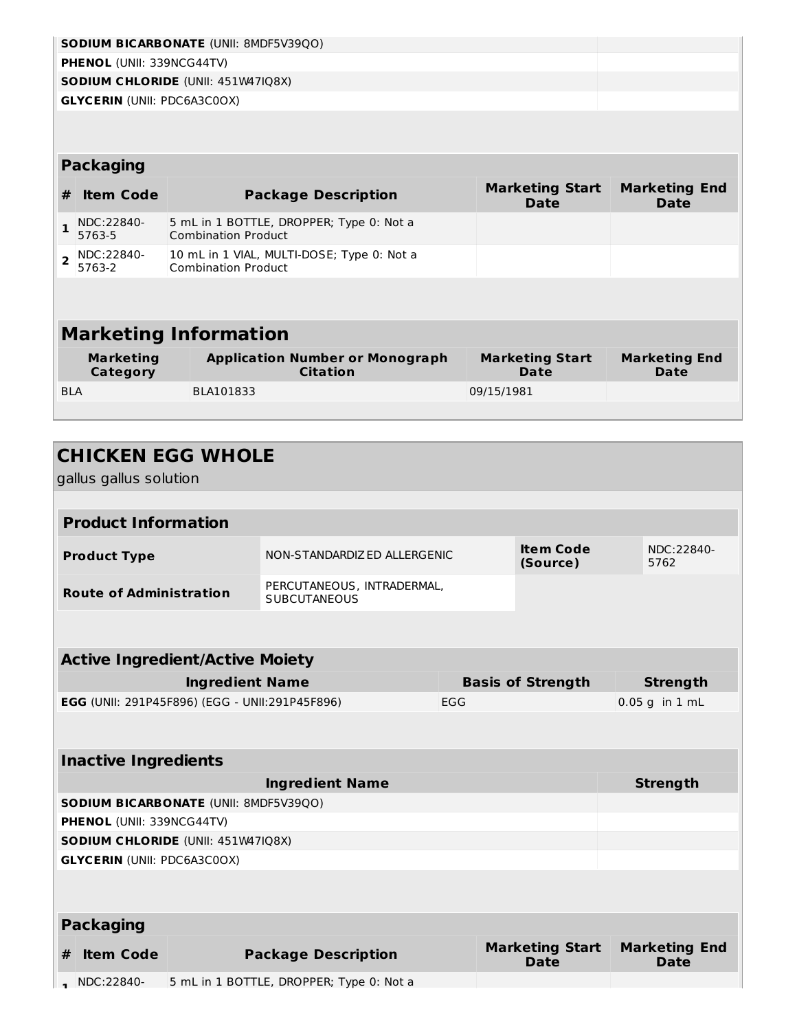| | |
|---|---|
| **SODIUM BICARBONATE** (UNII: 8MDF5V39QO) | |
| **PHENOL** (UNII: 339NCG44TV) | |
| **SODIUM CHLORIDE** (UNII: 451W47IQ8X) | |
| **GLYCERIN** (UNII: PDC6A3C0OX) | |

### Packaging

| # | Item Code | Package Description | Marketing Start Date | Marketing End Date |
|---|---|---|---|---|
| 1 | NDC:22840-5763-5 | 5 mL in 1 BOTTLE, DROPPER; Type 0: Not a Combination Product | | |
| 2 | NDC:22840-5763-2 | 10 mL in 1 VIAL, MULTI-DOSE; Type 0: Not a Combination Product | | |

## Marketing Information

| Marketing Category | Application Number or Monograph Citation | Marketing Start Date | Marketing End Date |
|---|---|---|---|
| BLA | BLA101833 | 09/15/1981 | |

# CHICKEN EGG WHOLE

gallus gallus solution

### Product Information

| | | | |
|---|---|---|---|
| **Product Type** | NON-STANDARDIZED ALLERGENIC | **Item Code (Source)** | NDC:22840-5762 |
| **Route of Administration** | PERCUTANEOUS, INTRADERMAL, SUBCUTANEOUS | | |

### Active Ingredient/Active Moiety

| Ingredient Name | Basis of Strength | Strength |
|---|---|---|
| **EGG** (UNII: 291P45F896) (EGG - UNII:291P45F896) | EGG | 0.05 g in 1 mL |

### Inactive Ingredients

| Ingredient Name | Strength |
|---|---|
| **SODIUM BICARBONATE** (UNII: 8MDF5V39QO) | |
| **PHENOL** (UNII: 339NCG44TV) | |
| **SODIUM CHLORIDE** (UNII: 451W47IQ8X) | |
| **GLYCERIN** (UNII: PDC6A3C0OX) | |

### Packaging

| # | Item Code | Package Description | Marketing Start Date | Marketing End Date |
|---|---|---|---|---|
| 1 | NDC:22840- | 5 mL in 1 BOTTLE, DROPPER; Type 0: Not a | | |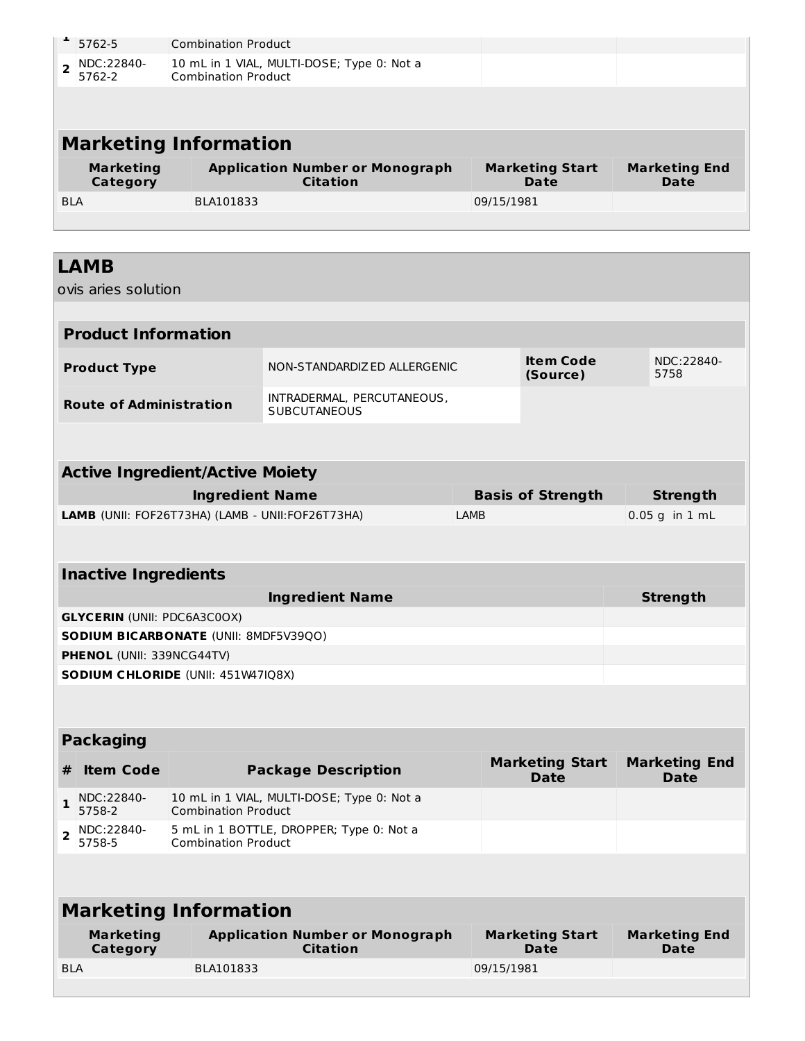| # | Item Code | Package Description | Marketing Start Date | Marketing End Date |
|---|---|---|---|---|
| 1 | NDC:22840-5762-5 | Combination Product | | |
| 2 | NDC:22840-5762-2 | 10 mL in 1 VIAL, MULTI-DOSE; Type 0: Not a Combination Product | | |

## Marketing Information

| Marketing Category | Application Number or Monograph Citation | Marketing Start Date | Marketing End Date |
|---|---|---|---|
| BLA | BLA101833 | 09/15/1981 | |

# LAMB

ovis aries solution

## Product Information

| | | | |
|---|---|---|---|
| **Product Type** | NON-STANDARDIZED ALLERGENIC | **Item Code (Source)** | NDC:22840-5758 |
| **Route of Administration** | INTRADERMAL, PERCUTANEOUS, SUBCUTANEOUS | | |

## Active Ingredient/Active Moiety

| Ingredient Name | Basis of Strength | Strength |
|---|---|---|
| **LAMB** (UNII: FOF26T73HA) (LAMB - UNII:FOF26T73HA) | LAMB | 0.05 g in 1 mL |

## Inactive Ingredients

| Ingredient Name | Strength |
|---|---|
| **GLYCERIN** (UNII: PDC6A3C0OX) | |
| **SODIUM BICARBONATE** (UNII: 8MDF5V39QO) | |
| **PHENOL** (UNII: 339NCG44TV) | |
| **SODIUM CHLORIDE** (UNII: 451W47IQ8X) | |

## Packaging

| # | Item Code | Package Description | Marketing Start Date | Marketing End Date |
|---|---|---|---|---|
| 1 | NDC:22840-5758-2 | 10 mL in 1 VIAL, MULTI-DOSE; Type 0: Not a Combination Product | | |
| 2 | NDC:22840-5758-5 | 5 mL in 1 BOTTLE, DROPPER; Type 0: Not a Combination Product | | |

## Marketing Information

| Marketing Category | Application Number or Monograph Citation | Marketing Start Date | Marketing End Date |
|---|---|---|---|
| BLA | BLA101833 | 09/15/1981 | |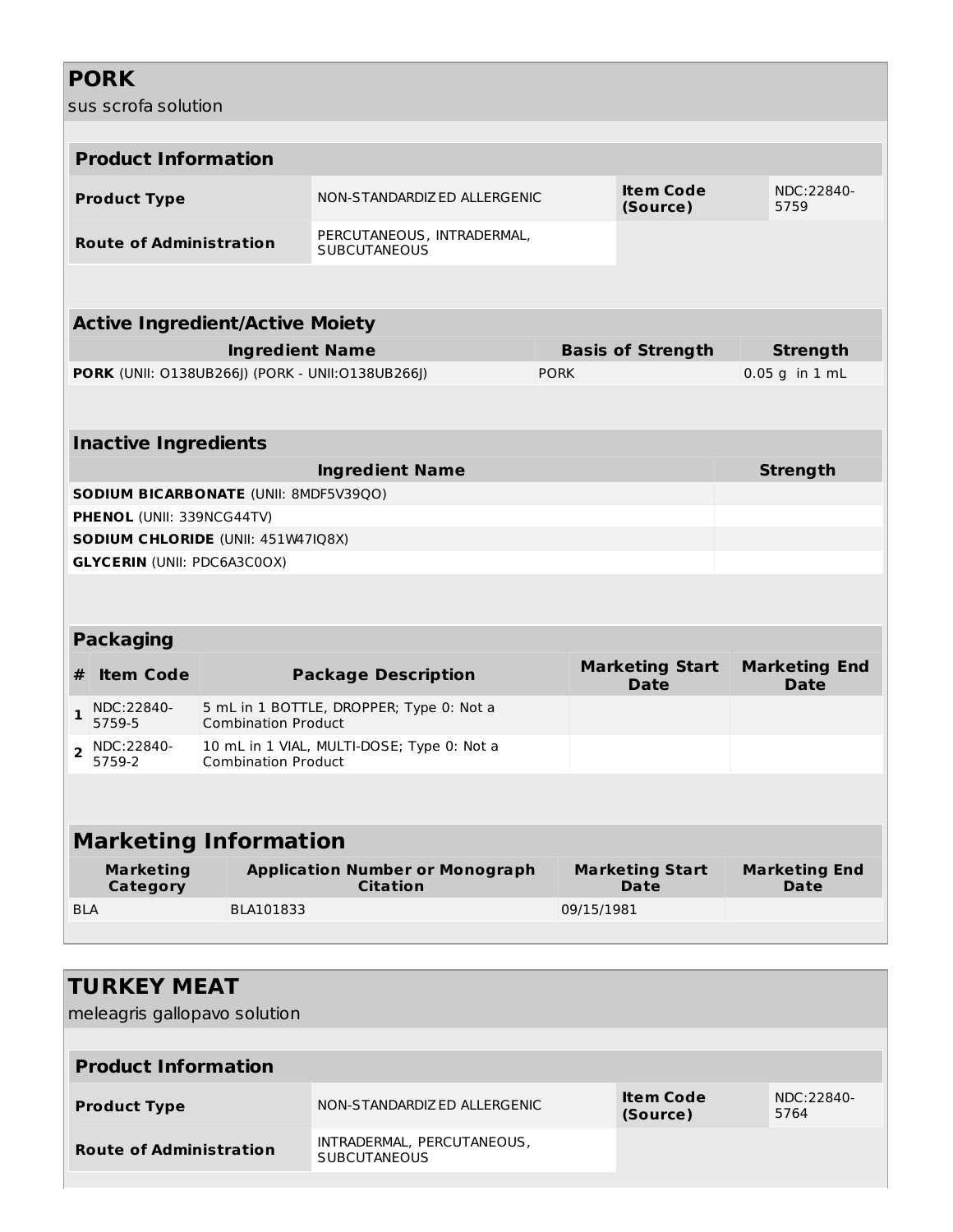# PORK

sus scrofa solution

## Product Information

| Product Type | NON-STANDARDIZED ALLERGENIC | Item Code (Source) | NDC:22840-5759 |
|---|---|---|---|
| Route of Administration | PERCUTANEOUS, INTRADERMAL, SUBCUTANEOUS | | |

## Active Ingredient/Active Moiety

| Ingredient Name | Basis of Strength | Strength |
|---|---|---|
| **PORK** (UNII: O138UB266J) (PORK - UNII:O138UB266J) | PORK | 0.05 g in 1 mL |

## Inactive Ingredients

| Ingredient Name | Strength |
|---|---|
| **SODIUM BICARBONATE** (UNII: 8MDF5V39QO) | |
| **PHENOL** (UNII: 339NCG44TV) | |
| **SODIUM CHLORIDE** (UNII: 451W47IQ8X) | |
| **GLYCERIN** (UNII: PDC6A3C0OX) | |

## Packaging

| # | Item Code | Package Description | Marketing Start Date | Marketing End Date |
|---|---|---|---|---|
| 1 | NDC:22840-5759-5 | 5 mL in 1 BOTTLE, DROPPER; Type 0: Not a Combination Product | | |
| 2 | NDC:22840-5759-2 | 10 mL in 1 VIAL, MULTI-DOSE; Type 0: Not a Combination Product | | |

## Marketing Information

| Marketing Category | Application Number or Monograph Citation | Marketing Start Date | Marketing End Date |
|---|---|---|---|
| BLA | BLA101833 | 09/15/1981 | |

# TURKEY MEAT

meleagris gallopavo solution

## Product Information

| Product Type | NON-STANDARDIZED ALLERGENIC | Item Code (Source) | NDC:22840-5764 |
|---|---|---|---|
| Route of Administration | INTRADERMAL, PERCUTANEOUS, SUBCUTANEOUS | | |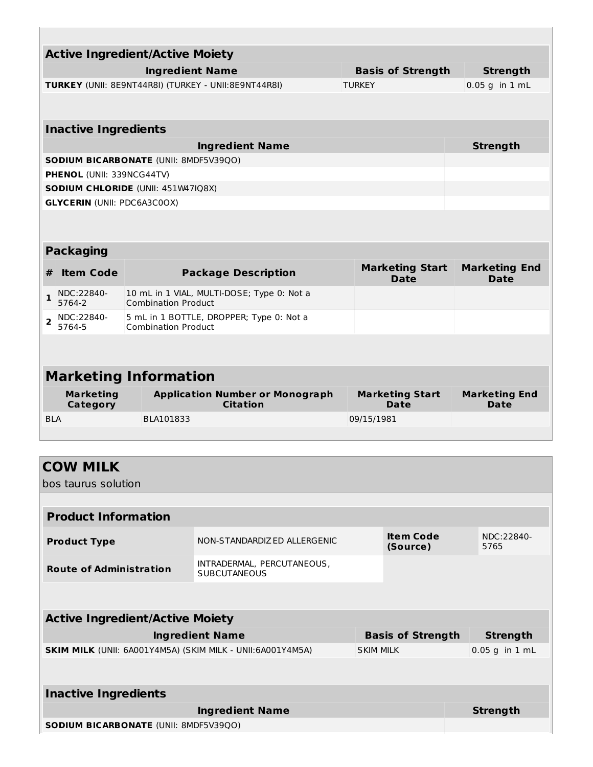| Active Ingredient/Active Moiety | | |
|---|---|---|
| **Ingredient Name** | **Basis of Strength** | **Strength** |
| **TURKEY** (UNII: 8E9NT44R8I) (TURKEY - UNII:8E9NT44R8I) | TURKEY | 0.05 g in 1 mL |

| Inactive Ingredients | |
|---|---|
| **Ingredient Name** | **Strength** |
| **SODIUM BICARBONATE** (UNII: 8MDF5V39QO) | |
| **PHENOL** (UNII: 339NCG44TV) | |
| **SODIUM CHLORIDE** (UNII: 451W47IQ8X) | |
| **GLYCERIN** (UNII: PDC6A3C0OX) | |

| Packaging | | | | |
|---|---|---|---|---|
| **#** | **Item Code** | **Package Description** | **Marketing Start Date** | **Marketing End Date** |
| **1** | NDC:22840-5764-2 | 10 mL in 1 VIAL, MULTI-DOSE; Type 0: Not a Combination Product | | |
| **2** | NDC:22840-5764-5 | 5 mL in 1 BOTTLE, DROPPER; Type 0: Not a Combination Product | | |

| Marketing Information | | | |
|---|---|---|---|
| **Marketing Category** | **Application Number or Monograph Citation** | **Marketing Start Date** | **Marketing End Date** |
| BLA | BLA101833 | 09/15/1981 | |

## COW MILK

bos taurus solution

| Product Information | | | |
|---|---|---|---|
| **Product Type** | NON-STANDARDIZED ALLERGENIC | **Item Code (Source)** | NDC:22840-5765 |
| **Route of Administration** | INTRADERMAL, PERCUTANEOUS, SUBCUTANEOUS | | |

| Active Ingredient/Active Moiety | | |
|---|---|---|
| **Ingredient Name** | **Basis of Strength** | **Strength** |
| **SKIM MILK** (UNII: 6A001Y4M5A) (SKIM MILK - UNII:6A001Y4M5A) | SKIM MILK | 0.05 g in 1 mL |

| Inactive Ingredients | |
|---|---|
| **Ingredient Name** | **Strength** |
| **SODIUM BICARBONATE** (UNII: 8MDF5V39QO) | |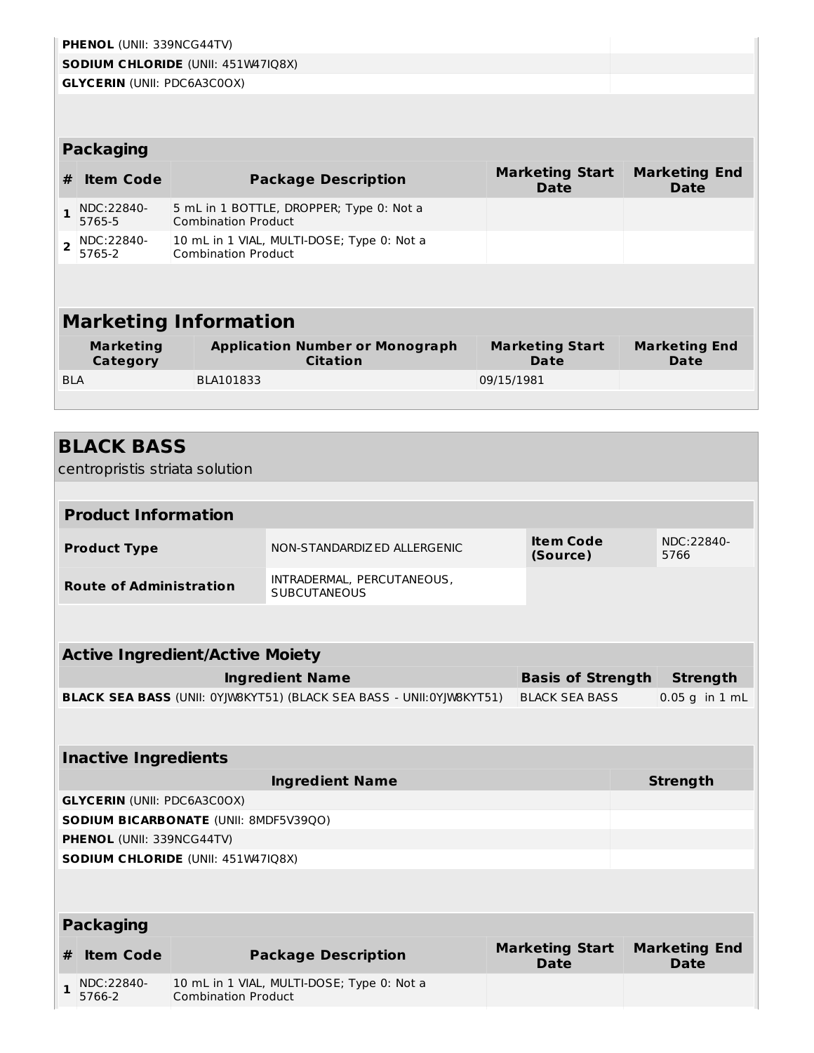| | |
|---|---|
| **PHENOL** (UNII: 339NCG44TV) | |
| **SODIUM CHLORIDE** (UNII: 451W47IQ8X) | |
| **GLYCERIN** (UNII: PDC6A3C0OX) | |

**Packaging**

| # | Item Code | Package Description | Marketing Start Date | Marketing End Date |
|---|---|---|---|---|
| 1 | NDC:22840-5765-5 | 5 mL in 1 BOTTLE, DROPPER; Type 0: Not a Combination Product | | |
| 2 | NDC:22840-5765-2 | 10 mL in 1 VIAL, MULTI-DOSE; Type 0: Not a Combination Product | | |

## Marketing Information

| Marketing Category | Application Number or Monograph Citation | Marketing Start Date | Marketing End Date |
|---|---|---|---|
| BLA | BLA101833 | 09/15/1981 | |

## BLACK BASS

centropristis striata solution

**Product Information**

| | | | |
|---|---|---|---|
| **Product Type** | NON-STANDARDIZED ALLERGENIC | **Item Code (Source)** | NDC:22840-5766 |
| **Route of Administration** | INTRADERMAL, PERCUTANEOUS, SUBCUTANEOUS | | |

**Active Ingredient/Active Moiety**

| Ingredient Name | Basis of Strength | Strength |
|---|---|---|
| **BLACK SEA BASS** (UNII: 0YJW8KYT51) (BLACK SEA BASS - UNII:0YJW8KYT51) | BLACK SEA BASS | 0.05 g in 1 mL |

**Inactive Ingredients**

| Ingredient Name | Strength |
|---|---|
| **GLYCERIN** (UNII: PDC6A3C0OX) | |
| **SODIUM BICARBONATE** (UNII: 8MDF5V39QO) | |
| **PHENOL** (UNII: 339NCG44TV) | |
| **SODIUM CHLORIDE** (UNII: 451W47IQ8X) | |

**Packaging**

| # | Item Code | Package Description | Marketing Start Date | Marketing End Date |
|---|---|---|---|---|
| 1 | NDC:22840-5766-2 | 10 mL in 1 VIAL, MULTI-DOSE; Type 0: Not a Combination Product | | |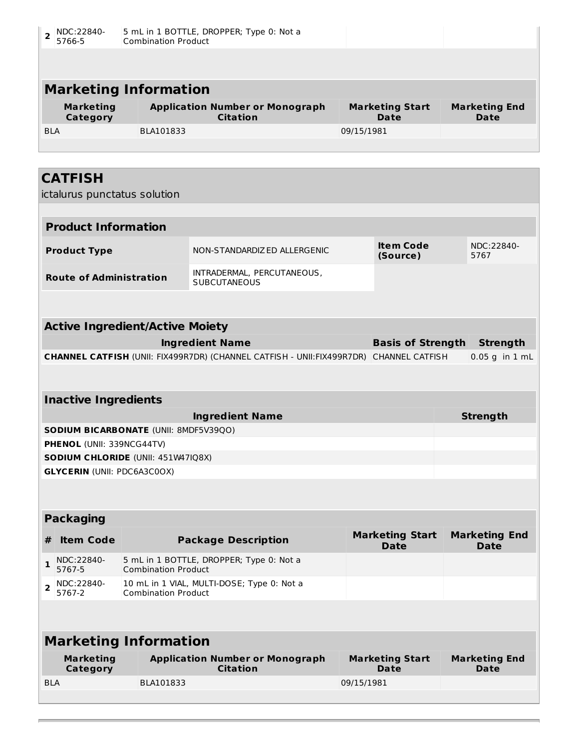| # | Item Code | Package Description | Marketing Start Date | Marketing End Date |
|---|---|---|---|---|
| 2 | NDC:22840-5766-5 | 5 mL in 1 BOTTLE, DROPPER; Type 0: Not a Combination Product | | |

## Marketing Information

| Marketing Category | Application Number or Monograph Citation | Marketing Start Date | Marketing End Date |
|---|---|---|---|
| BLA | BLA101833 | 09/15/1981 | |

# CATFISH

ictalurus punctatus solution

## Product Information

| | | | |
|---|---|---|---|
| **Product Type** | NON-STANDARDIZED ALLERGENIC | **Item Code (Source)** | NDC:22840-5767 |
| **Route of Administration** | INTRADERMAL, PERCUTANEOUS, SUBCUTANEOUS | | |

## Active Ingredient/Active Moiety

| Ingredient Name | Basis of Strength | Strength |
|---|---|---|
| **CHANNEL CATFISH** (UNII: FIX499R7DR) (CHANNEL CATFISH - UNII:FIX499R7DR) | CHANNEL CATFISH | 0.05 g in 1 mL |

## Inactive Ingredients

| Ingredient Name | Strength |
|---|---|
| **SODIUM BICARBONATE** (UNII: 8MDF5V39QO) | |
| **PHENOL** (UNII: 339NCG44TV) | |
| **SODIUM CHLORIDE** (UNII: 451W47IQ8X) | |
| **GLYCERIN** (UNII: PDC6A3C0OX) | |

## Packaging

| # | Item Code | Package Description | Marketing Start Date | Marketing End Date |
|---|---|---|---|---|
| 1 | NDC:22840-5767-5 | 5 mL in 1 BOTTLE, DROPPER; Type 0: Not a Combination Product | | |
| 2 | NDC:22840-5767-2 | 10 mL in 1 VIAL, MULTI-DOSE; Type 0: Not a Combination Product | | |

## Marketing Information

| Marketing Category | Application Number or Monograph Citation | Marketing Start Date | Marketing End Date |
|---|---|---|---|
| BLA | BLA101833 | 09/15/1981 | |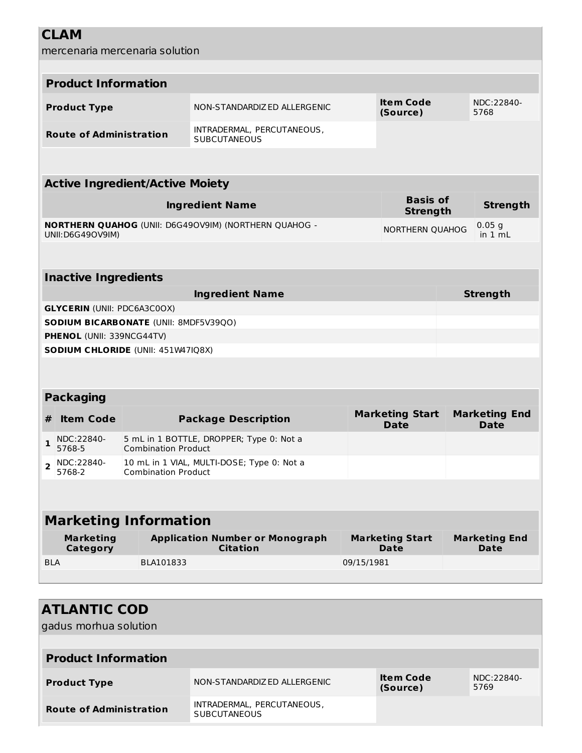## CLAM

mercenaria mercenaria solution

| **Product Information** | | | |
|---|---|---|---|
| **Product Type** | NON-STANDARDIZED ALLERGENIC | **Item Code (Source)** | NDC:22840-5768 |
| **Route of Administration** | INTRADERMAL, PERCUTANEOUS, SUBCUTANEOUS | | |

| **Active Ingredient/Active Moiety** | | |
|---|---|---|
| **Ingredient Name** | **Basis of Strength** | **Strength** |
| **NORTHERN QUAHOG** (UNII: D6G49OV9IM) (NORTHERN QUAHOG - UNII:D6G49OV9IM) | NORTHERN QUAHOG | 0.05 g in 1 mL |

| **Inactive Ingredients** | |
|---|---|
| **Ingredient Name** | **Strength** |
| **GLYCERIN** (UNII: PDC6A3C0OX) | |
| **SODIUM BICARBONATE** (UNII: 8MDF5V39QO) | |
| **PHENOL** (UNII: 339NCG44TV) | |
| **SODIUM CHLORIDE** (UNII: 451W47IQ8X) | |

| **Packaging** | | | | |
|---|---|---|---|---|
| **#** | **Item Code** | **Package Description** | **Marketing Start Date** | **Marketing End Date** |
| **1** | NDC:22840-5768-5 | 5 mL in 1 BOTTLE, DROPPER; Type 0: Not a Combination Product | | |
| **2** | NDC:22840-5768-2 | 10 mL in 1 VIAL, MULTI-DOSE; Type 0: Not a Combination Product | | |

| **Marketing Information** | | | |
|---|---|---|---|
| **Marketing Category** | **Application Number or Monograph Citation** | **Marketing Start Date** | **Marketing End Date** |
| BLA | BLA101833 | 09/15/1981 | |

## ATLANTIC COD

gadus morhua solution

| **Product Information** | | | |
|---|---|---|---|
| **Product Type** | NON-STANDARDIZED ALLERGENIC | **Item Code (Source)** | NDC:22840-5769 |
| **Route of Administration** | INTRADERMAL, PERCUTANEOUS, SUBCUTANEOUS | | |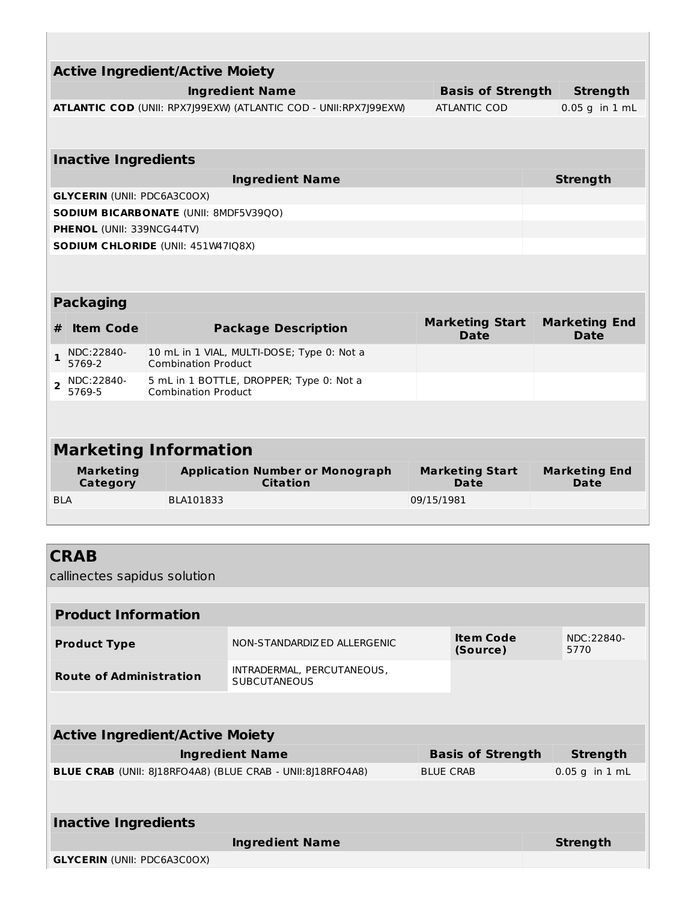| Active Ingredient/Active Moiety | | |
|---|---|---|
| **Ingredient Name** | **Basis of Strength** | **Strength** |
| **ATLANTIC COD** (UNII: RPX7J99EXW) (ATLANTIC COD - UNII:RPX7J99EXW) | ATLANTIC COD | 0.05 g in 1 mL |

| Inactive Ingredients | |
|---|---|
| **Ingredient Name** | **Strength** |
| **GLYCERIN** (UNII: PDC6A3C0OX) | |
| **SODIUM BICARBONATE** (UNII: 8MDF5V39QO) | |
| **PHENOL** (UNII: 339NCG44TV) | |
| **SODIUM CHLORIDE** (UNII: 451W47IQ8X) | |

| Packaging | | | | |
|---|---|---|---|---|
| **#** | **Item Code** | **Package Description** | **Marketing Start Date** | **Marketing End Date** |
| 1 | NDC:22840-5769-2 | 10 mL in 1 VIAL, MULTI-DOSE; Type 0: Not a Combination Product | | |
| 2 | NDC:22840-5769-5 | 5 mL in 1 BOTTLE, DROPPER; Type 0: Not a Combination Product | | |

| Marketing Information | | | |
|---|---|---|---|
| **Marketing Category** | **Application Number or Monograph Citation** | **Marketing Start Date** | **Marketing End Date** |
| BLA | BLA101833 | 09/15/1981 | |

## CRAB

callinectes sapidus solution

| Product Information | | | |
|---|---|---|---|
| **Product Type** | NON-STANDARDIZED ALLERGENIC | **Item Code (Source)** | NDC:22840-5770 |
| **Route of Administration** | INTRADERMAL, PERCUTANEOUS, SUBCUTANEOUS | | |

| Active Ingredient/Active Moiety | | |
|---|---|---|
| **Ingredient Name** | **Basis of Strength** | **Strength** |
| **BLUE CRAB** (UNII: 8J18RFO4A8) (BLUE CRAB - UNII:8J18RFO4A8) | BLUE CRAB | 0.05 g in 1 mL |

| Inactive Ingredients | |
|---|---|
| **Ingredient Name** | **Strength** |
| **GLYCERIN** (UNII: PDC6A3C0OX) | |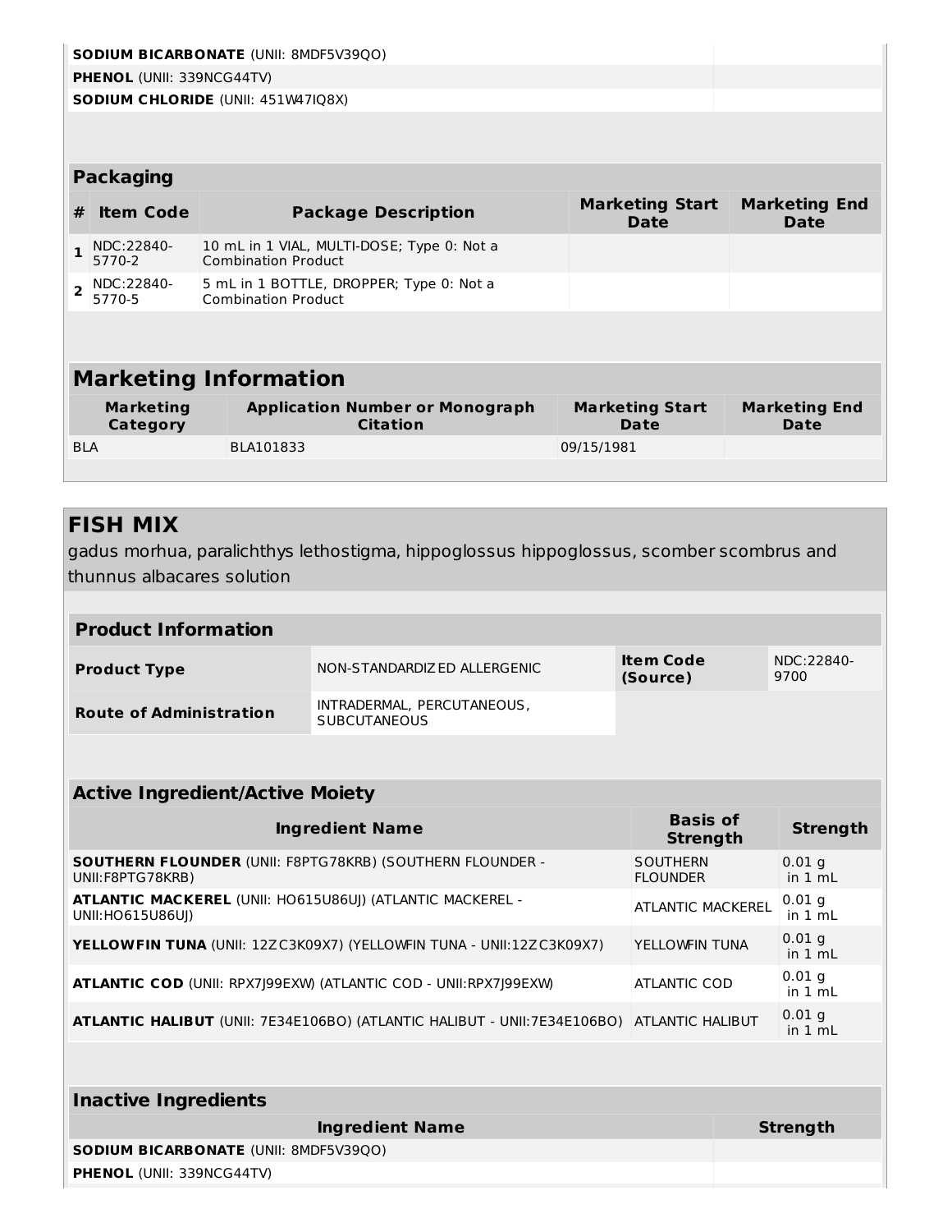| Ingredient Name | Strength |
|---|---|
| **SODIUM BICARBONATE** (UNII: 8MDF5V39QO) | |
| **PHENOL** (UNII: 339NCG44TV) | |
| **SODIUM CHLORIDE** (UNII: 451W47IQ8X) | |

### Packaging

| # | Item Code | Package Description | Marketing Start Date | Marketing End Date |
|---|---|---|---|---|
| 1 | NDC:22840-5770-2 | 10 mL in 1 VIAL, MULTI-DOSE; Type 0: Not a Combination Product | | |
| 2 | NDC:22840-5770-5 | 5 mL in 1 BOTTLE, DROPPER; Type 0: Not a Combination Product | | |

## Marketing Information

| Marketing Category | Application Number or Monograph Citation | Marketing Start Date | Marketing End Date |
|---|---|---|---|
| BLA | BLA101833 | 09/15/1981 | |

## FISH MIX

gadus morhua, paralichthys lethostigma, hippoglossus hippoglossus, scomber scombrus and thunnus albacares solution

### Product Information

| | | | |
|---|---|---|---|
| **Product Type** | NON-STANDARDIZED ALLERGENIC | **Item Code (Source)** | NDC:22840-9700 |
| **Route of Administration** | INTRADERMAL, PERCUTANEOUS, SUBCUTANEOUS | | |

### Active Ingredient/Active Moiety

| Ingredient Name | Basis of Strength | Strength |
|---|---|---|
| **SOUTHERN FLOUNDER** (UNII: F8PTG78KRB) (SOUTHERN FLOUNDER - UNII:F8PTG78KRB) | SOUTHERN FLOUNDER | 0.01 g in 1 mL |
| **ATLANTIC MACKEREL** (UNII: HO615U86UJ) (ATLANTIC MACKEREL - UNII:HO615U86UJ) | ATLANTIC MACKEREL | 0.01 g in 1 mL |
| **YELLOWFIN TUNA** (UNII: 12ZC3K09X7) (YELLOWFIN TUNA - UNII:12ZC3K09X7) | YELLOWFIN TUNA | 0.01 g in 1 mL |
| **ATLANTIC COD** (UNII: RPX7J99EXW) (ATLANTIC COD - UNII:RPX7J99EXW) | ATLANTIC COD | 0.01 g in 1 mL |
| **ATLANTIC HALIBUT** (UNII: 7E34E106BO) (ATLANTIC HALIBUT - UNII:7E34E106BO) | ATLANTIC HALIBUT | 0.01 g in 1 mL |

### Inactive Ingredients

| Ingredient Name | Strength |
|---|---|
| **SODIUM BICARBONATE** (UNII: 8MDF5V39QO) | |
| **PHENOL** (UNII: 339NCG44TV) | |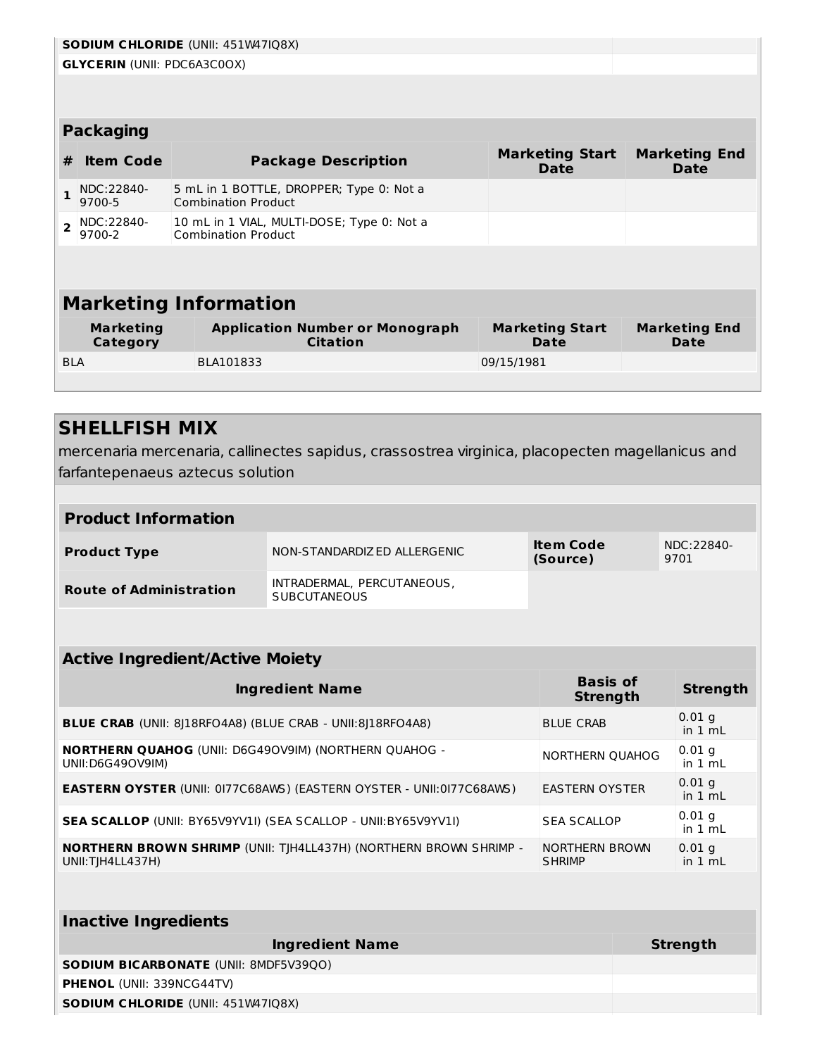| | |
|---|---|
| **SODIUM CHLORIDE** (UNII: 451W47IQ8X) | |
| **GLYCERIN** (UNII: PDC6A3C0OX) | |

### Packaging

| # | Item Code | Package Description | Marketing Start Date | Marketing End Date |
|---|---|---|---|---|
| 1 | NDC:22840-9700-5 | 5 mL in 1 BOTTLE, DROPPER; Type 0: Not a Combination Product | | |
| 2 | NDC:22840-9700-2 | 10 mL in 1 VIAL, MULTI-DOSE; Type 0: Not a Combination Product | | |

### Marketing Information

| Marketing Category | Application Number or Monograph Citation | Marketing Start Date | Marketing End Date |
|---|---|---|---|
| BLA | BLA101833 | 09/15/1981 | |

## SHELLFISH MIX

mercenaria mercenaria, callinectes sapidus, crassostrea virginica, placopecten magellanicus and farfantepenaeus aztecus solution

### Product Information

| | | | |
|---|---|---|---|
| **Product Type** | NON-STANDARDIZED ALLERGENIC | **Item Code (Source)** | NDC:22840-9701 |
| **Route of Administration** | INTRADERMAL, PERCUTANEOUS, SUBCUTANEOUS | | |

### Active Ingredient/Active Moiety

| Ingredient Name | Basis of Strength | Strength |
|---|---|---|
| **BLUE CRAB** (UNII: 8J18RFO4A8) (BLUE CRAB - UNII:8J18RFO4A8) | BLUE CRAB | 0.01 g in 1 mL |
| **NORTHERN QUAHOG** (UNII: D6G49OV9IM) (NORTHERN QUAHOG - UNII:D6G49OV9IM) | NORTHERN QUAHOG | 0.01 g in 1 mL |
| **EASTERN OYSTER** (UNII: 0I77C68AWS) (EASTERN OYSTER - UNII:0I77C68AWS) | EASTERN OYSTER | 0.01 g in 1 mL |
| **SEA SCALLOP** (UNII: BY65V9YV1I) (SEA SCALLOP - UNII:BY65V9YV1I) | SEA SCALLOP | 0.01 g in 1 mL |
| **NORTHERN BROWN SHRIMP** (UNII: TJH4LL437H) (NORTHERN BROWN SHRIMP - UNII:TJH4LL437H) | NORTHERN BROWN SHRIMP | 0.01 g in 1 mL |

### Inactive Ingredients

| Ingredient Name | Strength |
|---|---|
| **SODIUM BICARBONATE** (UNII: 8MDF5V39QO) | |
| **PHENOL** (UNII: 339NCG44TV) | |
| **SODIUM CHLORIDE** (UNII: 451W47IQ8X) | |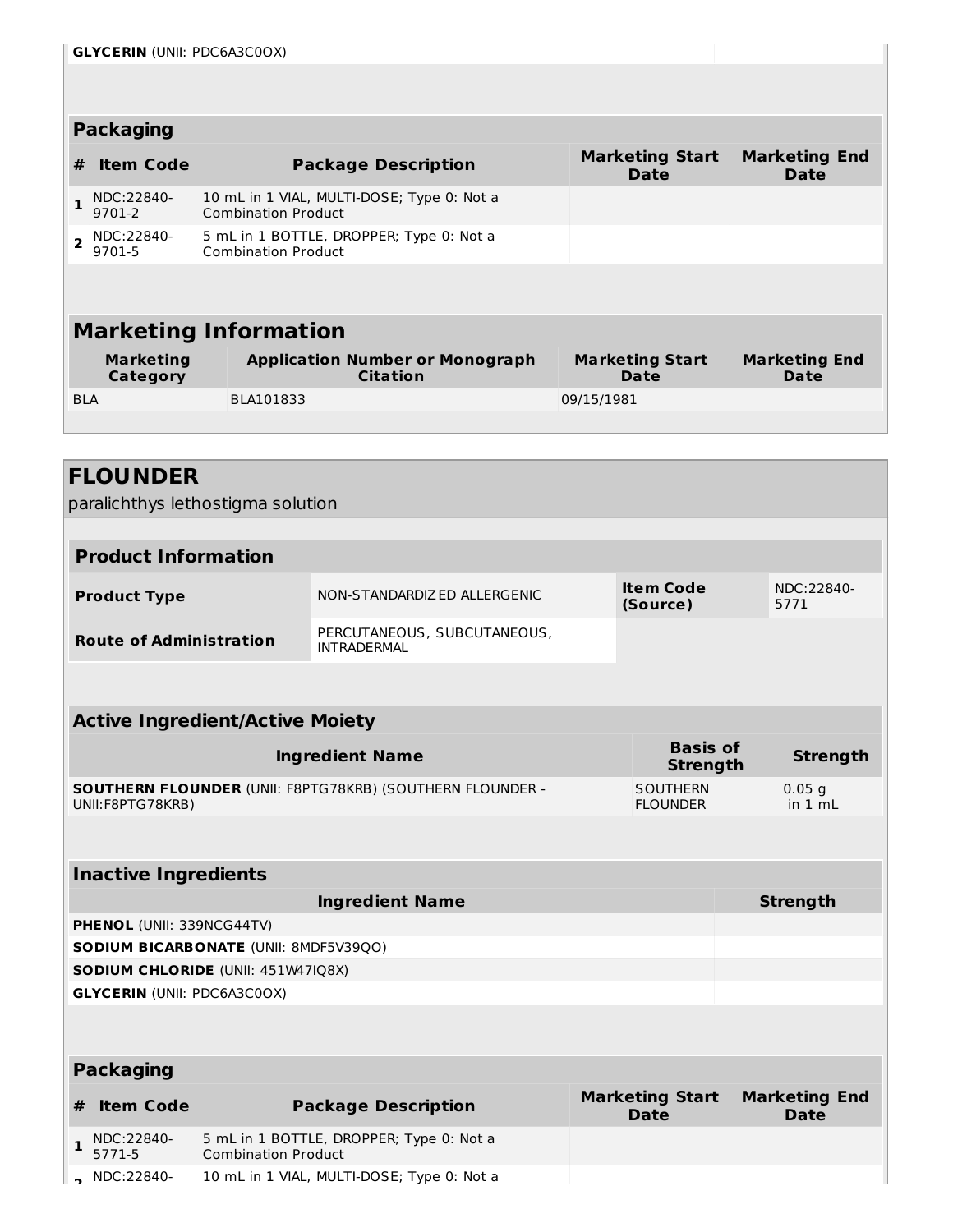| GLYCERIN (UNII: PDC6A3C0OX) | |
|---|---|

| Packaging | | | | |
|---|---|---|---|---|
| # | Item Code | Package Description | Marketing Start Date | Marketing End Date |
| 1 | NDC:22840-9701-2 | 10 mL in 1 VIAL, MULTI-DOSE; Type 0: Not a Combination Product | | |
| 2 | NDC:22840-9701-5 | 5 mL in 1 BOTTLE, DROPPER; Type 0: Not a Combination Product | | |

| Marketing Information | | | |
|---|---|---|---|
| Marketing Category | Application Number or Monograph Citation | Marketing Start Date | Marketing End Date |
| BLA | BLA101833 | 09/15/1981 | |

## FLOUNDER

paralichthys lethostigma solution

| Product Information | | | |
|---|---|---|---|
| Product Type | NON-STANDARDIZED ALLERGENIC | Item Code (Source) | NDC:22840-5771 |
| Route of Administration | PERCUTANEOUS, SUBCUTANEOUS, INTRADERMAL | | |

| Active Ingredient/Active Moiety | | |
|---|---|---|
| Ingredient Name | Basis of Strength | Strength |
| **SOUTHERN FLOUNDER** (UNII: F8PTG78KRB) (SOUTHERN FLOUNDER - UNII:F8PTG78KRB) | SOUTHERN FLOUNDER | 0.05 g in 1 mL |

| Inactive Ingredients | |
|---|---|
| Ingredient Name | Strength |
| **PHENOL** (UNII: 339NCG44TV) | |
| **SODIUM BICARBONATE** (UNII: 8MDF5V39QO) | |
| **SODIUM CHLORIDE** (UNII: 451W47IQ8X) | |
| **GLYCERIN** (UNII: PDC6A3C0OX) | |

| Packaging | | | | |
|---|---|---|---|---|
| # | Item Code | Package Description | Marketing Start Date | Marketing End Date |
| 1 | NDC:22840-5771-5 | 5 mL in 1 BOTTLE, DROPPER; Type 0: Not a Combination Product | | |
| 2 | NDC:22840- | 10 mL in 1 VIAL, MULTI-DOSE; Type 0: Not a | | |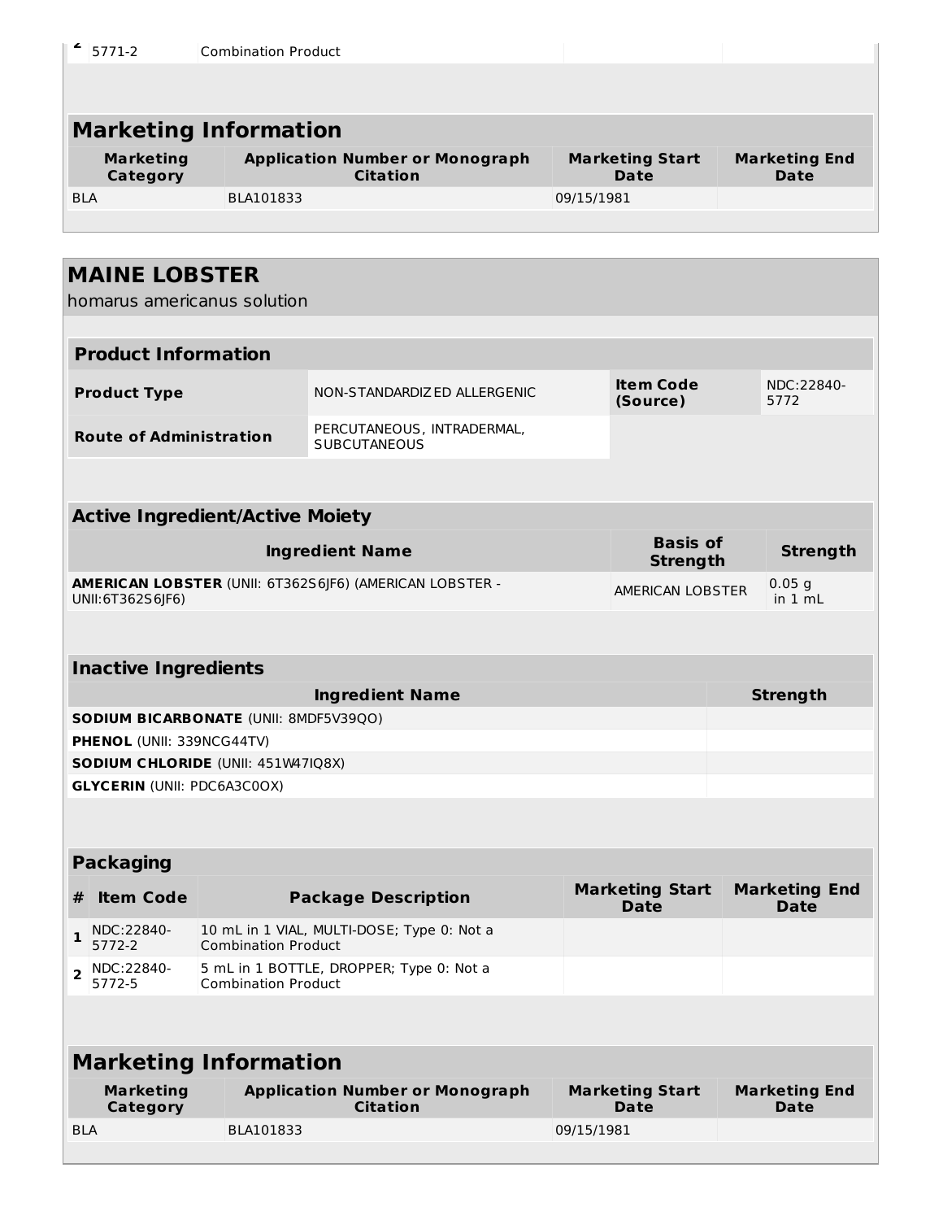| 2 | 5771-2 | Combination Product | | |
|---|---|---|---|---|

## Marketing Information

| Marketing Category | Application Number or Monograph Citation | Marketing Start Date | Marketing End Date |
|---|---|---|---|
| BLA | BLA101833 | 09/15/1981 | |

# MAINE LOBSTER

homarus americanus solution

## Product Information

| Product Type | NON-STANDARDIZED ALLERGENIC | Item Code (Source) | NDC:22840-5772 |
|---|---|---|---|
| Route of Administration | PERCUTANEOUS, INTRADERMAL, SUBCUTANEOUS | | |

## Active Ingredient/Active Moiety

| Ingredient Name | Basis of Strength | Strength |
|---|---|---|
| **AMERICAN LOBSTER** (UNII: 6T362S6JF6) (AMERICAN LOBSTER - UNII:6T362S6JF6) | AMERICAN LOBSTER | 0.05 g in 1 mL |

## Inactive Ingredients

| Ingredient Name | Strength |
|---|---|
| **SODIUM BICARBONATE** (UNII: 8MDF5V39QO) | |
| **PHENOL** (UNII: 339NCG44TV) | |
| **SODIUM CHLORIDE** (UNII: 451W47IQ8X) | |
| **GLYCERIN** (UNII: PDC6A3C0OX) | |

## Packaging

| # | Item Code | Package Description | Marketing Start Date | Marketing End Date |
|---|---|---|---|---|
| 1 | NDC:22840-5772-2 | 10 mL in 1 VIAL, MULTI-DOSE; Type 0: Not a Combination Product | | |
| 2 | NDC:22840-5772-5 | 5 mL in 1 BOTTLE, DROPPER; Type 0: Not a Combination Product | | |

## Marketing Information

| Marketing Category | Application Number or Monograph Citation | Marketing Start Date | Marketing End Date |
|---|---|---|---|
| BLA | BLA101833 | 09/15/1981 | |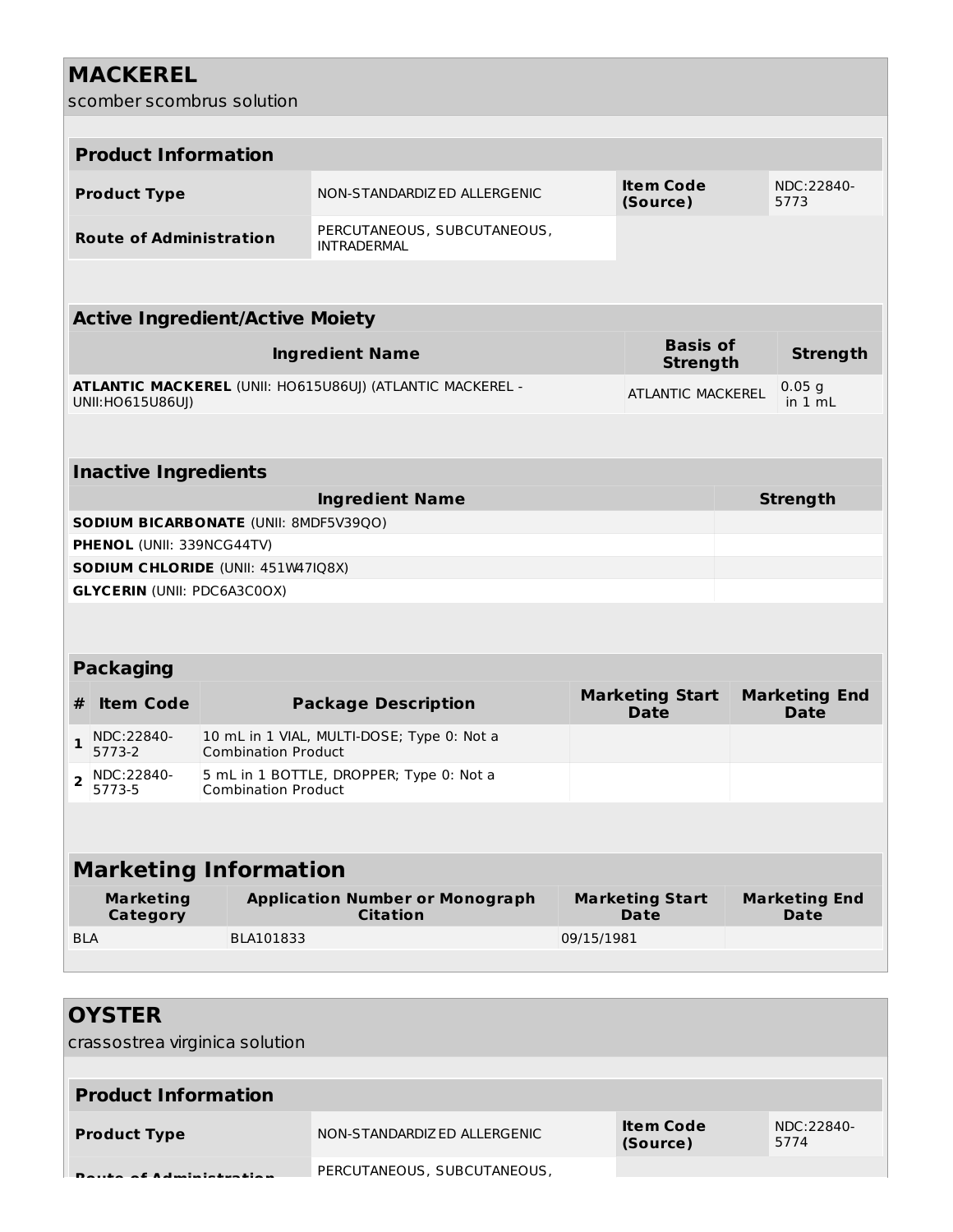# MACKEREL

scomber scombrus solution

## Product Information

| Product Type | NON-STANDARDIZED ALLERGENIC | Item Code (Source) | NDC:22840-5773 |
|---|---|---|---|
| Route of Administration | PERCUTANEOUS, SUBCUTANEOUS, INTRADERMAL | | |

## Active Ingredient/Active Moiety

| Ingredient Name | Basis of Strength | Strength |
|---|---|---|
| **ATLANTIC MACKEREL** (UNII: HO615U86UJ) (ATLANTIC MACKEREL - UNII:HO615U86UJ) | ATLANTIC MACKEREL | 0.05 g in 1 mL |

## Inactive Ingredients

| Ingredient Name | Strength |
|---|---|
| **SODIUM BICARBONATE** (UNII: 8MDF5V39QO) | |
| **PHENOL** (UNII: 339NCG44TV) | |
| **SODIUM CHLORIDE** (UNII: 451W47IQ8X) | |
| **GLYCERIN** (UNII: PDC6A3C0OX) | |

## Packaging

| # | Item Code | Package Description | Marketing Start Date | Marketing End Date |
|---|---|---|---|---|
| 1 | NDC:22840-5773-2 | 10 mL in 1 VIAL, MULTI-DOSE; Type 0: Not a Combination Product | | |
| 2 | NDC:22840-5773-5 | 5 mL in 1 BOTTLE, DROPPER; Type 0: Not a Combination Product | | |

## Marketing Information

| Marketing Category | Application Number or Monograph Citation | Marketing Start Date | Marketing End Date |
|---|---|---|---|
| BLA | BLA101833 | 09/15/1981 | |

# OYSTER

crassostrea virginica solution

## Product Information

| Product Type | NON-STANDARDIZED ALLERGENIC | Item Code (Source) | NDC:22840-5774 |
|---|---|---|---|
| Route of Administration | PERCUTANEOUS, SUBCUTANEOUS, | | |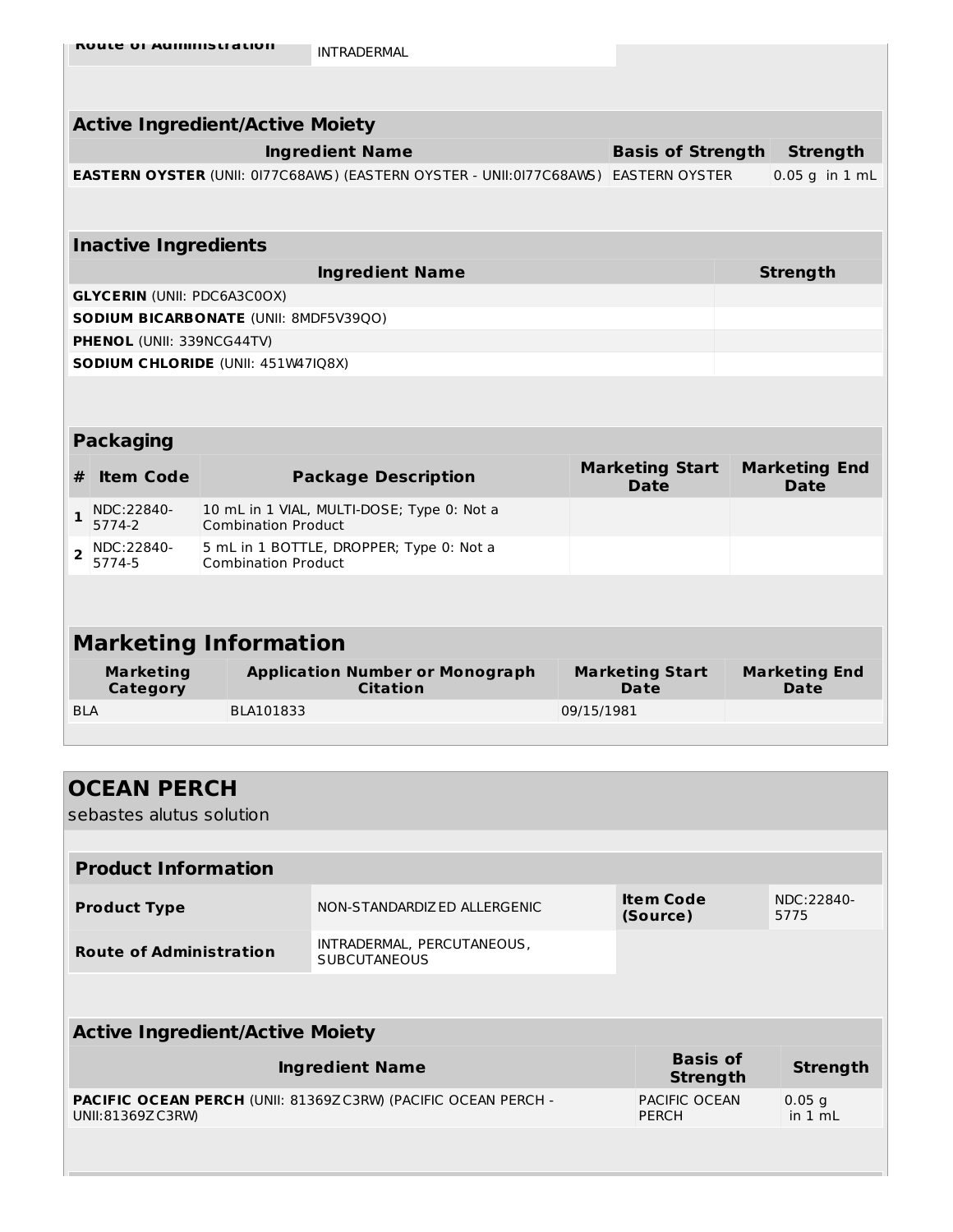| Route of Administration | INTRADERMAL |
|---|---|

| Active Ingredient/Active Moiety | | |
|---|---|---|
| Ingredient Name | Basis of Strength | Strength |
| **EASTERN OYSTER** (UNII: 0I77C68AWS) (EASTERN OYSTER - UNII:0I77C68AWS) | EASTERN OYSTER | 0.05 g in 1 mL |

| Inactive Ingredients | |
|---|---|
| Ingredient Name | Strength |
| **GLYCERIN** (UNII: PDC6A3C0OX) | |
| **SODIUM BICARBONATE** (UNII: 8MDF5V39QO) | |
| **PHENOL** (UNII: 339NCG44TV) | |
| **SODIUM CHLORIDE** (UNII: 451W47IQ8X) | |

| Packaging | | | | |
|---|---|---|---|---|
| # | Item Code | Package Description | Marketing Start Date | Marketing End Date |
| 1 | NDC:22840-5774-2 | 10 mL in 1 VIAL, MULTI-DOSE; Type 0: Not a Combination Product | | |
| 2 | NDC:22840-5774-5 | 5 mL in 1 BOTTLE, DROPPER; Type 0: Not a Combination Product | | |

| Marketing Information | | | |
|---|---|---|---|
| Marketing Category | Application Number or Monograph Citation | Marketing Start Date | Marketing End Date |
| BLA | BLA101833 | 09/15/1981 | |

## OCEAN PERCH

sebastes alutus solution

| Product Information | | | |
|---|---|---|---|
| Product Type | NON-STANDARDIZED ALLERGENIC | Item Code (Source) | NDC:22840-5775 |
| Route of Administration | INTRADERMAL, PERCUTANEOUS, SUBCUTANEOUS | | |

| Active Ingredient/Active Moiety | | |
|---|---|---|
| Ingredient Name | Basis of Strength | Strength |
| **PACIFIC OCEAN PERCH** (UNII: 81369ZC3RW) (PACIFIC OCEAN PERCH - UNII:81369ZC3RW) | PACIFIC OCEAN PERCH | 0.05 g in 1 mL |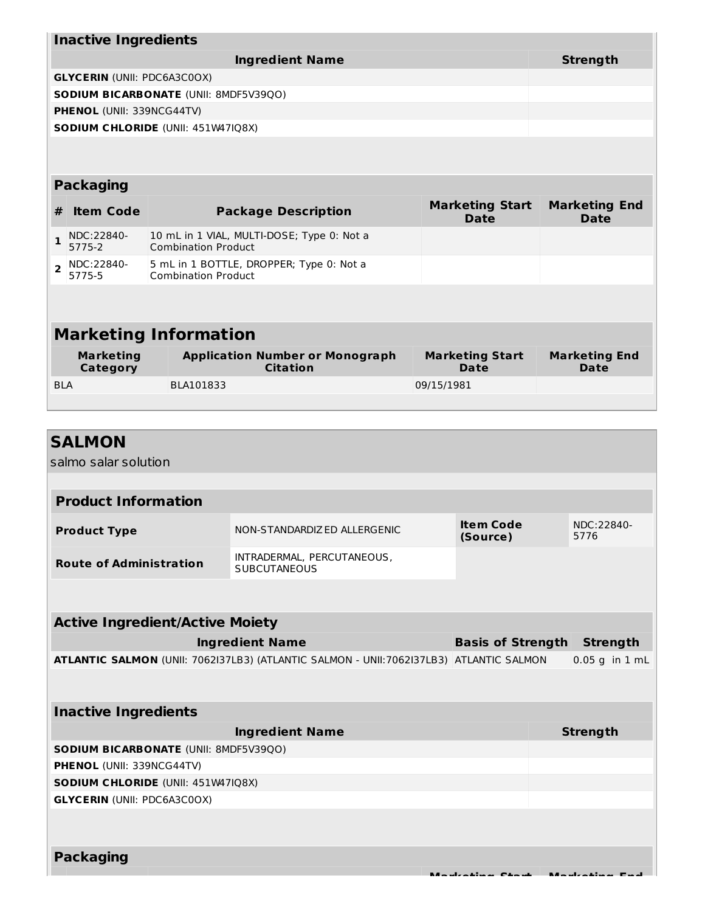| Inactive Ingredients | |
|---|---|
| **Ingredient Name** | **Strength** |
| **GLYCERIN** (UNII: PDC6A3C0OX) | |
| **SODIUM BICARBONATE** (UNII: 8MDF5V39QO) | |
| **PHENOL** (UNII: 339NCG44TV) | |
| **SODIUM CHLORIDE** (UNII: 451W47IQ8X) | |

| Packaging | | | | |
|---|---|---|---|---|
| **#** | **Item Code** | **Package Description** | **Marketing Start Date** | **Marketing End Date** |
| **1** | NDC:22840-5775-2 | 10 mL in 1 VIAL, MULTI-DOSE; Type 0: Not a Combination Product | | |
| **2** | NDC:22840-5775-5 | 5 mL in 1 BOTTLE, DROPPER; Type 0: Not a Combination Product | | |

| Marketing Information | | | |
|---|---|---|---|
| **Marketing Category** | **Application Number or Monograph Citation** | **Marketing Start Date** | **Marketing End Date** |
| BLA | BLA101833 | 09/15/1981 | |

## SALMON

salmo salar solution

| Product Information | | | |
|---|---|---|---|
| **Product Type** | NON-STANDARDIZED ALLERGENIC | **Item Code (Source)** | NDC:22840-5776 |
| **Route of Administration** | INTRADERMAL, PERCUTANEOUS, SUBCUTANEOUS | | |

| Active Ingredient/Active Moiety | | |
|---|---|---|
| **Ingredient Name** | **Basis of Strength** | **Strength** |
| **ATLANTIC SALMON** (UNII: 7062I37LB3) (ATLANTIC SALMON - UNII:7062I37LB3) | ATLANTIC SALMON | 0.05 g in 1 mL |

| Inactive Ingredients | |
|---|---|
| **Ingredient Name** | **Strength** |
| **SODIUM BICARBONATE** (UNII: 8MDF5V39QO) | |
| **PHENOL** (UNII: 339NCG44TV) | |
| **SODIUM CHLORIDE** (UNII: 451W47IQ8X) | |
| **GLYCERIN** (UNII: PDC6A3C0OX) | |

| Packaging | | | | |
|---|---|---|---|---|
| **#** | **Item Code** | **Package Description** | **Marketing Start Date** | **Marketing End Date** |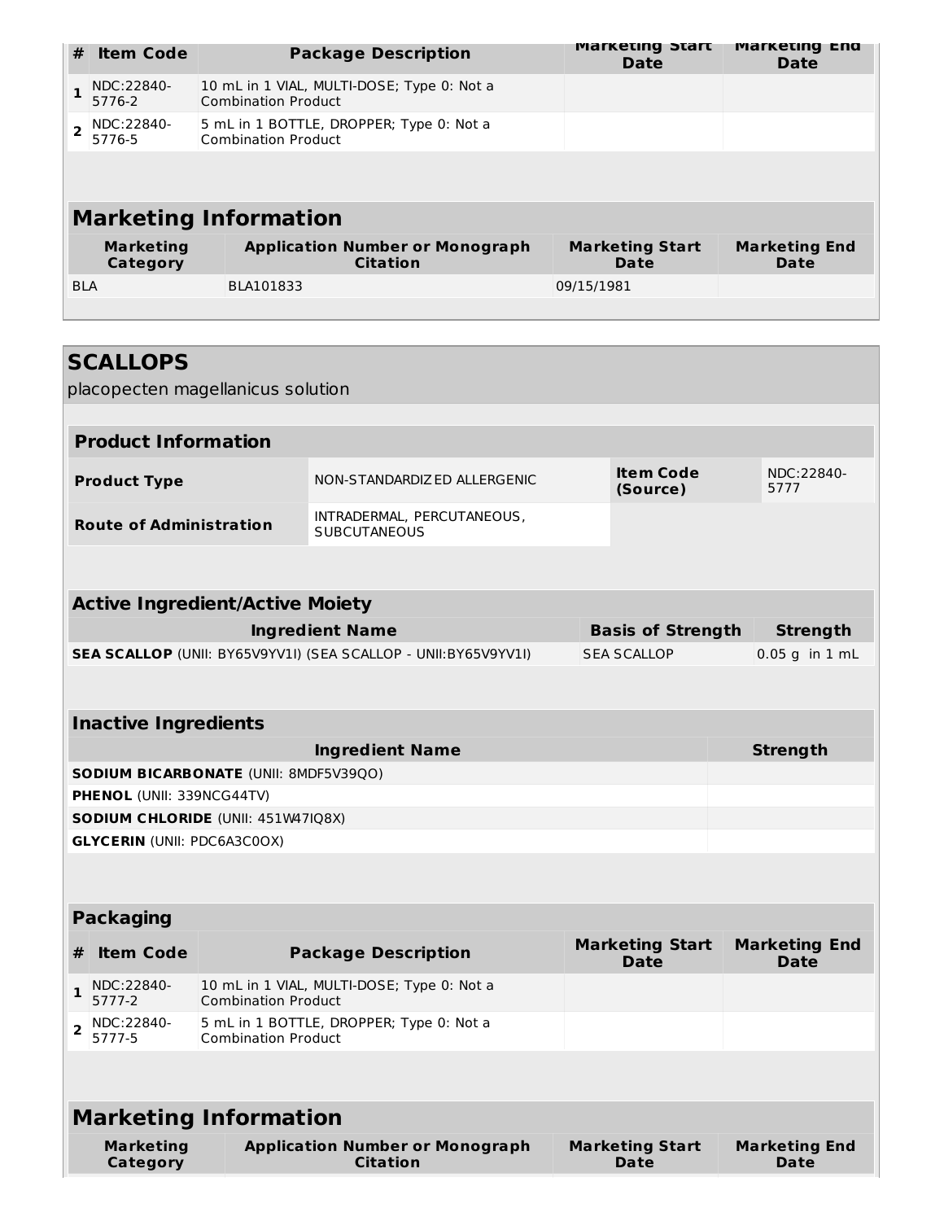| # | Item Code | Package Description | Marketing Start Date | Marketing End Date |
|---|---|---|---|---|
| 1 | NDC:22840-5776-2 | 10 mL in 1 VIAL, MULTI-DOSE; Type 0: Not a Combination Product | | |
| 2 | NDC:22840-5776-5 | 5 mL in 1 BOTTLE, DROPPER; Type 0: Not a Combination Product | | |

## Marketing Information

| Marketing Category | Application Number or Monograph Citation | Marketing Start Date | Marketing End Date |
|---|---|---|---|
| BLA | BLA101833 | 09/15/1981 | |

# SCALLOPS

placopecten magellanicus solution

## Product Information

| | | | |
|---|---|---|---|
| **Product Type** | NON-STANDARDIZED ALLERGENIC | **Item Code (Source)** | NDC:22840-5777 |
| **Route of Administration** | INTRADERMAL, PERCUTANEOUS, SUBCUTANEOUS | | |

## Active Ingredient/Active Moiety

| Ingredient Name | Basis of Strength | Strength |
|---|---|---|
| **SEA SCALLOP** (UNII: BY65V9YV1I) (SEA SCALLOP - UNII:BY65V9YV1I) | SEA SCALLOP | 0.05 g in 1 mL |

## Inactive Ingredients

| Ingredient Name | Strength |
|---|---|
| **SODIUM BICARBONATE** (UNII: 8MDF5V39QO) | |
| **PHENOL** (UNII: 339NCG44TV) | |
| **SODIUM CHLORIDE** (UNII: 451W47IQ8X) | |
| **GLYCERIN** (UNII: PDC6A3C0OX) | |

## Packaging

| # | Item Code | Package Description | Marketing Start Date | Marketing End Date |
|---|---|---|---|---|
| 1 | NDC:22840-5777-2 | 10 mL in 1 VIAL, MULTI-DOSE; Type 0: Not a Combination Product | | |
| 2 | NDC:22840-5777-5 | 5 mL in 1 BOTTLE, DROPPER; Type 0: Not a Combination Product | | |

## Marketing Information

| Marketing Category | Application Number or Monograph Citation | Marketing Start Date | Marketing End Date |
|---|---|---|---|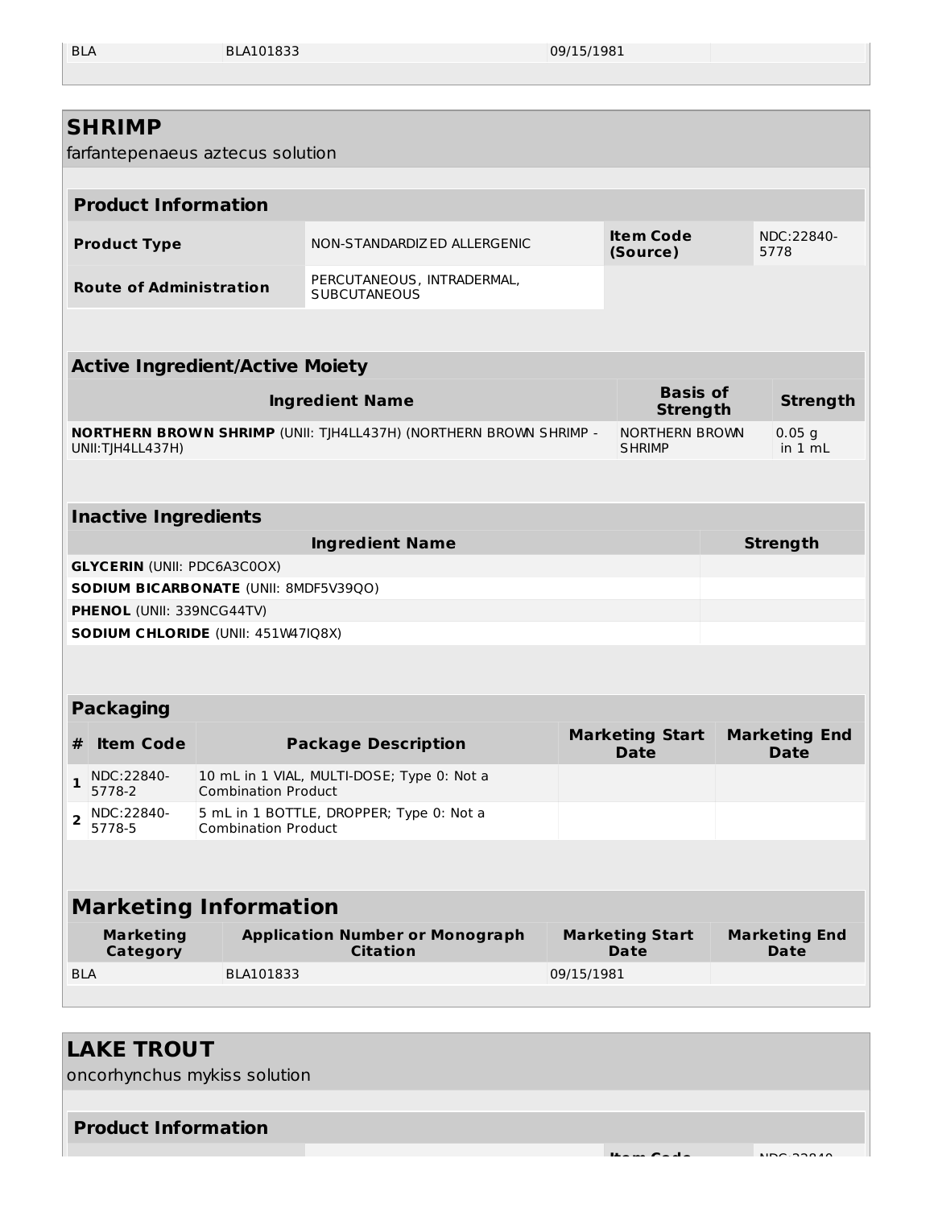| BLA | BLA101833 | 09/15/1981 | |
|---|---|---|---|

## SHRIMP

farfantepenaeus aztecus solution

| **Product Information** | | | |
|---|---|---|---|
| **Product Type** | NON-STANDARDIZED ALLERGENIC | **Item Code (Source)** | NDC:22840-5778 |
| **Route of Administration** | PERCUTANEOUS, INTRADERMAL, SUBCUTANEOUS | | |

| **Active Ingredient/Active Moiety** | | |
|---|---|---|
| **Ingredient Name** | **Basis of Strength** | **Strength** |
| **NORTHERN BROWN SHRIMP** (UNII: TJH4LL437H) (NORTHERN BROWN SHRIMP - UNII:TJH4LL437H) | NORTHERN BROWN SHRIMP | 0.05 g in 1 mL |

| **Inactive Ingredients** | |
|---|---|
| **Ingredient Name** | **Strength** |
| **GLYCERIN** (UNII: PDC6A3C0OX) | |
| **SODIUM BICARBONATE** (UNII: 8MDF5V39QO) | |
| **PHENOL** (UNII: 339NCG44TV) | |
| **SODIUM CHLORIDE** (UNII: 451W47IQ8X) | |

| **Packaging** | | | | |
|---|---|---|---|---|
| **#** | **Item Code** | **Package Description** | **Marketing Start Date** | **Marketing End Date** |
| 1 | NDC:22840-5778-2 | 10 mL in 1 VIAL, MULTI-DOSE; Type 0: Not a Combination Product | | |
| 2 | NDC:22840-5778-5 | 5 mL in 1 BOTTLE, DROPPER; Type 0: Not a Combination Product | | |

| **Marketing Information** | | | |
|---|---|---|---|
| **Marketing Category** | **Application Number or Monograph Citation** | **Marketing Start Date** | **Marketing End Date** |
| BLA | BLA101833 | 09/15/1981 | |

## LAKE TROUT

oncorhynchus mykiss solution

| **Product Information** | | | |
|---|---|---|---|
| | | **Item Code** | NDC:22840- |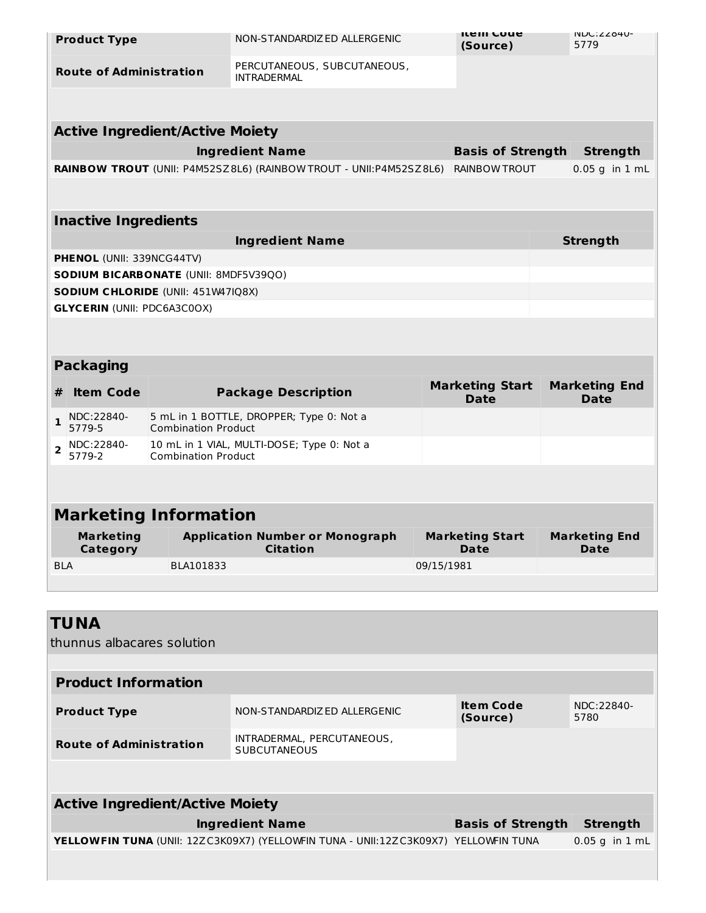| Product Type | NON-STANDARDIZED ALLERGENIC | Item Code (Source) | NDC:22840-5779 |
|---|---|---|---|
| Route of Administration | PERCUTANEOUS, SUBCUTANEOUS, INTRADERMAL | | |

| Active Ingredient/Active Moiety | | |
|---|---|---|
| Ingredient Name | Basis of Strength | Strength |
| **RAINBOW TROUT** (UNII: P4M52SZ8L6) (RAINBOW TROUT - UNII:P4M52SZ8L6) | RAINBOW TROUT | 0.05 g in 1 mL |

| Inactive Ingredients | |
|---|---|
| Ingredient Name | Strength |
| **PHENOL** (UNII: 339NCG44TV) | |
| **SODIUM BICARBONATE** (UNII: 8MDF5V39QO) | |
| **SODIUM CHLORIDE** (UNII: 451W47IQ8X) | |
| **GLYCERIN** (UNII: PDC6A3C0OX) | |

| Packaging | | | | |
|---|---|---|---|---|
| # | Item Code | Package Description | Marketing Start Date | Marketing End Date |
| 1 | NDC:22840-5779-5 | 5 mL in 1 BOTTLE, DROPPER; Type 0: Not a Combination Product | | |
| 2 | NDC:22840-5779-2 | 10 mL in 1 VIAL, MULTI-DOSE; Type 0: Not a Combination Product | | |

| Marketing Information | | | |
|---|---|---|---|
| Marketing Category | Application Number or Monograph Citation | Marketing Start Date | Marketing End Date |
| BLA | BLA101833 | 09/15/1981 | |

## TUNA

thunnus albacares solution

| Product Information | | | |
|---|---|---|---|
| Product Type | NON-STANDARDIZED ALLERGENIC | Item Code (Source) | NDC:22840-5780 |
| Route of Administration | INTRADERMAL, PERCUTANEOUS, SUBCUTANEOUS | | |

| Active Ingredient/Active Moiety | | |
|---|---|---|
| Ingredient Name | Basis of Strength | Strength |
| **YELLOWFIN TUNA** (UNII: 12ZC3K09X7) (YELLOWFIN TUNA - UNII:12ZC3K09X7) | YELLOWFIN TUNA | 0.05 g in 1 mL |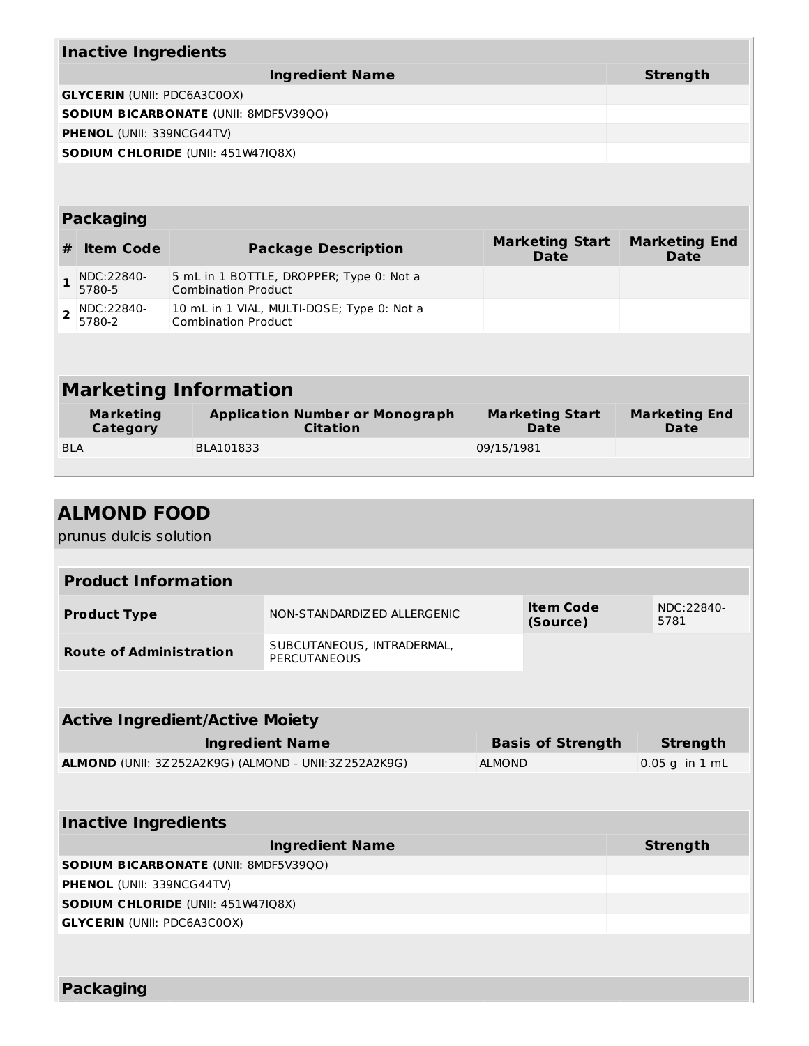## Inactive Ingredients

| Ingredient Name | Strength |
|---|---|
| **GLYCERIN** (UNII: PDC6A3C0OX) | |
| **SODIUM BICARBONATE** (UNII: 8MDF5V39QO) | |
| **PHENOL** (UNII: 339NCG44TV) | |
| **SODIUM CHLORIDE** (UNII: 451W47IQ8X) | |

## Packaging

| # | Item Code | Package Description | Marketing Start Date | Marketing End Date |
|---|---|---|---|---|
| 1 | NDC:22840-5780-5 | 5 mL in 1 BOTTLE, DROPPER; Type 0: Not a Combination Product | | |
| 2 | NDC:22840-5780-2 | 10 mL in 1 VIAL, MULTI-DOSE; Type 0: Not a Combination Product | | |

## Marketing Information

| Marketing Category | Application Number or Monograph Citation | Marketing Start Date | Marketing End Date |
|---|---|---|---|
| BLA | BLA101833 | 09/15/1981 | |

# ALMOND FOOD

prunus dulcis solution

## Product Information

| | | | |
|---|---|---|---|
| **Product Type** | NON-STANDARDIZED ALLERGENIC | **Item Code (Source)** | NDC:22840-5781 |
| **Route of Administration** | SUBCUTANEOUS, INTRADERMAL, PERCUTANEOUS | | |

## Active Ingredient/Active Moiety

| Ingredient Name | Basis of Strength | Strength |
|---|---|---|
| **ALMOND** (UNII: 3Z252A2K9G) (ALMOND - UNII:3Z252A2K9G) | ALMOND | 0.05 g in 1 mL |

## Inactive Ingredients

| Ingredient Name | Strength |
|---|---|
| **SODIUM BICARBONATE** (UNII: 8MDF5V39QO) | |
| **PHENOL** (UNII: 339NCG44TV) | |
| **SODIUM CHLORIDE** (UNII: 451W47IQ8X) | |
| **GLYCERIN** (UNII: PDC6A3C0OX) | |

## Packaging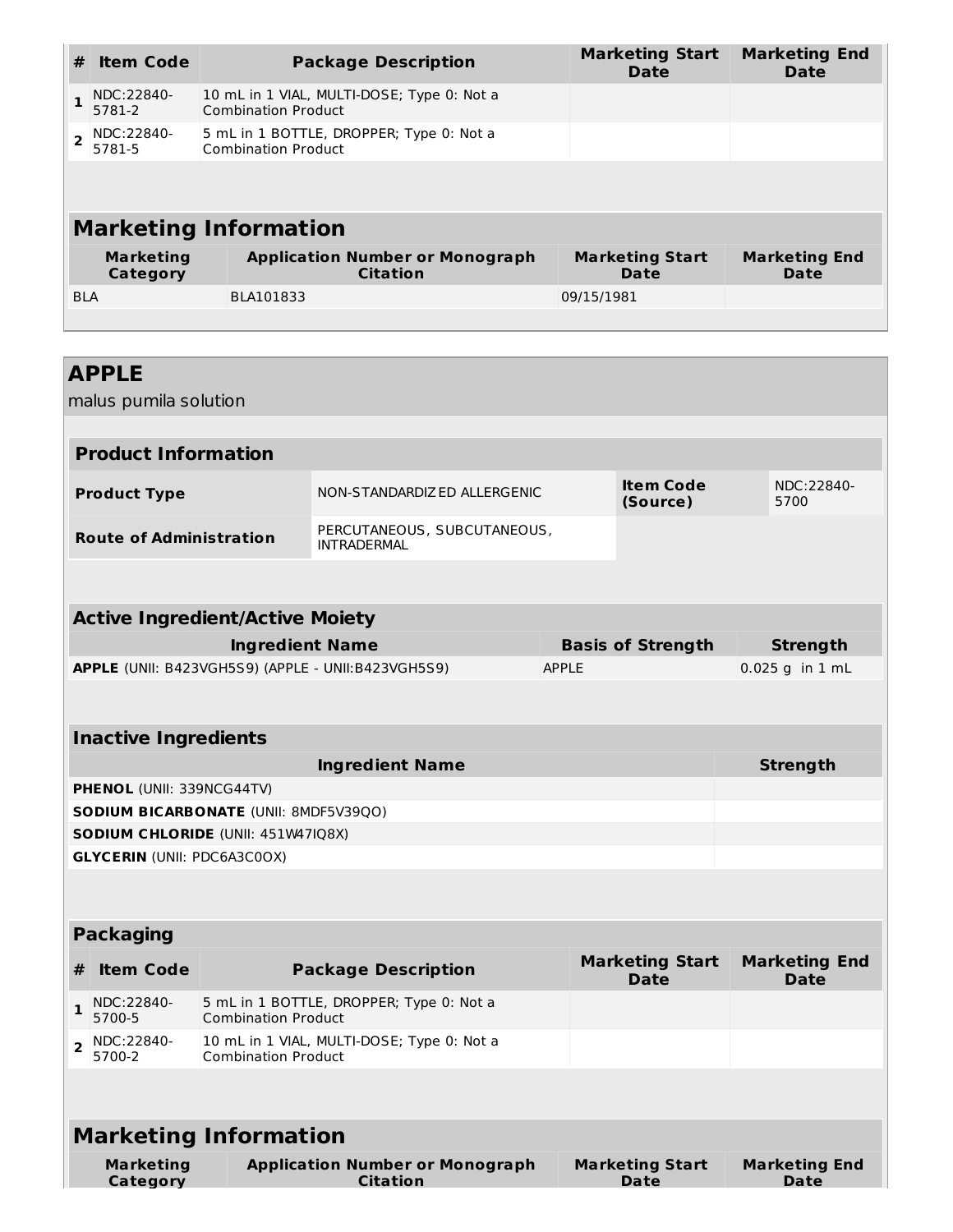| # | Item Code | Package Description | Marketing Start Date | Marketing End Date |
|---|---|---|---|---|
| 1 | NDC:22840-5781-2 | 10 mL in 1 VIAL, MULTI-DOSE; Type 0: Not a Combination Product | | |
| 2 | NDC:22840-5781-5 | 5 mL in 1 BOTTLE, DROPPER; Type 0: Not a Combination Product | | |

## Marketing Information

| Marketing Category | Application Number or Monograph Citation | Marketing Start Date | Marketing End Date |
|---|---|---|---|
| BLA | BLA101833 | 09/15/1981 | |

## APPLE

malus pumila solution

### Product Information

| | | | |
|---|---|---|---|
| **Product Type** | NON-STANDARDIZED ALLERGENIC | **Item Code (Source)** | NDC:22840-5700 |
| **Route of Administration** | PERCUTANEOUS, SUBCUTANEOUS, INTRADERMAL | | |

### Active Ingredient/Active Moiety

| Ingredient Name | Basis of Strength | Strength |
|---|---|---|
| **APPLE** (UNII: B423VGH5S9) (APPLE - UNII:B423VGH5S9) | APPLE | 0.025 g in 1 mL |

### Inactive Ingredients

| Ingredient Name | Strength |
|---|---|
| **PHENOL** (UNII: 339NCG44TV) | |
| **SODIUM BICARBONATE** (UNII: 8MDF5V39QO) | |
| **SODIUM CHLORIDE** (UNII: 451W47IQ8X) | |
| **GLYCERIN** (UNII: PDC6A3C0OX) | |

### Packaging

| # | Item Code | Package Description | Marketing Start Date | Marketing End Date |
|---|---|---|---|---|
| 1 | NDC:22840-5700-5 | 5 mL in 1 BOTTLE, DROPPER; Type 0: Not a Combination Product | | |
| 2 | NDC:22840-5700-2 | 10 mL in 1 VIAL, MULTI-DOSE; Type 0: Not a Combination Product | | |

## Marketing Information

| Marketing Category | Application Number or Monograph Citation | Marketing Start Date | Marketing End Date |
|---|---|---|---|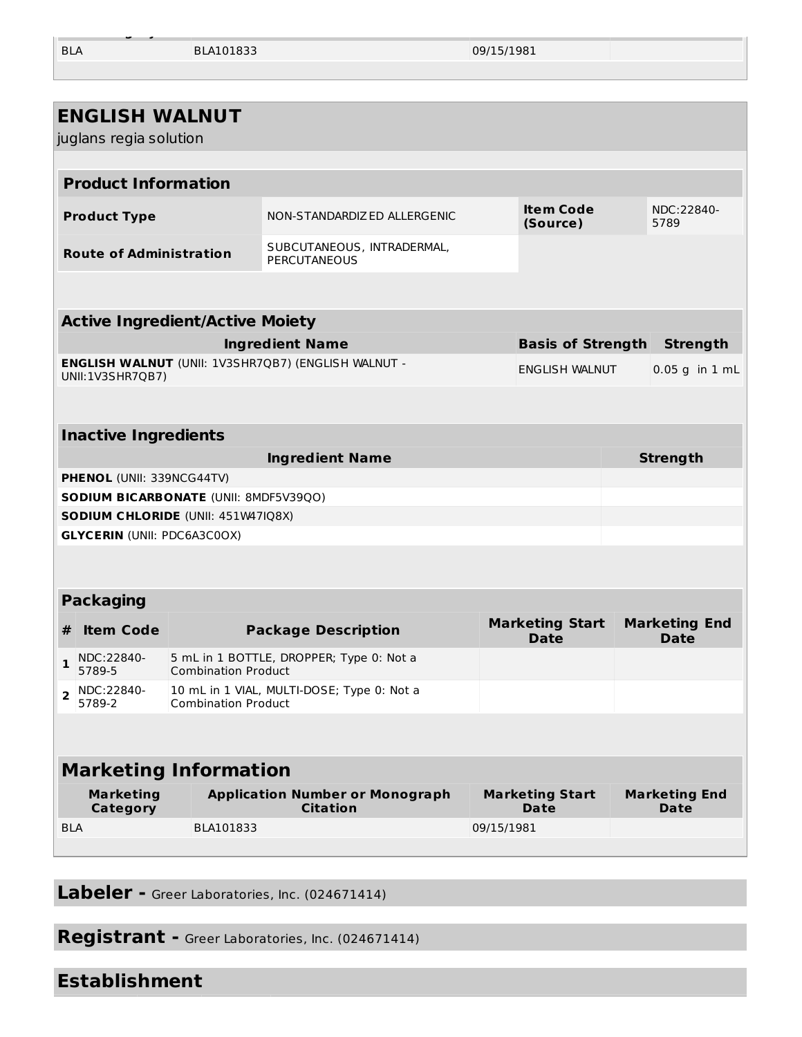| BLA | BLA101833 | 09/15/1981 | |
|---|---|---|---|

## ENGLISH WALNUT

juglans regia solution

| Product Information | | | |
|---|---|---|---|
| **Product Type** | NON-STANDARDIZED ALLERGENIC | **Item Code (Source)** | NDC:22840-5789 |
| **Route of Administration** | SUBCUTANEOUS, INTRADERMAL, PERCUTANEOUS | | |

| Active Ingredient/Active Moiety | | |
|---|---|---|
| **Ingredient Name** | **Basis of Strength** | **Strength** |
| **ENGLISH WALNUT** (UNII: 1V3SHR7QB7) (ENGLISH WALNUT - UNII:1V3SHR7QB7) | ENGLISH WALNUT | 0.05 g in 1 mL |

| Inactive Ingredients | |
|---|---|
| **Ingredient Name** | **Strength** |
| **PHENOL** (UNII: 339NCG44TV) | |
| **SODIUM BICARBONATE** (UNII: 8MDF5V39QO) | |
| **SODIUM CHLORIDE** (UNII: 451W47IQ8X) | |
| **GLYCERIN** (UNII: PDC6A3C0OX) | |

| Packaging | | | | |
|---|---|---|---|---|
| **#** | **Item Code** | **Package Description** | **Marketing Start Date** | **Marketing End Date** |
| **1** | NDC:22840-5789-5 | 5 mL in 1 BOTTLE, DROPPER; Type 0: Not a Combination Product | | |
| **2** | NDC:22840-5789-2 | 10 mL in 1 VIAL, MULTI-DOSE; Type 0: Not a Combination Product | | |

| Marketing Information | | | |
|---|---|---|---|
| **Marketing Category** | **Application Number or Monograph Citation** | **Marketing Start Date** | **Marketing End Date** |
| BLA | BLA101833 | 09/15/1981 | |

**Labeler -** Greer Laboratories, Inc. (024671414)

**Registrant -** Greer Laboratories, Inc. (024671414)

**Establishment**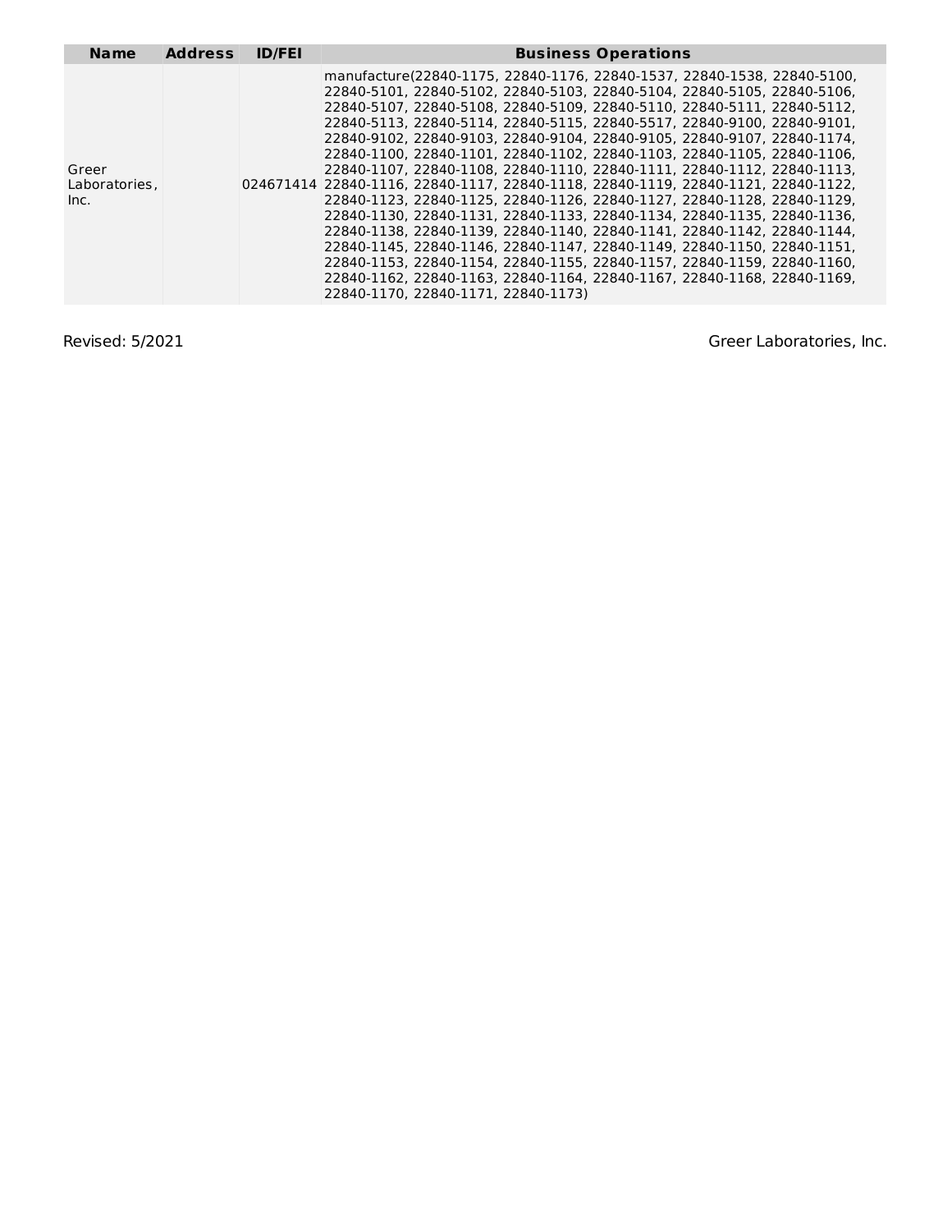| Name | Address | ID/FEI | Business Operations |
| --- | --- | --- | --- |
| Greer Laboratories, Inc. | | 024671414 | manufacture(22840-1175, 22840-1176, 22840-1537, 22840-1538, 22840-5100, 22840-5101, 22840-5102, 22840-5103, 22840-5104, 22840-5105, 22840-5106, 22840-5107, 22840-5108, 22840-5109, 22840-5110, 22840-5111, 22840-5112, 22840-5113, 22840-5114, 22840-5115, 22840-5517, 22840-9100, 22840-9101, 22840-9102, 22840-9103, 22840-9104, 22840-9105, 22840-9107, 22840-1174, 22840-1100, 22840-1101, 22840-1102, 22840-1103, 22840-1105, 22840-1106, 22840-1107, 22840-1108, 22840-1110, 22840-1111, 22840-1112, 22840-1113, 22840-1116, 22840-1117, 22840-1118, 22840-1119, 22840-1121, 22840-1122, 22840-1123, 22840-1125, 22840-1126, 22840-1127, 22840-1128, 22840-1129, 22840-1130, 22840-1131, 22840-1133, 22840-1134, 22840-1135, 22840-1136, 22840-1138, 22840-1139, 22840-1140, 22840-1141, 22840-1142, 22840-1144, 22840-1145, 22840-1146, 22840-1147, 22840-1149, 22840-1150, 22840-1151, 22840-1153, 22840-1154, 22840-1155, 22840-1157, 22840-1159, 22840-1160, 22840-1162, 22840-1163, 22840-1164, 22840-1167, 22840-1168, 22840-1169, 22840-1170, 22840-1171, 22840-1173) |

Revised: 5/2021

Greer Laboratories, Inc.